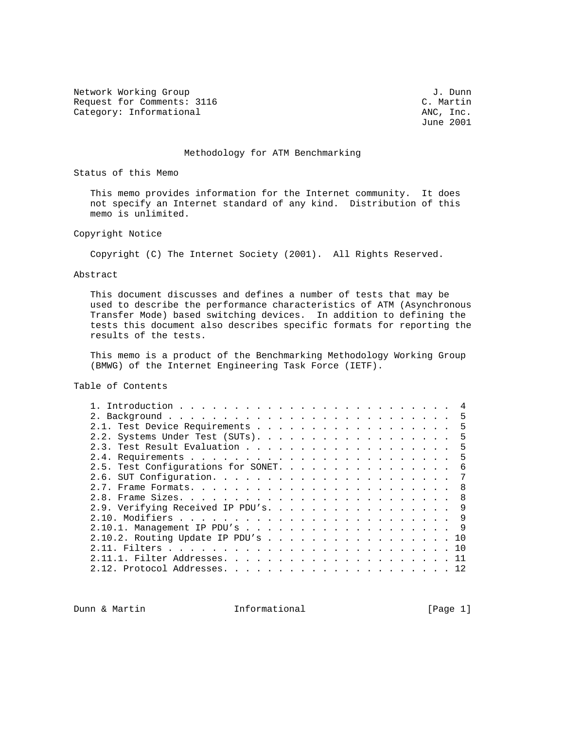Network Working Group J. Dunn
Request for Comments: 3116 C. Martin
Category: Informational ANC, Inc.
June 2001

# Methodology for ATM Benchmarking

## Status of this Memo

This memo provides information for the Internet community. It does not specify an Internet standard of any kind. Distribution of this memo is unlimited.

## Copyright Notice

Copyright (C) The Internet Society (2001). All Rights Reserved.

## Abstract

This document discusses and defines a number of tests that may be used to describe the performance characteristics of ATM (Asynchronous Transfer Mode) based switching devices. In addition to defining the tests this document also describes specific formats for reporting the results of the tests.

This memo is a product of the Benchmarking Methodology Working Group (BMWG) of the Internet Engineering Task Force (IETF).

## Table of Contents

```
1. Introduction . . . . . . . . . . . . . . . . . . . . . . . . . .  4
2. Background . . . . . . . . . . . . . . . . . . . . . . . . . . .  5
2.1. Test Device Requirements . . . . . . . . . . . . . . . . . . .  5
2.2. Systems Under Test (SUTs). . . . . . . . . . . . . . . . . . .  5
2.3. Test Result Evaluation . . . . . . . . . . . . . . . . . . . .  5
2.4. Requirements . . . . . . . . . . . . . . . . . . . . . . . . .  5
2.5. Test Configurations for SONET. . . . . . . . . . . . . . . . .  6
2.6. SUT Configuration. . . . . . . . . . . . . . . . . . . . . . .  7
2.7. Frame Formats. . . . . . . . . . . . . . . . . . . . . . . . .  8
2.8. Frame Sizes. . . . . . . . . . . . . . . . . . . . . . . . . .  8
2.9. Verifying Received IP PDU's. . . . . . . . . . . . . . . . . .  9
2.10. Modifiers . . . . . . . . . . . . . . . . . . . . . . . . . .  9
2.10.1. Management IP PDU's . . . . . . . . . . . . . . . . . . . .  9
2.10.2. Routing Update IP PDU's . . . . . . . . . . . . . . . . . . 10
2.11. Filters . . . . . . . . . . . . . . . . . . . . . . . . . . . 10
2.11.1. Filter Addresses. . . . . . . . . . . . . . . . . . . . . . 11
2.12. Protocol Addresses. . . . . . . . . . . . . . . . . . . . . . 12
```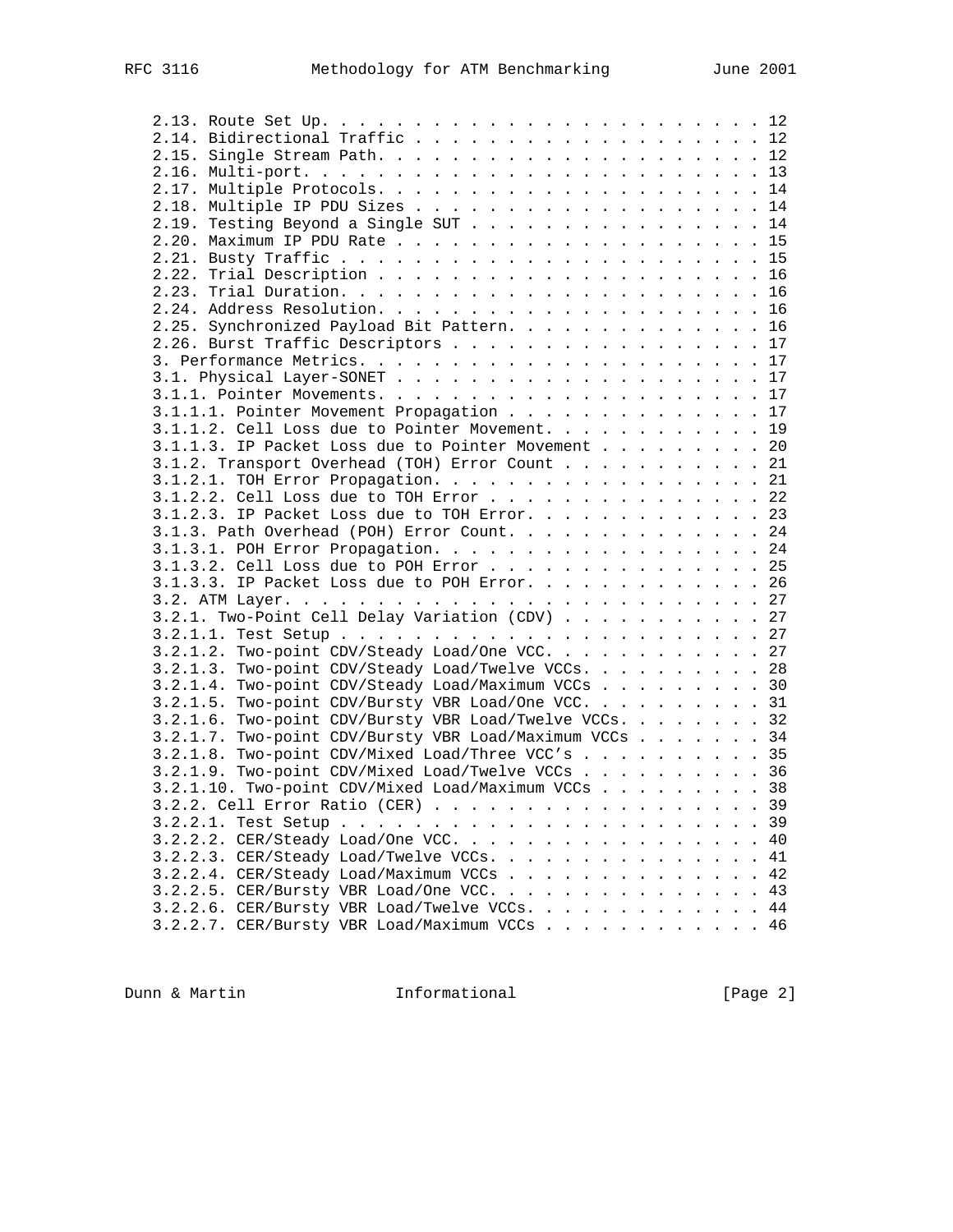```
   2.13. Route Set Up. . . . . . . . . . . . . . . . . . . . . . . . 12
   2.14. Bidirectional Traffic . . . . . . . . . . . . . . . . . . . 12
   2.15. Single Stream Path. . . . . . . . . . . . . . . . . . . . . 12
   2.16. Multi-port. . . . . . . . . . . . . . . . . . . . . . . . . 13
   2.17. Multiple Protocols. . . . . . . . . . . . . . . . . . . . . 14
   2.18. Multiple IP PDU Sizes . . . . . . . . . . . . . . . . . . . 14
   2.19. Testing Beyond a Single SUT . . . . . . . . . . . . . . . . 14
   2.20. Maximum IP PDU Rate . . . . . . . . . . . . . . . . . . . . 15
   2.21. Busty Traffic . . . . . . . . . . . . . . . . . . . . . . . 15
   2.22. Trial Description . . . . . . . . . . . . . . . . . . . . . 16
   2.23. Trial Duration. . . . . . . . . . . . . . . . . . . . . . . 16
   2.24. Address Resolution. . . . . . . . . . . . . . . . . . . . . 16
   2.25. Synchronized Payload Bit Pattern. . . . . . . . . . . . . . 16
   2.26. Burst Traffic Descriptors . . . . . . . . . . . . . . . . . 17
   3. Performance Metrics. . . . . . . . . . . . . . . . . . . . . . 17
   3.1. Physical Layer-SONET . . . . . . . . . . . . . . . . . . . . 17
   3.1.1. Pointer Movements. . . . . . . . . . . . . . . . . . . . . 17
   3.1.1.1. Pointer Movement Propagation . . . . . . . . . . . . . . 17
   3.1.1.2. Cell Loss due to Pointer Movement. . . . . . . . . . . . 19
   3.1.1.3. IP Packet Loss due to Pointer Movement . . . . . . . . . 20
   3.1.2. Transport Overhead (TOH) Error Count . . . . . . . . . . . 21
   3.1.2.1. TOH Error Propagation. . . . . . . . . . . . . . . . . . 21
   3.1.2.2. Cell Loss due to TOH Error . . . . . . . . . . . . . . . 22
   3.1.2.3. IP Packet Loss due to TOH Error. . . . . . . . . . . . . 23
   3.1.3. Path Overhead (POH) Error Count. . . . . . . . . . . . . . 24
   3.1.3.1. POH Error Propagation. . . . . . . . . . . . . . . . . . 24
   3.1.3.2. Cell Loss due to POH Error . . . . . . . . . . . . . . . 25
   3.1.3.3. IP Packet Loss due to POH Error. . . . . . . . . . . . . 26
   3.2. ATM Layer. . . . . . . . . . . . . . . . . . . . . . . . . . 27
   3.2.1. Two-Point Cell Delay Variation (CDV) . . . . . . . . . . . 27
   3.2.1.1. Test Setup . . . . . . . . . . . . . . . . . . . . . . . 27
   3.2.1.2. Two-point CDV/Steady Load/One VCC. . . . . . . . . . . . 27
   3.2.1.3. Two-point CDV/Steady Load/Twelve VCCs. . . . . . . . . . 28
   3.2.1.4. Two-point CDV/Steady Load/Maximum VCCs . . . . . . . . . 30
   3.2.1.5. Two-point CDV/Bursty VBR Load/One VCC. . . . . . . . . . 31
   3.2.1.6. Two-point CDV/Bursty VBR Load/Twelve VCCs. . . . . . . . 32
   3.2.1.7. Two-point CDV/Bursty VBR Load/Maximum VCCs . . . . . . . 34
   3.2.1.8. Two-point CDV/Mixed Load/Three VCC's . . . . . . . . . . 35
   3.2.1.9. Two-point CDV/Mixed Load/Twelve VCCs . . . . . . . . . . 36
   3.2.1.10. Two-point CDV/Mixed Load/Maximum VCCs . . . . . . . . . 38
   3.2.2. Cell Error Ratio (CER) . . . . . . . . . . . . . . . . . . 39
   3.2.2.1. Test Setup . . . . . . . . . . . . . . . . . . . . . . . 39
   3.2.2.2. CER/Steady Load/One VCC. . . . . . . . . . . . . . . . . 40
   3.2.2.3. CER/Steady Load/Twelve VCCs. . . . . . . . . . . . . . . 41
   3.2.2.4. CER/Steady Load/Maximum VCCs . . . . . . . . . . . . . . 42
   3.2.2.5. CER/Bursty VBR Load/One VCC. . . . . . . . . . . . . . . 43
   3.2.2.6. CER/Bursty VBR Load/Twelve VCCs. . . . . . . . . . . . . 44
   3.2.2.7. CER/Bursty VBR Load/Maximum VCCs . . . . . . . . . . . . 46
```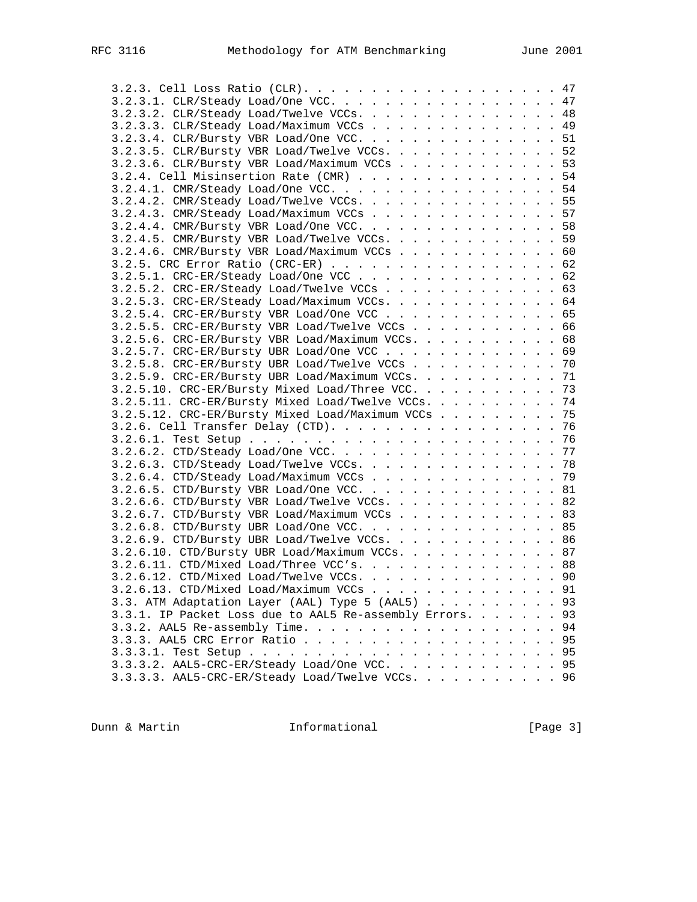```
   3.2.3. Cell Loss Ratio (CLR). . . . . . . . . . . . . . . . . . . 47
   3.2.3.1. CLR/Steady Load/One VCC. . . . . . . . . . . . . . . . . 47
   3.2.3.2. CLR/Steady Load/Twelve VCCs. . . . . . . . . . . . . . . 48
   3.2.3.3. CLR/Steady Load/Maximum VCCs . . . . . . . . . . . . . . 49
   3.2.3.4. CLR/Bursty VBR Load/One VCC. . . . . . . . . . . . . . . 51
   3.2.3.5. CLR/Bursty VBR Load/Twelve VCCs. . . . . . . . . . . . . 52
   3.2.3.6. CLR/Bursty VBR Load/Maximum VCCs . . . . . . . . . . . . 53
   3.2.4. Cell Misinsertion Rate (CMR) . . . . . . . . . . . . . . . 54
   3.2.4.1. CMR/Steady Load/One VCC. . . . . . . . . . . . . . . . . 54
   3.2.4.2. CMR/Steady Load/Twelve VCCs. . . . . . . . . . . . . . . 55
   3.2.4.3. CMR/Steady Load/Maximum VCCs . . . . . . . . . . . . . . 57
   3.2.4.4. CMR/Bursty VBR Load/One VCC. . . . . . . . . . . . . . . 58
   3.2.4.5. CMR/Bursty VBR Load/Twelve VCCs. . . . . . . . . . . . . 59
   3.2.4.6. CMR/Bursty VBR Load/Maximum VCCs . . . . . . . . . . . . 60
   3.2.5. CRC Error Ratio (CRC-ER) . . . . . . . . . . . . . . . . . 62
   3.2.5.1. CRC-ER/Steady Load/One VCC . . . . . . . . . . . . . . . 62
   3.2.5.2. CRC-ER/Steady Load/Twelve VCCs . . . . . . . . . . . . . 63
   3.2.5.3. CRC-ER/Steady Load/Maximum VCCs. . . . . . . . . . . . . 64
   3.2.5.4. CRC-ER/Bursty VBR Load/One VCC . . . . . . . . . . . . . 65
   3.2.5.5. CRC-ER/Bursty VBR Load/Twelve VCCs . . . . . . . . . . . 66
   3.2.5.6. CRC-ER/Bursty VBR Load/Maximum VCCs. . . . . . . . . . . 68
   3.2.5.7. CRC-ER/Bursty UBR Load/One VCC . . . . . . . . . . . . . 69
   3.2.5.8. CRC-ER/Bursty UBR Load/Twelve VCCs . . . . . . . . . . . 70
   3.2.5.9. CRC-ER/Bursty UBR Load/Maximum VCCs. . . . . . . . . . . 71
   3.2.5.10. CRC-ER/Bursty Mixed Load/Three VCC. . . . . . . . . . . 73
   3.2.5.11. CRC-ER/Bursty Mixed Load/Twelve VCCs. . . . . . . . . . 74
   3.2.5.12. CRC-ER/Bursty Mixed Load/Maximum VCCs . . . . . . . . . 75
   3.2.6. Cell Transfer Delay (CTD). . . . . . . . . . . . . . . . . 76
   3.2.6.1. Test Setup . . . . . . . . . . . . . . . . . . . . . . . 76
   3.2.6.2. CTD/Steady Load/One VCC. . . . . . . . . . . . . . . . . 77
   3.2.6.3. CTD/Steady Load/Twelve VCCs. . . . . . . . . . . . . . . 78
   3.2.6.4. CTD/Steady Load/Maximum VCCs . . . . . . . . . . . . . . 79
   3.2.6.5. CTD/Bursty VBR Load/One VCC. . . . . . . . . . . . . . . 81
   3.2.6.6. CTD/Bursty VBR Load/Twelve VCCs. . . . . . . . . . . . . 82
   3.2.6.7. CTD/Bursty VBR Load/Maximum VCCs . . . . . . . . . . . . 83
   3.2.6.8. CTD/Bursty UBR Load/One VCC. . . . . . . . . . . . . . . 85
   3.2.6.9. CTD/Bursty UBR Load/Twelve VCCs. . . . . . . . . . . . . 86
   3.2.6.10. CTD/Bursty UBR Load/Maximum VCCs. . . . . . . . . . . . 87
   3.2.6.11. CTD/Mixed Load/Three VCC's. . . . . . . . . . . . . . . 88
   3.2.6.12. CTD/Mixed Load/Twelve VCCs. . . . . . . . . . . . . . . 90
   3.2.6.13. CTD/Mixed Load/Maximum VCCs . . . . . . . . . . . . . . 91
   3.3. ATM Adaptation Layer (AAL) Type 5 (AAL5) . . . . . . . . . . 93
   3.3.1. IP Packet Loss due to AAL5 Re-assembly Errors. . . . . . . 93
   3.3.2. AAL5 Re-assembly Time. . . . . . . . . . . . . . . . . . . 94
   3.3.3. AAL5 CRC Error Ratio . . . . . . . . . . . . . . . . . . . 95
   3.3.3.1. Test Setup . . . . . . . . . . . . . . . . . . . . . . . 95
   3.3.3.2. AAL5-CRC-ER/Steady Load/One VCC. . . . . . . . . . . . . 95
   3.3.3.3. AAL5-CRC-ER/Steady Load/Twelve VCCs. . . . . . . . . . . 96
```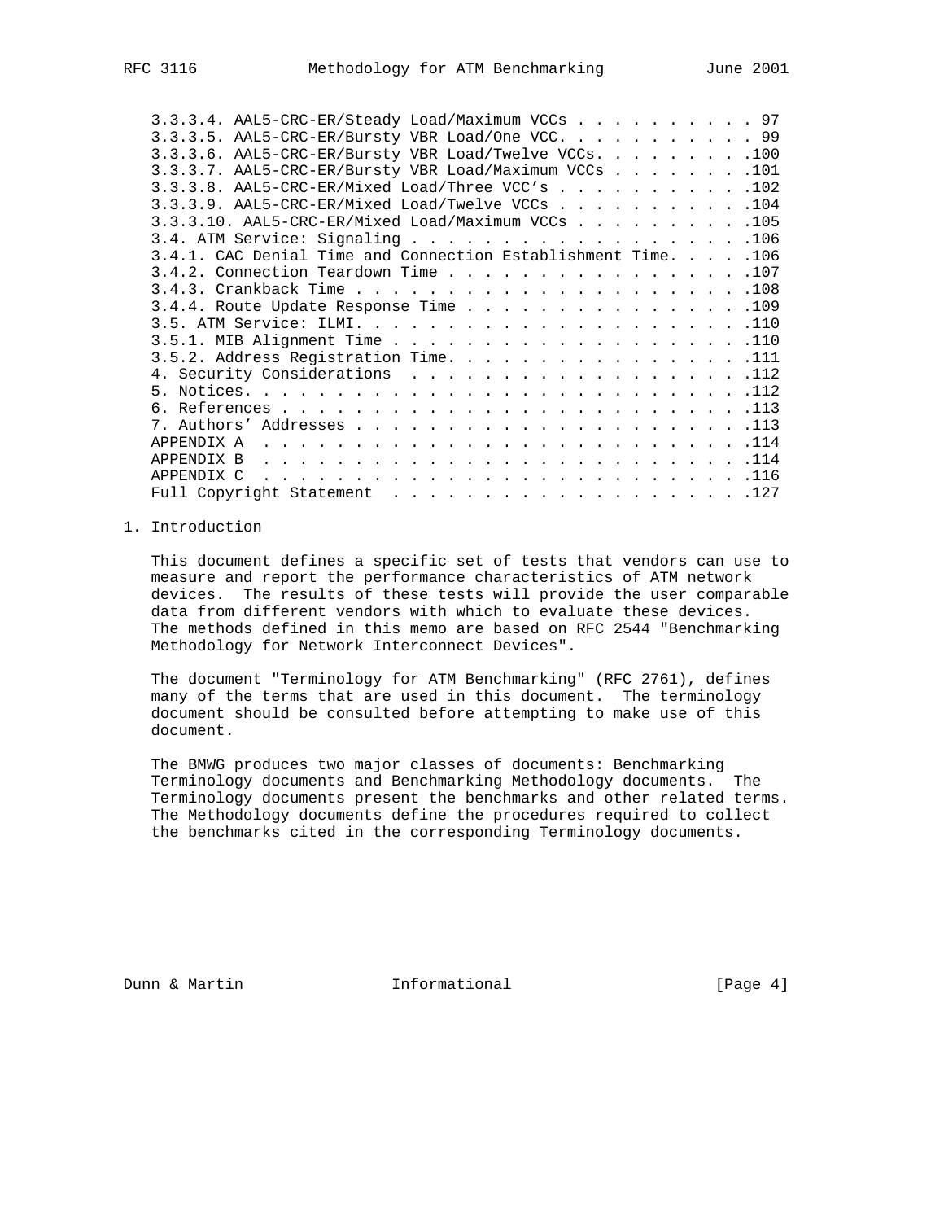3.3.3.4. AAL5-CRC-ER/Steady Load/Maximum VCCs . . . . . . . . . . . 97
3.3.3.5. AAL5-CRC-ER/Bursty VBR Load/One VCC. . . . . . . . . . . . 99
3.3.3.6. AAL5-CRC-ER/Bursty VBR Load/Twelve VCCs. . . . . . . . . .100
3.3.3.7. AAL5-CRC-ER/Bursty VBR Load/Maximum VCCs . . . . . . . . .101
3.3.3.8. AAL5-CRC-ER/Mixed Load/Three VCC's . . . . . . . . . . . .102
3.3.3.9. AAL5-CRC-ER/Mixed Load/Twelve VCCs . . . . . . . . . . . .104
3.3.3.10. AAL5-CRC-ER/Mixed Load/Maximum VCCs . . . . . . . . . . .105
3.4. ATM Service: Signaling . . . . . . . . . . . . . . . . . . . .106
3.4.1. CAC Denial Time and Connection Establishment Time. . . . . .106
3.4.2. Connection Teardown Time . . . . . . . . . . . . . . . . . .107
3.4.3. Crankback Time . . . . . . . . . . . . . . . . . . . . . . .108
3.4.4. Route Update Response Time . . . . . . . . . . . . . . . . .109
3.5. ATM Service: ILMI. . . . . . . . . . . . . . . . . . . . . . .110
3.5.1. MIB Alignment Time . . . . . . . . . . . . . . . . . . . . .110
3.5.2. Address Registration Time. . . . . . . . . . . . . . . . . .111
4. Security Considerations . . . . . . . . . . . . . . . . . . . .112
5. Notices. . . . . . . . . . . . . . . . . . . . . . . . . . . . .112
6. References . . . . . . . . . . . . . . . . . . . . . . . . . . .113
7. Authors' Addresses . . . . . . . . . . . . . . . . . . . . . . .113
APPENDIX A . . . . . . . . . . . . . . . . . . . . . . . . . . . .114
APPENDIX B . . . . . . . . . . . . . . . . . . . . . . . . . . . .114
APPENDIX C . . . . . . . . . . . . . . . . . . . . . . . . . . . .116
Full Copyright Statement . . . . . . . . . . . . . . . . . . . . .127

# 1. Introduction

This document defines a specific set of tests that vendors can use to measure and report the performance characteristics of ATM network devices. The results of these tests will provide the user comparable data from different vendors with which to evaluate these devices. The methods defined in this memo are based on RFC 2544 "Benchmarking Methodology for Network Interconnect Devices".

The document "Terminology for ATM Benchmarking" (RFC 2761), defines many of the terms that are used in this document. The terminology document should be consulted before attempting to make use of this document.

The BMWG produces two major classes of documents: Benchmarking Terminology documents and Benchmarking Methodology documents. The Terminology documents present the benchmarks and other related terms. The Methodology documents define the procedures required to collect the benchmarks cited in the corresponding Terminology documents.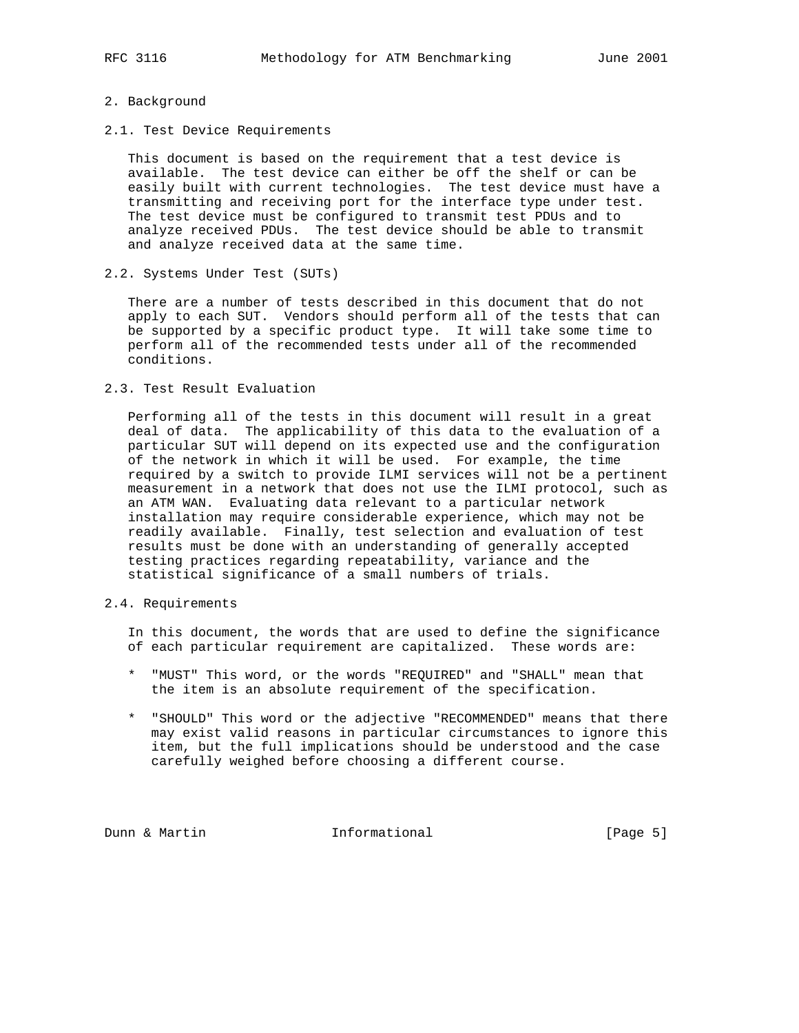## 2. Background

### 2.1. Test Device Requirements

This document is based on the requirement that a test device is available. The test device can either be off the shelf or can be easily built with current technologies. The test device must have a transmitting and receiving port for the interface type under test. The test device must be configured to transmit test PDUs and to analyze received PDUs. The test device should be able to transmit and analyze received data at the same time.

### 2.2. Systems Under Test (SUTs)

There are a number of tests described in this document that do not apply to each SUT. Vendors should perform all of the tests that can be supported by a specific product type. It will take some time to perform all of the recommended tests under all of the recommended conditions.

### 2.3. Test Result Evaluation

Performing all of the tests in this document will result in a great deal of data. The applicability of this data to the evaluation of a particular SUT will depend on its expected use and the configuration of the network in which it will be used. For example, the time required by a switch to provide ILMI services will not be a pertinent measurement in a network that does not use the ILMI protocol, such as an ATM WAN. Evaluating data relevant to a particular network installation may require considerable experience, which may not be readily available. Finally, test selection and evaluation of test results must be done with an understanding of generally accepted testing practices regarding repeatability, variance and the statistical significance of a small numbers of trials.

### 2.4. Requirements

In this document, the words that are used to define the significance of each particular requirement are capitalized. These words are:

* "MUST" This word, or the words "REQUIRED" and "SHALL" mean that the item is an absolute requirement of the specification.

* "SHOULD" This word or the adjective "RECOMMENDED" means that there may exist valid reasons in particular circumstances to ignore this item, but the full implications should be understood and the case carefully weighed before choosing a different course.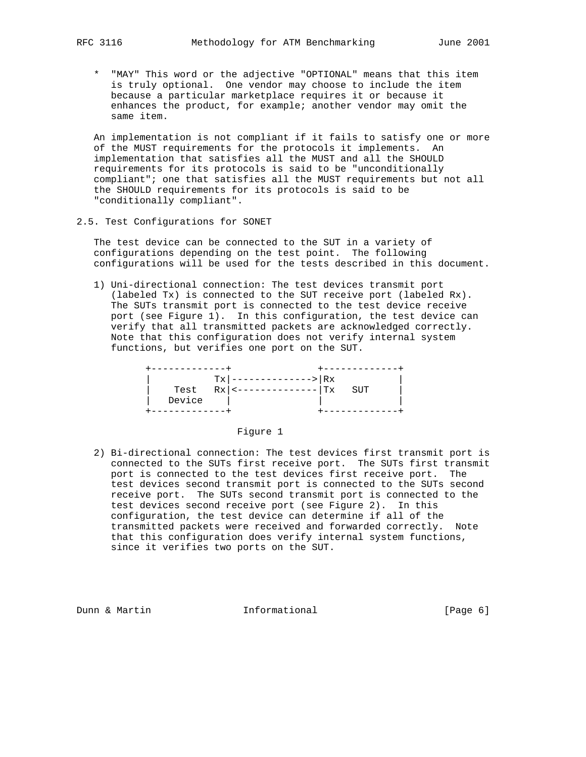* "MAY" This word or the adjective "OPTIONAL" means that this item is truly optional. One vendor may choose to include the item because a particular marketplace requires it or because it enhances the product, for example; another vendor may omit the same item.

An implementation is not compliant if it fails to satisfy one or more of the MUST requirements for the protocols it implements. An implementation that satisfies all the MUST and all the SHOULD requirements for its protocols is said to be "unconditionally compliant"; one that satisfies all the MUST requirements but not all the SHOULD requirements for its protocols is said to be "conditionally compliant".

## 2.5. Test Configurations for SONET

The test device can be connected to the SUT in a variety of configurations depending on the test point. The following configurations will be used for the tests described in this document.

1) Uni-directional connection: The test devices transmit port (labeled Tx) is connected to the SUT receive port (labeled Rx). The SUTs transmit port is connected to the test device receive port (see Figure 1). In this configuration, the test device can verify that all transmitted packets are acknowledged correctly. Note that this configuration does not verify internal system functions, but verifies one port on the SUT.

```
+-------------+               +-------------+
|           Tx|-------------->|Rx           |
|    Test   Rx|<--------------|Tx   SUT     |
|   Device    |               |             |
+-------------+               +-------------+
```

Figure 1

2) Bi-directional connection: The test devices first transmit port is connected to the SUTs first receive port. The SUTs first transmit port is connected to the test devices first receive port. The test devices second transmit port is connected to the SUTs second receive port. The SUTs second transmit port is connected to the test devices second receive port (see Figure 2). In this configuration, the test device can determine if all of the transmitted packets were received and forwarded correctly. Note that this configuration does verify internal system functions, since it verifies two ports on the SUT.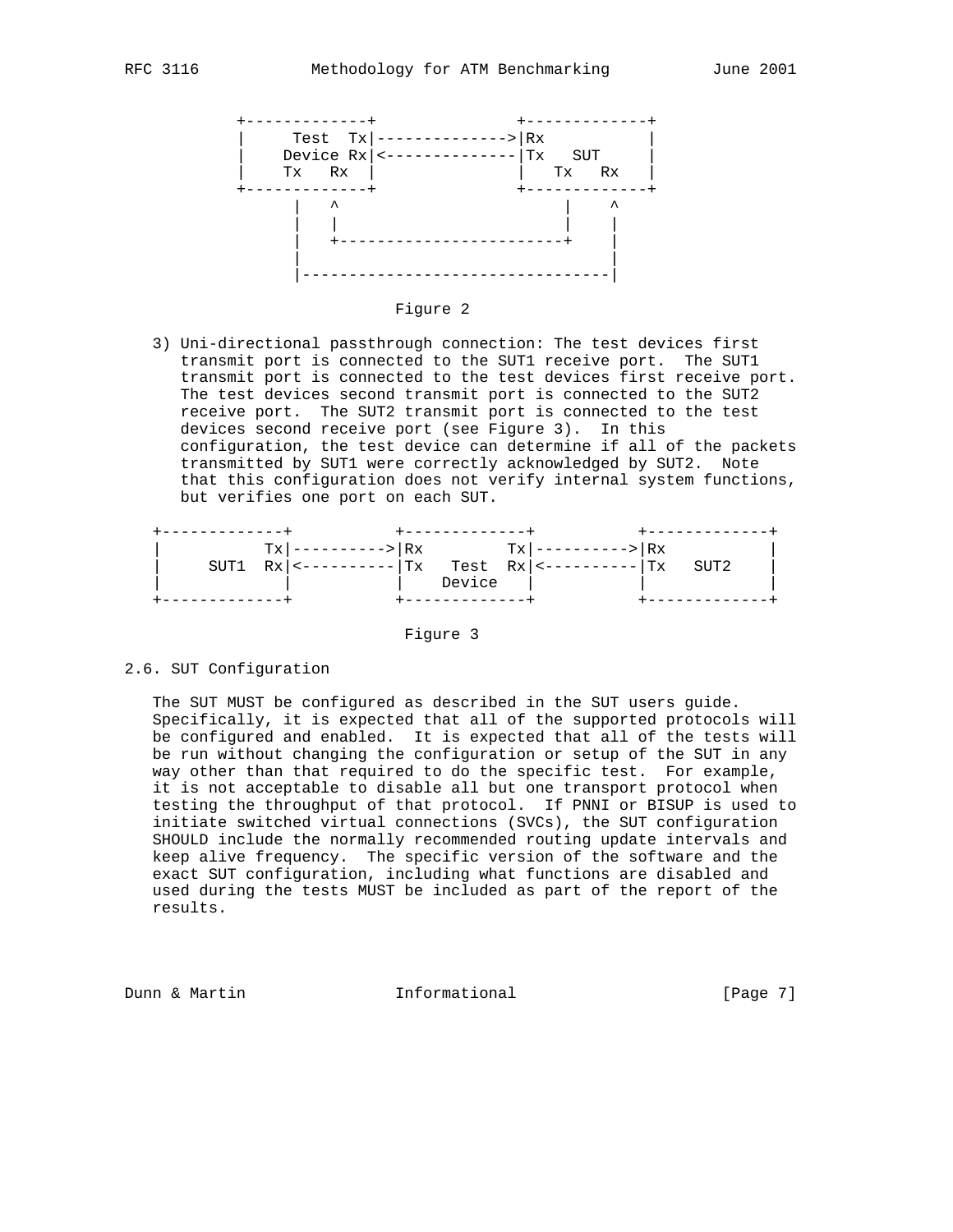```
          +-------------+              +-------------+
          |     Test  Tx|------------->|Rx           |
          |    Device Rx|<-------------|Tx   SUT     |
          |    Tx   Rx  |              |   Tx   Rx   |
          +-------------+              +-------------+
                |   ^                        |    ^
                |   |                        |    |
                |   +------------------------+    |
                |                                 |
                |---------------------------------|
```

Figure 2

3) Uni-directional passthrough connection: The test devices first transmit port is connected to the SUT1 receive port. The SUT1 transmit port is connected to the test devices first receive port. The test devices second transmit port is connected to the SUT2 receive port. The SUT2 transmit port is connected to the test devices second receive port (see Figure 3). In this configuration, the test device can determine if all of the packets transmitted by SUT1 were correctly acknowledged by SUT2. Note that this configuration does not verify internal system functions, but verifies one port on each SUT.

```
   +-------------+          +-------------+          +-------------+
   |           Tx|--------->|Rx         Tx|--------->|Rx           |
   |     SUT1  Rx|<---------|Tx   Test  Rx|<---------|Tx   SUT2    |
   |             |          |    Device   |          |             |
   +-------------+          +-------------+          +-------------+
```

Figure 3

## 2.6. SUT Configuration

The SUT MUST be configured as described in the SUT users guide. Specifically, it is expected that all of the supported protocols will be configured and enabled. It is expected that all of the tests will be run without changing the configuration or setup of the SUT in any way other than that required to do the specific test. For example, it is not acceptable to disable all but one transport protocol when testing the throughput of that protocol. If PNNI or BISUP is used to initiate switched virtual connections (SVCs), the SUT configuration SHOULD include the normally recommended routing update intervals and keep alive frequency. The specific version of the software and the exact SUT configuration, including what functions are disabled and used during the tests MUST be included as part of the report of the results.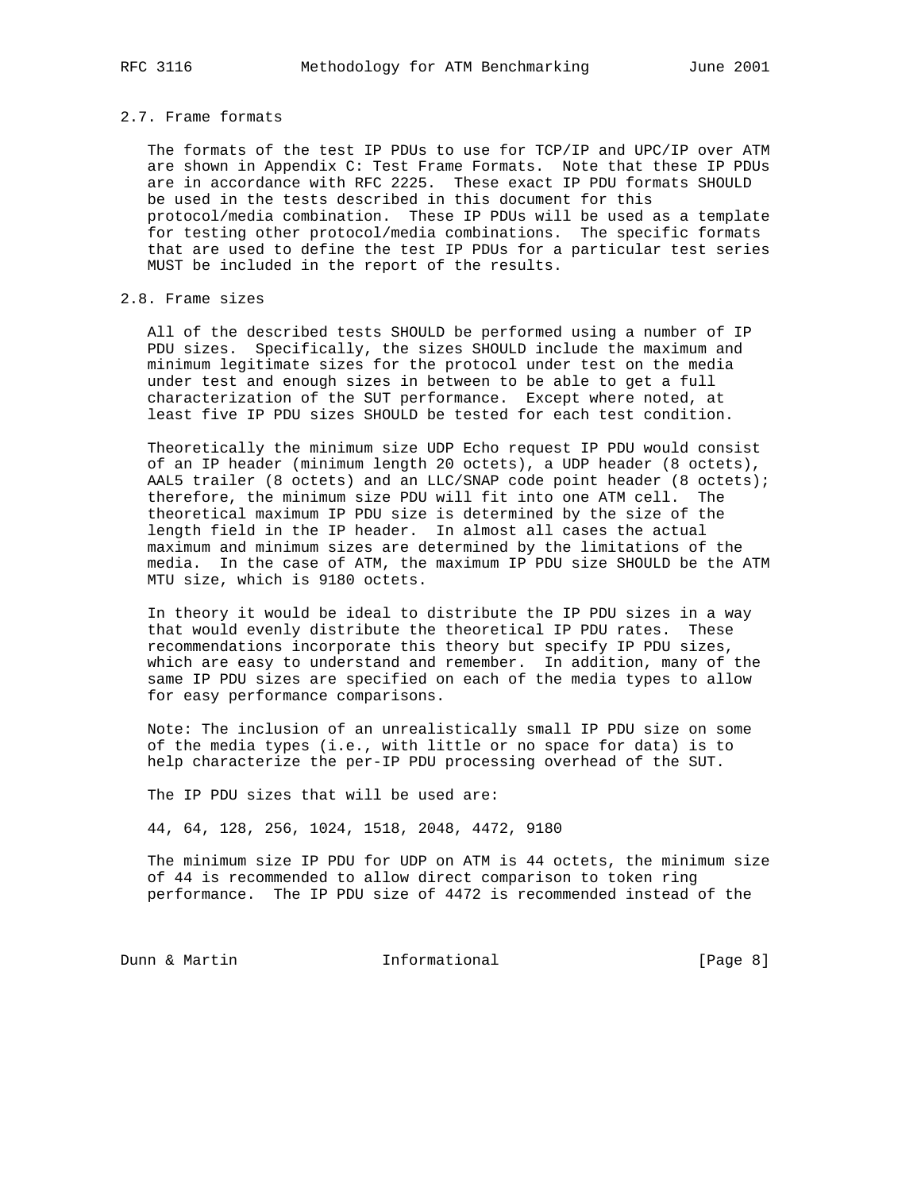### 2.7. Frame formats

The formats of the test IP PDUs to use for TCP/IP and UPC/IP over ATM are shown in Appendix C: Test Frame Formats. Note that these IP PDUs are in accordance with RFC 2225. These exact IP PDU formats SHOULD be used in the tests described in this document for this protocol/media combination. These IP PDUs will be used as a template for testing other protocol/media combinations. The specific formats that are used to define the test IP PDUs for a particular test series MUST be included in the report of the results.

### 2.8. Frame sizes

All of the described tests SHOULD be performed using a number of IP PDU sizes. Specifically, the sizes SHOULD include the maximum and minimum legitimate sizes for the protocol under test on the media under test and enough sizes in between to be able to get a full characterization of the SUT performance. Except where noted, at least five IP PDU sizes SHOULD be tested for each test condition.

Theoretically the minimum size UDP Echo request IP PDU would consist of an IP header (minimum length 20 octets), a UDP header (8 octets), AAL5 trailer (8 octets) and an LLC/SNAP code point header (8 octets); therefore, the minimum size PDU will fit into one ATM cell. The theoretical maximum IP PDU size is determined by the size of the length field in the IP header. In almost all cases the actual maximum and minimum sizes are determined by the limitations of the media. In the case of ATM, the maximum IP PDU size SHOULD be the ATM MTU size, which is 9180 octets.

In theory it would be ideal to distribute the IP PDU sizes in a way that would evenly distribute the theoretical IP PDU rates. These recommendations incorporate this theory but specify IP PDU sizes, which are easy to understand and remember. In addition, many of the same IP PDU sizes are specified on each of the media types to allow for easy performance comparisons.

Note: The inclusion of an unrealistically small IP PDU size on some of the media types (i.e., with little or no space for data) is to help characterize the per-IP PDU processing overhead of the SUT.

The IP PDU sizes that will be used are:

44, 64, 128, 256, 1024, 1518, 2048, 4472, 9180

The minimum size IP PDU for UDP on ATM is 44 octets, the minimum size of 44 is recommended to allow direct comparison to token ring performance. The IP PDU size of 4472 is recommended instead of the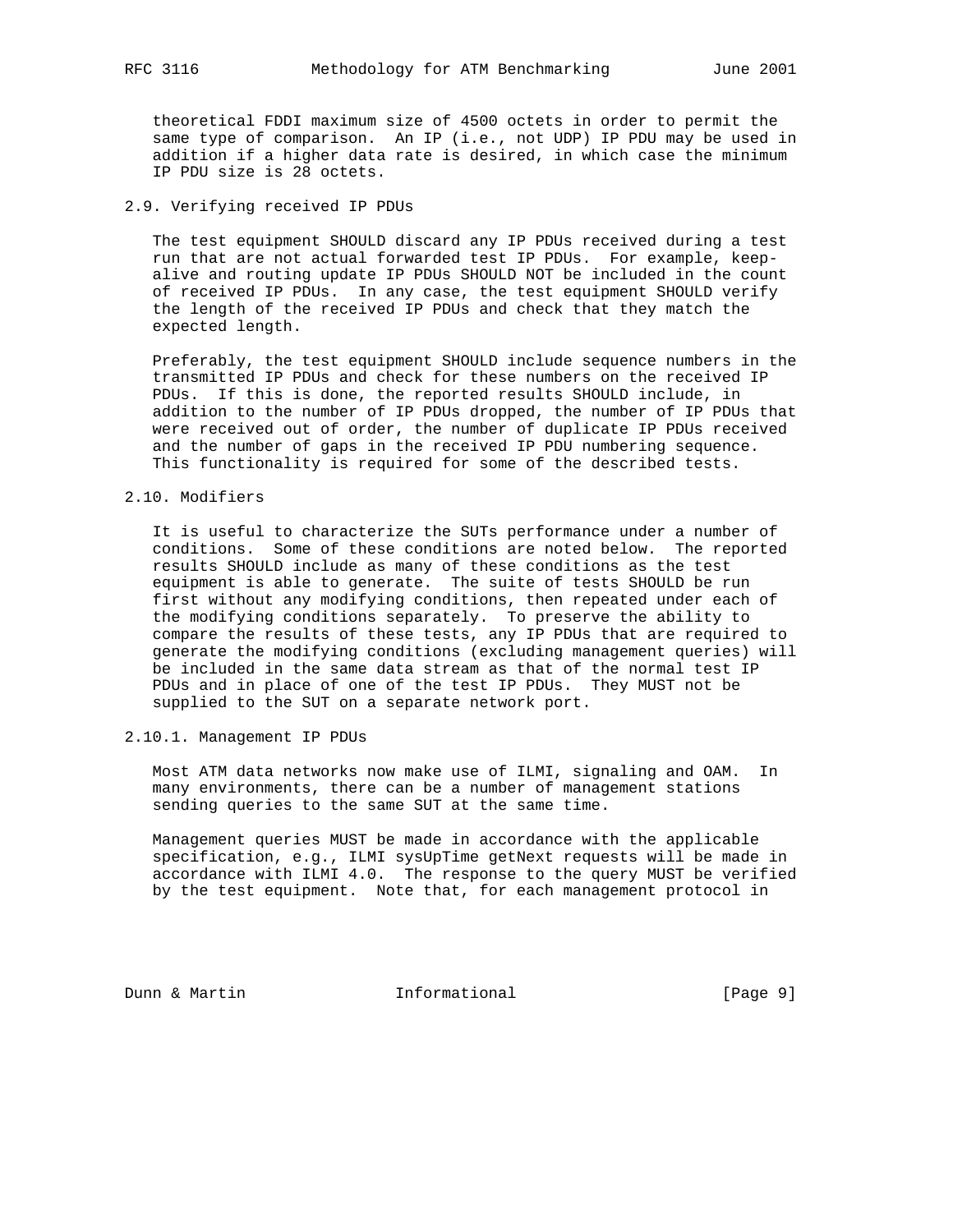theoretical FDDI maximum size of 4500 octets in order to permit the same type of comparison. An IP (i.e., not UDP) IP PDU may be used in addition if a higher data rate is desired, in which case the minimum IP PDU size is 28 octets.

### 2.9. Verifying received IP PDUs

The test equipment SHOULD discard any IP PDUs received during a test run that are not actual forwarded test IP PDUs. For example, keep-alive and routing update IP PDUs SHOULD NOT be included in the count of received IP PDUs. In any case, the test equipment SHOULD verify the length of the received IP PDUs and check that they match the expected length.

Preferably, the test equipment SHOULD include sequence numbers in the transmitted IP PDUs and check for these numbers on the received IP PDUs. If this is done, the reported results SHOULD include, in addition to the number of IP PDUs dropped, the number of IP PDUs that were received out of order, the number of duplicate IP PDUs received and the number of gaps in the received IP PDU numbering sequence. This functionality is required for some of the described tests.

### 2.10. Modifiers

It is useful to characterize the SUTs performance under a number of conditions. Some of these conditions are noted below. The reported results SHOULD include as many of these conditions as the test equipment is able to generate. The suite of tests SHOULD be run first without any modifying conditions, then repeated under each of the modifying conditions separately. To preserve the ability to compare the results of these tests, any IP PDUs that are required to generate the modifying conditions (excluding management queries) will be included in the same data stream as that of the normal test IP PDUs and in place of one of the test IP PDUs. They MUST not be supplied to the SUT on a separate network port.

#### 2.10.1. Management IP PDUs

Most ATM data networks now make use of ILMI, signaling and OAM. In many environments, there can be a number of management stations sending queries to the same SUT at the same time.

Management queries MUST be made in accordance with the applicable specification, e.g., ILMI sysUpTime getNext requests will be made in accordance with ILMI 4.0. The response to the query MUST be verified by the test equipment. Note that, for each management protocol in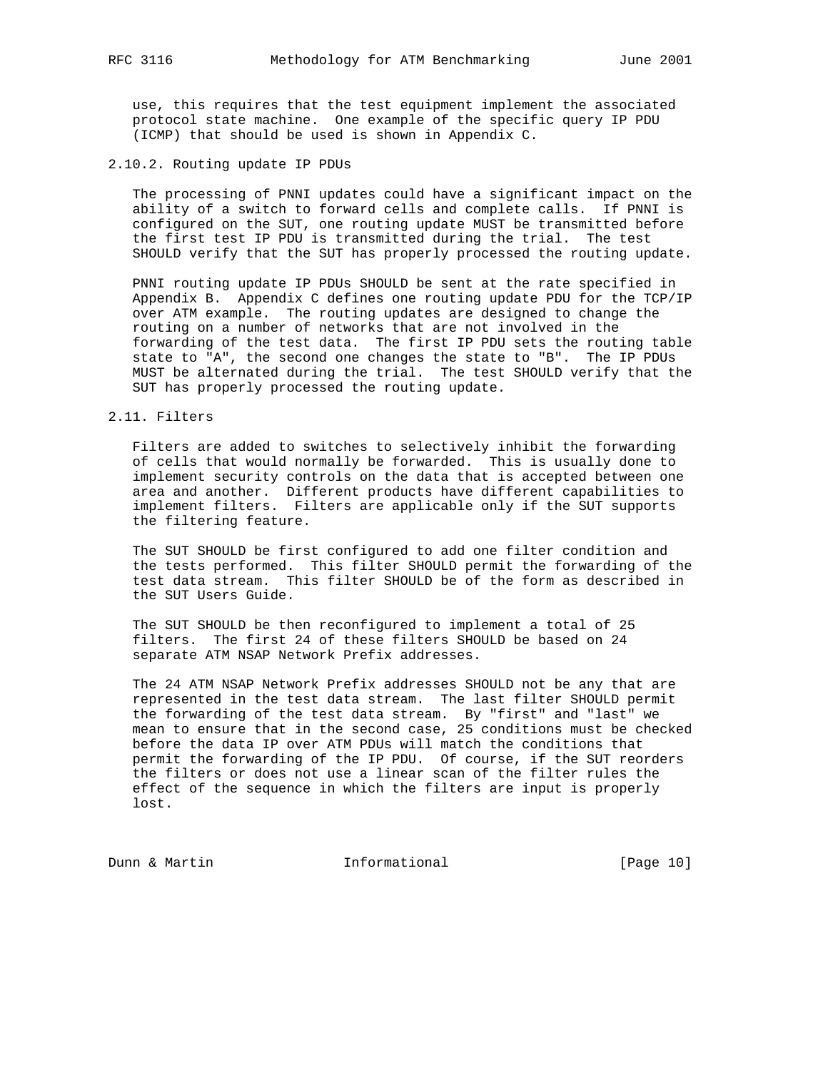use, this requires that the test equipment implement the associated protocol state machine. One example of the specific query IP PDU (ICMP) that should be used is shown in Appendix C.

### 2.10.2. Routing update IP PDUs

The processing of PNNI updates could have a significant impact on the ability of a switch to forward cells and complete calls. If PNNI is configured on the SUT, one routing update MUST be transmitted before the first test IP PDU is transmitted during the trial. The test SHOULD verify that the SUT has properly processed the routing update.

PNNI routing update IP PDUs SHOULD be sent at the rate specified in Appendix B. Appendix C defines one routing update PDU for the TCP/IP over ATM example. The routing updates are designed to change the routing on a number of networks that are not involved in the forwarding of the test data. The first IP PDU sets the routing table state to "A", the second one changes the state to "B". The IP PDUs MUST be alternated during the trial. The test SHOULD verify that the SUT has properly processed the routing update.

## 2.11. Filters

Filters are added to switches to selectively inhibit the forwarding of cells that would normally be forwarded. This is usually done to implement security controls on the data that is accepted between one area and another. Different products have different capabilities to implement filters. Filters are applicable only if the SUT supports the filtering feature.

The SUT SHOULD be first configured to add one filter condition and the tests performed. This filter SHOULD permit the forwarding of the test data stream. This filter SHOULD be of the form as described in the SUT Users Guide.

The SUT SHOULD be then reconfigured to implement a total of 25 filters. The first 24 of these filters SHOULD be based on 24 separate ATM NSAP Network Prefix addresses.

The 24 ATM NSAP Network Prefix addresses SHOULD not be any that are represented in the test data stream. The last filter SHOULD permit the forwarding of the test data stream. By "first" and "last" we mean to ensure that in the second case, 25 conditions must be checked before the data IP over ATM PDUs will match the conditions that permit the forwarding of the IP PDU. Of course, if the SUT reorders the filters or does not use a linear scan of the filter rules the effect of the sequence in which the filters are input is properly lost.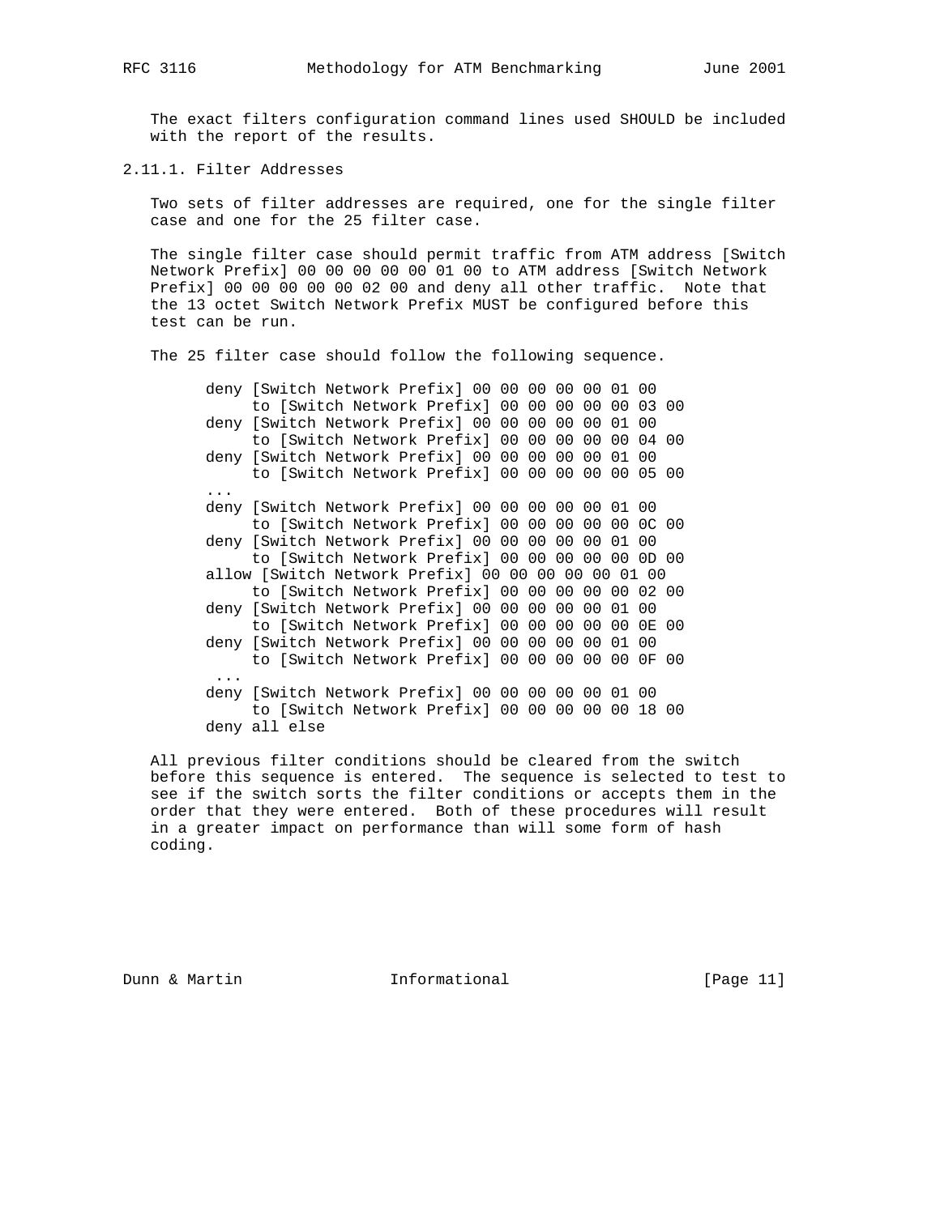The exact filters configuration command lines used SHOULD be included with the report of the results.

### 2.11.1. Filter Addresses

Two sets of filter addresses are required, one for the single filter case and one for the 25 filter case.

The single filter case should permit traffic from ATM address [Switch Network Prefix] 00 00 00 00 00 01 00 to ATM address [Switch Network Prefix] 00 00 00 00 00 02 00 and deny all other traffic. Note that the 13 octet Switch Network Prefix MUST be configured before this test can be run.

The 25 filter case should follow the following sequence.

```
deny [Switch Network Prefix] 00 00 00 00 00 01 00
     to [Switch Network Prefix] 00 00 00 00 00 03 00
deny [Switch Network Prefix] 00 00 00 00 00 01 00
     to [Switch Network Prefix] 00 00 00 00 00 04 00
deny [Switch Network Prefix] 00 00 00 00 00 01 00
     to [Switch Network Prefix] 00 00 00 00 00 05 00
...
deny [Switch Network Prefix] 00 00 00 00 00 01 00
     to [Switch Network Prefix] 00 00 00 00 00 0C 00
deny [Switch Network Prefix] 00 00 00 00 00 01 00
     to [Switch Network Prefix] 00 00 00 00 00 0D 00
allow [Switch Network Prefix] 00 00 00 00 00 01 00
     to [Switch Network Prefix] 00 00 00 00 00 02 00
deny [Switch Network Prefix] 00 00 00 00 00 01 00
     to [Switch Network Prefix] 00 00 00 00 00 0E 00
deny [Switch Network Prefix] 00 00 00 00 00 01 00
     to [Switch Network Prefix] 00 00 00 00 00 0F 00
 ...
deny [Switch Network Prefix] 00 00 00 00 00 01 00
     to [Switch Network Prefix] 00 00 00 00 00 18 00
deny all else
```

All previous filter conditions should be cleared from the switch before this sequence is entered. The sequence is selected to test to see if the switch sorts the filter conditions or accepts them in the order that they were entered. Both of these procedures will result in a greater impact on performance than will some form of hash coding.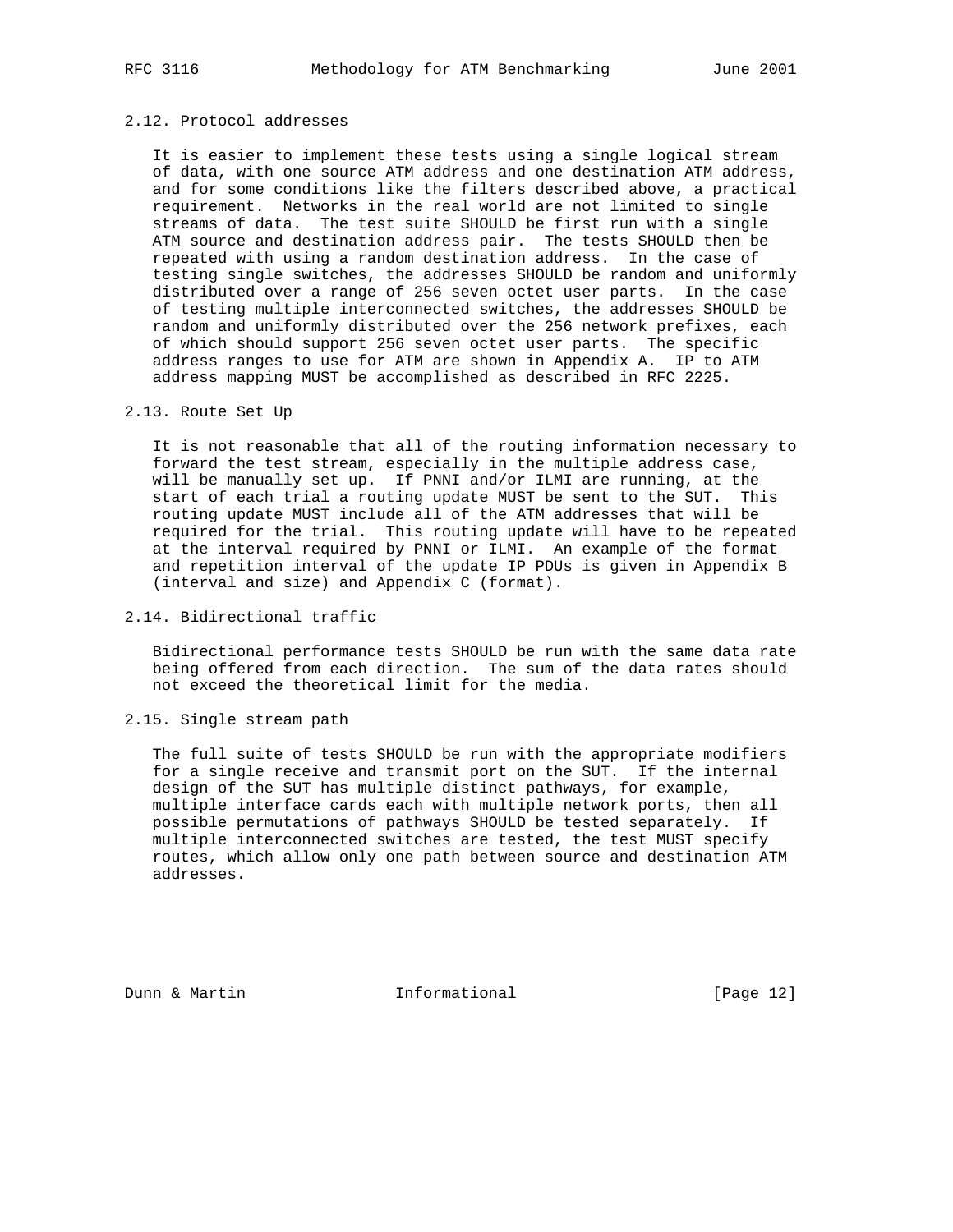### 2.12. Protocol addresses

It is easier to implement these tests using a single logical stream of data, with one source ATM address and one destination ATM address, and for some conditions like the filters described above, a practical requirement. Networks in the real world are not limited to single streams of data. The test suite SHOULD be first run with a single ATM source and destination address pair. The tests SHOULD then be repeated with using a random destination address. In the case of testing single switches, the addresses SHOULD be random and uniformly distributed over a range of 256 seven octet user parts. In the case of testing multiple interconnected switches, the addresses SHOULD be random and uniformly distributed over the 256 network prefixes, each of which should support 256 seven octet user parts. The specific address ranges to use for ATM are shown in Appendix A. IP to ATM address mapping MUST be accomplished as described in RFC 2225.

### 2.13. Route Set Up

It is not reasonable that all of the routing information necessary to forward the test stream, especially in the multiple address case, will be manually set up. If PNNI and/or ILMI are running, at the start of each trial a routing update MUST be sent to the SUT. This routing update MUST include all of the ATM addresses that will be required for the trial. This routing update will have to be repeated at the interval required by PNNI or ILMI. An example of the format and repetition interval of the update IP PDUs is given in Appendix B (interval and size) and Appendix C (format).

### 2.14. Bidirectional traffic

Bidirectional performance tests SHOULD be run with the same data rate being offered from each direction. The sum of the data rates should not exceed the theoretical limit for the media.

### 2.15. Single stream path

The full suite of tests SHOULD be run with the appropriate modifiers for a single receive and transmit port on the SUT. If the internal design of the SUT has multiple distinct pathways, for example, multiple interface cards each with multiple network ports, then all possible permutations of pathways SHOULD be tested separately. If multiple interconnected switches are tested, the test MUST specify routes, which allow only one path between source and destination ATM addresses.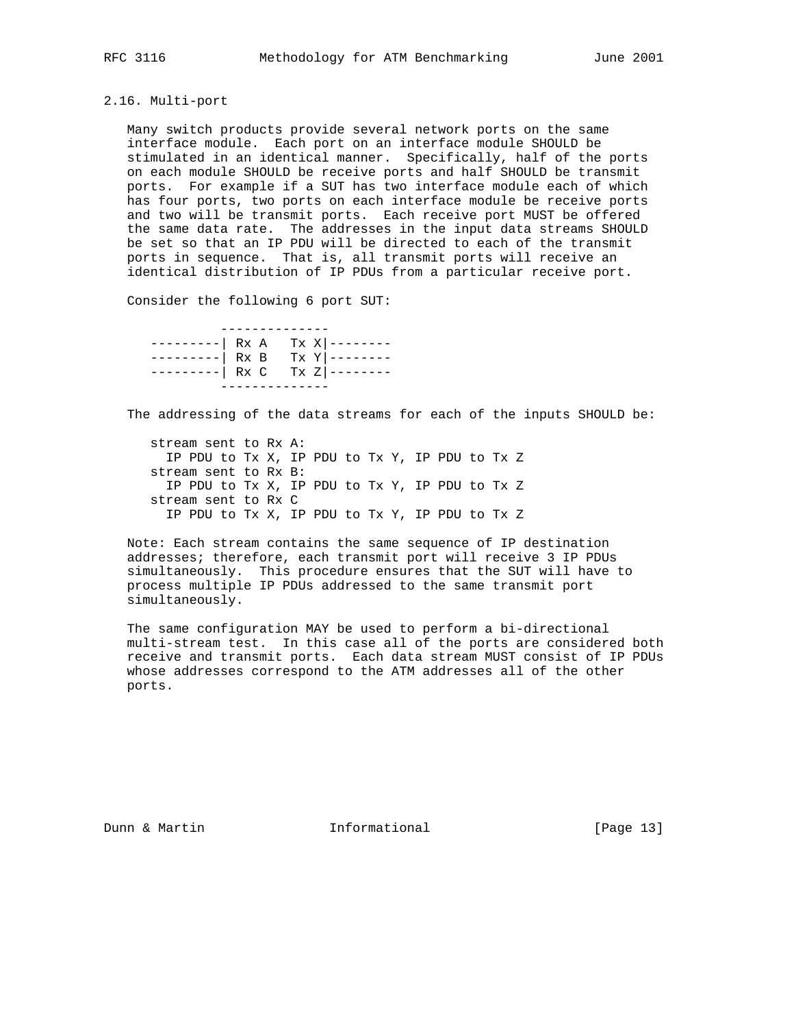## 2.16. Multi-port

Many switch products provide several network ports on the same interface module. Each port on an interface module SHOULD be stimulated in an identical manner. Specifically, half of the ports on each module SHOULD be receive ports and half SHOULD be transmit ports. For example if a SUT has two interface module each of which has four ports, two ports on each interface module be receive ports and two will be transmit ports. Each receive port MUST be offered the same data rate. The addresses in the input data streams SHOULD be set so that an IP PDU will be directed to each of the transmit ports in sequence. That is, all transmit ports will receive an identical distribution of IP PDUs from a particular receive port.

Consider the following 6 port SUT:

```
            --------------
   ---------| Rx A   Tx X|--------
   ---------| Rx B   Tx Y|--------
   ---------| Rx C   Tx Z|--------
            --------------
```

The addressing of the data streams for each of the inputs SHOULD be:

```
   stream sent to Rx A:
     IP PDU to Tx X, IP PDU to Tx Y, IP PDU to Tx Z
   stream sent to Rx B:
     IP PDU to Tx X, IP PDU to Tx Y, IP PDU to Tx Z
   stream sent to Rx C
     IP PDU to Tx X, IP PDU to Tx Y, IP PDU to Tx Z
```

Note: Each stream contains the same sequence of IP destination addresses; therefore, each transmit port will receive 3 IP PDUs simultaneously. This procedure ensures that the SUT will have to process multiple IP PDUs addressed to the same transmit port simultaneously.

The same configuration MAY be used to perform a bi-directional multi-stream test. In this case all of the ports are considered both receive and transmit ports. Each data stream MUST consist of IP PDUs whose addresses correspond to the ATM addresses all of the other ports.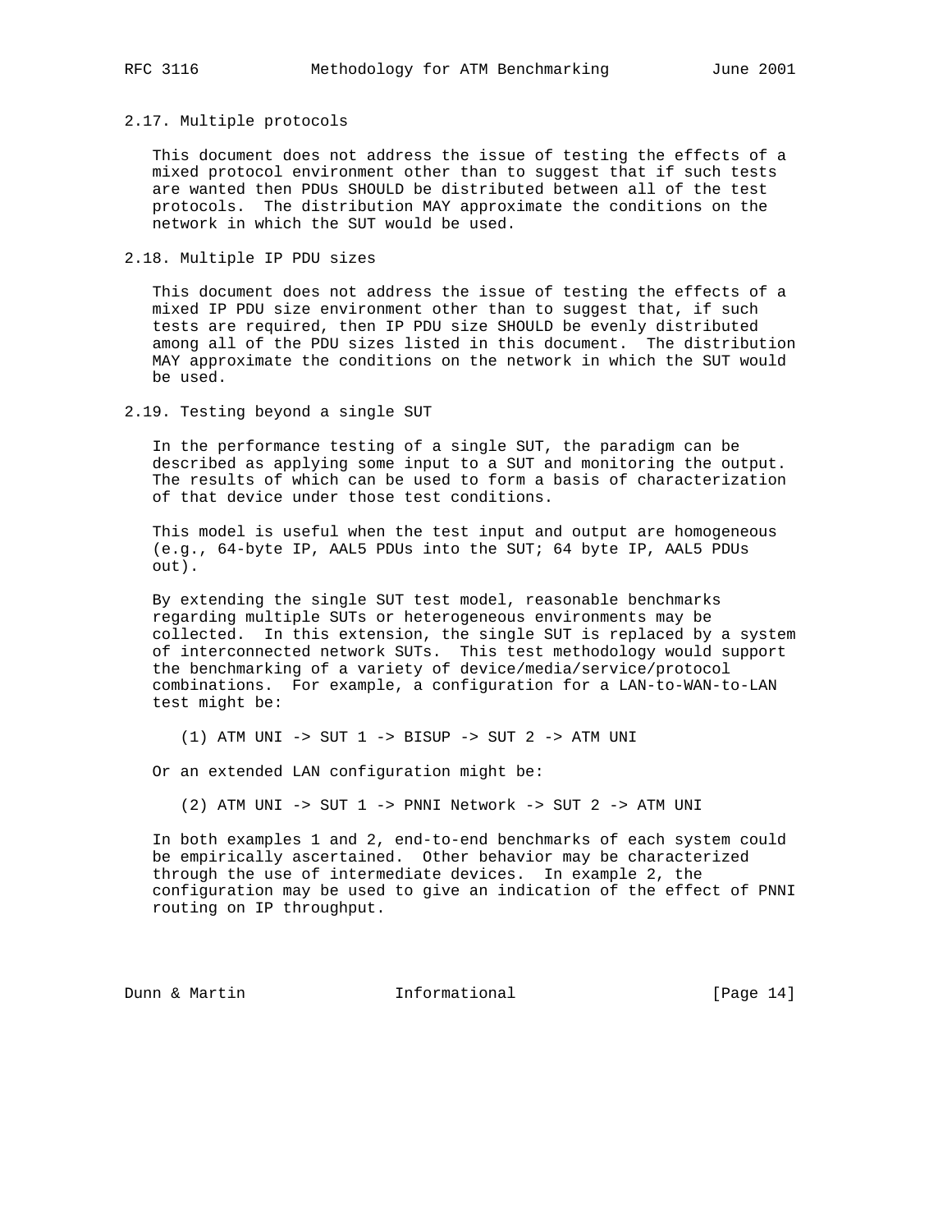### 2.17. Multiple protocols

This document does not address the issue of testing the effects of a mixed protocol environment other than to suggest that if such tests are wanted then PDUs SHOULD be distributed between all of the test protocols. The distribution MAY approximate the conditions on the network in which the SUT would be used.

### 2.18. Multiple IP PDU sizes

This document does not address the issue of testing the effects of a mixed IP PDU size environment other than to suggest that, if such tests are required, then IP PDU size SHOULD be evenly distributed among all of the PDU sizes listed in this document. The distribution MAY approximate the conditions on the network in which the SUT would be used.

### 2.19. Testing beyond a single SUT

In the performance testing of a single SUT, the paradigm can be described as applying some input to a SUT and monitoring the output. The results of which can be used to form a basis of characterization of that device under those test conditions.

This model is useful when the test input and output are homogeneous (e.g., 64-byte IP, AAL5 PDUs into the SUT; 64 byte IP, AAL5 PDUs out).

By extending the single SUT test model, reasonable benchmarks regarding multiple SUTs or heterogeneous environments may be collected. In this extension, the single SUT is replaced by a system of interconnected network SUTs. This test methodology would support the benchmarking of a variety of device/media/service/protocol combinations. For example, a configuration for a LAN-to-WAN-to-LAN test might be:

```
(1) ATM UNI -> SUT 1 -> BISUP -> SUT 2 -> ATM UNI
```

Or an extended LAN configuration might be:

```
(2) ATM UNI -> SUT 1 -> PNNI Network -> SUT 2 -> ATM UNI
```

In both examples 1 and 2, end-to-end benchmarks of each system could be empirically ascertained. Other behavior may be characterized through the use of intermediate devices. In example 2, the configuration may be used to give an indication of the effect of PNNI routing on IP throughput.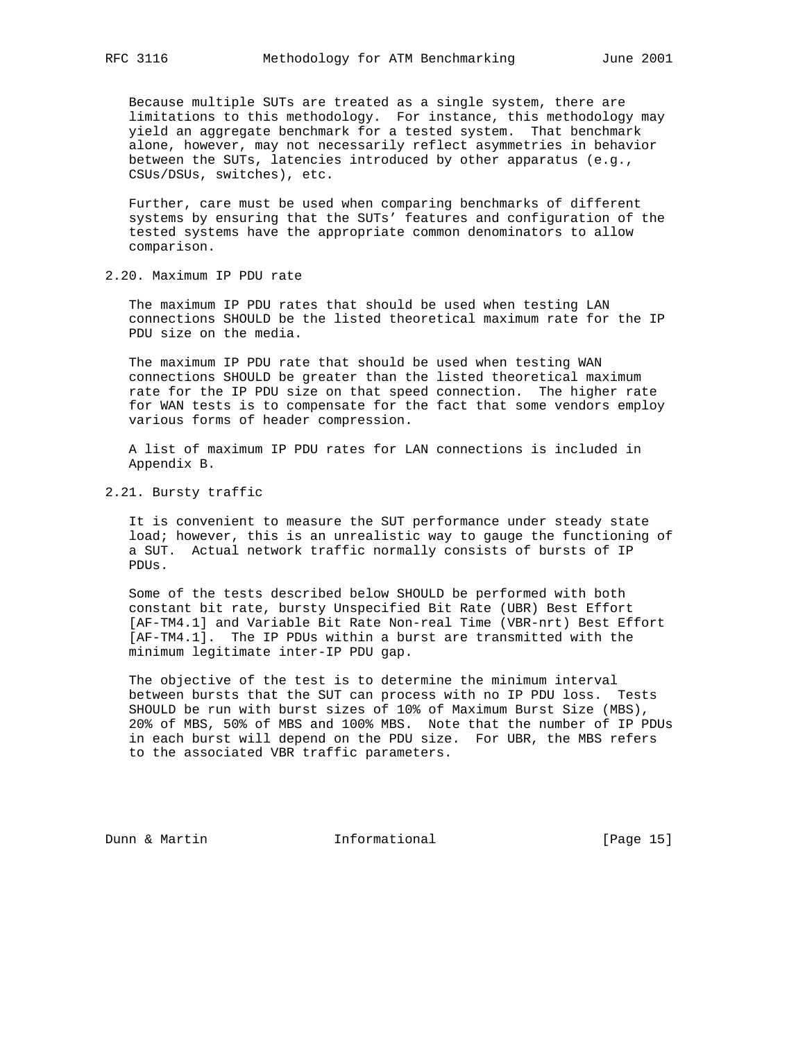Because multiple SUTs are treated as a single system, there are limitations to this methodology. For instance, this methodology may yield an aggregate benchmark for a tested system. That benchmark alone, however, may not necessarily reflect asymmetries in behavior between the SUTs, latencies introduced by other apparatus (e.g., CSUs/DSUs, switches), etc.

Further, care must be used when comparing benchmarks of different systems by ensuring that the SUTs' features and configuration of the tested systems have the appropriate common denominators to allow comparison.

## 2.20. Maximum IP PDU rate

The maximum IP PDU rates that should be used when testing LAN connections SHOULD be the listed theoretical maximum rate for the IP PDU size on the media.

The maximum IP PDU rate that should be used when testing WAN connections SHOULD be greater than the listed theoretical maximum rate for the IP PDU size on that speed connection. The higher rate for WAN tests is to compensate for the fact that some vendors employ various forms of header compression.

A list of maximum IP PDU rates for LAN connections is included in Appendix B.

## 2.21. Bursty traffic

It is convenient to measure the SUT performance under steady state load; however, this is an unrealistic way to gauge the functioning of a SUT. Actual network traffic normally consists of bursts of IP PDUs.

Some of the tests described below SHOULD be performed with both constant bit rate, bursty Unspecified Bit Rate (UBR) Best Effort [AF-TM4.1] and Variable Bit Rate Non-real Time (VBR-nrt) Best Effort [AF-TM4.1]. The IP PDUs within a burst are transmitted with the minimum legitimate inter-IP PDU gap.

The objective of the test is to determine the minimum interval between bursts that the SUT can process with no IP PDU loss. Tests SHOULD be run with burst sizes of 10% of Maximum Burst Size (MBS), 20% of MBS, 50% of MBS and 100% MBS. Note that the number of IP PDUs in each burst will depend on the PDU size. For UBR, the MBS refers to the associated VBR traffic parameters.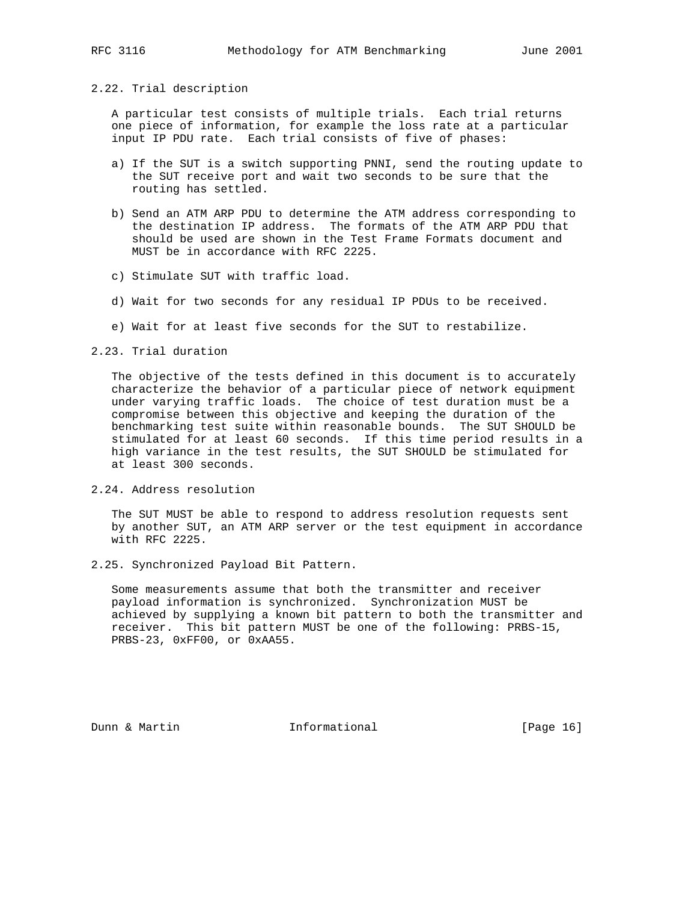### 2.22. Trial description

A particular test consists of multiple trials. Each trial returns one piece of information, for example the loss rate at a particular input IP PDU rate. Each trial consists of five of phases:

a) If the SUT is a switch supporting PNNI, send the routing update to the SUT receive port and wait two seconds to be sure that the routing has settled.

b) Send an ATM ARP PDU to determine the ATM address corresponding to the destination IP address. The formats of the ATM ARP PDU that should be used are shown in the Test Frame Formats document and MUST be in accordance with RFC 2225.

c) Stimulate SUT with traffic load.

d) Wait for two seconds for any residual IP PDUs to be received.

e) Wait for at least five seconds for the SUT to restabilize.

### 2.23. Trial duration

The objective of the tests defined in this document is to accurately characterize the behavior of a particular piece of network equipment under varying traffic loads. The choice of test duration must be a compromise between this objective and keeping the duration of the benchmarking test suite within reasonable bounds. The SUT SHOULD be stimulated for at least 60 seconds. If this time period results in a high variance in the test results, the SUT SHOULD be stimulated for at least 300 seconds.

### 2.24. Address resolution

The SUT MUST be able to respond to address resolution requests sent by another SUT, an ATM ARP server or the test equipment in accordance with RFC 2225.

### 2.25. Synchronized Payload Bit Pattern.

Some measurements assume that both the transmitter and receiver payload information is synchronized. Synchronization MUST be achieved by supplying a known bit pattern to both the transmitter and receiver. This bit pattern MUST be one of the following: PRBS-15, PRBS-23, 0xFF00, or 0xAA55.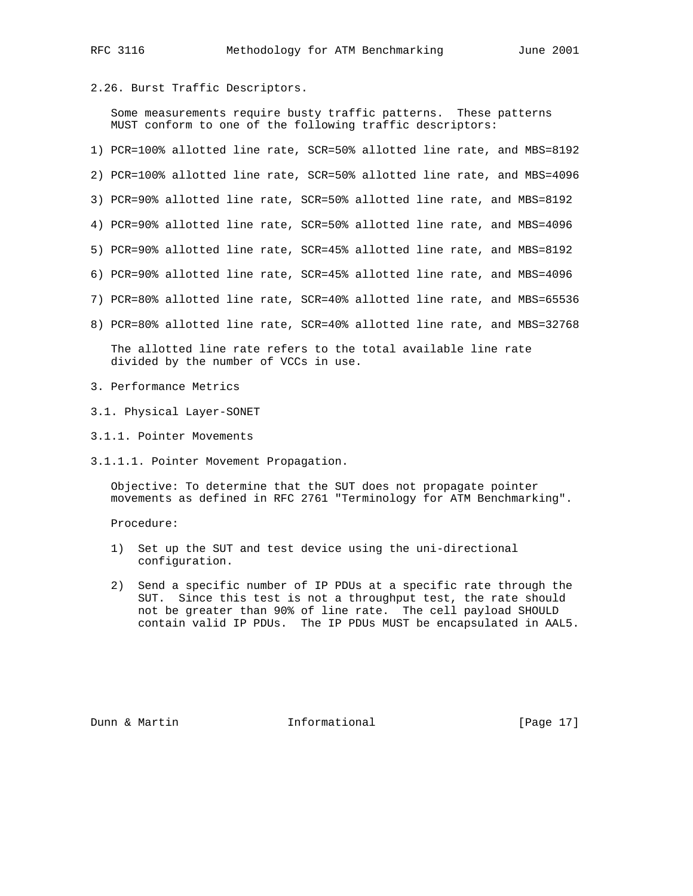### 2.26. Burst Traffic Descriptors.

Some measurements require busty traffic patterns. These patterns MUST conform to one of the following traffic descriptors:

1) PCR=100% allotted line rate, SCR=50% allotted line rate, and MBS=8192

2) PCR=100% allotted line rate, SCR=50% allotted line rate, and MBS=4096

3) PCR=90% allotted line rate, SCR=50% allotted line rate, and MBS=8192

4) PCR=90% allotted line rate, SCR=50% allotted line rate, and MBS=4096

5) PCR=90% allotted line rate, SCR=45% allotted line rate, and MBS=8192

6) PCR=90% allotted line rate, SCR=45% allotted line rate, and MBS=4096

7) PCR=80% allotted line rate, SCR=40% allotted line rate, and MBS=65536

8) PCR=80% allotted line rate, SCR=40% allotted line rate, and MBS=32768

The allotted line rate refers to the total available line rate divided by the number of VCCs in use.

## 3. Performance Metrics

### 3.1. Physical Layer-SONET

#### 3.1.1. Pointer Movements

##### 3.1.1.1. Pointer Movement Propagation.

Objective: To determine that the SUT does not propagate pointer movements as defined in RFC 2761 "Terminology for ATM Benchmarking".

Procedure:

1) Set up the SUT and test device using the uni-directional configuration.

2) Send a specific number of IP PDUs at a specific rate through the SUT. Since this test is not a throughput test, the rate should not be greater than 90% of line rate. The cell payload SHOULD contain valid IP PDUs. The IP PDUs MUST be encapsulated in AAL5.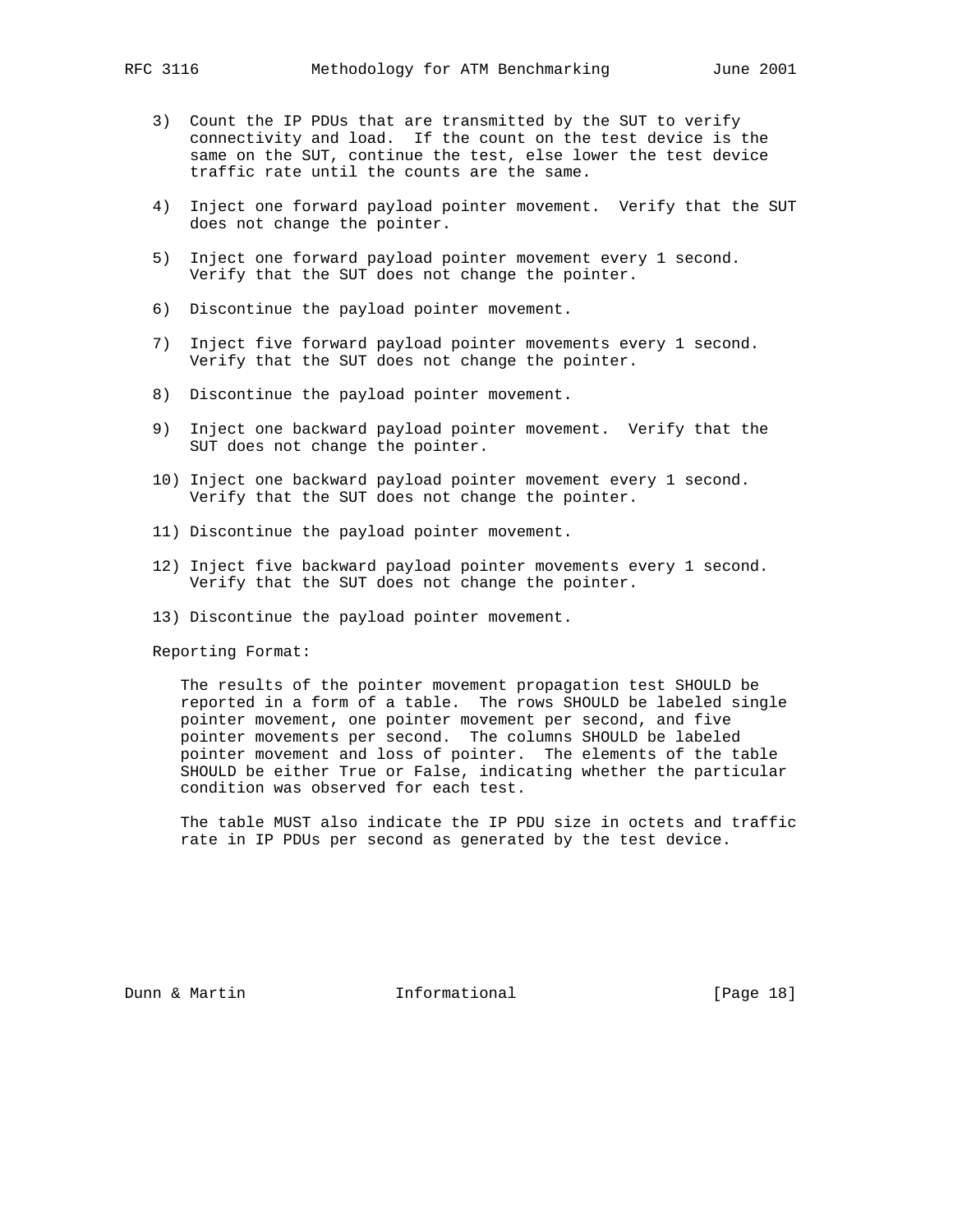3) Count the IP PDUs that are transmitted by the SUT to verify connectivity and load. If the count on the test device is the same on the SUT, continue the test, else lower the test device traffic rate until the counts are the same.

4) Inject one forward payload pointer movement. Verify that the SUT does not change the pointer.

5) Inject one forward payload pointer movement every 1 second. Verify that the SUT does not change the pointer.

6) Discontinue the payload pointer movement.

7) Inject five forward payload pointer movements every 1 second. Verify that the SUT does not change the pointer.

8) Discontinue the payload pointer movement.

9) Inject one backward payload pointer movement. Verify that the SUT does not change the pointer.

10) Inject one backward payload pointer movement every 1 second. Verify that the SUT does not change the pointer.

11) Discontinue the payload pointer movement.

12) Inject five backward payload pointer movements every 1 second. Verify that the SUT does not change the pointer.

13) Discontinue the payload pointer movement.

Reporting Format:

The results of the pointer movement propagation test SHOULD be reported in a form of a table. The rows SHOULD be labeled single pointer movement, one pointer movement per second, and five pointer movements per second. The columns SHOULD be labeled pointer movement and loss of pointer. The elements of the table SHOULD be either True or False, indicating whether the particular condition was observed for each test.

The table MUST also indicate the IP PDU size in octets and traffic rate in IP PDUs per second as generated by the test device.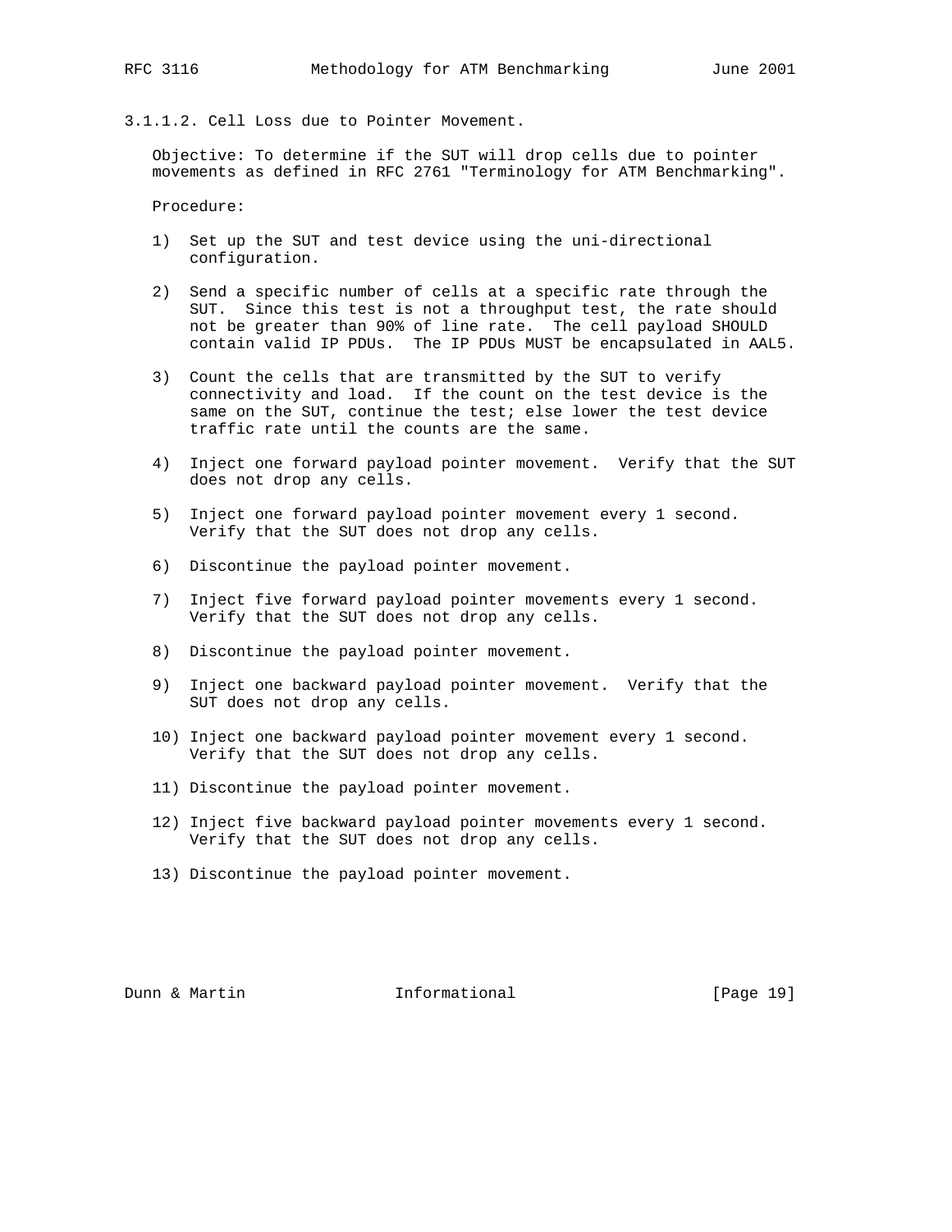#### 3.1.1.2. Cell Loss due to Pointer Movement.

Objective: To determine if the SUT will drop cells due to pointer movements as defined in RFC 2761 "Terminology for ATM Benchmarking".

Procedure:

1) Set up the SUT and test device using the uni-directional configuration.

2) Send a specific number of cells at a specific rate through the SUT. Since this test is not a throughput test, the rate should not be greater than 90% of line rate. The cell payload SHOULD contain valid IP PDUs. The IP PDUs MUST be encapsulated in AAL5.

3) Count the cells that are transmitted by the SUT to verify connectivity and load. If the count on the test device is the same on the SUT, continue the test; else lower the test device traffic rate until the counts are the same.

4) Inject one forward payload pointer movement. Verify that the SUT does not drop any cells.

5) Inject one forward payload pointer movement every 1 second. Verify that the SUT does not drop any cells.

6) Discontinue the payload pointer movement.

7) Inject five forward payload pointer movements every 1 second. Verify that the SUT does not drop any cells.

8) Discontinue the payload pointer movement.

9) Inject one backward payload pointer movement. Verify that the SUT does not drop any cells.

10) Inject one backward payload pointer movement every 1 second. Verify that the SUT does not drop any cells.

11) Discontinue the payload pointer movement.

12) Inject five backward payload pointer movements every 1 second. Verify that the SUT does not drop any cells.

13) Discontinue the payload pointer movement.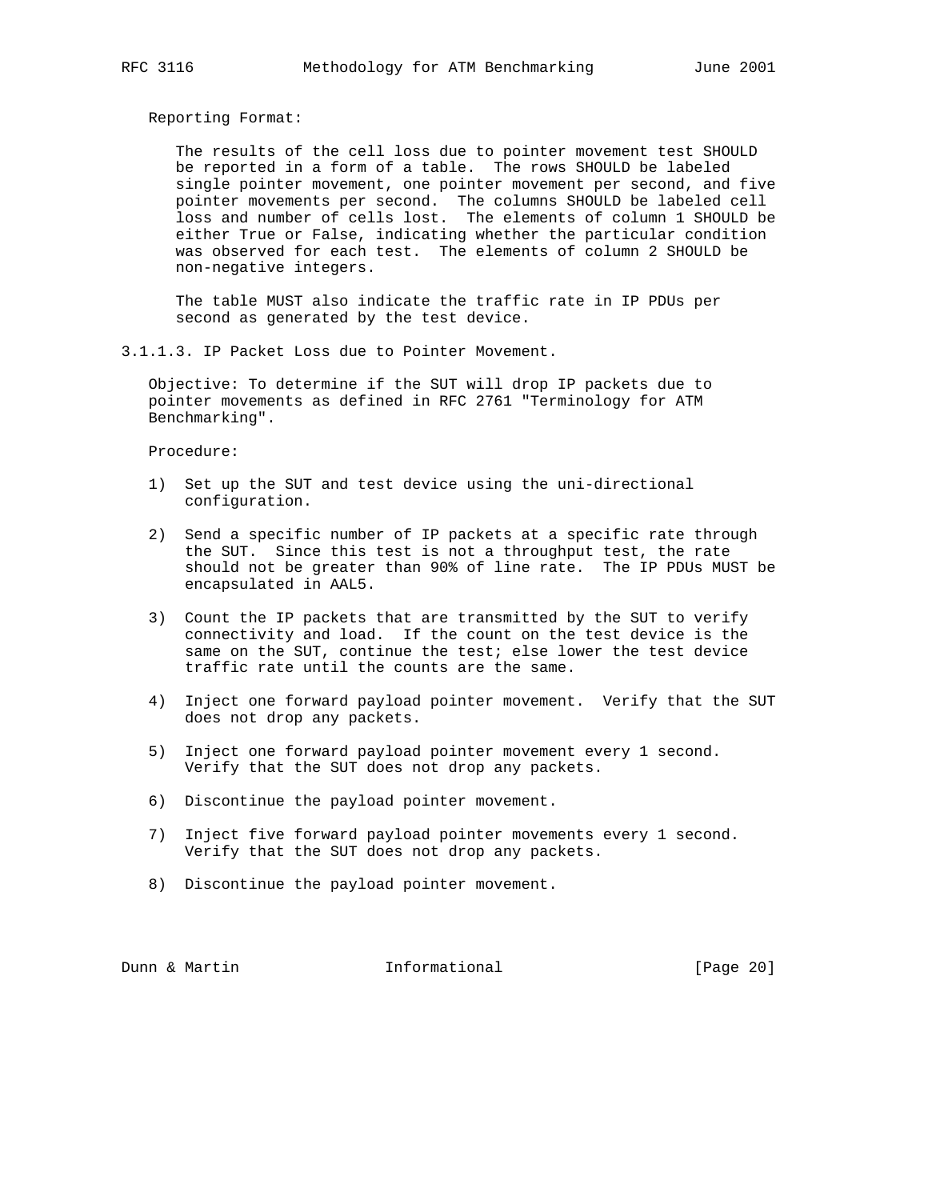Reporting Format:

The results of the cell loss due to pointer movement test SHOULD be reported in a form of a table. The rows SHOULD be labeled single pointer movement, one pointer movement per second, and five pointer movements per second. The columns SHOULD be labeled cell loss and number of cells lost. The elements of column 1 SHOULD be either True or False, indicating whether the particular condition was observed for each test. The elements of column 2 SHOULD be non-negative integers.

The table MUST also indicate the traffic rate in IP PDUs per second as generated by the test device.

### 3.1.1.3. IP Packet Loss due to Pointer Movement.

Objective: To determine if the SUT will drop IP packets due to pointer movements as defined in RFC 2761 "Terminology for ATM Benchmarking".

Procedure:

1) Set up the SUT and test device using the uni-directional configuration.

2) Send a specific number of IP packets at a specific rate through the SUT. Since this test is not a throughput test, the rate should not be greater than 90% of line rate. The IP PDUs MUST be encapsulated in AAL5.

3) Count the IP packets that are transmitted by the SUT to verify connectivity and load. If the count on the test device is the same on the SUT, continue the test; else lower the test device traffic rate until the counts are the same.

4) Inject one forward payload pointer movement. Verify that the SUT does not drop any packets.

5) Inject one forward payload pointer movement every 1 second. Verify that the SUT does not drop any packets.

6) Discontinue the payload pointer movement.

7) Inject five forward payload pointer movements every 1 second. Verify that the SUT does not drop any packets.

8) Discontinue the payload pointer movement.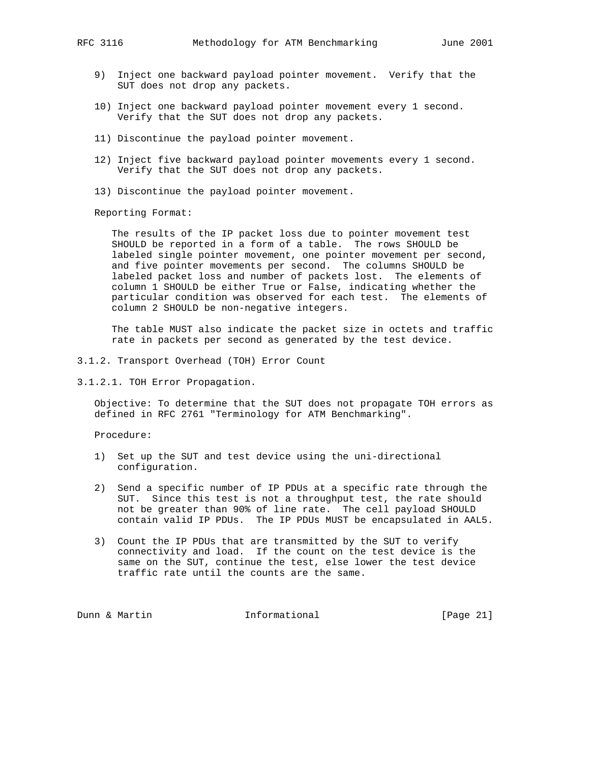9) Inject one backward payload pointer movement. Verify that the SUT does not drop any packets.

10) Inject one backward payload pointer movement every 1 second. Verify that the SUT does not drop any packets.

11) Discontinue the payload pointer movement.

12) Inject five backward payload pointer movements every 1 second. Verify that the SUT does not drop any packets.

13) Discontinue the payload pointer movement.

Reporting Format:

The results of the IP packet loss due to pointer movement test SHOULD be reported in a form of a table. The rows SHOULD be labeled single pointer movement, one pointer movement per second, and five pointer movements per second. The columns SHOULD be labeled packet loss and number of packets lost. The elements of column 1 SHOULD be either True or False, indicating whether the particular condition was observed for each test. The elements of column 2 SHOULD be non-negative integers.

The table MUST also indicate the packet size in octets and traffic rate in packets per second as generated by the test device.

### 3.1.2. Transport Overhead (TOH) Error Count

#### 3.1.2.1. TOH Error Propagation.

Objective: To determine that the SUT does not propagate TOH errors as defined in RFC 2761 "Terminology for ATM Benchmarking".

Procedure:

1) Set up the SUT and test device using the uni-directional configuration.

2) Send a specific number of IP PDUs at a specific rate through the SUT. Since this test is not a throughput test, the rate should not be greater than 90% of line rate. The cell payload SHOULD contain valid IP PDUs. The IP PDUs MUST be encapsulated in AAL5.

3) Count the IP PDUs that are transmitted by the SUT to verify connectivity and load. If the count on the test device is the same on the SUT, continue the test, else lower the test device traffic rate until the counts are the same.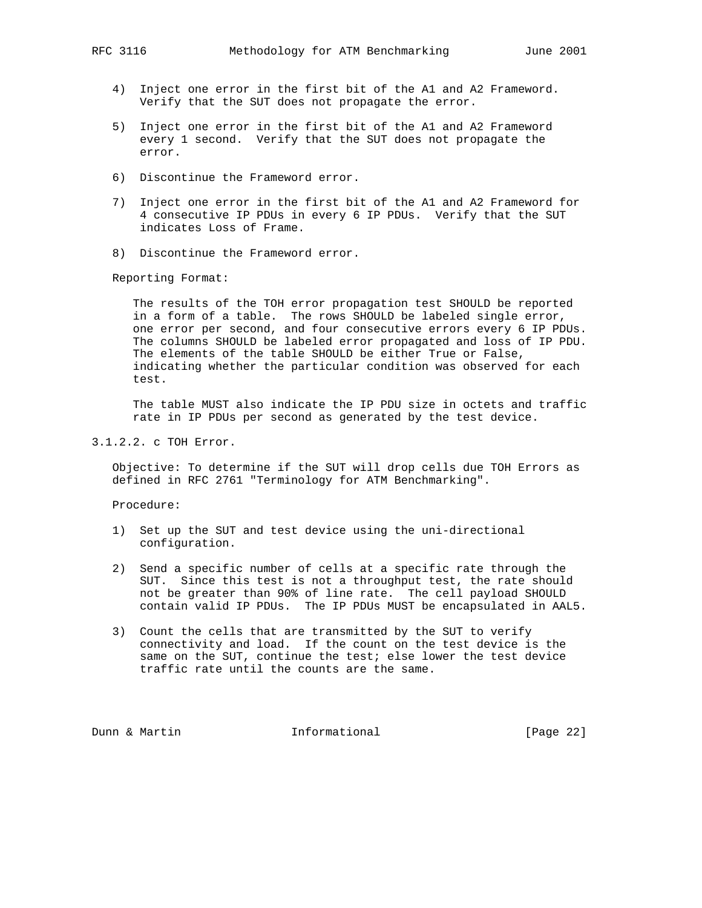4) Inject one error in the first bit of the A1 and A2 Frameword. Verify that the SUT does not propagate the error.

5) Inject one error in the first bit of the A1 and A2 Frameword every 1 second. Verify that the SUT does not propagate the error.

6) Discontinue the Frameword error.

7) Inject one error in the first bit of the A1 and A2 Frameword for 4 consecutive IP PDUs in every 6 IP PDUs. Verify that the SUT indicates Loss of Frame.

8) Discontinue the Frameword error.

Reporting Format:

The results of the TOH error propagation test SHOULD be reported in a form of a table. The rows SHOULD be labeled single error, one error per second, and four consecutive errors every 6 IP PDUs. The columns SHOULD be labeled error propagated and loss of IP PDU. The elements of the table SHOULD be either True or False, indicating whether the particular condition was observed for each test.

The table MUST also indicate the IP PDU size in octets and traffic rate in IP PDUs per second as generated by the test device.

#### 3.1.2.2. c TOH Error.

Objective: To determine if the SUT will drop cells due TOH Errors as defined in RFC 2761 "Terminology for ATM Benchmarking".

Procedure:

1) Set up the SUT and test device using the uni-directional configuration.

2) Send a specific number of cells at a specific rate through the SUT. Since this test is not a throughput test, the rate should not be greater than 90% of line rate. The cell payload SHOULD contain valid IP PDUs. The IP PDUs MUST be encapsulated in AAL5.

3) Count the cells that are transmitted by the SUT to verify connectivity and load. If the count on the test device is the same on the SUT, continue the test; else lower the test device traffic rate until the counts are the same.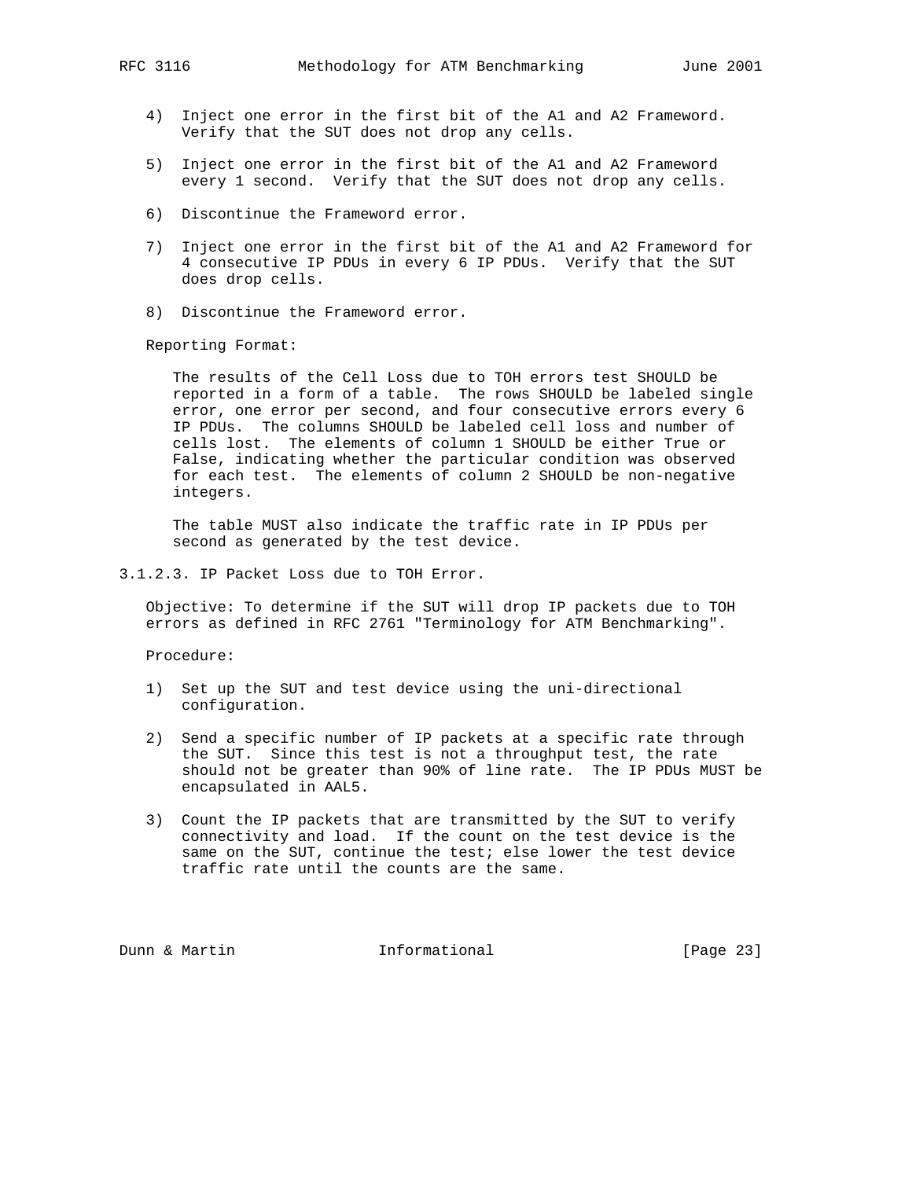4) Inject one error in the first bit of the A1 and A2 Frameword. Verify that the SUT does not drop any cells.

5) Inject one error in the first bit of the A1 and A2 Frameword every 1 second. Verify that the SUT does not drop any cells.

6) Discontinue the Frameword error.

7) Inject one error in the first bit of the A1 and A2 Frameword for 4 consecutive IP PDUs in every 6 IP PDUs. Verify that the SUT does drop cells.

8) Discontinue the Frameword error.

Reporting Format:

The results of the Cell Loss due to TOH errors test SHOULD be reported in a form of a table. The rows SHOULD be labeled single error, one error per second, and four consecutive errors every 6 IP PDUs. The columns SHOULD be labeled cell loss and number of cells lost. The elements of column 1 SHOULD be either True or False, indicating whether the particular condition was observed for each test. The elements of column 2 SHOULD be non-negative integers.

The table MUST also indicate the traffic rate in IP PDUs per second as generated by the test device.

### 3.1.2.3. IP Packet Loss due to TOH Error.

Objective: To determine if the SUT will drop IP packets due to TOH errors as defined in RFC 2761 "Terminology for ATM Benchmarking".

Procedure:

1) Set up the SUT and test device using the uni-directional configuration.

2) Send a specific number of IP packets at a specific rate through the SUT. Since this test is not a throughput test, the rate should not be greater than 90% of line rate. The IP PDUs MUST be encapsulated in AAL5.

3) Count the IP packets that are transmitted by the SUT to verify connectivity and load. If the count on the test device is the same on the SUT, continue the test; else lower the test device traffic rate until the counts are the same.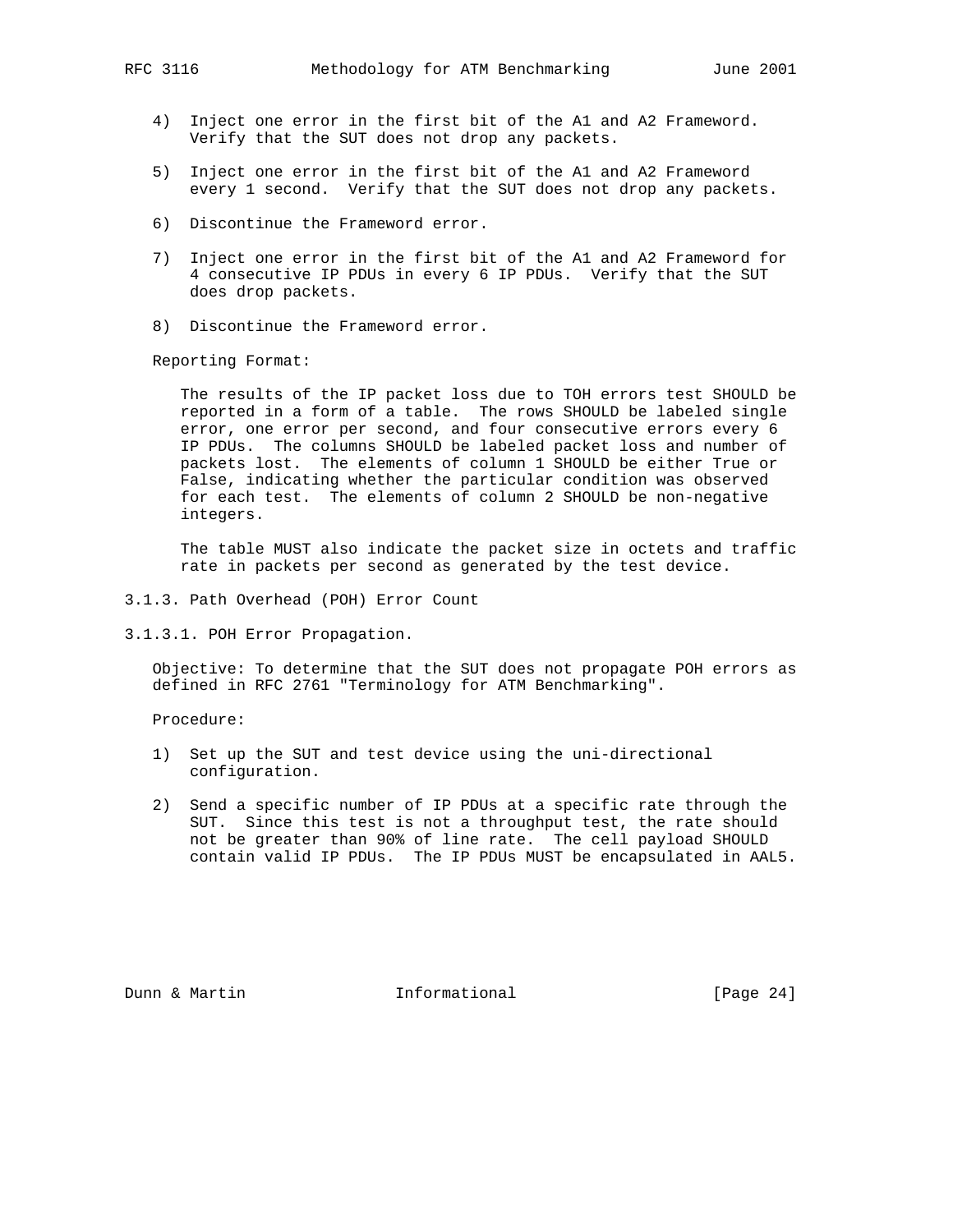4) Inject one error in the first bit of the A1 and A2 Frameword. Verify that the SUT does not drop any packets.

5) Inject one error in the first bit of the A1 and A2 Frameword every 1 second. Verify that the SUT does not drop any packets.

6) Discontinue the Frameword error.

7) Inject one error in the first bit of the A1 and A2 Frameword for 4 consecutive IP PDUs in every 6 IP PDUs. Verify that the SUT does drop packets.

8) Discontinue the Frameword error.

Reporting Format:

The results of the IP packet loss due to TOH errors test SHOULD be reported in a form of a table. The rows SHOULD be labeled single error, one error per second, and four consecutive errors every 6 IP PDUs. The columns SHOULD be labeled packet loss and number of packets lost. The elements of column 1 SHOULD be either True or False, indicating whether the particular condition was observed for each test. The elements of column 2 SHOULD be non-negative integers.

The table MUST also indicate the packet size in octets and traffic rate in packets per second as generated by the test device.

### 3.1.3. Path Overhead (POH) Error Count

#### 3.1.3.1. POH Error Propagation.

Objective: To determine that the SUT does not propagate POH errors as defined in RFC 2761 "Terminology for ATM Benchmarking".

Procedure:

1) Set up the SUT and test device using the uni-directional configuration.

2) Send a specific number of IP PDUs at a specific rate through the SUT. Since this test is not a throughput test, the rate should not be greater than 90% of line rate. The cell payload SHOULD contain valid IP PDUs. The IP PDUs MUST be encapsulated in AAL5.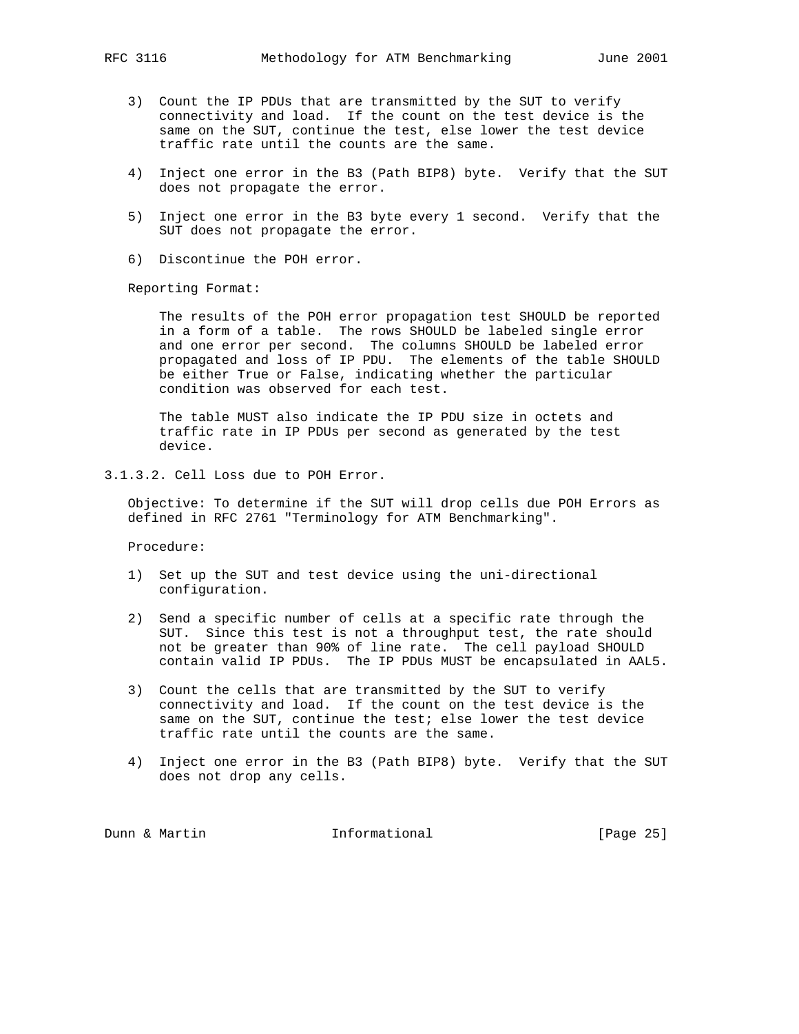3) Count the IP PDUs that are transmitted by the SUT to verify connectivity and load. If the count on the test device is the same on the SUT, continue the test, else lower the test device traffic rate until the counts are the same.

4) Inject one error in the B3 (Path BIP8) byte. Verify that the SUT does not propagate the error.

5) Inject one error in the B3 byte every 1 second. Verify that the SUT does not propagate the error.

6) Discontinue the POH error.

Reporting Format:

The results of the POH error propagation test SHOULD be reported in a form of a table. The rows SHOULD be labeled single error and one error per second. The columns SHOULD be labeled error propagated and loss of IP PDU. The elements of the table SHOULD be either True or False, indicating whether the particular condition was observed for each test.

The table MUST also indicate the IP PDU size in octets and traffic rate in IP PDUs per second as generated by the test device.

### 3.1.3.2. Cell Loss due to POH Error.

Objective: To determine if the SUT will drop cells due POH Errors as defined in RFC 2761 "Terminology for ATM Benchmarking".

Procedure:

1) Set up the SUT and test device using the uni-directional configuration.

2) Send a specific number of cells at a specific rate through the SUT. Since this test is not a throughput test, the rate should not be greater than 90% of line rate. The cell payload SHOULD contain valid IP PDUs. The IP PDUs MUST be encapsulated in AAL5.

3) Count the cells that are transmitted by the SUT to verify connectivity and load. If the count on the test device is the same on the SUT, continue the test; else lower the test device traffic rate until the counts are the same.

4) Inject one error in the B3 (Path BIP8) byte. Verify that the SUT does not drop any cells.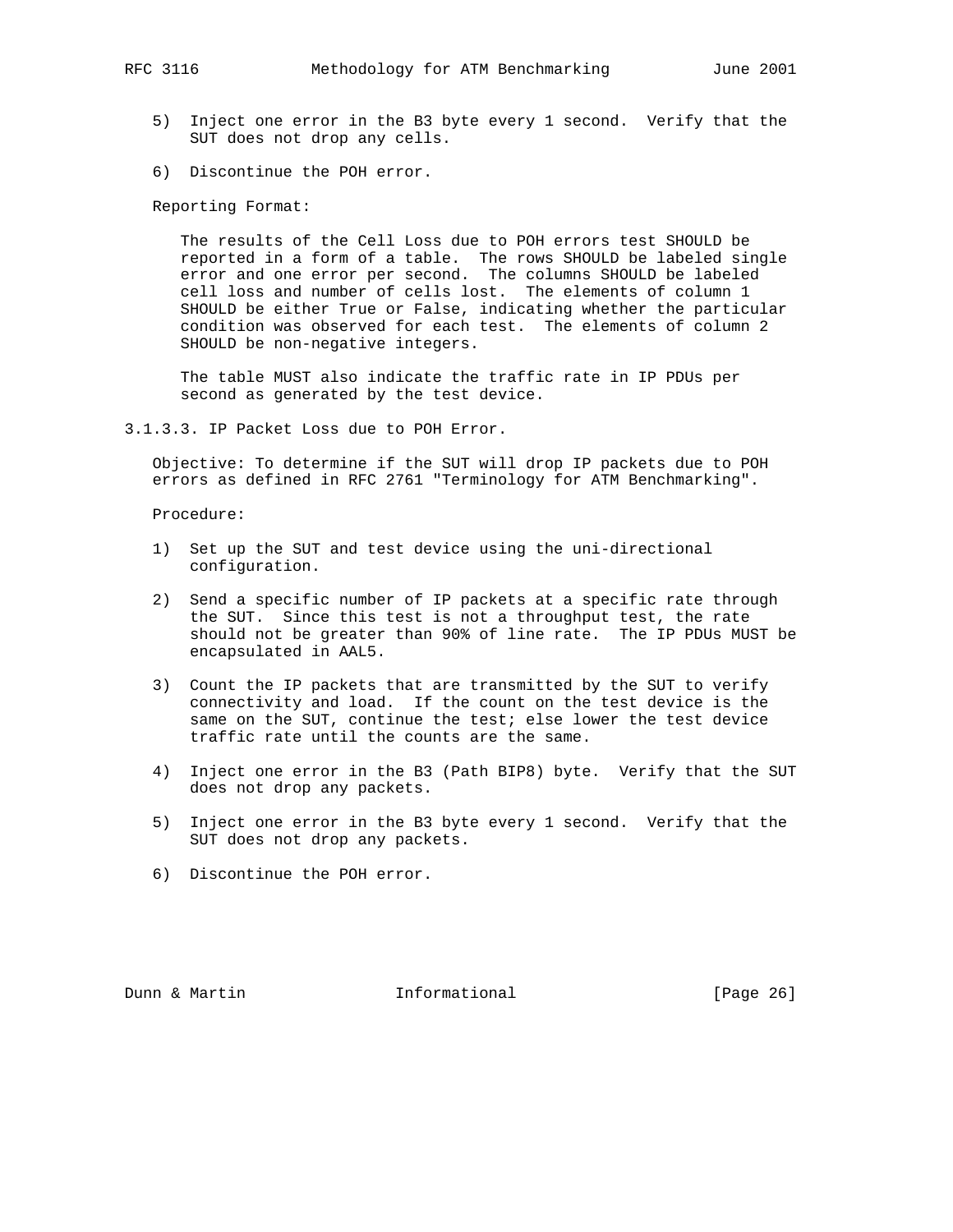5) Inject one error in the B3 byte every 1 second. Verify that the SUT does not drop any cells.

6) Discontinue the POH error.

Reporting Format:

The results of the Cell Loss due to POH errors test SHOULD be reported in a form of a table. The rows SHOULD be labeled single error and one error per second. The columns SHOULD be labeled cell loss and number of cells lost. The elements of column 1 SHOULD be either True or False, indicating whether the particular condition was observed for each test. The elements of column 2 SHOULD be non-negative integers.

The table MUST also indicate the traffic rate in IP PDUs per second as generated by the test device.

### 3.1.3.3. IP Packet Loss due to POH Error.

Objective: To determine if the SUT will drop IP packets due to POH errors as defined in RFC 2761 "Terminology for ATM Benchmarking".

Procedure:

1) Set up the SUT and test device using the uni-directional configuration.

2) Send a specific number of IP packets at a specific rate through the SUT. Since this test is not a throughput test, the rate should not be greater than 90% of line rate. The IP PDUs MUST be encapsulated in AAL5.

3) Count the IP packets that are transmitted by the SUT to verify connectivity and load. If the count on the test device is the same on the SUT, continue the test; else lower the test device traffic rate until the counts are the same.

4) Inject one error in the B3 (Path BIP8) byte. Verify that the SUT does not drop any packets.

5) Inject one error in the B3 byte every 1 second. Verify that the SUT does not drop any packets.

6) Discontinue the POH error.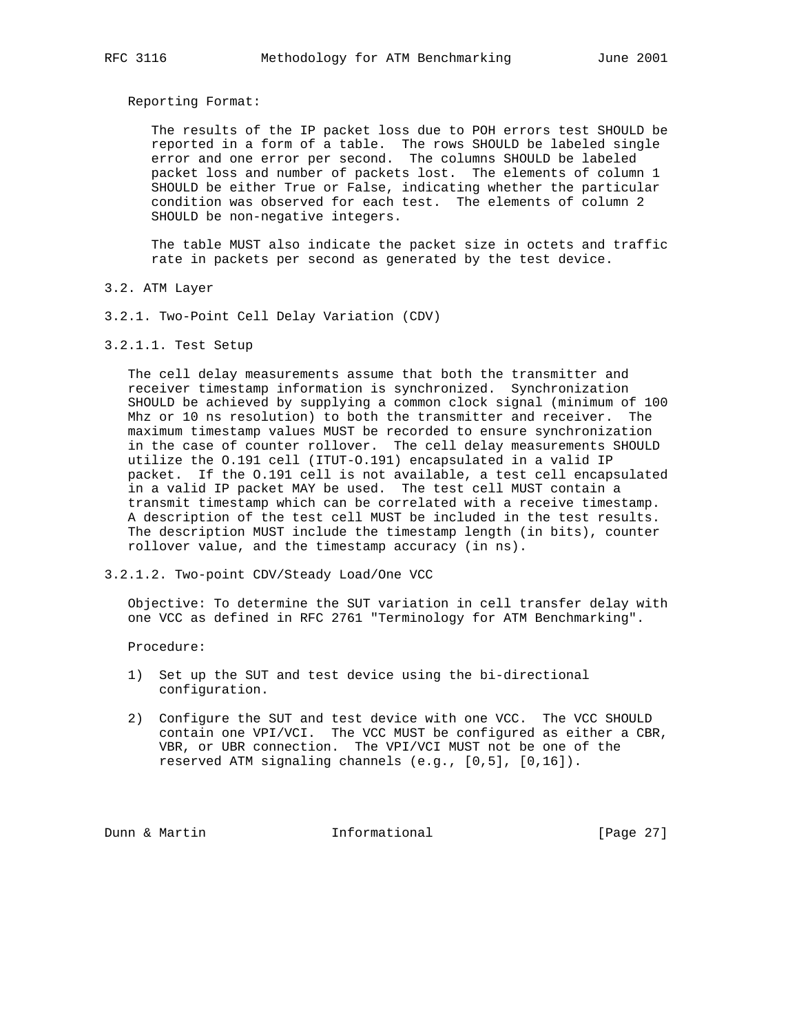Reporting Format:

The results of the IP packet loss due to POH errors test SHOULD be reported in a form of a table. The rows SHOULD be labeled single error and one error per second. The columns SHOULD be labeled packet loss and number of packets lost. The elements of column 1 SHOULD be either True or False, indicating whether the particular condition was observed for each test. The elements of column 2 SHOULD be non-negative integers.

The table MUST also indicate the packet size in octets and traffic rate in packets per second as generated by the test device.

## 3.2. ATM Layer

### 3.2.1. Two-Point Cell Delay Variation (CDV)

#### 3.2.1.1. Test Setup

The cell delay measurements assume that both the transmitter and receiver timestamp information is synchronized. Synchronization SHOULD be achieved by supplying a common clock signal (minimum of 100 Mhz or 10 ns resolution) to both the transmitter and receiver. The maximum timestamp values MUST be recorded to ensure synchronization in the case of counter rollover. The cell delay measurements SHOULD utilize the O.191 cell (ITUT-O.191) encapsulated in a valid IP packet. If the O.191 cell is not available, a test cell encapsulated in a valid IP packet MAY be used. The test cell MUST contain a transmit timestamp which can be correlated with a receive timestamp. A description of the test cell MUST be included in the test results. The description MUST include the timestamp length (in bits), counter rollover value, and the timestamp accuracy (in ns).

#### 3.2.1.2. Two-point CDV/Steady Load/One VCC

Objective: To determine the SUT variation in cell transfer delay with one VCC as defined in RFC 2761 "Terminology for ATM Benchmarking".

Procedure:

1) Set up the SUT and test device using the bi-directional configuration.

2) Configure the SUT and test device with one VCC. The VCC SHOULD contain one VPI/VCI. The VCC MUST be configured as either a CBR, VBR, or UBR connection. The VPI/VCI MUST not be one of the reserved ATM signaling channels (e.g., [0,5], [0,16]).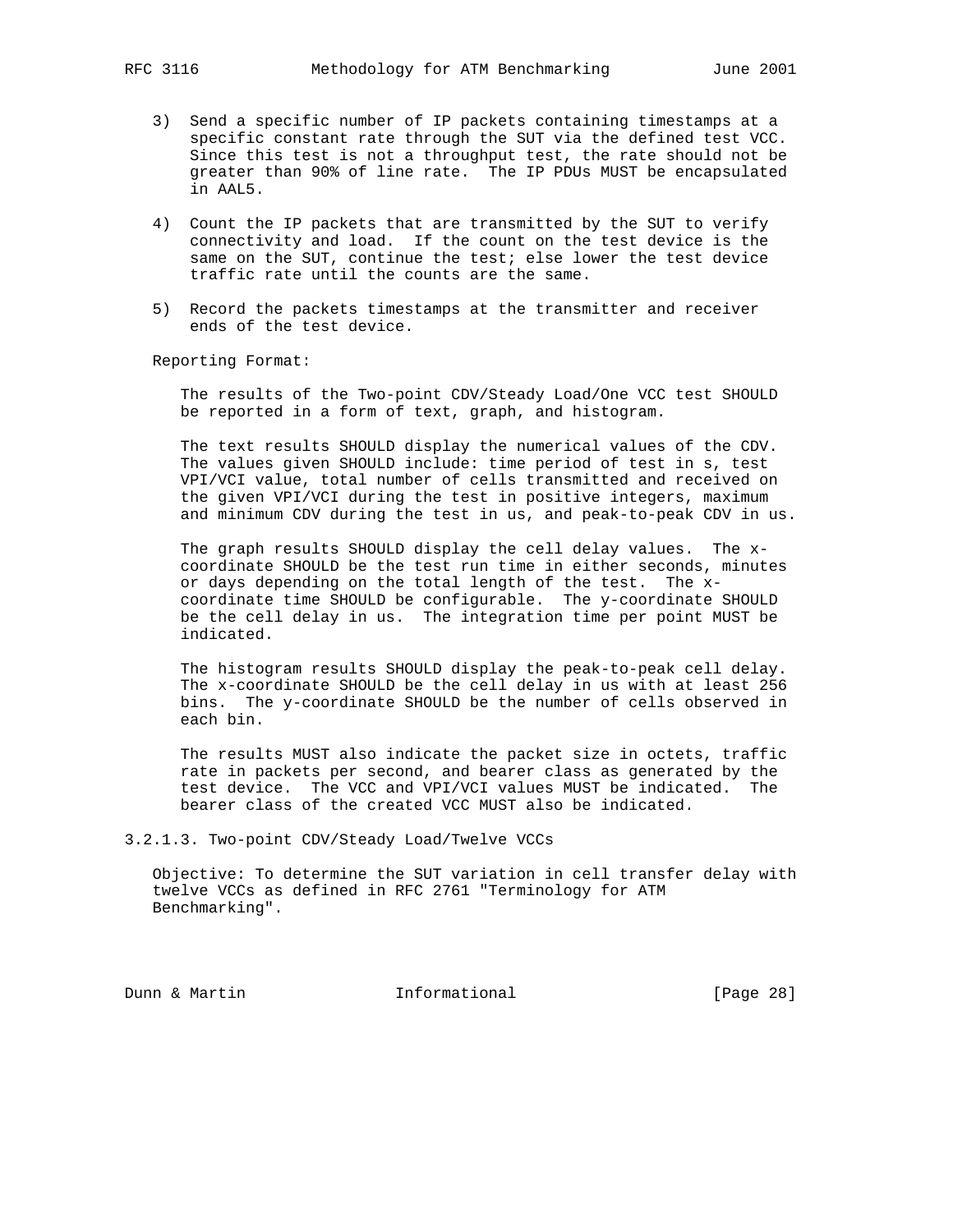3) Send a specific number of IP packets containing timestamps at a specific constant rate through the SUT via the defined test VCC. Since this test is not a throughput test, the rate should not be greater than 90% of line rate. The IP PDUs MUST be encapsulated in AAL5.

4) Count the IP packets that are transmitted by the SUT to verify connectivity and load. If the count on the test device is the same on the SUT, continue the test; else lower the test device traffic rate until the counts are the same.

5) Record the packets timestamps at the transmitter and receiver ends of the test device.

Reporting Format:

The results of the Two-point CDV/Steady Load/One VCC test SHOULD be reported in a form of text, graph, and histogram.

The text results SHOULD display the numerical values of the CDV. The values given SHOULD include: time period of test in s, test VPI/VCI value, total number of cells transmitted and received on the given VPI/VCI during the test in positive integers, maximum and minimum CDV during the test in us, and peak-to-peak CDV in us.

The graph results SHOULD display the cell delay values. The x-coordinate SHOULD be the test run time in either seconds, minutes or days depending on the total length of the test. The x-coordinate time SHOULD be configurable. The y-coordinate SHOULD be the cell delay in us. The integration time per point MUST be indicated.

The histogram results SHOULD display the peak-to-peak cell delay. The x-coordinate SHOULD be the cell delay in us with at least 256 bins. The y-coordinate SHOULD be the number of cells observed in each bin.

The results MUST also indicate the packet size in octets, traffic rate in packets per second, and bearer class as generated by the test device. The VCC and VPI/VCI values MUST be indicated. The bearer class of the created VCC MUST also be indicated.

### 3.2.1.3. Two-point CDV/Steady Load/Twelve VCCs

Objective: To determine the SUT variation in cell transfer delay with twelve VCCs as defined in RFC 2761 "Terminology for ATM Benchmarking".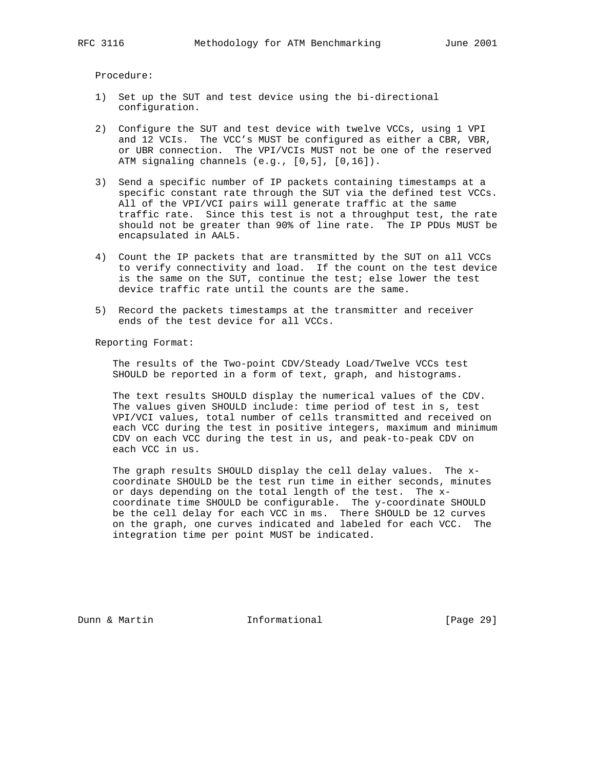Procedure:

1) Set up the SUT and test device using the bi-directional configuration.

2) Configure the SUT and test device with twelve VCCs, using 1 VPI and 12 VCIs. The VCC's MUST be configured as either a CBR, VBR, or UBR connection. The VPI/VCIs MUST not be one of the reserved ATM signaling channels (e.g., [0,5], [0,16]).

3) Send a specific number of IP packets containing timestamps at a specific constant rate through the SUT via the defined test VCCs. All of the VPI/VCI pairs will generate traffic at the same traffic rate. Since this test is not a throughput test, the rate should not be greater than 90% of line rate. The IP PDUs MUST be encapsulated in AAL5.

4) Count the IP packets that are transmitted by the SUT on all VCCs to verify connectivity and load. If the count on the test device is the same on the SUT, continue the test; else lower the test device traffic rate until the counts are the same.

5) Record the packets timestamps at the transmitter and receiver ends of the test device for all VCCs.

Reporting Format:

The results of the Two-point CDV/Steady Load/Twelve VCCs test SHOULD be reported in a form of text, graph, and histograms.

The text results SHOULD display the numerical values of the CDV. The values given SHOULD include: time period of test in s, test VPI/VCI values, total number of cells transmitted and received on each VCC during the test in positive integers, maximum and minimum CDV on each VCC during the test in us, and peak-to-peak CDV on each VCC in us.

The graph results SHOULD display the cell delay values. The x-coordinate SHOULD be the test run time in either seconds, minutes or days depending on the total length of the test. The x-coordinate time SHOULD be configurable. The y-coordinate SHOULD be the cell delay for each VCC in ms. There SHOULD be 12 curves on the graph, one curves indicated and labeled for each VCC. The integration time per point MUST be indicated.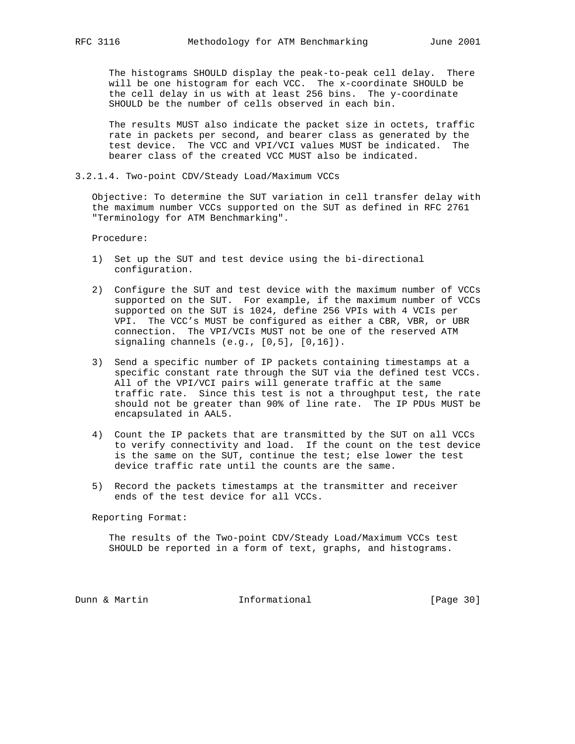The histograms SHOULD display the peak-to-peak cell delay. There will be one histogram for each VCC. The x-coordinate SHOULD be the cell delay in us with at least 256 bins. The y-coordinate SHOULD be the number of cells observed in each bin.

The results MUST also indicate the packet size in octets, traffic rate in packets per second, and bearer class as generated by the test device. The VCC and VPI/VCI values MUST be indicated. The bearer class of the created VCC MUST also be indicated.

### 3.2.1.4. Two-point CDV/Steady Load/Maximum VCCs

Objective: To determine the SUT variation in cell transfer delay with the maximum number VCCs supported on the SUT as defined in RFC 2761 "Terminology for ATM Benchmarking".

Procedure:

1) Set up the SUT and test device using the bi-directional configuration.

2) Configure the SUT and test device with the maximum number of VCCs supported on the SUT. For example, if the maximum number of VCCs supported on the SUT is 1024, define 256 VPIs with 4 VCIs per VPI. The VCC's MUST be configured as either a CBR, VBR, or UBR connection. The VPI/VCIs MUST not be one of the reserved ATM signaling channels (e.g., [0,5], [0,16]).

3) Send a specific number of IP packets containing timestamps at a specific constant rate through the SUT via the defined test VCCs. All of the VPI/VCI pairs will generate traffic at the same traffic rate. Since this test is not a throughput test, the rate should not be greater than 90% of line rate. The IP PDUs MUST be encapsulated in AAL5.

4) Count the IP packets that are transmitted by the SUT on all VCCs to verify connectivity and load. If the count on the test device is the same on the SUT, continue the test; else lower the test device traffic rate until the counts are the same.

5) Record the packets timestamps at the transmitter and receiver ends of the test device for all VCCs.

Reporting Format:

The results of the Two-point CDV/Steady Load/Maximum VCCs test SHOULD be reported in a form of text, graphs, and histograms.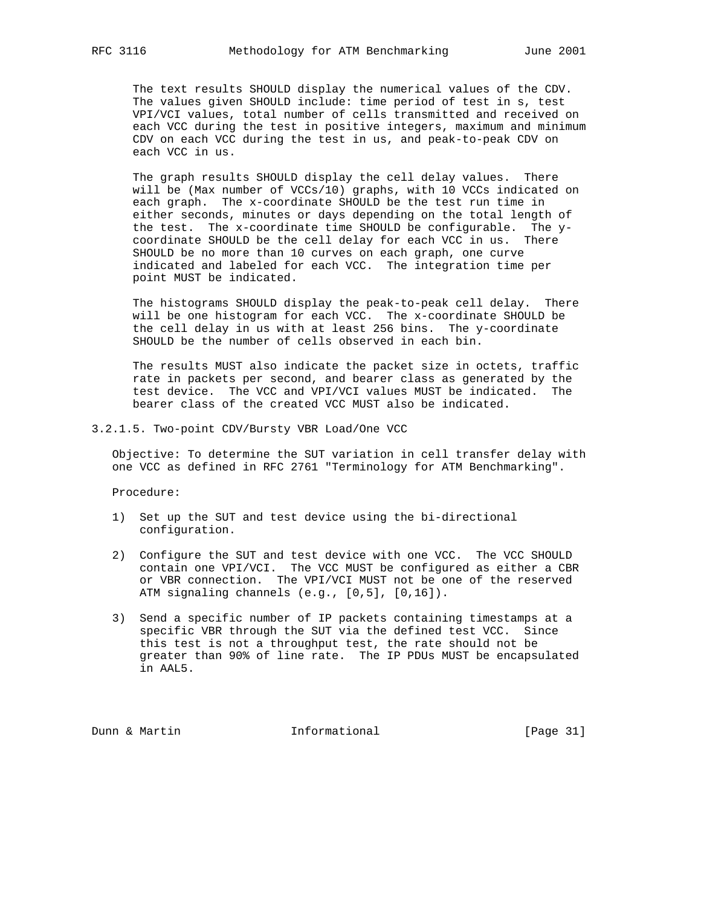The text results SHOULD display the numerical values of the CDV. The values given SHOULD include: time period of test in s, test VPI/VCI values, total number of cells transmitted and received on each VCC during the test in positive integers, maximum and minimum CDV on each VCC during the test in us, and peak-to-peak CDV on each VCC in us.

The graph results SHOULD display the cell delay values. There will be (Max number of VCCs/10) graphs, with 10 VCCs indicated on each graph. The x-coordinate SHOULD be the test run time in either seconds, minutes or days depending on the total length of the test. The x-coordinate time SHOULD be configurable. The y-coordinate SHOULD be the cell delay for each VCC in us. There SHOULD be no more than 10 curves on each graph, one curve indicated and labeled for each VCC. The integration time per point MUST be indicated.

The histograms SHOULD display the peak-to-peak cell delay. There will be one histogram for each VCC. The x-coordinate SHOULD be the cell delay in us with at least 256 bins. The y-coordinate SHOULD be the number of cells observed in each bin.

The results MUST also indicate the packet size in octets, traffic rate in packets per second, and bearer class as generated by the test device. The VCC and VPI/VCI values MUST be indicated. The bearer class of the created VCC MUST also be indicated.

### 3.2.1.5. Two-point CDV/Bursty VBR Load/One VCC

Objective: To determine the SUT variation in cell transfer delay with one VCC as defined in RFC 2761 "Terminology for ATM Benchmarking".

Procedure:

1) Set up the SUT and test device using the bi-directional configuration.

2) Configure the SUT and test device with one VCC. The VCC SHOULD contain one VPI/VCI. The VCC MUST be configured as either a CBR or VBR connection. The VPI/VCI MUST not be one of the reserved ATM signaling channels (e.g., [0,5], [0,16]).

3) Send a specific number of IP packets containing timestamps at a specific VBR through the SUT via the defined test VCC. Since this test is not a throughput test, the rate should not be greater than 90% of line rate. The IP PDUs MUST be encapsulated in AAL5.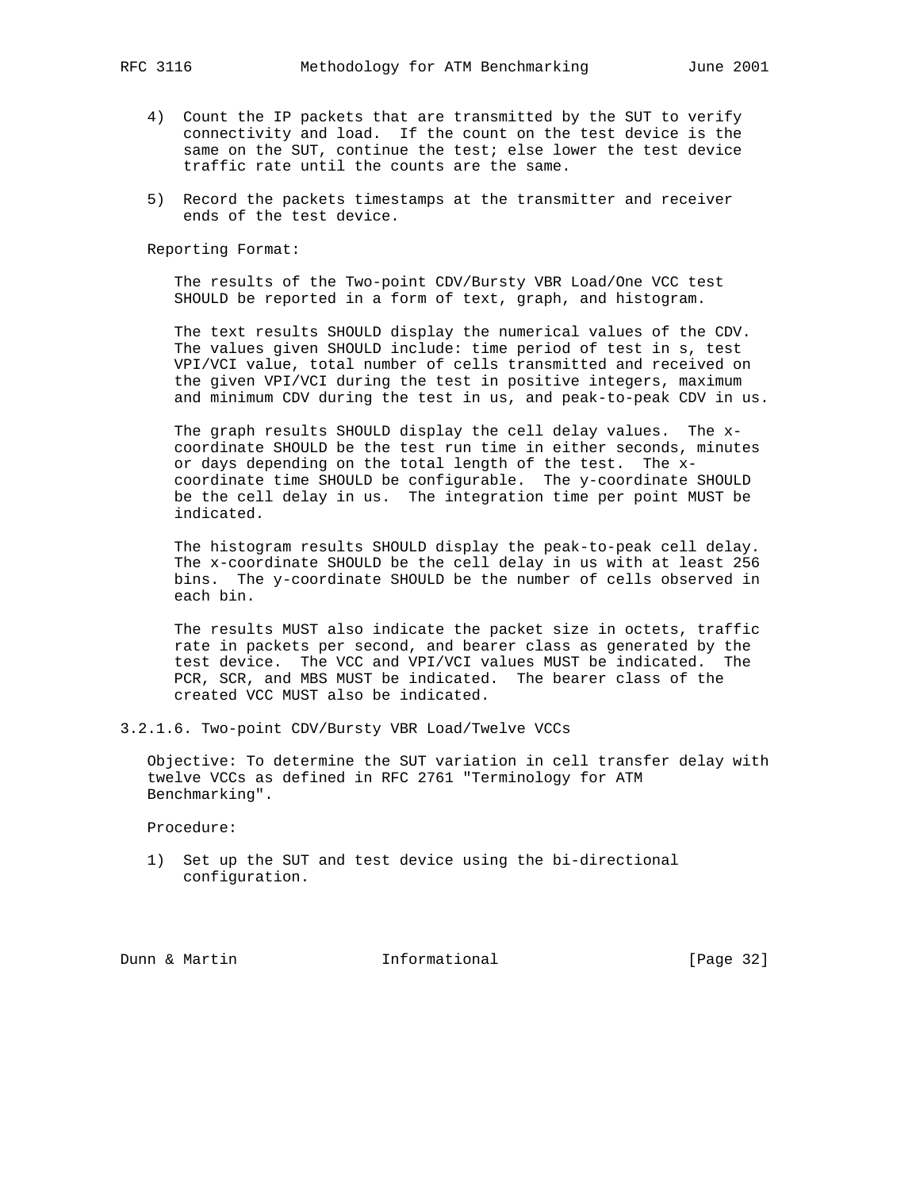4) Count the IP packets that are transmitted by the SUT to verify connectivity and load. If the count on the test device is the same on the SUT, continue the test; else lower the test device traffic rate until the counts are the same.

5) Record the packets timestamps at the transmitter and receiver ends of the test device.

Reporting Format:

The results of the Two-point CDV/Bursty VBR Load/One VCC test SHOULD be reported in a form of text, graph, and histogram.

The text results SHOULD display the numerical values of the CDV. The values given SHOULD include: time period of test in s, test VPI/VCI value, total number of cells transmitted and received on the given VPI/VCI during the test in positive integers, maximum and minimum CDV during the test in us, and peak-to-peak CDV in us.

The graph results SHOULD display the cell delay values. The x-coordinate SHOULD be the test run time in either seconds, minutes or days depending on the total length of the test. The x-coordinate time SHOULD be configurable. The y-coordinate SHOULD be the cell delay in us. The integration time per point MUST be indicated.

The histogram results SHOULD display the peak-to-peak cell delay. The x-coordinate SHOULD be the cell delay in us with at least 256 bins. The y-coordinate SHOULD be the number of cells observed in each bin.

The results MUST also indicate the packet size in octets, traffic rate in packets per second, and bearer class as generated by the test device. The VCC and VPI/VCI values MUST be indicated. The PCR, SCR, and MBS MUST be indicated. The bearer class of the created VCC MUST also be indicated.

3.2.1.6. Two-point CDV/Bursty VBR Load/Twelve VCCs

Objective: To determine the SUT variation in cell transfer delay with twelve VCCs as defined in RFC 2761 "Terminology for ATM Benchmarking".

Procedure:

1) Set up the SUT and test device using the bi-directional configuration.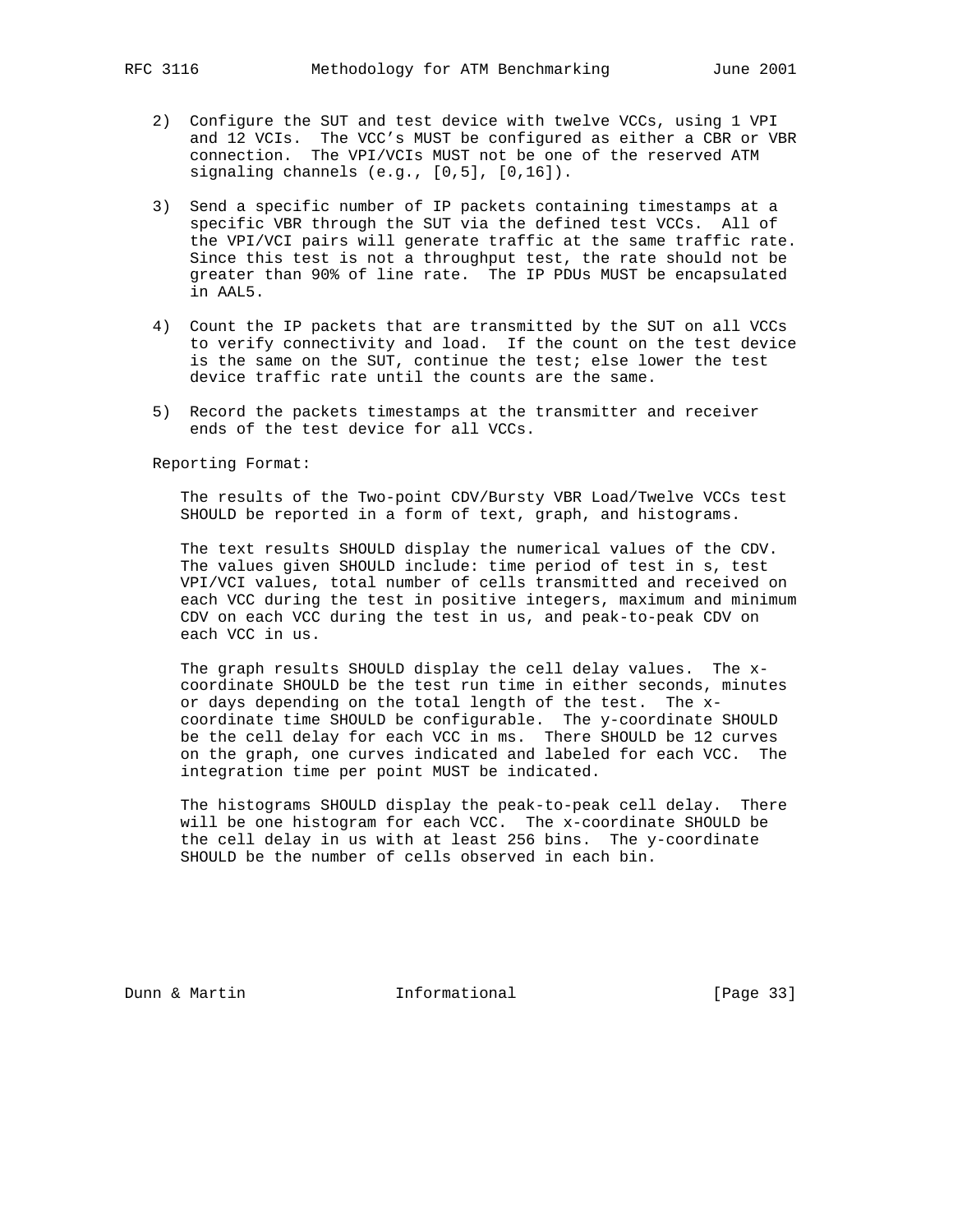2) Configure the SUT and test device with twelve VCCs, using 1 VPI and 12 VCIs. The VCC's MUST be configured as either a CBR or VBR connection. The VPI/VCIs MUST not be one of the reserved ATM signaling channels (e.g., [0,5], [0,16]).

3) Send a specific number of IP packets containing timestamps at a specific VBR through the SUT via the defined test VCCs. All of the VPI/VCI pairs will generate traffic at the same traffic rate. Since this test is not a throughput test, the rate should not be greater than 90% of line rate. The IP PDUs MUST be encapsulated in AAL5.

4) Count the IP packets that are transmitted by the SUT on all VCCs to verify connectivity and load. If the count on the test device is the same on the SUT, continue the test; else lower the test device traffic rate until the counts are the same.

5) Record the packets timestamps at the transmitter and receiver ends of the test device for all VCCs.

Reporting Format:

The results of the Two-point CDV/Bursty VBR Load/Twelve VCCs test SHOULD be reported in a form of text, graph, and histograms.

The text results SHOULD display the numerical values of the CDV. The values given SHOULD include: time period of test in s, test VPI/VCI values, total number of cells transmitted and received on each VCC during the test in positive integers, maximum and minimum CDV on each VCC during the test in us, and peak-to-peak CDV on each VCC in us.

The graph results SHOULD display the cell delay values. The x-coordinate SHOULD be the test run time in either seconds, minutes or days depending on the total length of the test. The x-coordinate time SHOULD be configurable. The y-coordinate SHOULD be the cell delay for each VCC in ms. There SHOULD be 12 curves on the graph, one curves indicated and labeled for each VCC. The integration time per point MUST be indicated.

The histograms SHOULD display the peak-to-peak cell delay. There will be one histogram for each VCC. The x-coordinate SHOULD be the cell delay in us with at least 256 bins. The y-coordinate SHOULD be the number of cells observed in each bin.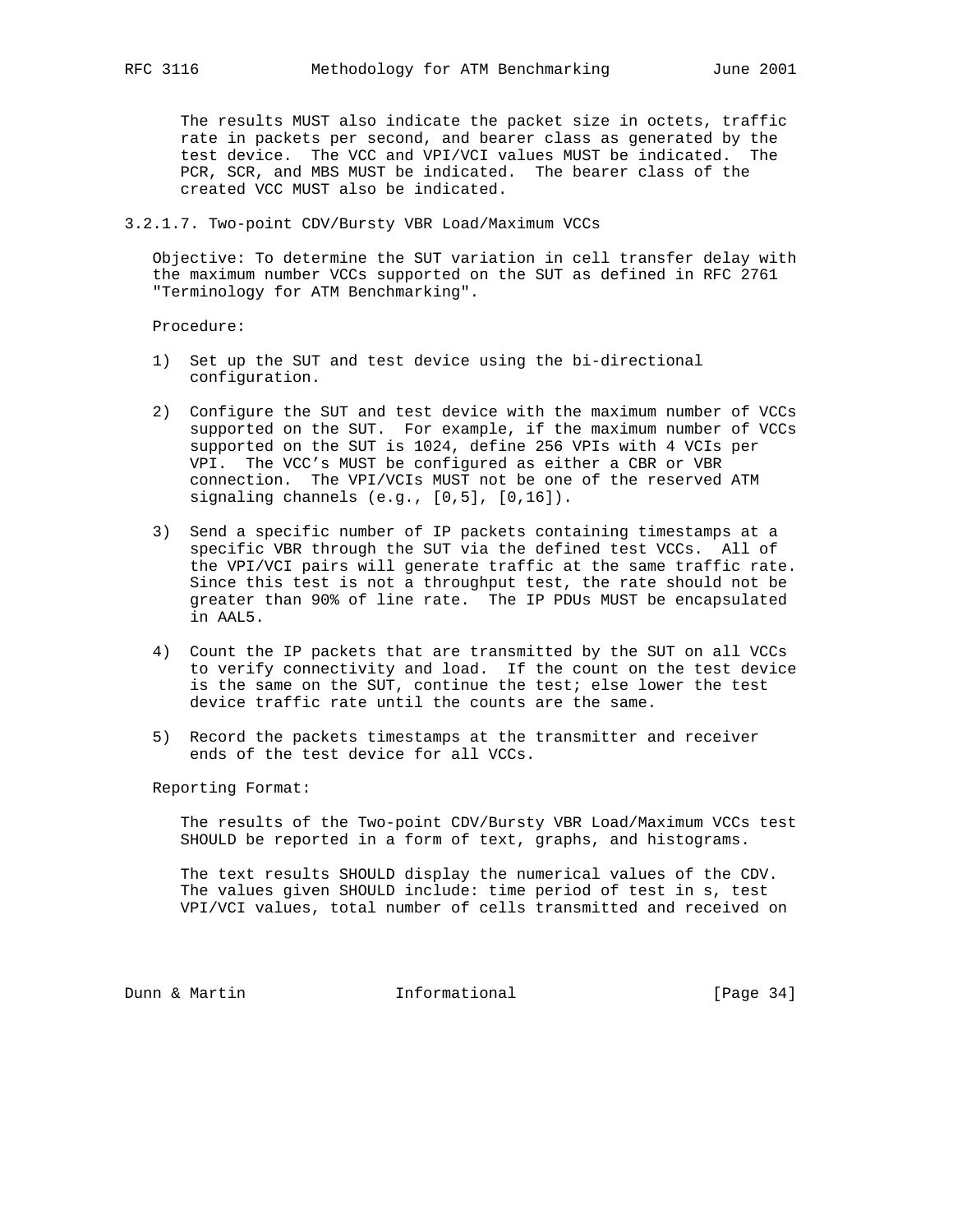The results MUST also indicate the packet size in octets, traffic rate in packets per second, and bearer class as generated by the test device. The VCC and VPI/VCI values MUST be indicated. The PCR, SCR, and MBS MUST be indicated. The bearer class of the created VCC MUST also be indicated.

### 3.2.1.7. Two-point CDV/Bursty VBR Load/Maximum VCCs

Objective: To determine the SUT variation in cell transfer delay with the maximum number VCCs supported on the SUT as defined in RFC 2761 "Terminology for ATM Benchmarking".

Procedure:

1) Set up the SUT and test device using the bi-directional configuration.

2) Configure the SUT and test device with the maximum number of VCCs supported on the SUT. For example, if the maximum number of VCCs supported on the SUT is 1024, define 256 VPIs with 4 VCIs per VPI. The VCC's MUST be configured as either a CBR or VBR connection. The VPI/VCIs MUST not be one of the reserved ATM signaling channels (e.g., [0,5], [0,16]).

3) Send a specific number of IP packets containing timestamps at a specific VBR through the SUT via the defined test VCCs. All of the VPI/VCI pairs will generate traffic at the same traffic rate. Since this test is not a throughput test, the rate should not be greater than 90% of line rate. The IP PDUs MUST be encapsulated in AAL5.

4) Count the IP packets that are transmitted by the SUT on all VCCs to verify connectivity and load. If the count on the test device is the same on the SUT, continue the test; else lower the test device traffic rate until the counts are the same.

5) Record the packets timestamps at the transmitter and receiver ends of the test device for all VCCs.

Reporting Format:

The results of the Two-point CDV/Bursty VBR Load/Maximum VCCs test SHOULD be reported in a form of text, graphs, and histograms.

The text results SHOULD display the numerical values of the CDV. The values given SHOULD include: time period of test in s, test VPI/VCI values, total number of cells transmitted and received on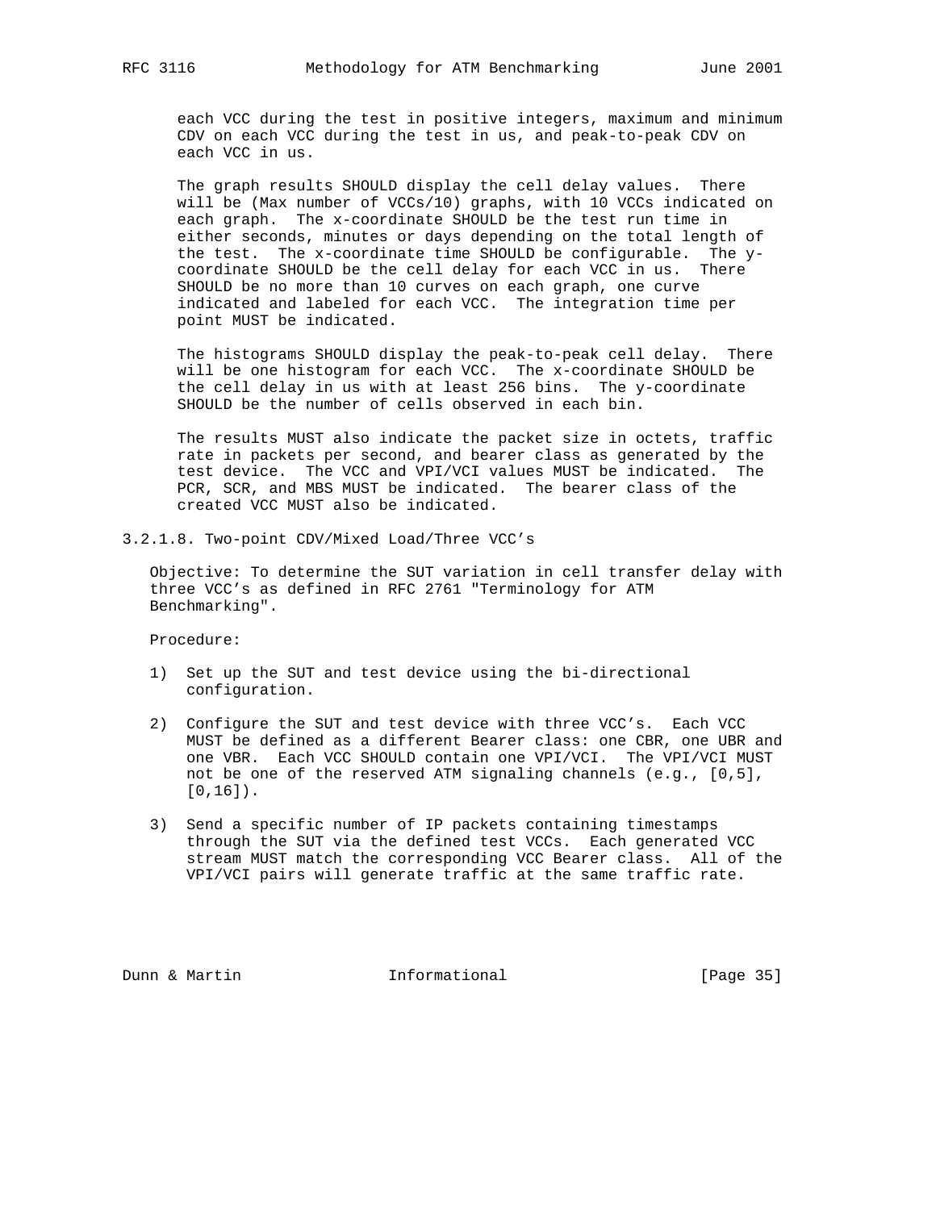each VCC during the test in positive integers, maximum and minimum CDV on each VCC during the test in us, and peak-to-peak CDV on each VCC in us.

The graph results SHOULD display the cell delay values. There will be (Max number of VCCs/10) graphs, with 10 VCCs indicated on each graph. The x-coordinate SHOULD be the test run time in either seconds, minutes or days depending on the total length of the test. The x-coordinate time SHOULD be configurable. The y-coordinate SHOULD be the cell delay for each VCC in us. There SHOULD be no more than 10 curves on each graph, one curve indicated and labeled for each VCC. The integration time per point MUST be indicated.

The histograms SHOULD display the peak-to-peak cell delay. There will be one histogram for each VCC. The x-coordinate SHOULD be the cell delay in us with at least 256 bins. The y-coordinate SHOULD be the number of cells observed in each bin.

The results MUST also indicate the packet size in octets, traffic rate in packets per second, and bearer class as generated by the test device. The VCC and VPI/VCI values MUST be indicated. The PCR, SCR, and MBS MUST be indicated. The bearer class of the created VCC MUST also be indicated.

#### 3.2.1.8. Two-point CDV/Mixed Load/Three VCC's

Objective: To determine the SUT variation in cell transfer delay with three VCC's as defined in RFC 2761 "Terminology for ATM Benchmarking".

Procedure:

1) Set up the SUT and test device using the bi-directional configuration.

2) Configure the SUT and test device with three VCC's. Each VCC MUST be defined as a different Bearer class: one CBR, one UBR and one VBR. Each VCC SHOULD contain one VPI/VCI. The VPI/VCI MUST not be one of the reserved ATM signaling channels (e.g., [0,5], [0,16]).

3) Send a specific number of IP packets containing timestamps through the SUT via the defined test VCCs. Each generated VCC stream MUST match the corresponding VCC Bearer class. All of the VPI/VCI pairs will generate traffic at the same traffic rate.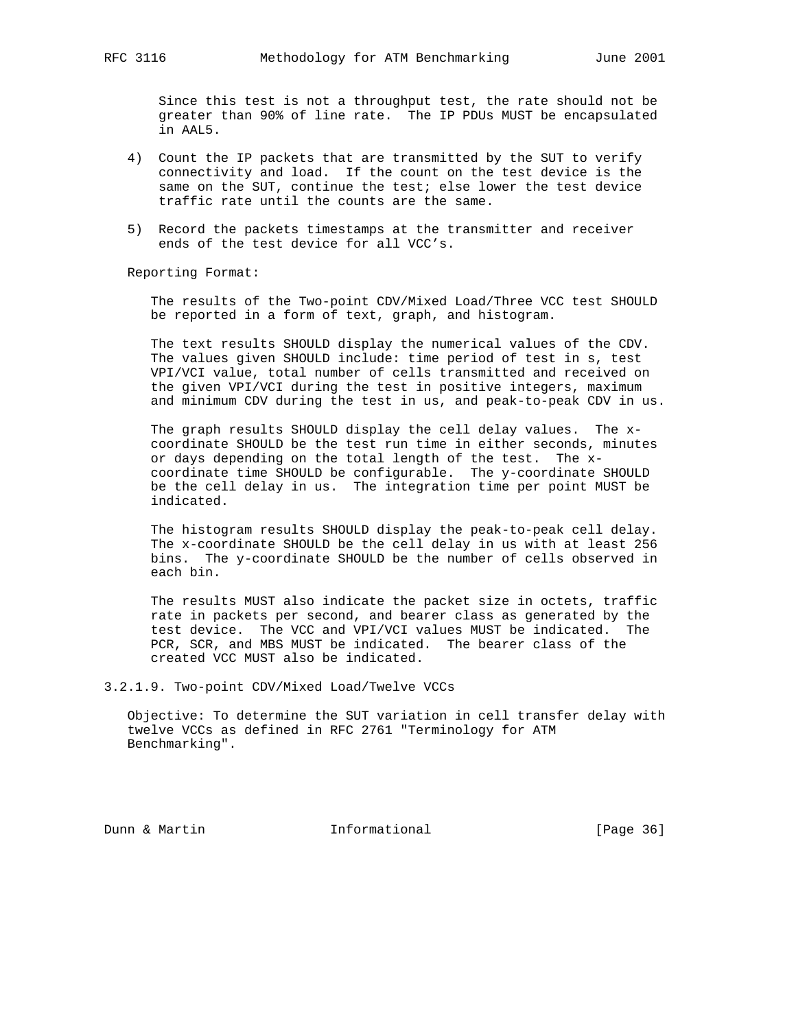Since this test is not a throughput test, the rate should not be greater than 90% of line rate. The IP PDUs MUST be encapsulated in AAL5.

4) Count the IP packets that are transmitted by the SUT to verify connectivity and load. If the count on the test device is the same on the SUT, continue the test; else lower the test device traffic rate until the counts are the same.

5) Record the packets timestamps at the transmitter and receiver ends of the test device for all VCC's.

Reporting Format:

The results of the Two-point CDV/Mixed Load/Three VCC test SHOULD be reported in a form of text, graph, and histogram.

The text results SHOULD display the numerical values of the CDV. The values given SHOULD include: time period of test in s, test VPI/VCI value, total number of cells transmitted and received on the given VPI/VCI during the test in positive integers, maximum and minimum CDV during the test in us, and peak-to-peak CDV in us.

The graph results SHOULD display the cell delay values. The x-coordinate SHOULD be the test run time in either seconds, minutes or days depending on the total length of the test. The x-coordinate time SHOULD be configurable. The y-coordinate SHOULD be the cell delay in us. The integration time per point MUST be indicated.

The histogram results SHOULD display the peak-to-peak cell delay. The x-coordinate SHOULD be the cell delay in us with at least 256 bins. The y-coordinate SHOULD be the number of cells observed in each bin.

The results MUST also indicate the packet size in octets, traffic rate in packets per second, and bearer class as generated by the test device. The VCC and VPI/VCI values MUST be indicated. The PCR, SCR, and MBS MUST be indicated. The bearer class of the created VCC MUST also be indicated.

#### 3.2.1.9. Two-point CDV/Mixed Load/Twelve VCCs

Objective: To determine the SUT variation in cell transfer delay with twelve VCCs as defined in RFC 2761 "Terminology for ATM Benchmarking".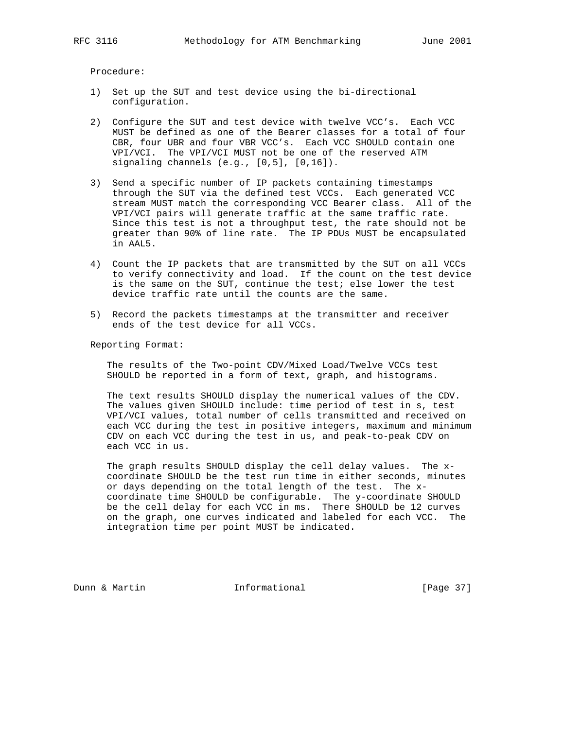Procedure:

1) Set up the SUT and test device using the bi-directional configuration.

2) Configure the SUT and test device with twelve VCC's. Each VCC MUST be defined as one of the Bearer classes for a total of four CBR, four UBR and four VBR VCC's. Each VCC SHOULD contain one VPI/VCI. The VPI/VCI MUST not be one of the reserved ATM signaling channels (e.g., [0,5], [0,16]).

3) Send a specific number of IP packets containing timestamps through the SUT via the defined test VCCs. Each generated VCC stream MUST match the corresponding VCC Bearer class. All of the VPI/VCI pairs will generate traffic at the same traffic rate. Since this test is not a throughput test, the rate should not be greater than 90% of line rate. The IP PDUs MUST be encapsulated in AAL5.

4) Count the IP packets that are transmitted by the SUT on all VCCs to verify connectivity and load. If the count on the test device is the same on the SUT, continue the test; else lower the test device traffic rate until the counts are the same.

5) Record the packets timestamps at the transmitter and receiver ends of the test device for all VCCs.

Reporting Format:

The results of the Two-point CDV/Mixed Load/Twelve VCCs test SHOULD be reported in a form of text, graph, and histograms.

The text results SHOULD display the numerical values of the CDV. The values given SHOULD include: time period of test in s, test VPI/VCI values, total number of cells transmitted and received on each VCC during the test in positive integers, maximum and minimum CDV on each VCC during the test in us, and peak-to-peak CDV on each VCC in us.

The graph results SHOULD display the cell delay values. The x-coordinate SHOULD be the test run time in either seconds, minutes or days depending on the total length of the test. The x-coordinate time SHOULD be configurable. The y-coordinate SHOULD be the cell delay for each VCC in ms. There SHOULD be 12 curves on the graph, one curves indicated and labeled for each VCC. The integration time per point MUST be indicated.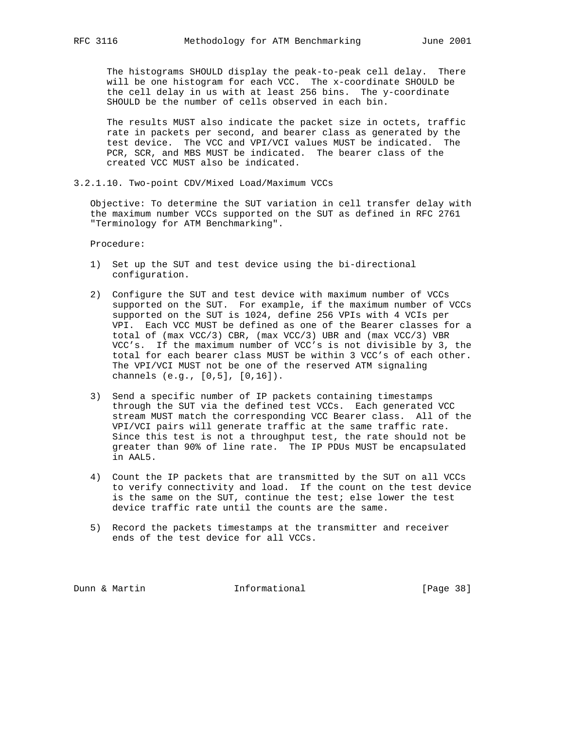The histograms SHOULD display the peak-to-peak cell delay. There will be one histogram for each VCC. The x-coordinate SHOULD be the cell delay in us with at least 256 bins. The y-coordinate SHOULD be the number of cells observed in each bin.

The results MUST also indicate the packet size in octets, traffic rate in packets per second, and bearer class as generated by the test device. The VCC and VPI/VCI values MUST be indicated. The PCR, SCR, and MBS MUST be indicated. The bearer class of the created VCC MUST also be indicated.

### 3.2.1.10. Two-point CDV/Mixed Load/Maximum VCCs

Objective: To determine the SUT variation in cell transfer delay with the maximum number VCCs supported on the SUT as defined in RFC 2761 "Terminology for ATM Benchmarking".

Procedure:

1) Set up the SUT and test device using the bi-directional configuration.

2) Configure the SUT and test device with maximum number of VCCs supported on the SUT. For example, if the maximum number of VCCs supported on the SUT is 1024, define 256 VPIs with 4 VCIs per VPI. Each VCC MUST be defined as one of the Bearer classes for a total of (max VCC/3) CBR, (max VCC/3) UBR and (max VCC/3) VBR VCC's. If the maximum number of VCC's is not divisible by 3, the total for each bearer class MUST be within 3 VCC's of each other. The VPI/VCI MUST not be one of the reserved ATM signaling channels (e.g., [0,5], [0,16]).

3) Send a specific number of IP packets containing timestamps through the SUT via the defined test VCCs. Each generated VCC stream MUST match the corresponding VCC Bearer class. All of the VPI/VCI pairs will generate traffic at the same traffic rate. Since this test is not a throughput test, the rate should not be greater than 90% of line rate. The IP PDUs MUST be encapsulated in AAL5.

4) Count the IP packets that are transmitted by the SUT on all VCCs to verify connectivity and load. If the count on the test device is the same on the SUT, continue the test; else lower the test device traffic rate until the counts are the same.

5) Record the packets timestamps at the transmitter and receiver ends of the test device for all VCCs.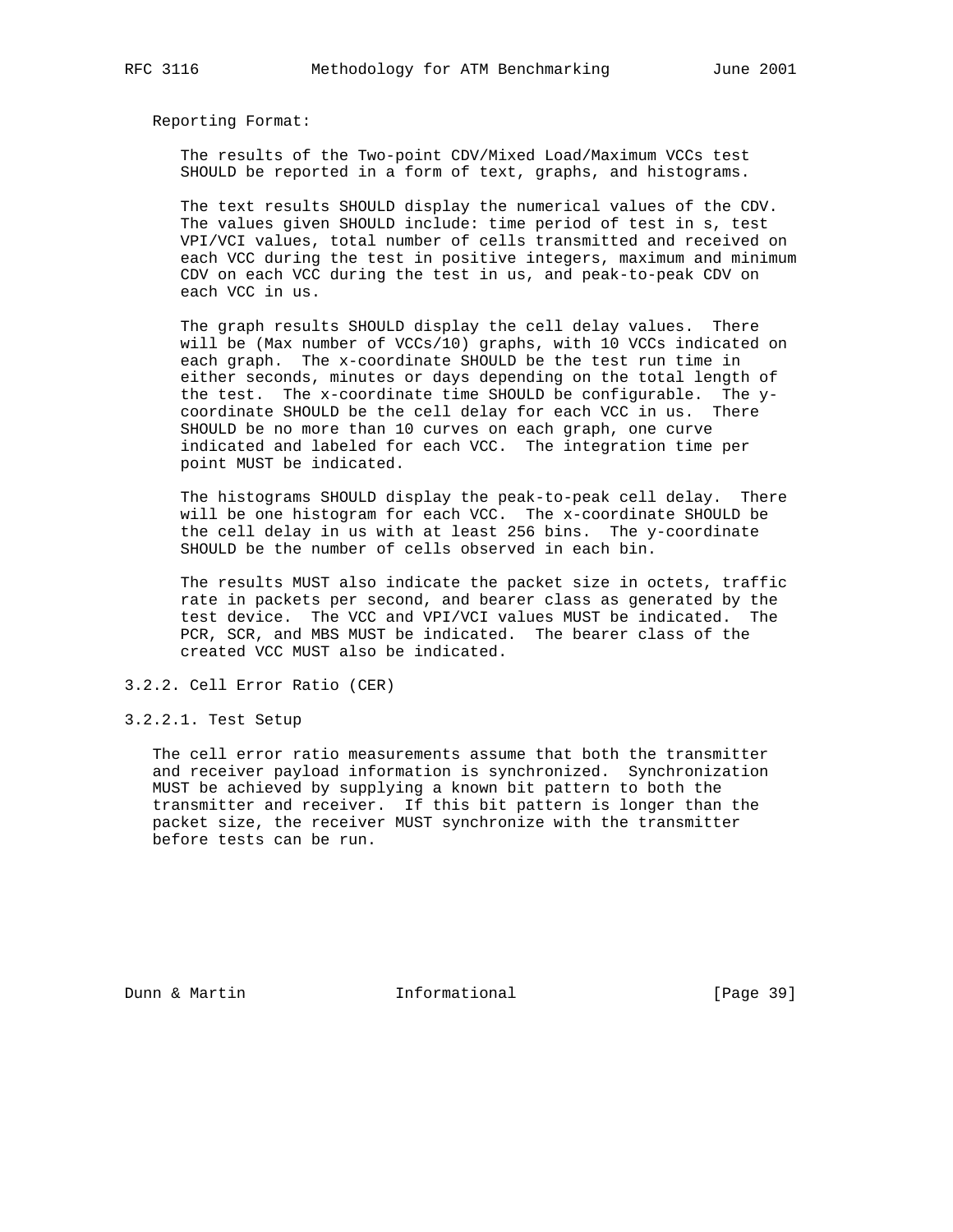Reporting Format:

The results of the Two-point CDV/Mixed Load/Maximum VCCs test SHOULD be reported in a form of text, graphs, and histograms.

The text results SHOULD display the numerical values of the CDV. The values given SHOULD include: time period of test in s, test VPI/VCI values, total number of cells transmitted and received on each VCC during the test in positive integers, maximum and minimum CDV on each VCC during the test in us, and peak-to-peak CDV on each VCC in us.

The graph results SHOULD display the cell delay values. There will be (Max number of VCCs/10) graphs, with 10 VCCs indicated on each graph. The x-coordinate SHOULD be the test run time in either seconds, minutes or days depending on the total length of the test. The x-coordinate time SHOULD be configurable. The y-coordinate SHOULD be the cell delay for each VCC in us. There SHOULD be no more than 10 curves on each graph, one curve indicated and labeled for each VCC. The integration time per point MUST be indicated.

The histograms SHOULD display the peak-to-peak cell delay. There will be one histogram for each VCC. The x-coordinate SHOULD be the cell delay in us with at least 256 bins. The y-coordinate SHOULD be the number of cells observed in each bin.

The results MUST also indicate the packet size in octets, traffic rate in packets per second, and bearer class as generated by the test device. The VCC and VPI/VCI values MUST be indicated. The PCR, SCR, and MBS MUST be indicated. The bearer class of the created VCC MUST also be indicated.

### 3.2.2. Cell Error Ratio (CER)

#### 3.2.2.1. Test Setup

The cell error ratio measurements assume that both the transmitter and receiver payload information is synchronized. Synchronization MUST be achieved by supplying a known bit pattern to both the transmitter and receiver. If this bit pattern is longer than the packet size, the receiver MUST synchronize with the transmitter before tests can be run.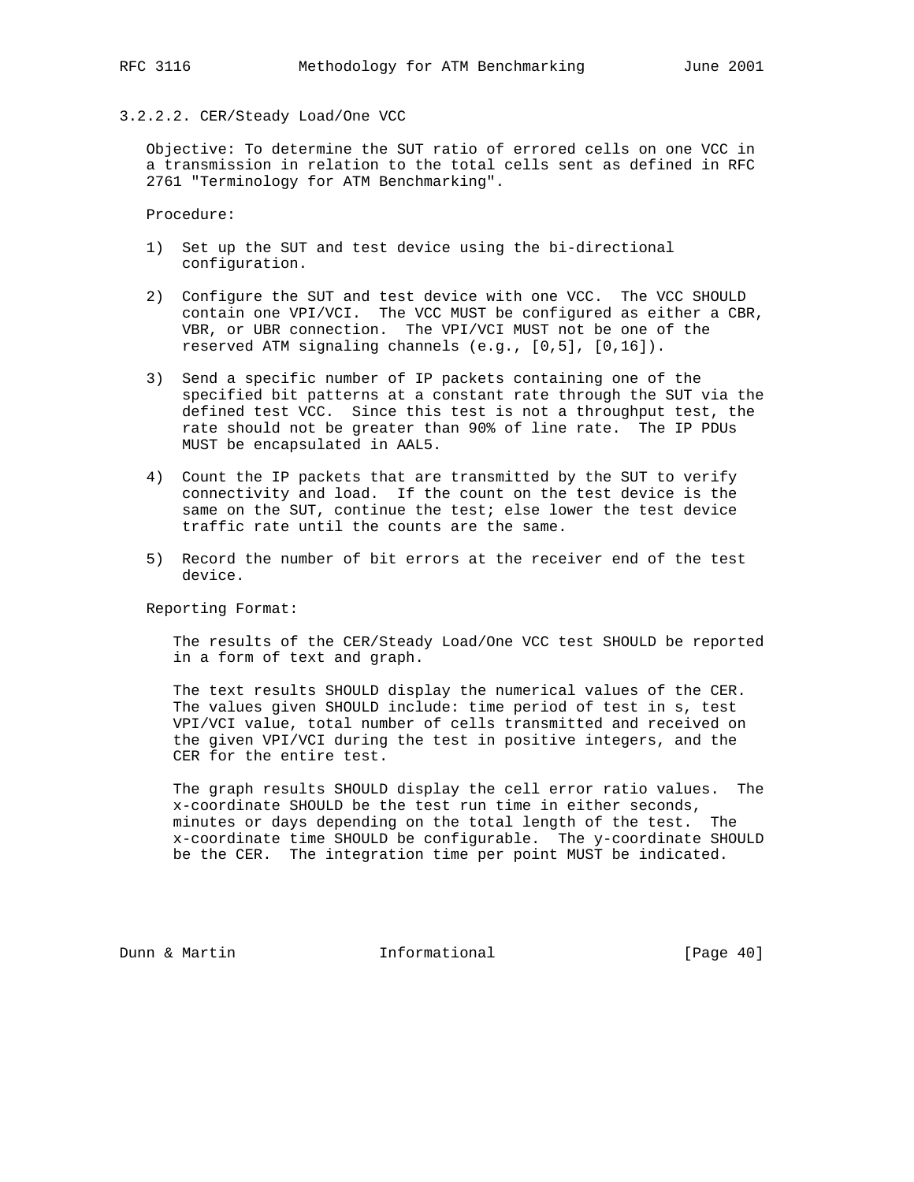#### 3.2.2.2. CER/Steady Load/One VCC

Objective: To determine the SUT ratio of errored cells on one VCC in a transmission in relation to the total cells sent as defined in RFC 2761 "Terminology for ATM Benchmarking".

Procedure:

1) Set up the SUT and test device using the bi-directional configuration.

2) Configure the SUT and test device with one VCC. The VCC SHOULD contain one VPI/VCI. The VCC MUST be configured as either a CBR, VBR, or UBR connection. The VPI/VCI MUST not be one of the reserved ATM signaling channels (e.g., [0,5], [0,16]).

3) Send a specific number of IP packets containing one of the specified bit patterns at a constant rate through the SUT via the defined test VCC. Since this test is not a throughput test, the rate should not be greater than 90% of line rate. The IP PDUs MUST be encapsulated in AAL5.

4) Count the IP packets that are transmitted by the SUT to verify connectivity and load. If the count on the test device is the same on the SUT, continue the test; else lower the test device traffic rate until the counts are the same.

5) Record the number of bit errors at the receiver end of the test device.

Reporting Format:

The results of the CER/Steady Load/One VCC test SHOULD be reported in a form of text and graph.

The text results SHOULD display the numerical values of the CER. The values given SHOULD include: time period of test in s, test VPI/VCI value, total number of cells transmitted and received on the given VPI/VCI during the test in positive integers, and the CER for the entire test.

The graph results SHOULD display the cell error ratio values. The x-coordinate SHOULD be the test run time in either seconds, minutes or days depending on the total length of the test. The x-coordinate time SHOULD be configurable. The y-coordinate SHOULD be the CER. The integration time per point MUST be indicated.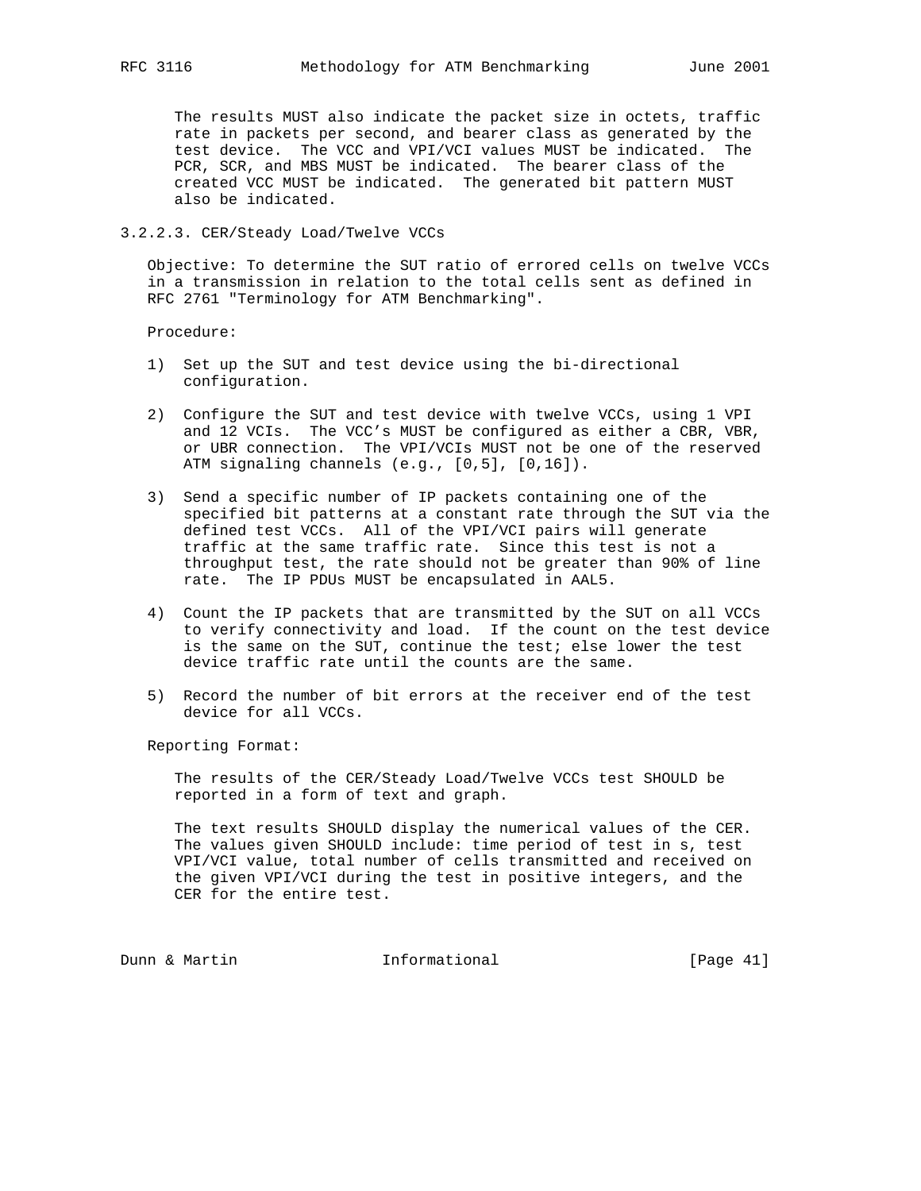The results MUST also indicate the packet size in octets, traffic rate in packets per second, and bearer class as generated by the test device. The VCC and VPI/VCI values MUST be indicated. The PCR, SCR, and MBS MUST be indicated. The bearer class of the created VCC MUST be indicated. The generated bit pattern MUST also be indicated.

### 3.2.2.3. CER/Steady Load/Twelve VCCs

Objective: To determine the SUT ratio of errored cells on twelve VCCs in a transmission in relation to the total cells sent as defined in RFC 2761 "Terminology for ATM Benchmarking".

Procedure:

1) Set up the SUT and test device using the bi-directional configuration.

2) Configure the SUT and test device with twelve VCCs, using 1 VPI and 12 VCIs. The VCC's MUST be configured as either a CBR, VBR, or UBR connection. The VPI/VCIs MUST not be one of the reserved ATM signaling channels (e.g., [0,5], [0,16]).

3) Send a specific number of IP packets containing one of the specified bit patterns at a constant rate through the SUT via the defined test VCCs. All of the VPI/VCI pairs will generate traffic at the same traffic rate. Since this test is not a throughput test, the rate should not be greater than 90% of line rate. The IP PDUs MUST be encapsulated in AAL5.

4) Count the IP packets that are transmitted by the SUT on all VCCs to verify connectivity and load. If the count on the test device is the same on the SUT, continue the test; else lower the test device traffic rate until the counts are the same.

5) Record the number of bit errors at the receiver end of the test device for all VCCs.

Reporting Format:

The results of the CER/Steady Load/Twelve VCCs test SHOULD be reported in a form of text and graph.

The text results SHOULD display the numerical values of the CER. The values given SHOULD include: time period of test in s, test VPI/VCI value, total number of cells transmitted and received on the given VPI/VCI during the test in positive integers, and the CER for the entire test.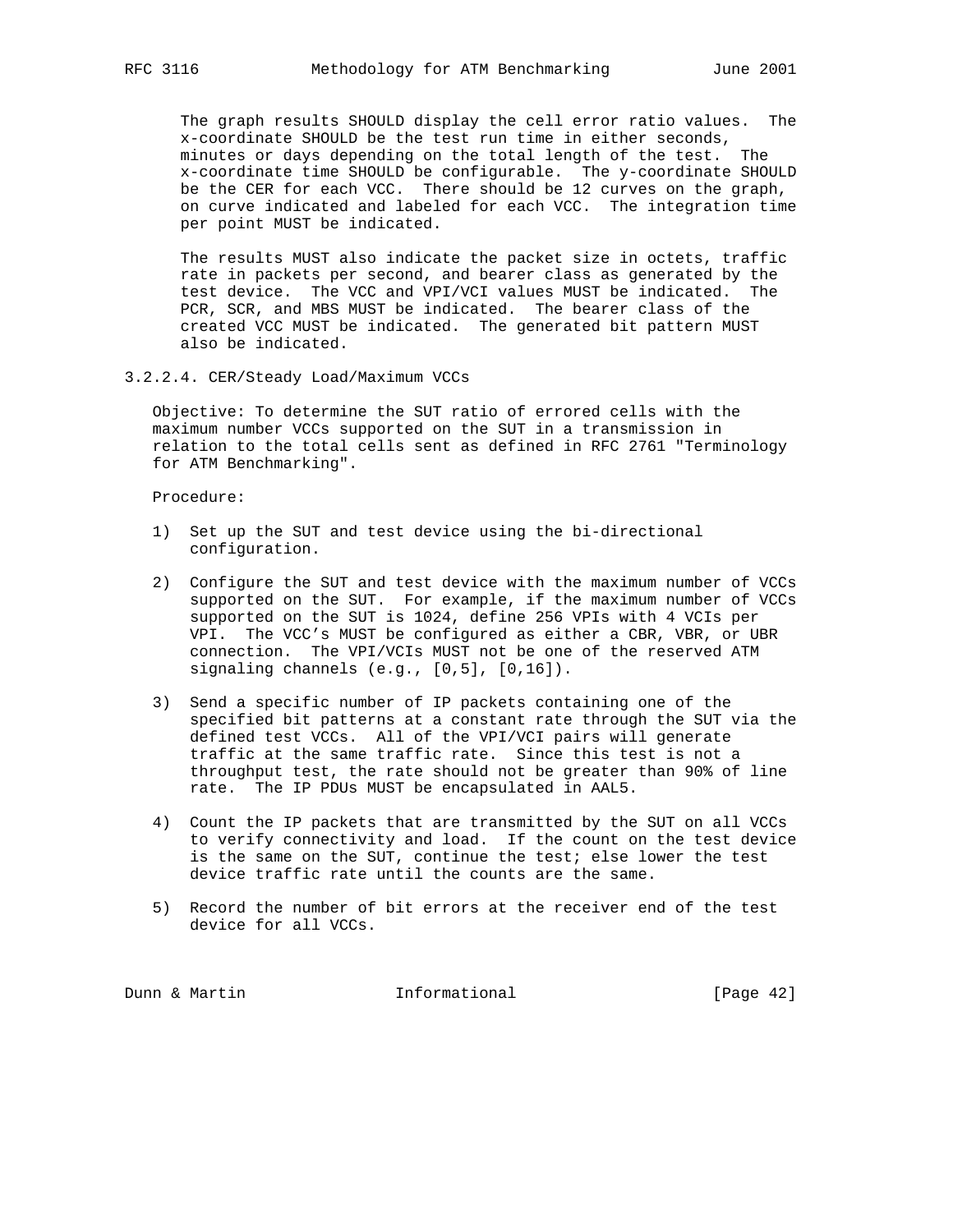The graph results SHOULD display the cell error ratio values. The x-coordinate SHOULD be the test run time in either seconds, minutes or days depending on the total length of the test. The x-coordinate time SHOULD be configurable. The y-coordinate SHOULD be the CER for each VCC. There should be 12 curves on the graph, on curve indicated and labeled for each VCC. The integration time per point MUST be indicated.

The results MUST also indicate the packet size in octets, traffic rate in packets per second, and bearer class as generated by the test device. The VCC and VPI/VCI values MUST be indicated. The PCR, SCR, and MBS MUST be indicated. The bearer class of the created VCC MUST be indicated. The generated bit pattern MUST also be indicated.

#### 3.2.2.4. CER/Steady Load/Maximum VCCs

Objective: To determine the SUT ratio of errored cells with the maximum number VCCs supported on the SUT in a transmission in relation to the total cells sent as defined in RFC 2761 "Terminology for ATM Benchmarking".

Procedure:

1) Set up the SUT and test device using the bi-directional configuration.

2) Configure the SUT and test device with the maximum number of VCCs supported on the SUT. For example, if the maximum number of VCCs supported on the SUT is 1024, define 256 VPIs with 4 VCIs per VPI. The VCC's MUST be configured as either a CBR, VBR, or UBR connection. The VPI/VCIs MUST not be one of the reserved ATM signaling channels (e.g., [0,5], [0,16]).

3) Send a specific number of IP packets containing one of the specified bit patterns at a constant rate through the SUT via the defined test VCCs. All of the VPI/VCI pairs will generate traffic at the same traffic rate. Since this test is not a throughput test, the rate should not be greater than 90% of line rate. The IP PDUs MUST be encapsulated in AAL5.

4) Count the IP packets that are transmitted by the SUT on all VCCs to verify connectivity and load. If the count on the test device is the same on the SUT, continue the test; else lower the test device traffic rate until the counts are the same.

5) Record the number of bit errors at the receiver end of the test device for all VCCs.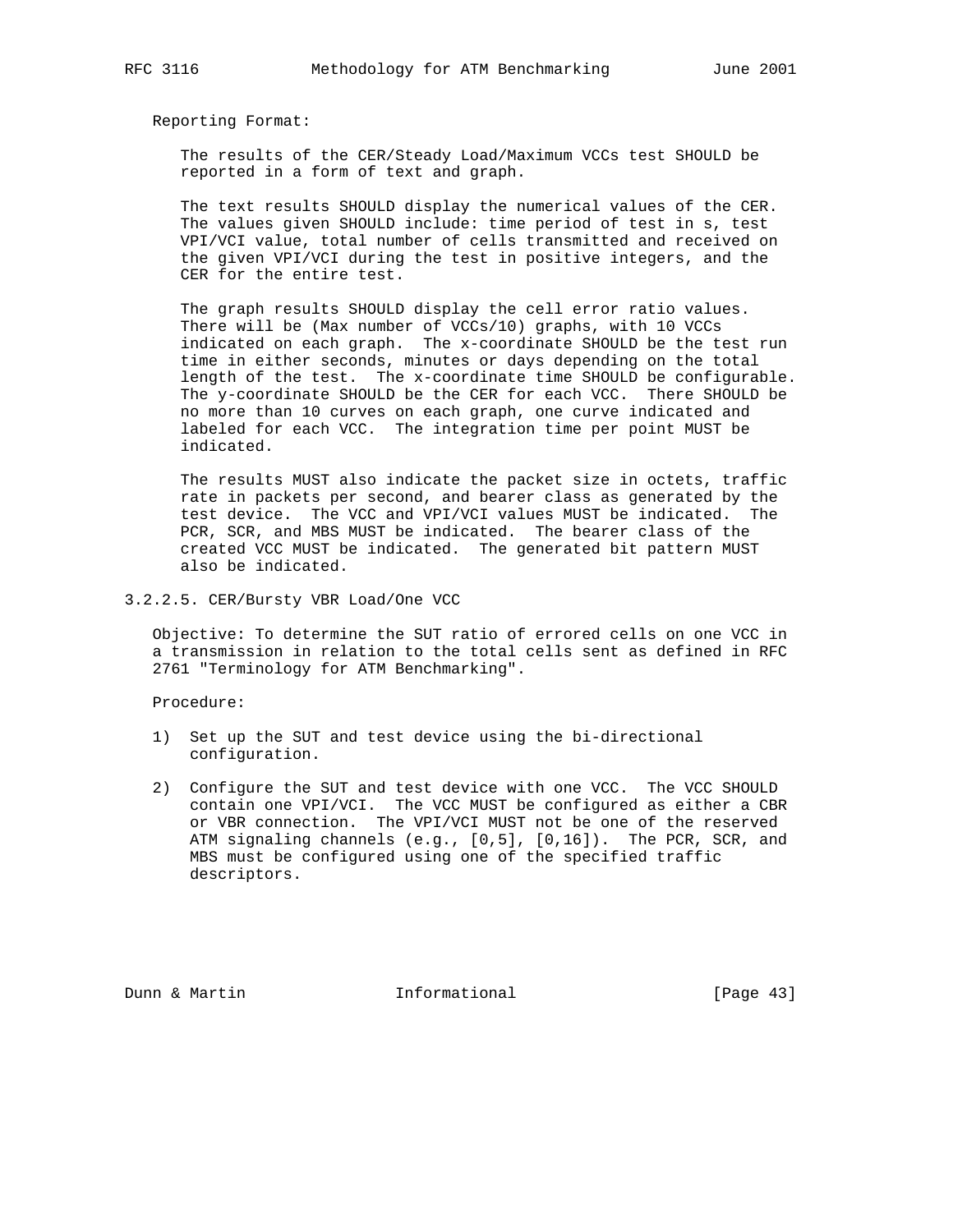Reporting Format:

The results of the CER/Steady Load/Maximum VCCs test SHOULD be reported in a form of text and graph.

The text results SHOULD display the numerical values of the CER. The values given SHOULD include: time period of test in s, test VPI/VCI value, total number of cells transmitted and received on the given VPI/VCI during the test in positive integers, and the CER for the entire test.

The graph results SHOULD display the cell error ratio values. There will be (Max number of VCCs/10) graphs, with 10 VCCs indicated on each graph. The x-coordinate SHOULD be the test run time in either seconds, minutes or days depending on the total length of the test. The x-coordinate time SHOULD be configurable. The y-coordinate SHOULD be the CER for each VCC. There SHOULD be no more than 10 curves on each graph, one curve indicated and labeled for each VCC. The integration time per point MUST be indicated.

The results MUST also indicate the packet size in octets, traffic rate in packets per second, and bearer class as generated by the test device. The VCC and VPI/VCI values MUST be indicated. The PCR, SCR, and MBS MUST be indicated. The bearer class of the created VCC MUST be indicated. The generated bit pattern MUST also be indicated.

### 3.2.2.5. CER/Bursty VBR Load/One VCC

Objective: To determine the SUT ratio of errored cells on one VCC in a transmission in relation to the total cells sent as defined in RFC 2761 "Terminology for ATM Benchmarking".

Procedure:

1) Set up the SUT and test device using the bi-directional configuration.

2) Configure the SUT and test device with one VCC. The VCC SHOULD contain one VPI/VCI. The VCC MUST be configured as either a CBR or VBR connection. The VPI/VCI MUST not be one of the reserved ATM signaling channels (e.g., [0,5], [0,16]). The PCR, SCR, and MBS must be configured using one of the specified traffic descriptors.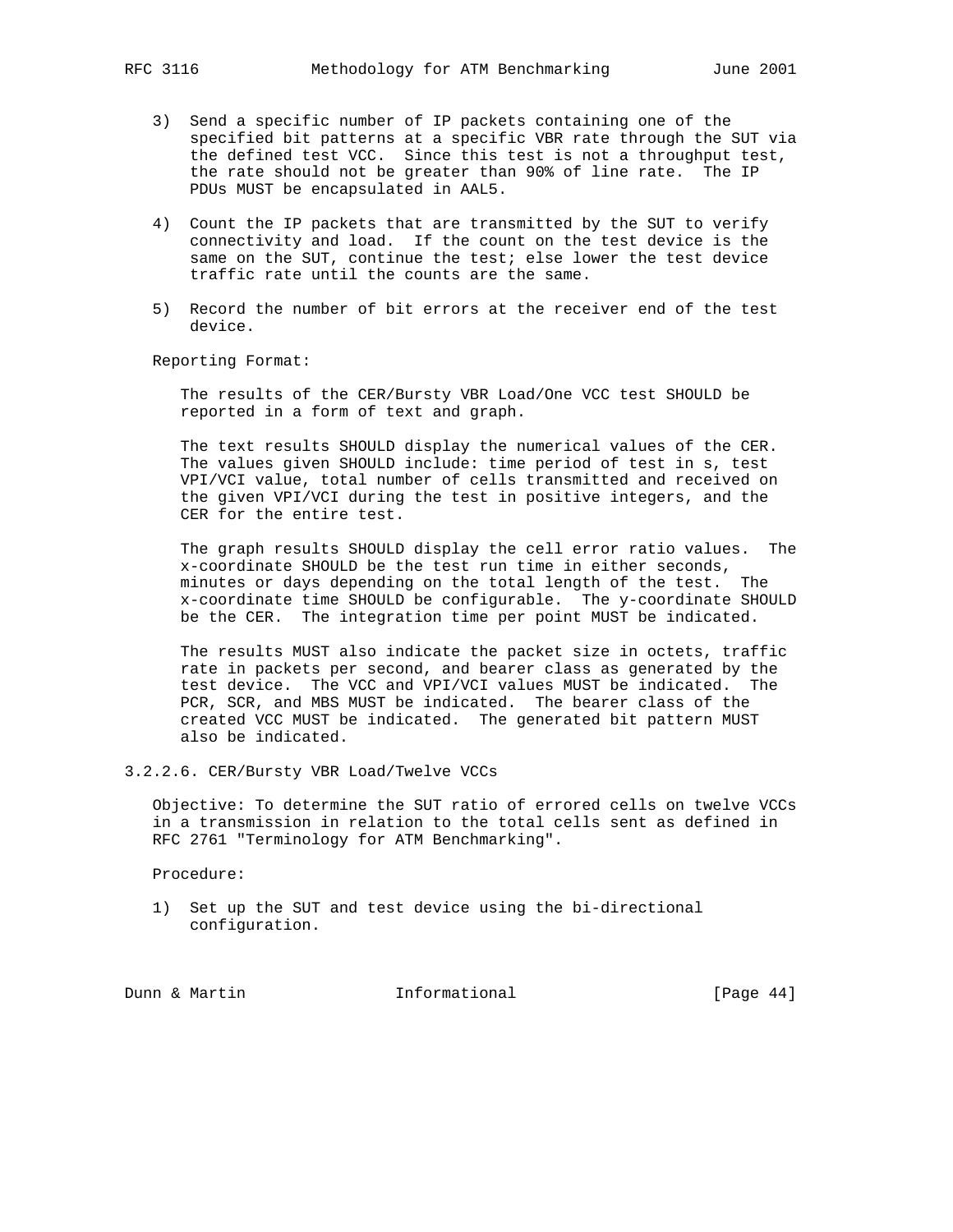3) Send a specific number of IP packets containing one of the specified bit patterns at a specific VBR rate through the SUT via the defined test VCC. Since this test is not a throughput test, the rate should not be greater than 90% of line rate. The IP PDUs MUST be encapsulated in AAL5.

4) Count the IP packets that are transmitted by the SUT to verify connectivity and load. If the count on the test device is the same on the SUT, continue the test; else lower the test device traffic rate until the counts are the same.

5) Record the number of bit errors at the receiver end of the test device.

Reporting Format:

The results of the CER/Bursty VBR Load/One VCC test SHOULD be reported in a form of text and graph.

The text results SHOULD display the numerical values of the CER. The values given SHOULD include: time period of test in s, test VPI/VCI value, total number of cells transmitted and received on the given VPI/VCI during the test in positive integers, and the CER for the entire test.

The graph results SHOULD display the cell error ratio values. The x-coordinate SHOULD be the test run time in either seconds, minutes or days depending on the total length of the test. The x-coordinate time SHOULD be configurable. The y-coordinate SHOULD be the CER. The integration time per point MUST be indicated.

The results MUST also indicate the packet size in octets, traffic rate in packets per second, and bearer class as generated by the test device. The VCC and VPI/VCI values MUST be indicated. The PCR, SCR, and MBS MUST be indicated. The bearer class of the created VCC MUST be indicated. The generated bit pattern MUST also be indicated.

### 3.2.2.6. CER/Bursty VBR Load/Twelve VCCs

Objective: To determine the SUT ratio of errored cells on twelve VCCs in a transmission in relation to the total cells sent as defined in RFC 2761 "Terminology for ATM Benchmarking".

Procedure:

1) Set up the SUT and test device using the bi-directional configuration.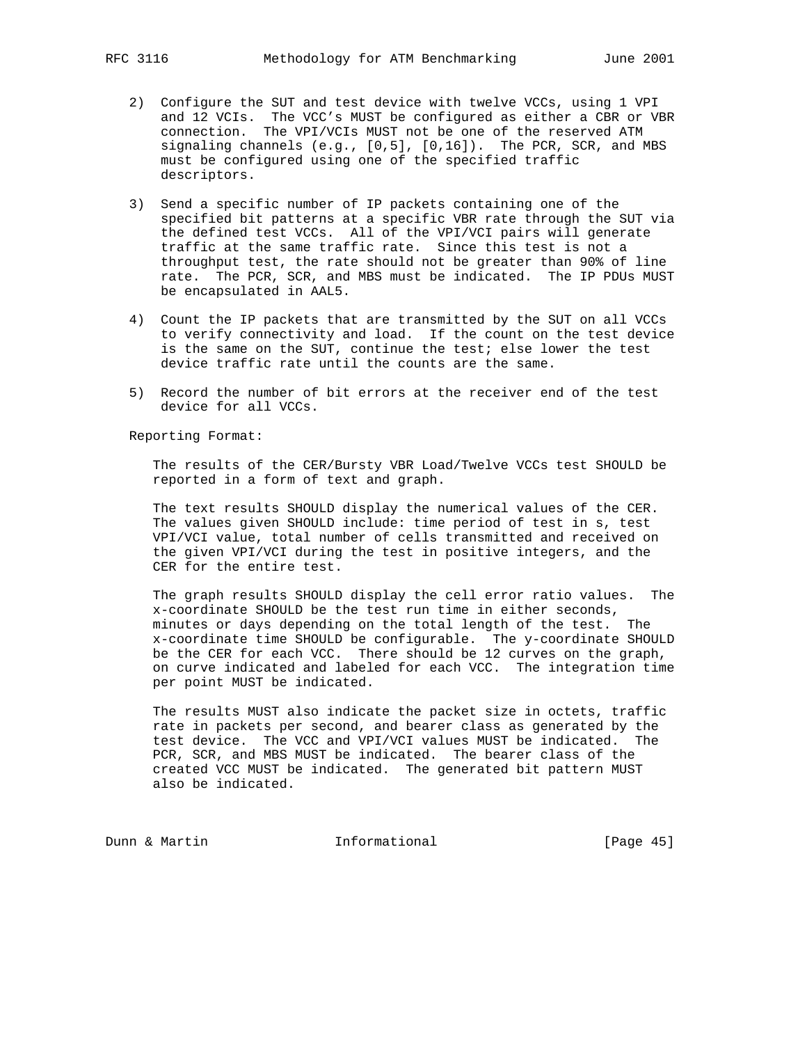2) Configure the SUT and test device with twelve VCCs, using 1 VPI and 12 VCIs. The VCC's MUST be configured as either a CBR or VBR connection. The VPI/VCIs MUST not be one of the reserved ATM signaling channels (e.g., [0,5], [0,16]). The PCR, SCR, and MBS must be configured using one of the specified traffic descriptors.

3) Send a specific number of IP packets containing one of the specified bit patterns at a specific VBR rate through the SUT via the defined test VCCs. All of the VPI/VCI pairs will generate traffic at the same traffic rate. Since this test is not a throughput test, the rate should not be greater than 90% of line rate. The PCR, SCR, and MBS must be indicated. The IP PDUs MUST be encapsulated in AAL5.

4) Count the IP packets that are transmitted by the SUT on all VCCs to verify connectivity and load. If the count on the test device is the same on the SUT, continue the test; else lower the test device traffic rate until the counts are the same.

5) Record the number of bit errors at the receiver end of the test device for all VCCs.

Reporting Format:

The results of the CER/Bursty VBR Load/Twelve VCCs test SHOULD be reported in a form of text and graph.

The text results SHOULD display the numerical values of the CER. The values given SHOULD include: time period of test in s, test VPI/VCI value, total number of cells transmitted and received on the given VPI/VCI during the test in positive integers, and the CER for the entire test.

The graph results SHOULD display the cell error ratio values. The x-coordinate SHOULD be the test run time in either seconds, minutes or days depending on the total length of the test. The x-coordinate time SHOULD be configurable. The y-coordinate SHOULD be the CER for each VCC. There should be 12 curves on the graph, on curve indicated and labeled for each VCC. The integration time per point MUST be indicated.

The results MUST also indicate the packet size in octets, traffic rate in packets per second, and bearer class as generated by the test device. The VCC and VPI/VCI values MUST be indicated. The PCR, SCR, and MBS MUST be indicated. The bearer class of the created VCC MUST be indicated. The generated bit pattern MUST also be indicated.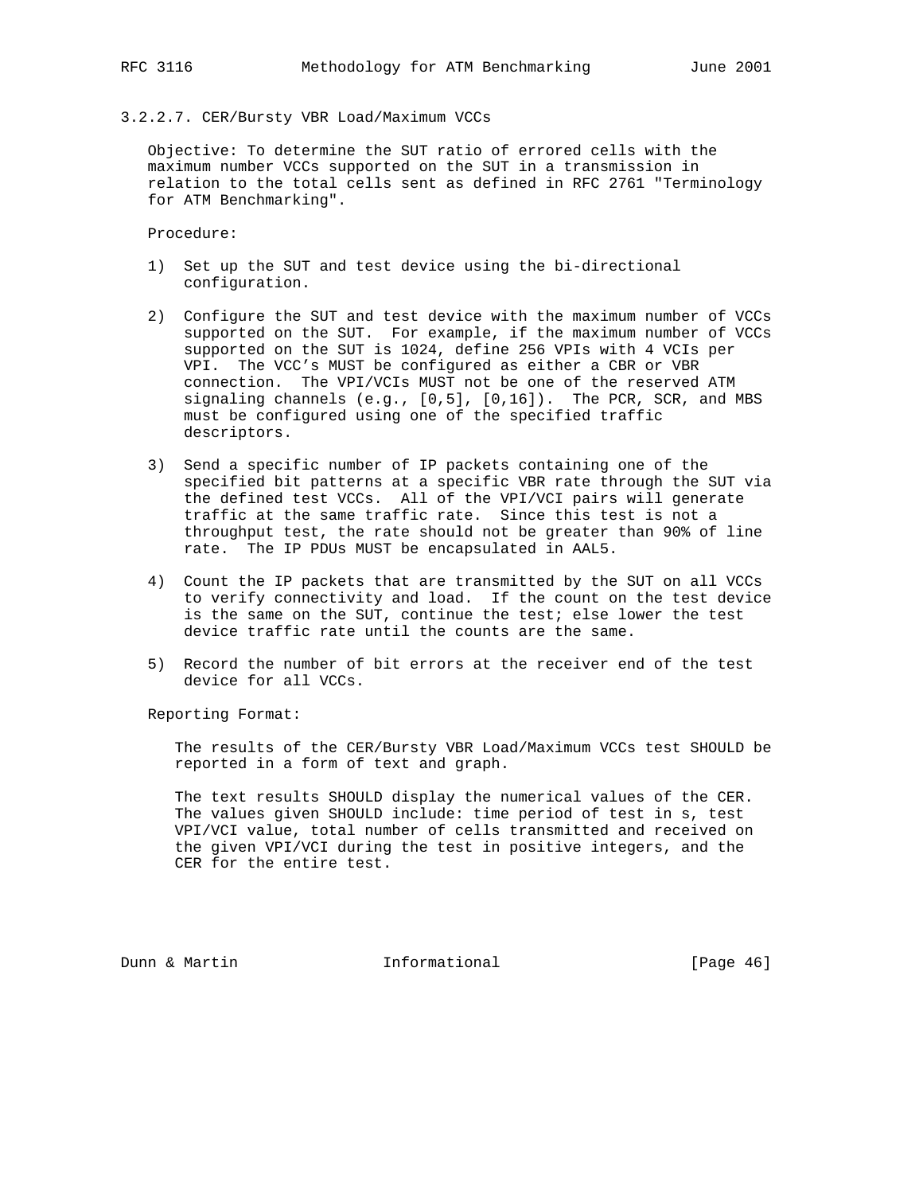### 3.2.2.7. CER/Bursty VBR Load/Maximum VCCs

Objective: To determine the SUT ratio of errored cells with the maximum number VCCs supported on the SUT in a transmission in relation to the total cells sent as defined in RFC 2761 "Terminology for ATM Benchmarking".

Procedure:

1) Set up the SUT and test device using the bi-directional configuration.

2) Configure the SUT and test device with the maximum number of VCCs supported on the SUT. For example, if the maximum number of VCCs supported on the SUT is 1024, define 256 VPIs with 4 VCIs per VPI. The VCC's MUST be configured as either a CBR or VBR connection. The VPI/VCIs MUST not be one of the reserved ATM signaling channels (e.g., [0,5], [0,16]). The PCR, SCR, and MBS must be configured using one of the specified traffic descriptors.

3) Send a specific number of IP packets containing one of the specified bit patterns at a specific VBR rate through the SUT via the defined test VCCs. All of the VPI/VCI pairs will generate traffic at the same traffic rate. Since this test is not a throughput test, the rate should not be greater than 90% of line rate. The IP PDUs MUST be encapsulated in AAL5.

4) Count the IP packets that are transmitted by the SUT on all VCCs to verify connectivity and load. If the count on the test device is the same on the SUT, continue the test; else lower the test device traffic rate until the counts are the same.

5) Record the number of bit errors at the receiver end of the test device for all VCCs.

Reporting Format:

The results of the CER/Bursty VBR Load/Maximum VCCs test SHOULD be reported in a form of text and graph.

The text results SHOULD display the numerical values of the CER. The values given SHOULD include: time period of test in s, test VPI/VCI value, total number of cells transmitted and received on the given VPI/VCI during the test in positive integers, and the CER for the entire test.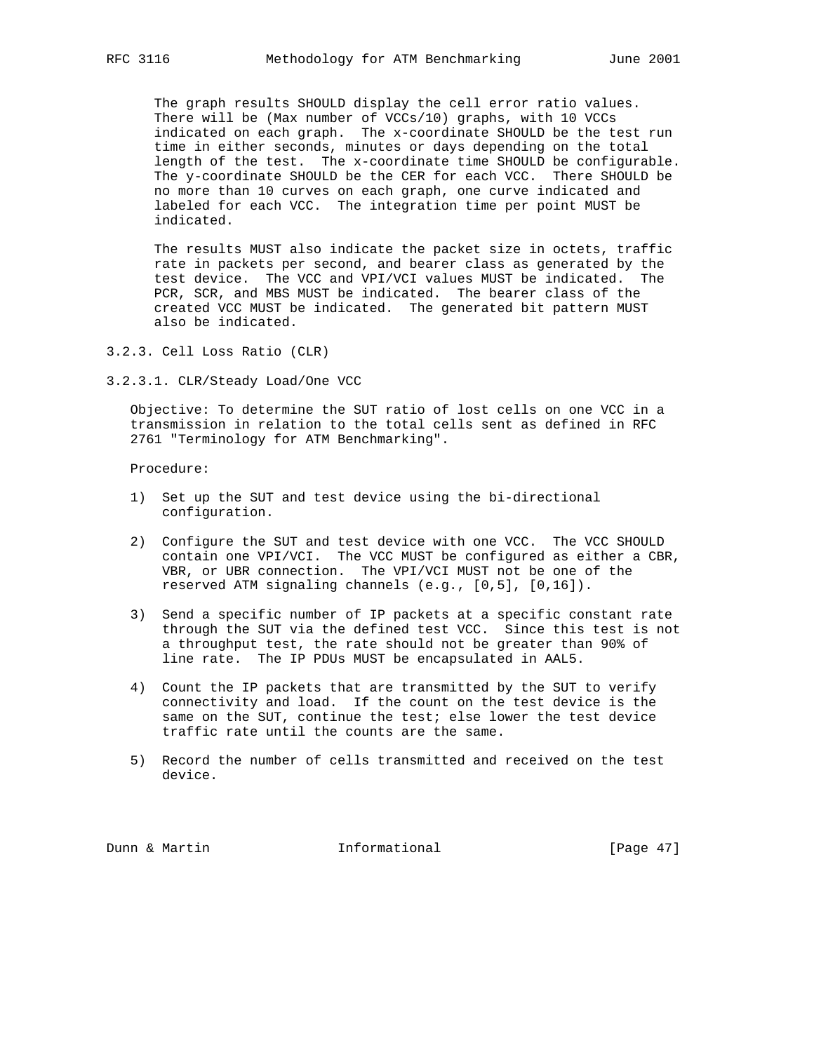The graph results SHOULD display the cell error ratio values. There will be (Max number of VCCs/10) graphs, with 10 VCCs indicated on each graph. The x-coordinate SHOULD be the test run time in either seconds, minutes or days depending on the total length of the test. The x-coordinate time SHOULD be configurable. The y-coordinate SHOULD be the CER for each VCC. There SHOULD be no more than 10 curves on each graph, one curve indicated and labeled for each VCC. The integration time per point MUST be indicated.

The results MUST also indicate the packet size in octets, traffic rate in packets per second, and bearer class as generated by the test device. The VCC and VPI/VCI values MUST be indicated. The PCR, SCR, and MBS MUST be indicated. The bearer class of the created VCC MUST be indicated. The generated bit pattern MUST also be indicated.

### 3.2.3. Cell Loss Ratio (CLR)

#### 3.2.3.1. CLR/Steady Load/One VCC

Objective: To determine the SUT ratio of lost cells on one VCC in a transmission in relation to the total cells sent as defined in RFC 2761 "Terminology for ATM Benchmarking".

Procedure:

1) Set up the SUT and test device using the bi-directional configuration.

2) Configure the SUT and test device with one VCC. The VCC SHOULD contain one VPI/VCI. The VCC MUST be configured as either a CBR, VBR, or UBR connection. The VPI/VCI MUST not be one of the reserved ATM signaling channels (e.g., [0,5], [0,16]).

3) Send a specific number of IP packets at a specific constant rate through the SUT via the defined test VCC. Since this test is not a throughput test, the rate should not be greater than 90% of line rate. The IP PDUs MUST be encapsulated in AAL5.

4) Count the IP packets that are transmitted by the SUT to verify connectivity and load. If the count on the test device is the same on the SUT, continue the test; else lower the test device traffic rate until the counts are the same.

5) Record the number of cells transmitted and received on the test device.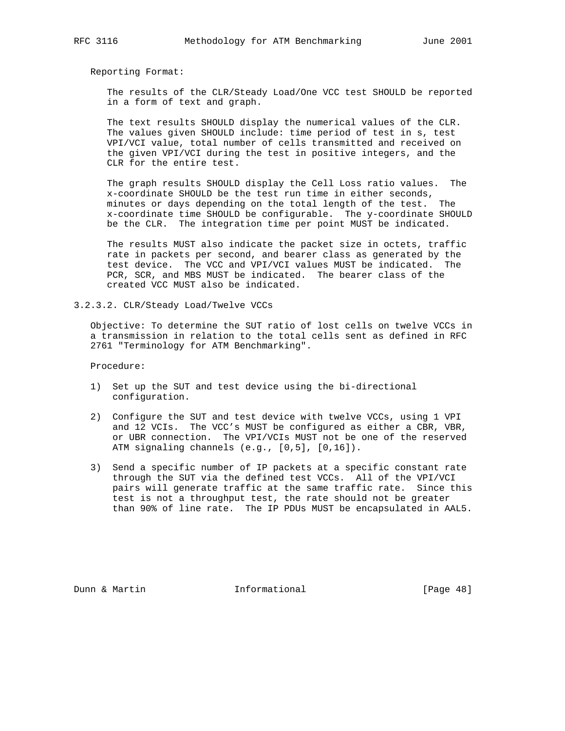Reporting Format:

The results of the CLR/Steady Load/One VCC test SHOULD be reported in a form of text and graph.

The text results SHOULD display the numerical values of the CLR. The values given SHOULD include: time period of test in s, test VPI/VCI value, total number of cells transmitted and received on the given VPI/VCI during the test in positive integers, and the CLR for the entire test.

The graph results SHOULD display the Cell Loss ratio values. The x-coordinate SHOULD be the test run time in either seconds, minutes or days depending on the total length of the test. The x-coordinate time SHOULD be configurable. The y-coordinate SHOULD be the CLR. The integration time per point MUST be indicated.

The results MUST also indicate the packet size in octets, traffic rate in packets per second, and bearer class as generated by the test device. The VCC and VPI/VCI values MUST be indicated. The PCR, SCR, and MBS MUST be indicated. The bearer class of the created VCC MUST also be indicated.

### 3.2.3.2. CLR/Steady Load/Twelve VCCs

Objective: To determine the SUT ratio of lost cells on twelve VCCs in a transmission in relation to the total cells sent as defined in RFC 2761 "Terminology for ATM Benchmarking".

Procedure:

1) Set up the SUT and test device using the bi-directional configuration.

2) Configure the SUT and test device with twelve VCCs, using 1 VPI and 12 VCIs. The VCC's MUST be configured as either a CBR, VBR, or UBR connection. The VPI/VCIs MUST not be one of the reserved ATM signaling channels (e.g., [0,5], [0,16]).

3) Send a specific number of IP packets at a specific constant rate through the SUT via the defined test VCCs. All of the VPI/VCI pairs will generate traffic at the same traffic rate. Since this test is not a throughput test, the rate should not be greater than 90% of line rate. The IP PDUs MUST be encapsulated in AAL5.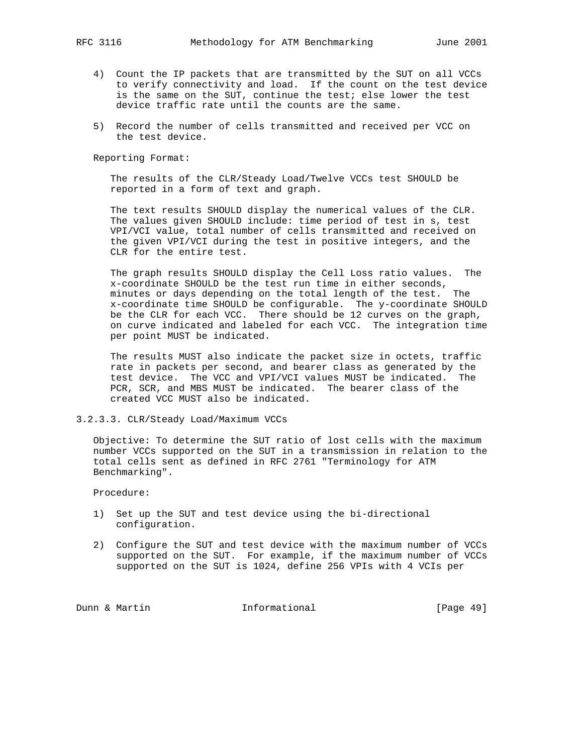4) Count the IP packets that are transmitted by the SUT on all VCCs to verify connectivity and load. If the count on the test device is the same on the SUT, continue the test; else lower the test device traffic rate until the counts are the same.

5) Record the number of cells transmitted and received per VCC on the test device.

Reporting Format:

The results of the CLR/Steady Load/Twelve VCCs test SHOULD be reported in a form of text and graph.

The text results SHOULD display the numerical values of the CLR. The values given SHOULD include: time period of test in s, test VPI/VCI value, total number of cells transmitted and received on the given VPI/VCI during the test in positive integers, and the CLR for the entire test.

The graph results SHOULD display the Cell Loss ratio values. The x-coordinate SHOULD be the test run time in either seconds, minutes or days depending on the total length of the test. The x-coordinate time SHOULD be configurable. The y-coordinate SHOULD be the CLR for each VCC. There should be 12 curves on the graph, on curve indicated and labeled for each VCC. The integration time per point MUST be indicated.

The results MUST also indicate the packet size in octets, traffic rate in packets per second, and bearer class as generated by the test device. The VCC and VPI/VCI values MUST be indicated. The PCR, SCR, and MBS MUST be indicated. The bearer class of the created VCC MUST also be indicated.

### 3.2.3.3. CLR/Steady Load/Maximum VCCs

Objective: To determine the SUT ratio of lost cells with the maximum number VCCs supported on the SUT in a transmission in relation to the total cells sent as defined in RFC 2761 "Terminology for ATM Benchmarking".

Procedure:

1) Set up the SUT and test device using the bi-directional configuration.

2) Configure the SUT and test device with the maximum number of VCCs supported on the SUT. For example, if the maximum number of VCCs supported on the SUT is 1024, define 256 VPIs with 4 VCIs per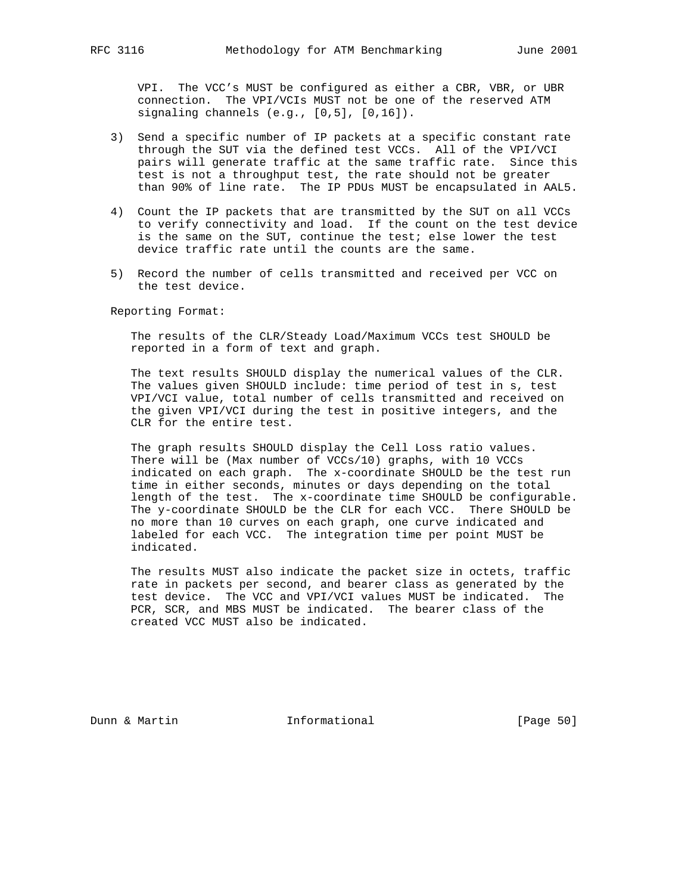VPI. The VCC's MUST be configured as either a CBR, VBR, or UBR connection. The VPI/VCIs MUST not be one of the reserved ATM signaling channels (e.g., [0,5], [0,16]).

3) Send a specific number of IP packets at a specific constant rate through the SUT via the defined test VCCs. All of the VPI/VCI pairs will generate traffic at the same traffic rate. Since this test is not a throughput test, the rate should not be greater than 90% of line rate. The IP PDUs MUST be encapsulated in AAL5.

4) Count the IP packets that are transmitted by the SUT on all VCCs to verify connectivity and load. If the count on the test device is the same on the SUT, continue the test; else lower the test device traffic rate until the counts are the same.

5) Record the number of cells transmitted and received per VCC on the test device.

Reporting Format:

The results of the CLR/Steady Load/Maximum VCCs test SHOULD be reported in a form of text and graph.

The text results SHOULD display the numerical values of the CLR. The values given SHOULD include: time period of test in s, test VPI/VCI value, total number of cells transmitted and received on the given VPI/VCI during the test in positive integers, and the CLR for the entire test.

The graph results SHOULD display the Cell Loss ratio values. There will be (Max number of VCCs/10) graphs, with 10 VCCs indicated on each graph. The x-coordinate SHOULD be the test run time in either seconds, minutes or days depending on the total length of the test. The x-coordinate time SHOULD be configurable. The y-coordinate SHOULD be the CLR for each VCC. There SHOULD be no more than 10 curves on each graph, one curve indicated and labeled for each VCC. The integration time per point MUST be indicated.

The results MUST also indicate the packet size in octets, traffic rate in packets per second, and bearer class as generated by the test device. The VCC and VPI/VCI values MUST be indicated. The PCR, SCR, and MBS MUST be indicated. The bearer class of the created VCC MUST also be indicated.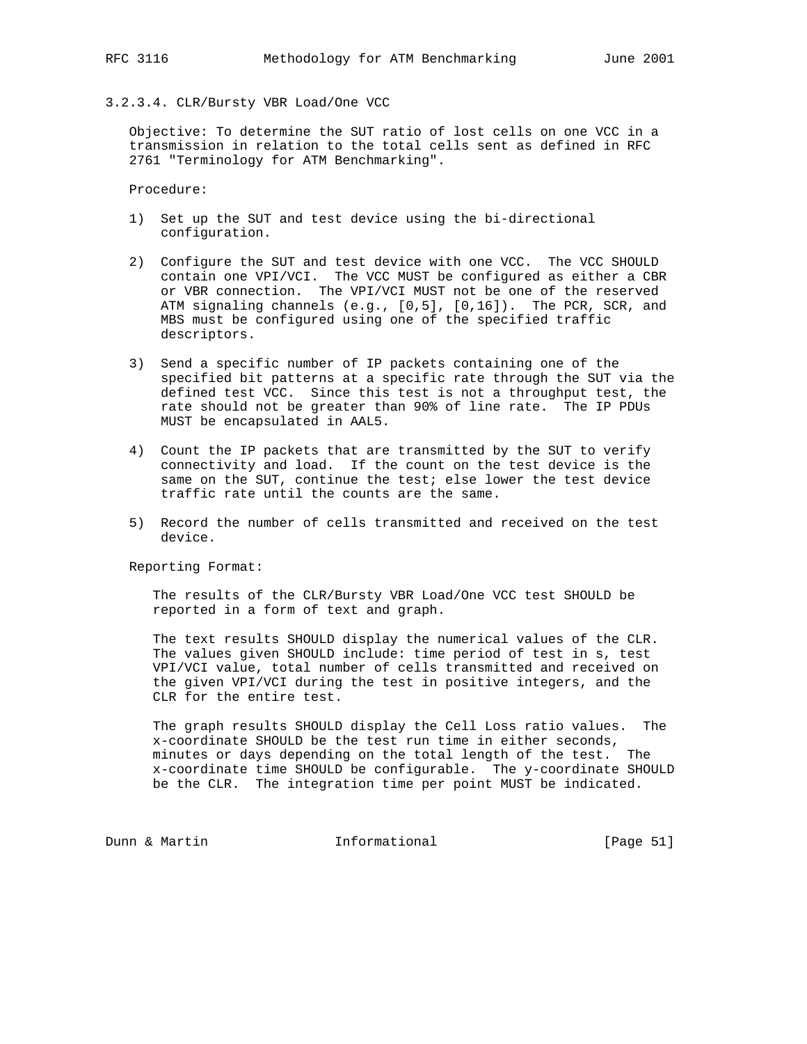#### 3.2.3.4. CLR/Bursty VBR Load/One VCC

Objective: To determine the SUT ratio of lost cells on one VCC in a transmission in relation to the total cells sent as defined in RFC 2761 "Terminology for ATM Benchmarking".

Procedure:

1) Set up the SUT and test device using the bi-directional configuration.

2) Configure the SUT and test device with one VCC. The VCC SHOULD contain one VPI/VCI. The VCC MUST be configured as either a CBR or VBR connection. The VPI/VCI MUST not be one of the reserved ATM signaling channels (e.g., [0,5], [0,16]). The PCR, SCR, and MBS must be configured using one of the specified traffic descriptors.

3) Send a specific number of IP packets containing one of the specified bit patterns at a specific rate through the SUT via the defined test VCC. Since this test is not a throughput test, the rate should not be greater than 90% of line rate. The IP PDUs MUST be encapsulated in AAL5.

4) Count the IP packets that are transmitted by the SUT to verify connectivity and load. If the count on the test device is the same on the SUT, continue the test; else lower the test device traffic rate until the counts are the same.

5) Record the number of cells transmitted and received on the test device.

Reporting Format:

The results of the CLR/Bursty VBR Load/One VCC test SHOULD be reported in a form of text and graph.

The text results SHOULD display the numerical values of the CLR. The values given SHOULD include: time period of test in s, test VPI/VCI value, total number of cells transmitted and received on the given VPI/VCI during the test in positive integers, and the CLR for the entire test.

The graph results SHOULD display the Cell Loss ratio values. The x-coordinate SHOULD be the test run time in either seconds, minutes or days depending on the total length of the test. The x-coordinate time SHOULD be configurable. The y-coordinate SHOULD be the CLR. The integration time per point MUST be indicated.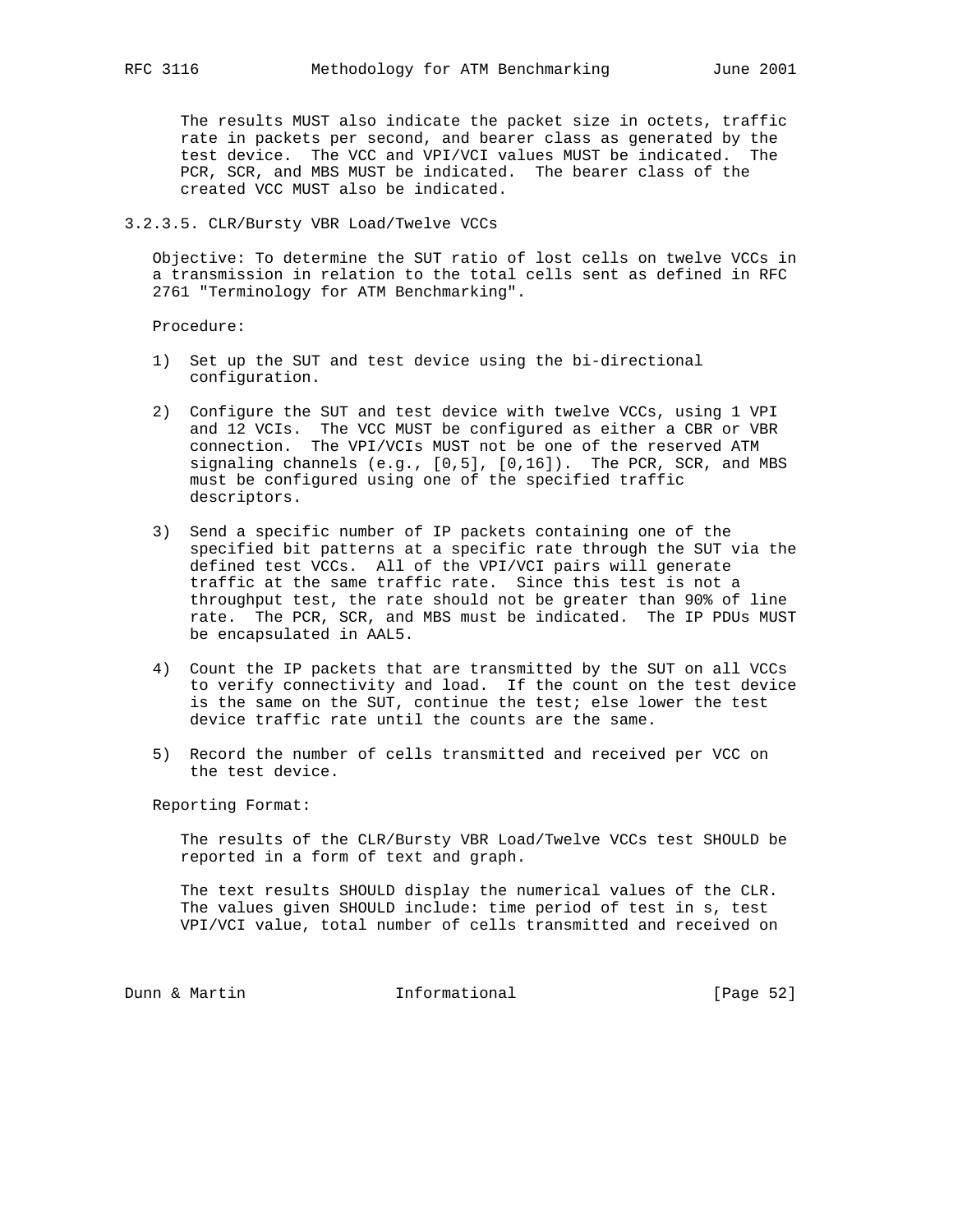The results MUST also indicate the packet size in octets, traffic rate in packets per second, and bearer class as generated by the test device. The VCC and VPI/VCI values MUST be indicated. The PCR, SCR, and MBS MUST be indicated. The bearer class of the created VCC MUST also be indicated.

#### 3.2.3.5. CLR/Bursty VBR Load/Twelve VCCs

Objective: To determine the SUT ratio of lost cells on twelve VCCs in a transmission in relation to the total cells sent as defined in RFC 2761 "Terminology for ATM Benchmarking".

Procedure:

1) Set up the SUT and test device using the bi-directional configuration.

2) Configure the SUT and test device with twelve VCCs, using 1 VPI and 12 VCIs. The VCC MUST be configured as either a CBR or VBR connection. The VPI/VCIs MUST not be one of the reserved ATM signaling channels (e.g., [0,5], [0,16]). The PCR, SCR, and MBS must be configured using one of the specified traffic descriptors.

3) Send a specific number of IP packets containing one of the specified bit patterns at a specific rate through the SUT via the defined test VCCs. All of the VPI/VCI pairs will generate traffic at the same traffic rate. Since this test is not a throughput test, the rate should not be greater than 90% of line rate. The PCR, SCR, and MBS must be indicated. The IP PDUs MUST be encapsulated in AAL5.

4) Count the IP packets that are transmitted by the SUT on all VCCs to verify connectivity and load. If the count on the test device is the same on the SUT, continue the test; else lower the test device traffic rate until the counts are the same.

5) Record the number of cells transmitted and received per VCC on the test device.

Reporting Format:

The results of the CLR/Bursty VBR Load/Twelve VCCs test SHOULD be reported in a form of text and graph.

The text results SHOULD display the numerical values of the CLR. The values given SHOULD include: time period of test in s, test VPI/VCI value, total number of cells transmitted and received on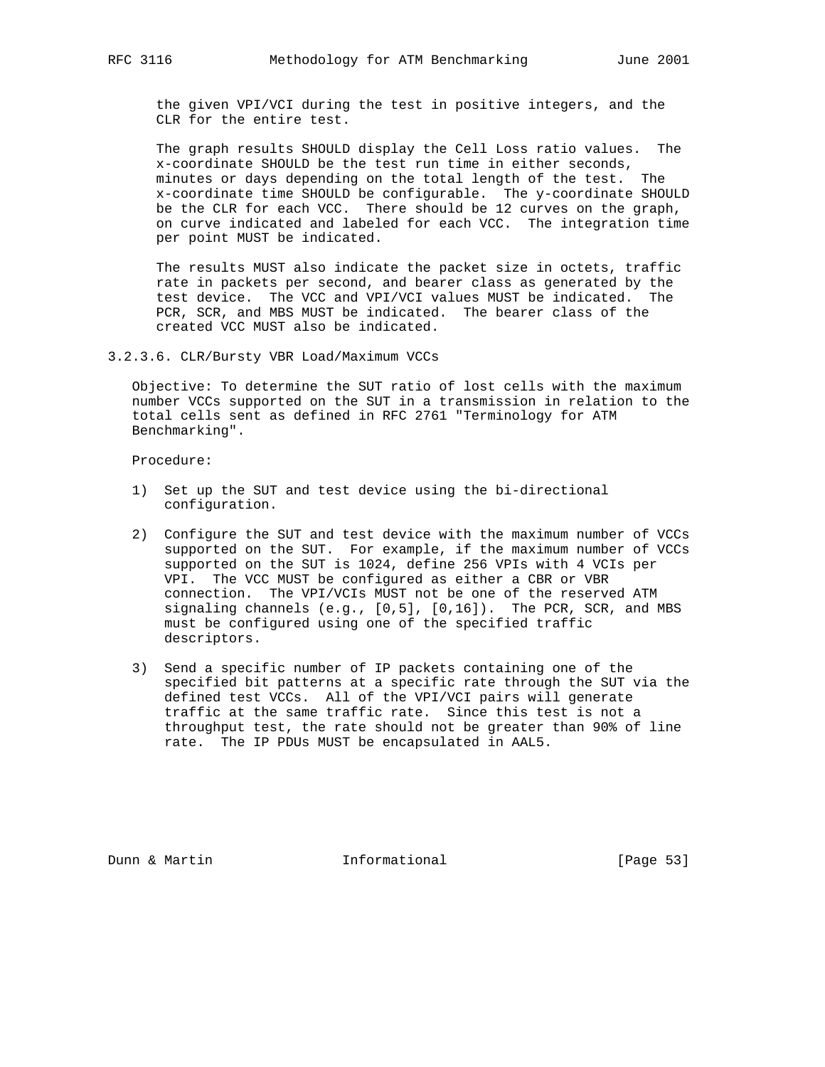the given VPI/VCI during the test in positive integers, and the CLR for the entire test.

The graph results SHOULD display the Cell Loss ratio values. The x-coordinate SHOULD be the test run time in either seconds, minutes or days depending on the total length of the test. The x-coordinate time SHOULD be configurable. The y-coordinate SHOULD be the CLR for each VCC. There should be 12 curves on the graph, on curve indicated and labeled for each VCC. The integration time per point MUST be indicated.

The results MUST also indicate the packet size in octets, traffic rate in packets per second, and bearer class as generated by the test device. The VCC and VPI/VCI values MUST be indicated. The PCR, SCR, and MBS MUST be indicated. The bearer class of the created VCC MUST also be indicated.

#### 3.2.3.6. CLR/Bursty VBR Load/Maximum VCCs

Objective: To determine the SUT ratio of lost cells with the maximum number VCCs supported on the SUT in a transmission in relation to the total cells sent as defined in RFC 2761 "Terminology for ATM Benchmarking".

Procedure:

1) Set up the SUT and test device using the bi-directional configuration.

2) Configure the SUT and test device with the maximum number of VCCs supported on the SUT. For example, if the maximum number of VCCs supported on the SUT is 1024, define 256 VPIs with 4 VCIs per VPI. The VCC MUST be configured as either a CBR or VBR connection. The VPI/VCIs MUST not be one of the reserved ATM signaling channels (e.g., [0,5], [0,16]). The PCR, SCR, and MBS must be configured using one of the specified traffic descriptors.

3) Send a specific number of IP packets containing one of the specified bit patterns at a specific rate through the SUT via the defined test VCCs. All of the VPI/VCI pairs will generate traffic at the same traffic rate. Since this test is not a throughput test, the rate should not be greater than 90% of line rate. The IP PDUs MUST be encapsulated in AAL5.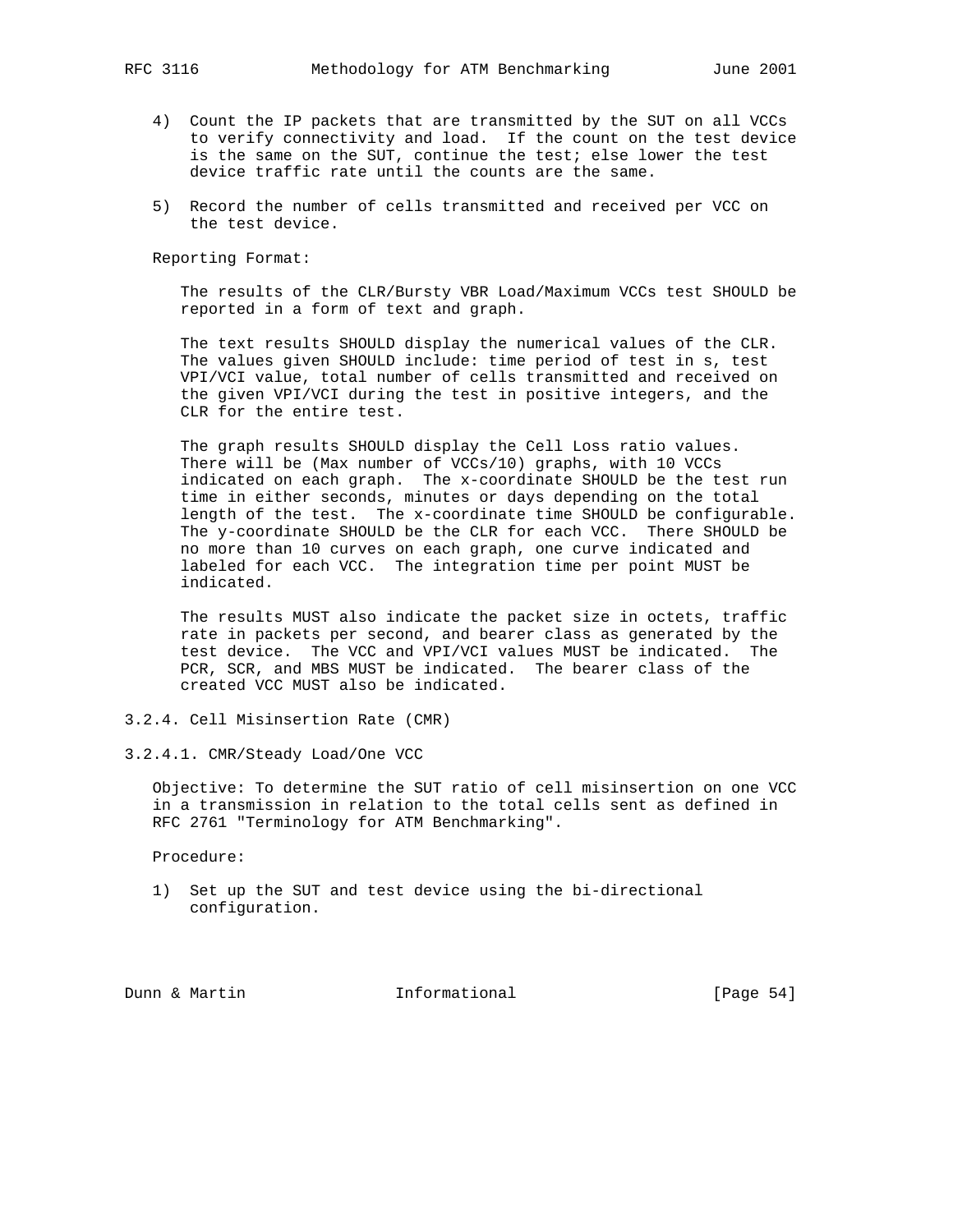4) Count the IP packets that are transmitted by the SUT on all VCCs to verify connectivity and load. If the count on the test device is the same on the SUT, continue the test; else lower the test device traffic rate until the counts are the same.

5) Record the number of cells transmitted and received per VCC on the test device.

Reporting Format:

The results of the CLR/Bursty VBR Load/Maximum VCCs test SHOULD be reported in a form of text and graph.

The text results SHOULD display the numerical values of the CLR. The values given SHOULD include: time period of test in s, test VPI/VCI value, total number of cells transmitted and received on the given VPI/VCI during the test in positive integers, and the CLR for the entire test.

The graph results SHOULD display the Cell Loss ratio values. There will be (Max number of VCCs/10) graphs, with 10 VCCs indicated on each graph. The x-coordinate SHOULD be the test run time in either seconds, minutes or days depending on the total length of the test. The x-coordinate time SHOULD be configurable. The y-coordinate SHOULD be the CLR for each VCC. There SHOULD be no more than 10 curves on each graph, one curve indicated and labeled for each VCC. The integration time per point MUST be indicated.

The results MUST also indicate the packet size in octets, traffic rate in packets per second, and bearer class as generated by the test device. The VCC and VPI/VCI values MUST be indicated. The PCR, SCR, and MBS MUST be indicated. The bearer class of the created VCC MUST also be indicated.

### 3.2.4. Cell Misinsertion Rate (CMR)

#### 3.2.4.1. CMR/Steady Load/One VCC

Objective: To determine the SUT ratio of cell misinsertion on one VCC in a transmission in relation to the total cells sent as defined in RFC 2761 "Terminology for ATM Benchmarking".

Procedure:

1) Set up the SUT and test device using the bi-directional configuration.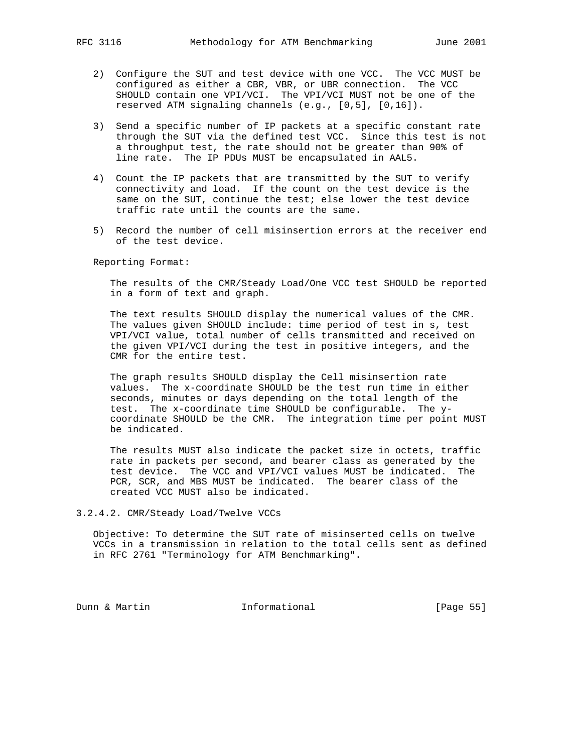2) Configure the SUT and test device with one VCC. The VCC MUST be configured as either a CBR, VBR, or UBR connection. The VCC SHOULD contain one VPI/VCI. The VPI/VCI MUST not be one of the reserved ATM signaling channels (e.g., [0,5], [0,16]).

3) Send a specific number of IP packets at a specific constant rate through the SUT via the defined test VCC. Since this test is not a throughput test, the rate should not be greater than 90% of line rate. The IP PDUs MUST be encapsulated in AAL5.

4) Count the IP packets that are transmitted by the SUT to verify connectivity and load. If the count on the test device is the same on the SUT, continue the test; else lower the test device traffic rate until the counts are the same.

5) Record the number of cell misinsertion errors at the receiver end of the test device.

Reporting Format:

The results of the CMR/Steady Load/One VCC test SHOULD be reported in a form of text and graph.

The text results SHOULD display the numerical values of the CMR. The values given SHOULD include: time period of test in s, test VPI/VCI value, total number of cells transmitted and received on the given VPI/VCI during the test in positive integers, and the CMR for the entire test.

The graph results SHOULD display the Cell misinsertion rate values. The x-coordinate SHOULD be the test run time in either seconds, minutes or days depending on the total length of the test. The x-coordinate time SHOULD be configurable. The y-coordinate SHOULD be the CMR. The integration time per point MUST be indicated.

The results MUST also indicate the packet size in octets, traffic rate in packets per second, and bearer class as generated by the test device. The VCC and VPI/VCI values MUST be indicated. The PCR, SCR, and MBS MUST be indicated. The bearer class of the created VCC MUST also be indicated.

#### 3.2.4.2. CMR/Steady Load/Twelve VCCs

Objective: To determine the SUT rate of misinserted cells on twelve VCCs in a transmission in relation to the total cells sent as defined in RFC 2761 "Terminology for ATM Benchmarking".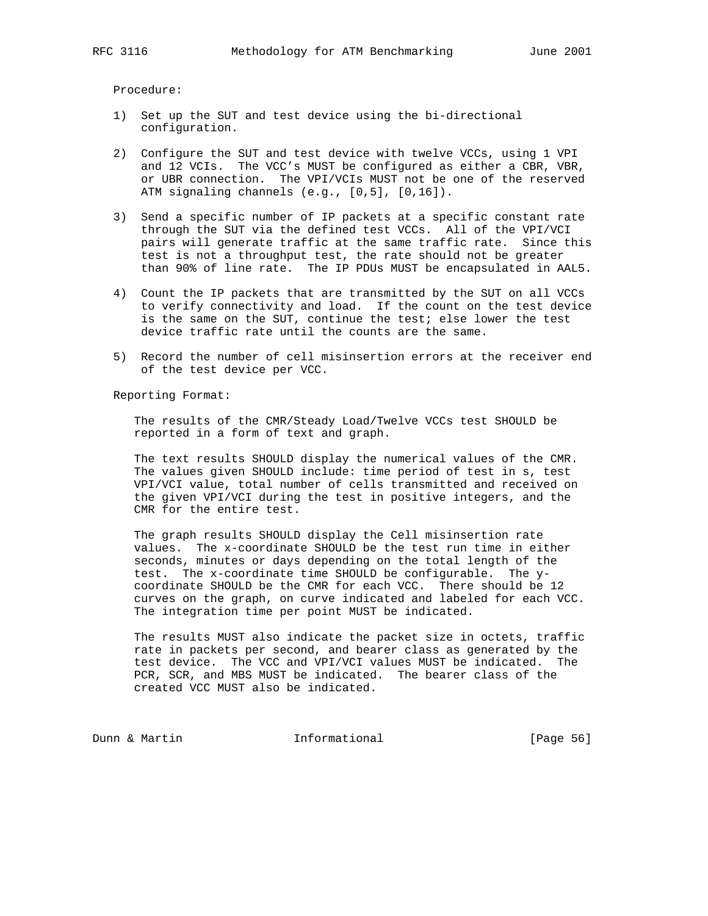Procedure:

1) Set up the SUT and test device using the bi-directional configuration.

2) Configure the SUT and test device with twelve VCCs, using 1 VPI and 12 VCIs. The VCC's MUST be configured as either a CBR, VBR, or UBR connection. The VPI/VCIs MUST not be one of the reserved ATM signaling channels (e.g., [0,5], [0,16]).

3) Send a specific number of IP packets at a specific constant rate through the SUT via the defined test VCCs. All of the VPI/VCI pairs will generate traffic at the same traffic rate. Since this test is not a throughput test, the rate should not be greater than 90% of line rate. The IP PDUs MUST be encapsulated in AAL5.

4) Count the IP packets that are transmitted by the SUT on all VCCs to verify connectivity and load. If the count on the test device is the same on the SUT, continue the test; else lower the test device traffic rate until the counts are the same.

5) Record the number of cell misinsertion errors at the receiver end of the test device per VCC.

Reporting Format:

The results of the CMR/Steady Load/Twelve VCCs test SHOULD be reported in a form of text and graph.

The text results SHOULD display the numerical values of the CMR. The values given SHOULD include: time period of test in s, test VPI/VCI value, total number of cells transmitted and received on the given VPI/VCI during the test in positive integers, and the CMR for the entire test.

The graph results SHOULD display the Cell misinsertion rate values. The x-coordinate SHOULD be the test run time in either seconds, minutes or days depending on the total length of the test. The x-coordinate time SHOULD be configurable. The y-coordinate SHOULD be the CMR for each VCC. There should be 12 curves on the graph, on curve indicated and labeled for each VCC. The integration time per point MUST be indicated.

The results MUST also indicate the packet size in octets, traffic rate in packets per second, and bearer class as generated by the test device. The VCC and VPI/VCI values MUST be indicated. The PCR, SCR, and MBS MUST be indicated. The bearer class of the created VCC MUST also be indicated.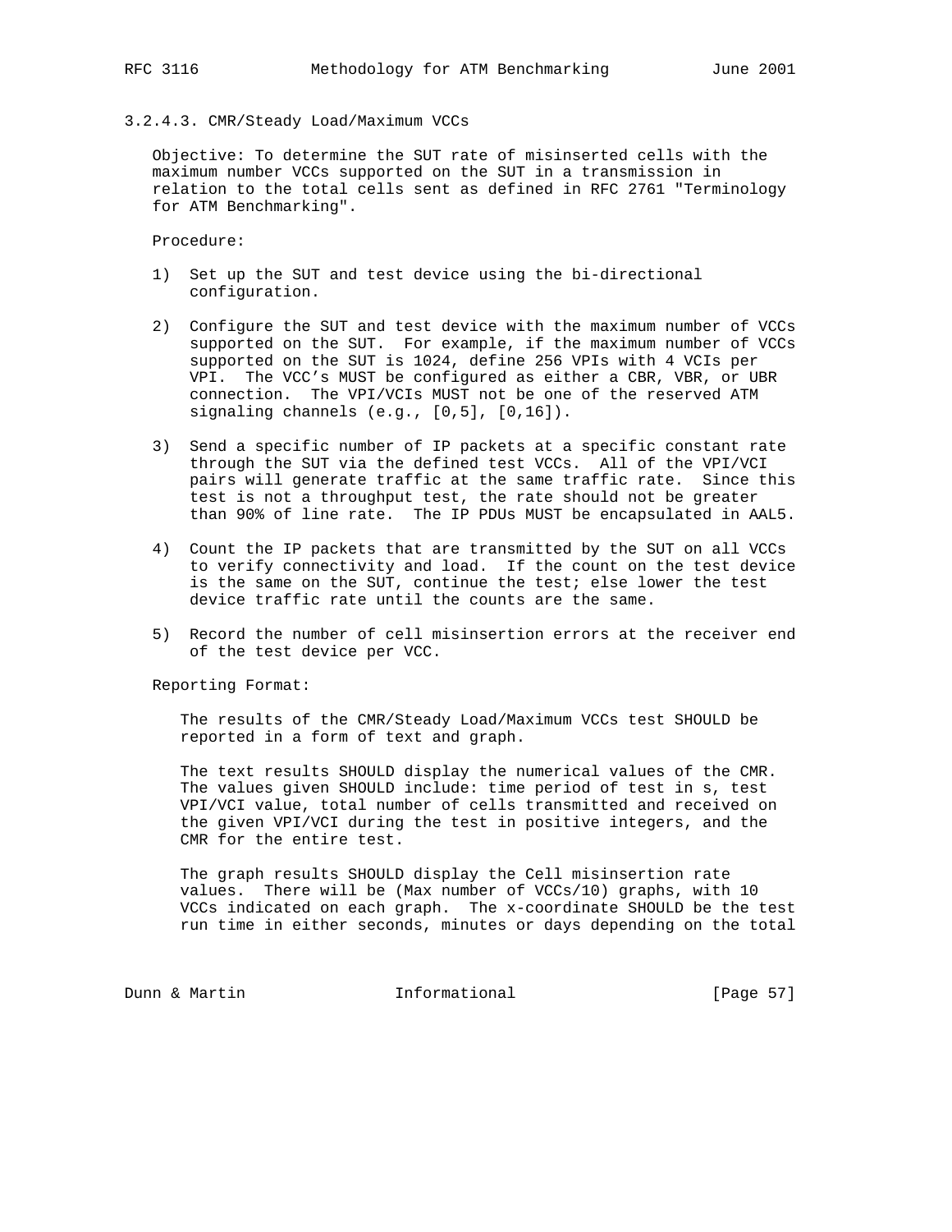### 3.2.4.3. CMR/Steady Load/Maximum VCCs

Objective: To determine the SUT rate of misinserted cells with the maximum number VCCs supported on the SUT in a transmission in relation to the total cells sent as defined in RFC 2761 "Terminology for ATM Benchmarking".

Procedure:

1) Set up the SUT and test device using the bi-directional configuration.

2) Configure the SUT and test device with the maximum number of VCCs supported on the SUT. For example, if the maximum number of VCCs supported on the SUT is 1024, define 256 VPIs with 4 VCIs per VPI. The VCC's MUST be configured as either a CBR, VBR, or UBR connection. The VPI/VCIs MUST not be one of the reserved ATM signaling channels (e.g., [0,5], [0,16]).

3) Send a specific number of IP packets at a specific constant rate through the SUT via the defined test VCCs. All of the VPI/VCI pairs will generate traffic at the same traffic rate. Since this test is not a throughput test, the rate should not be greater than 90% of line rate. The IP PDUs MUST be encapsulated in AAL5.

4) Count the IP packets that are transmitted by the SUT on all VCCs to verify connectivity and load. If the count on the test device is the same on the SUT, continue the test; else lower the test device traffic rate until the counts are the same.

5) Record the number of cell misinsertion errors at the receiver end of the test device per VCC.

Reporting Format:

The results of the CMR/Steady Load/Maximum VCCs test SHOULD be reported in a form of text and graph.

The text results SHOULD display the numerical values of the CMR. The values given SHOULD include: time period of test in s, test VPI/VCI value, total number of cells transmitted and received on the given VPI/VCI during the test in positive integers, and the CMR for the entire test.

The graph results SHOULD display the Cell misinsertion rate values. There will be (Max number of VCCs/10) graphs, with 10 VCCs indicated on each graph. The x-coordinate SHOULD be the test run time in either seconds, minutes or days depending on the total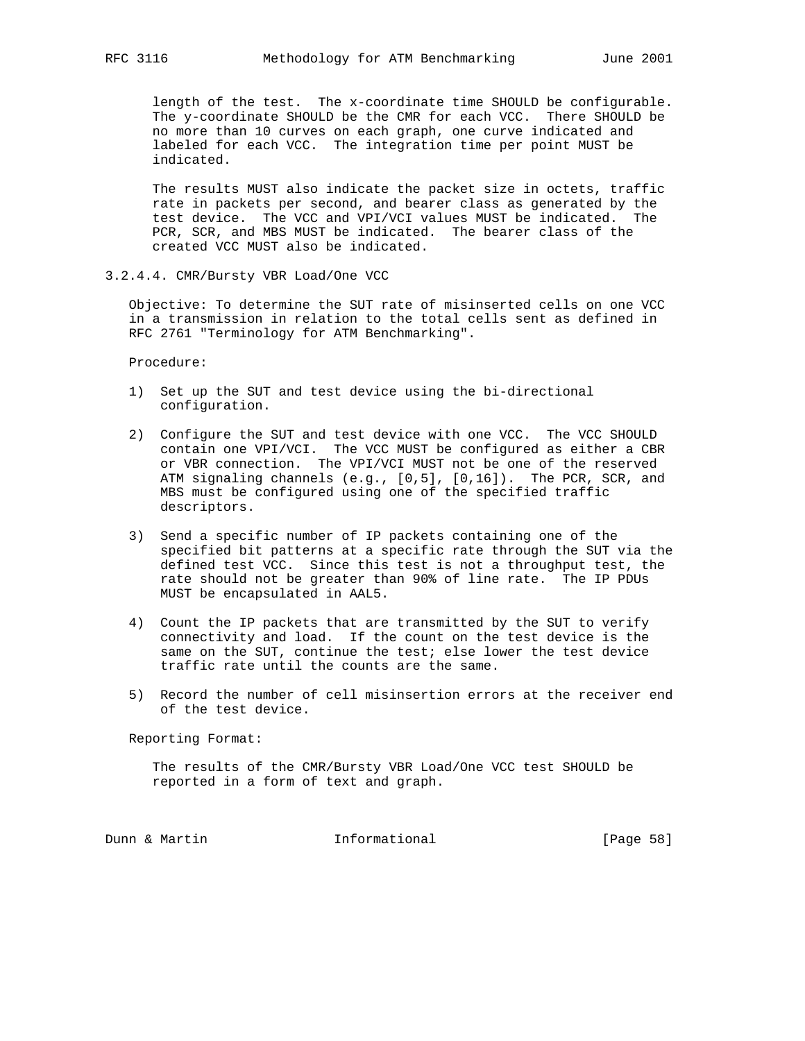length of the test. The x-coordinate time SHOULD be configurable. The y-coordinate SHOULD be the CMR for each VCC. There SHOULD be no more than 10 curves on each graph, one curve indicated and labeled for each VCC. The integration time per point MUST be indicated.

The results MUST also indicate the packet size in octets, traffic rate in packets per second, and bearer class as generated by the test device. The VCC and VPI/VCI values MUST be indicated. The PCR, SCR, and MBS MUST be indicated. The bearer class of the created VCC MUST also be indicated.

### 3.2.4.4. CMR/Bursty VBR Load/One VCC

Objective: To determine the SUT rate of misinserted cells on one VCC in a transmission in relation to the total cells sent as defined in RFC 2761 "Terminology for ATM Benchmarking".

Procedure:

1) Set up the SUT and test device using the bi-directional configuration.

2) Configure the SUT and test device with one VCC. The VCC SHOULD contain one VPI/VCI. The VCC MUST be configured as either a CBR or VBR connection. The VPI/VCI MUST not be one of the reserved ATM signaling channels (e.g., [0,5], [0,16]). The PCR, SCR, and MBS must be configured using one of the specified traffic descriptors.

3) Send a specific number of IP packets containing one of the specified bit patterns at a specific rate through the SUT via the defined test VCC. Since this test is not a throughput test, the rate should not be greater than 90% of line rate. The IP PDUs MUST be encapsulated in AAL5.

4) Count the IP packets that are transmitted by the SUT to verify connectivity and load. If the count on the test device is the same on the SUT, continue the test; else lower the test device traffic rate until the counts are the same.

5) Record the number of cell misinsertion errors at the receiver end of the test device.

Reporting Format:

The results of the CMR/Bursty VBR Load/One VCC test SHOULD be reported in a form of text and graph.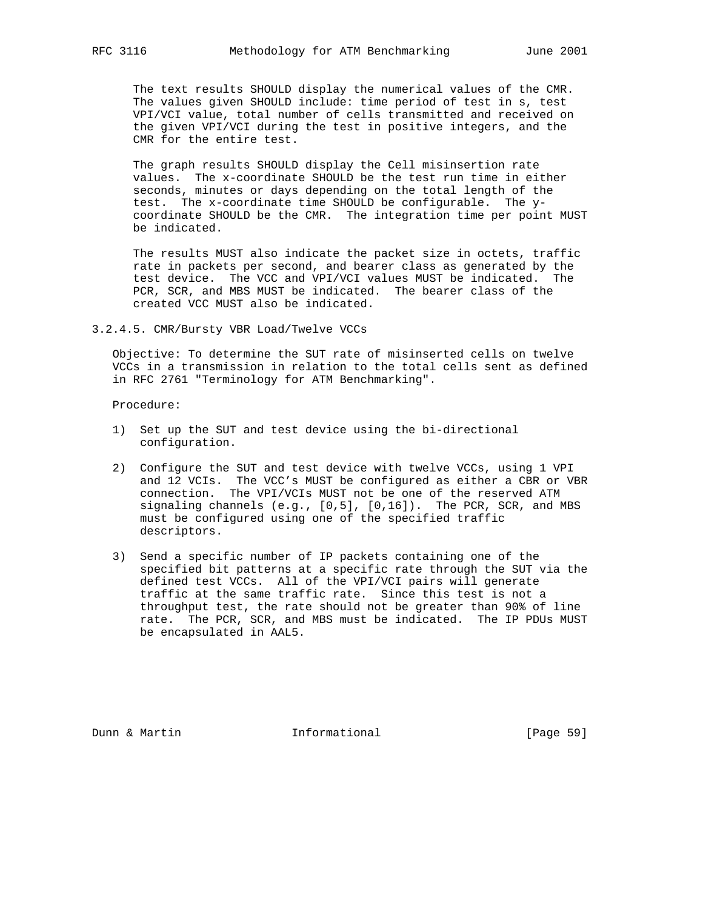The text results SHOULD display the numerical values of the CMR. The values given SHOULD include: time period of test in s, test VPI/VCI value, total number of cells transmitted and received on the given VPI/VCI during the test in positive integers, and the CMR for the entire test.

The graph results SHOULD display the Cell misinsertion rate values. The x-coordinate SHOULD be the test run time in either seconds, minutes or days depending on the total length of the test. The x-coordinate time SHOULD be configurable. The y-coordinate SHOULD be the CMR. The integration time per point MUST be indicated.

The results MUST also indicate the packet size in octets, traffic rate in packets per second, and bearer class as generated by the test device. The VCC and VPI/VCI values MUST be indicated. The PCR, SCR, and MBS MUST be indicated. The bearer class of the created VCC MUST also be indicated.

### 3.2.4.5. CMR/Bursty VBR Load/Twelve VCCs

Objective: To determine the SUT rate of misinserted cells on twelve VCCs in a transmission in relation to the total cells sent as defined in RFC 2761 "Terminology for ATM Benchmarking".

Procedure:

1) Set up the SUT and test device using the bi-directional configuration.

2) Configure the SUT and test device with twelve VCCs, using 1 VPI and 12 VCIs. The VCC's MUST be configured as either a CBR or VBR connection. The VPI/VCIs MUST not be one of the reserved ATM signaling channels (e.g., [0,5], [0,16]). The PCR, SCR, and MBS must be configured using one of the specified traffic descriptors.

3) Send a specific number of IP packets containing one of the specified bit patterns at a specific rate through the SUT via the defined test VCCs. All of the VPI/VCI pairs will generate traffic at the same traffic rate. Since this test is not a throughput test, the rate should not be greater than 90% of line rate. The PCR, SCR, and MBS must be indicated. The IP PDUs MUST be encapsulated in AAL5.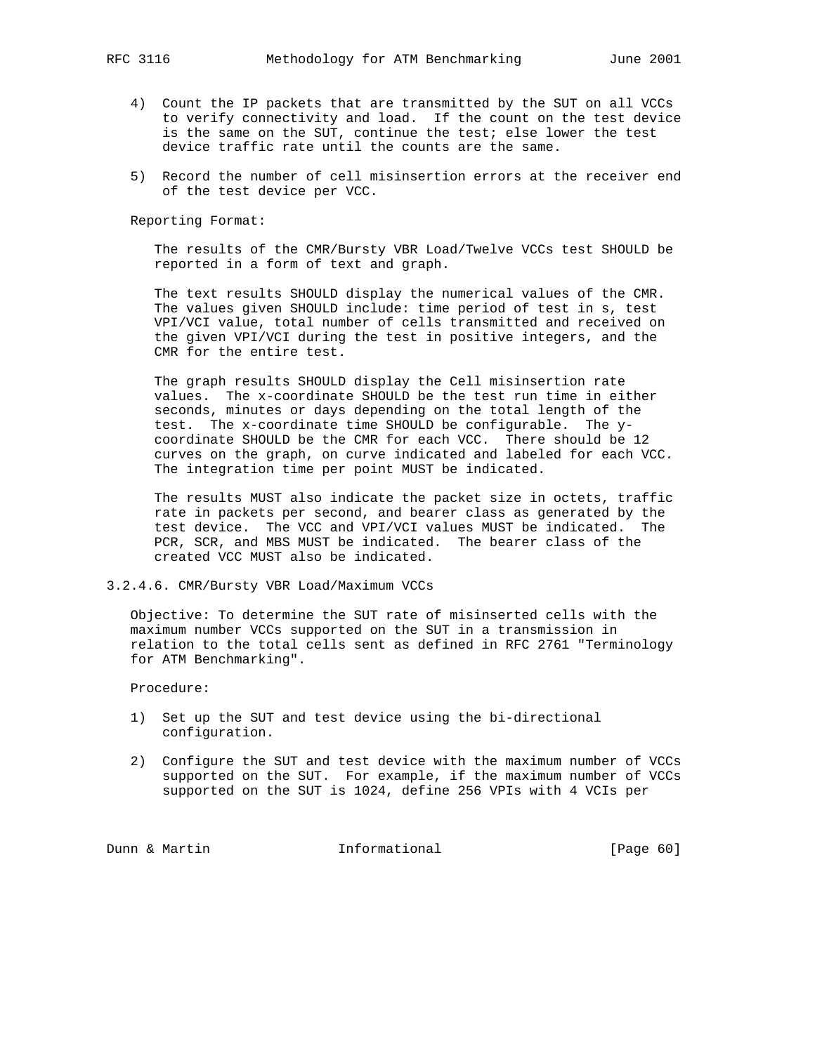4) Count the IP packets that are transmitted by the SUT on all VCCs to verify connectivity and load. If the count on the test device is the same on the SUT, continue the test; else lower the test device traffic rate until the counts are the same.

5) Record the number of cell misinsertion errors at the receiver end of the test device per VCC.

Reporting Format:

The results of the CMR/Bursty VBR Load/Twelve VCCs test SHOULD be reported in a form of text and graph.

The text results SHOULD display the numerical values of the CMR. The values given SHOULD include: time period of test in s, test VPI/VCI value, total number of cells transmitted and received on the given VPI/VCI during the test in positive integers, and the CMR for the entire test.

The graph results SHOULD display the Cell misinsertion rate values. The x-coordinate SHOULD be the test run time in either seconds, minutes or days depending on the total length of the test. The x-coordinate time SHOULD be configurable. The y-coordinate SHOULD be the CMR for each VCC. There should be 12 curves on the graph, on curve indicated and labeled for each VCC. The integration time per point MUST be indicated.

The results MUST also indicate the packet size in octets, traffic rate in packets per second, and bearer class as generated by the test device. The VCC and VPI/VCI values MUST be indicated. The PCR, SCR, and MBS MUST be indicated. The bearer class of the created VCC MUST also be indicated.

#### 3.2.4.6. CMR/Bursty VBR Load/Maximum VCCs

Objective: To determine the SUT rate of misinserted cells with the maximum number VCCs supported on the SUT in a transmission in relation to the total cells sent as defined in RFC 2761 "Terminology for ATM Benchmarking".

Procedure:

1) Set up the SUT and test device using the bi-directional configuration.

2) Configure the SUT and test device with the maximum number of VCCs supported on the SUT. For example, if the maximum number of VCCs supported on the SUT is 1024, define 256 VPIs with 4 VCIs per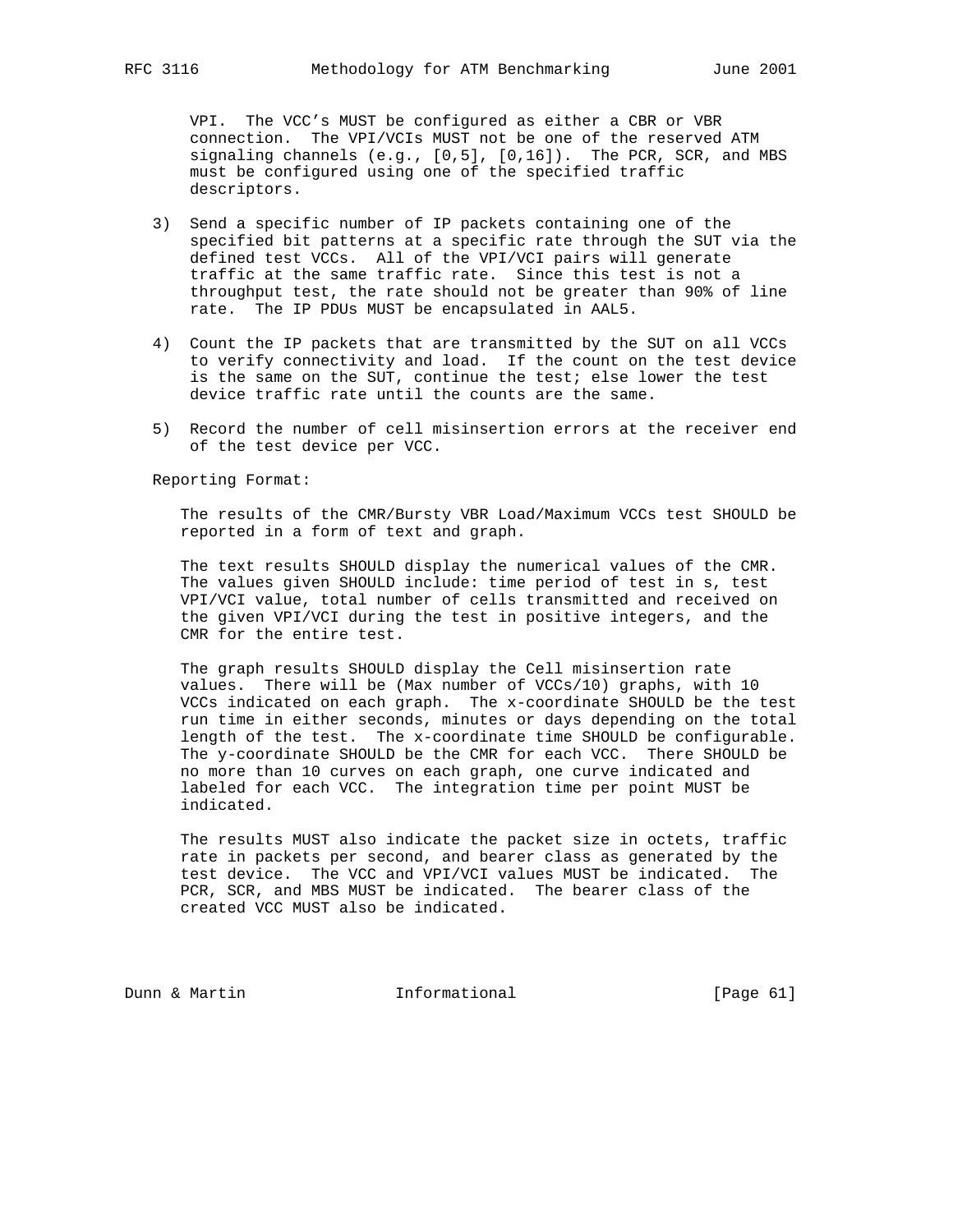VPI. The VCC's MUST be configured as either a CBR or VBR connection. The VPI/VCIs MUST not be one of the reserved ATM signaling channels (e.g., [0,5], [0,16]). The PCR, SCR, and MBS must be configured using one of the specified traffic descriptors.

3) Send a specific number of IP packets containing one of the specified bit patterns at a specific rate through the SUT via the defined test VCCs. All of the VPI/VCI pairs will generate traffic at the same traffic rate. Since this test is not a throughput test, the rate should not be greater than 90% of line rate. The IP PDUs MUST be encapsulated in AAL5.

4) Count the IP packets that are transmitted by the SUT on all VCCs to verify connectivity and load. If the count on the test device is the same on the SUT, continue the test; else lower the test device traffic rate until the counts are the same.

5) Record the number of cell misinsertion errors at the receiver end of the test device per VCC.

Reporting Format:

The results of the CMR/Bursty VBR Load/Maximum VCCs test SHOULD be reported in a form of text and graph.

The text results SHOULD display the numerical values of the CMR. The values given SHOULD include: time period of test in s, test VPI/VCI value, total number of cells transmitted and received on the given VPI/VCI during the test in positive integers, and the CMR for the entire test.

The graph results SHOULD display the Cell misinsertion rate values. There will be (Max number of VCCs/10) graphs, with 10 VCCs indicated on each graph. The x-coordinate SHOULD be the test run time in either seconds, minutes or days depending on the total length of the test. The x-coordinate time SHOULD be configurable. The y-coordinate SHOULD be the CMR for each VCC. There SHOULD be no more than 10 curves on each graph, one curve indicated and labeled for each VCC. The integration time per point MUST be indicated.

The results MUST also indicate the packet size in octets, traffic rate in packets per second, and bearer class as generated by the test device. The VCC and VPI/VCI values MUST be indicated. The PCR, SCR, and MBS MUST be indicated. The bearer class of the created VCC MUST also be indicated.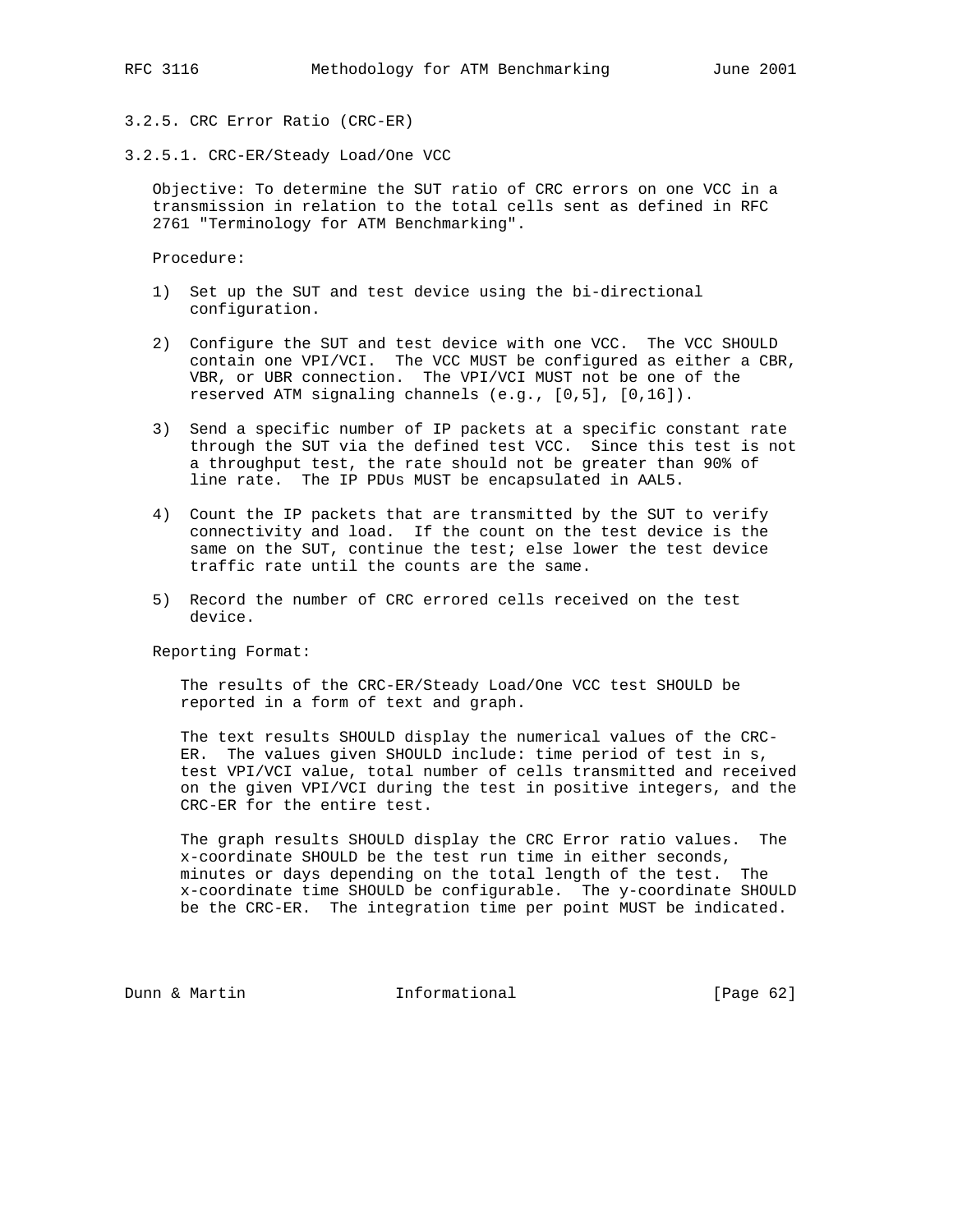### 3.2.5. CRC Error Ratio (CRC-ER)

#### 3.2.5.1. CRC-ER/Steady Load/One VCC

Objective: To determine the SUT ratio of CRC errors on one VCC in a transmission in relation to the total cells sent as defined in RFC 2761 "Terminology for ATM Benchmarking".

Procedure:

1) Set up the SUT and test device using the bi-directional configuration.

2) Configure the SUT and test device with one VCC. The VCC SHOULD contain one VPI/VCI. The VCC MUST be configured as either a CBR, VBR, or UBR connection. The VPI/VCI MUST not be one of the reserved ATM signaling channels (e.g., [0,5], [0,16]).

3) Send a specific number of IP packets at a specific constant rate through the SUT via the defined test VCC. Since this test is not a throughput test, the rate should not be greater than 90% of line rate. The IP PDUs MUST be encapsulated in AAL5.

4) Count the IP packets that are transmitted by the SUT to verify connectivity and load. If the count on the test device is the same on the SUT, continue the test; else lower the test device traffic rate until the counts are the same.

5) Record the number of CRC errored cells received on the test device.

Reporting Format:

The results of the CRC-ER/Steady Load/One VCC test SHOULD be reported in a form of text and graph.

The text results SHOULD display the numerical values of the CRC-ER. The values given SHOULD include: time period of test in s, test VPI/VCI value, total number of cells transmitted and received on the given VPI/VCI during the test in positive integers, and the CRC-ER for the entire test.

The graph results SHOULD display the CRC Error ratio values. The x-coordinate SHOULD be the test run time in either seconds, minutes or days depending on the total length of the test. The x-coordinate time SHOULD be configurable. The y-coordinate SHOULD be the CRC-ER. The integration time per point MUST be indicated.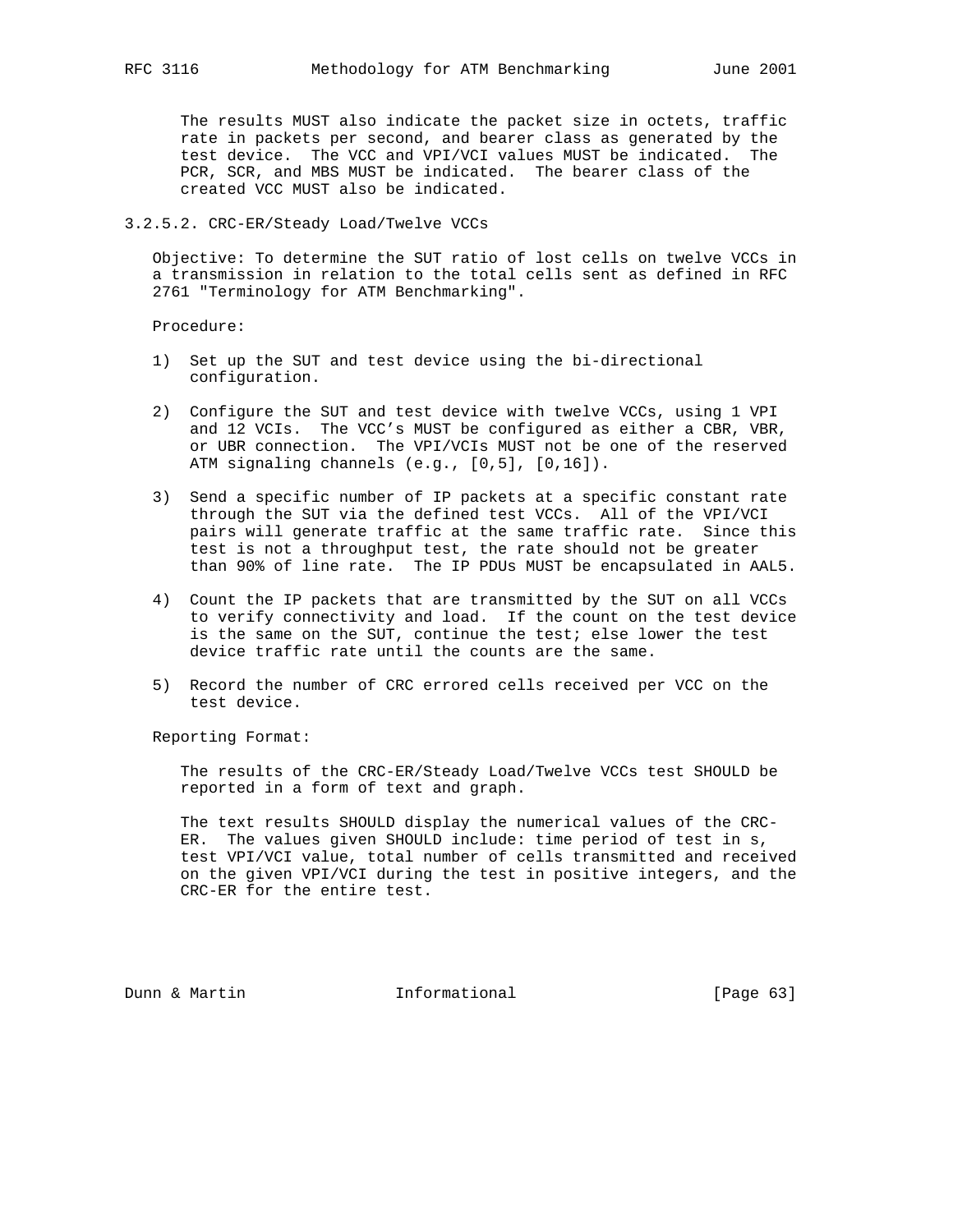The results MUST also indicate the packet size in octets, traffic rate in packets per second, and bearer class as generated by the test device. The VCC and VPI/VCI values MUST be indicated. The PCR, SCR, and MBS MUST be indicated. The bearer class of the created VCC MUST also be indicated.

#### 3.2.5.2. CRC-ER/Steady Load/Twelve VCCs

Objective: To determine the SUT ratio of lost cells on twelve VCCs in a transmission in relation to the total cells sent as defined in RFC 2761 "Terminology for ATM Benchmarking".

Procedure:

1) Set up the SUT and test device using the bi-directional configuration.

2) Configure the SUT and test device with twelve VCCs, using 1 VPI and 12 VCIs. The VCC's MUST be configured as either a CBR, VBR, or UBR connection. The VPI/VCIs MUST not be one of the reserved ATM signaling channels (e.g., [0,5], [0,16]).

3) Send a specific number of IP packets at a specific constant rate through the SUT via the defined test VCCs. All of the VPI/VCI pairs will generate traffic at the same traffic rate. Since this test is not a throughput test, the rate should not be greater than 90% of line rate. The IP PDUs MUST be encapsulated in AAL5.

4) Count the IP packets that are transmitted by the SUT on all VCCs to verify connectivity and load. If the count on the test device is the same on the SUT, continue the test; else lower the test device traffic rate until the counts are the same.

5) Record the number of CRC errored cells received per VCC on the test device.

Reporting Format:

The results of the CRC-ER/Steady Load/Twelve VCCs test SHOULD be reported in a form of text and graph.

The text results SHOULD display the numerical values of the CRC-ER. The values given SHOULD include: time period of test in s, test VPI/VCI value, total number of cells transmitted and received on the given VPI/VCI during the test in positive integers, and the CRC-ER for the entire test.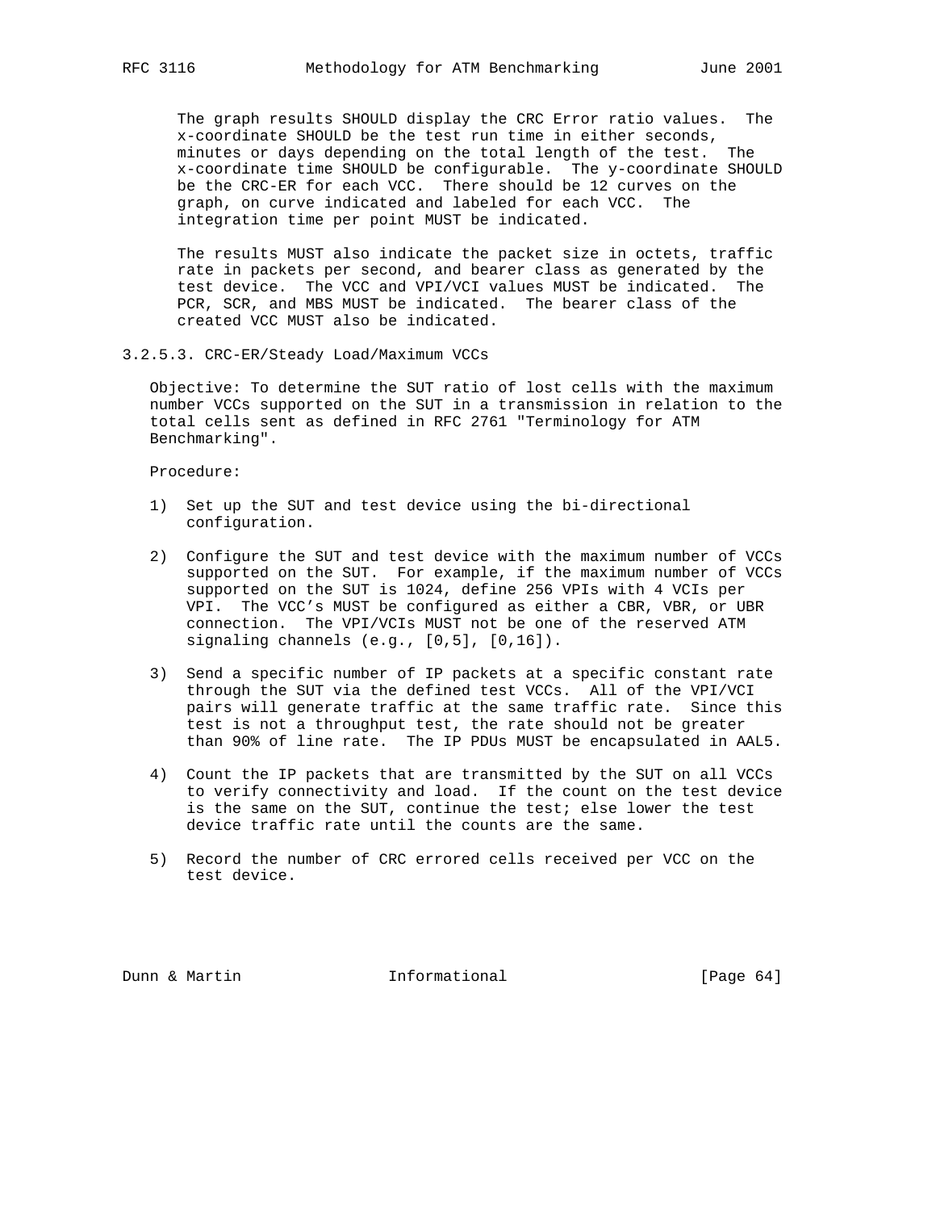The graph results SHOULD display the CRC Error ratio values. The x-coordinate SHOULD be the test run time in either seconds, minutes or days depending on the total length of the test. The x-coordinate time SHOULD be configurable. The y-coordinate SHOULD be the CRC-ER for each VCC. There should be 12 curves on the graph, on curve indicated and labeled for each VCC. The integration time per point MUST be indicated.

The results MUST also indicate the packet size in octets, traffic rate in packets per second, and bearer class as generated by the test device. The VCC and VPI/VCI values MUST be indicated. The PCR, SCR, and MBS MUST be indicated. The bearer class of the created VCC MUST also be indicated.

### 3.2.5.3. CRC-ER/Steady Load/Maximum VCCs

Objective: To determine the SUT ratio of lost cells with the maximum number VCCs supported on the SUT in a transmission in relation to the total cells sent as defined in RFC 2761 "Terminology for ATM Benchmarking".

Procedure:

1) Set up the SUT and test device using the bi-directional configuration.

2) Configure the SUT and test device with the maximum number of VCCs supported on the SUT. For example, if the maximum number of VCCs supported on the SUT is 1024, define 256 VPIs with 4 VCIs per VPI. The VCC's MUST be configured as either a CBR, VBR, or UBR connection. The VPI/VCIs MUST not be one of the reserved ATM signaling channels (e.g., [0,5], [0,16]).

3) Send a specific number of IP packets at a specific constant rate through the SUT via the defined test VCCs. All of the VPI/VCI pairs will generate traffic at the same traffic rate. Since this test is not a throughput test, the rate should not be greater than 90% of line rate. The IP PDUs MUST be encapsulated in AAL5.

4) Count the IP packets that are transmitted by the SUT on all VCCs to verify connectivity and load. If the count on the test device is the same on the SUT, continue the test; else lower the test device traffic rate until the counts are the same.

5) Record the number of CRC errored cells received per VCC on the test device.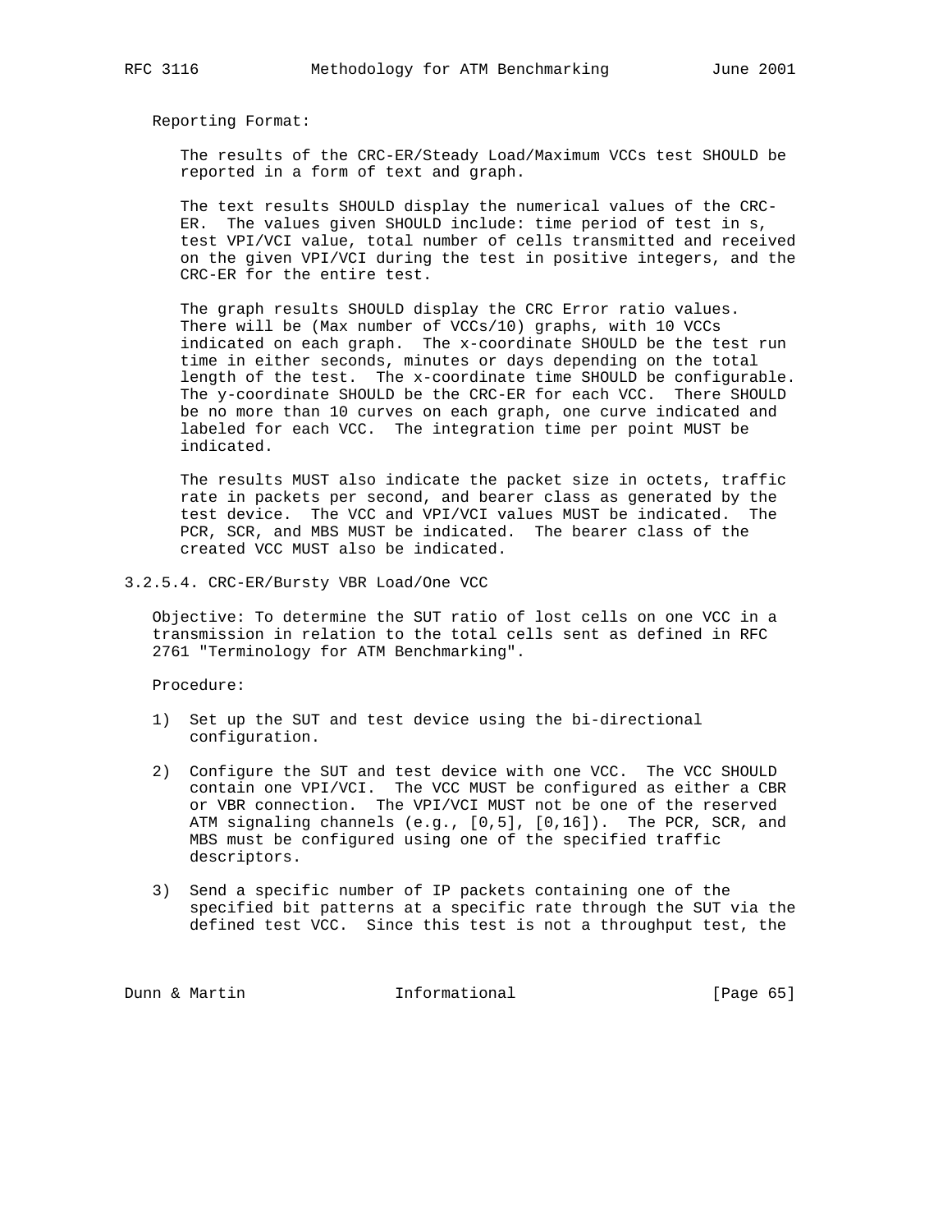Reporting Format:

The results of the CRC-ER/Steady Load/Maximum VCCs test SHOULD be reported in a form of text and graph.

The text results SHOULD display the numerical values of the CRC-ER. The values given SHOULD include: time period of test in s, test VPI/VCI value, total number of cells transmitted and received on the given VPI/VCI during the test in positive integers, and the CRC-ER for the entire test.

The graph results SHOULD display the CRC Error ratio values. There will be (Max number of VCCs/10) graphs, with 10 VCCs indicated on each graph. The x-coordinate SHOULD be the test run time in either seconds, minutes or days depending on the total length of the test. The x-coordinate time SHOULD be configurable. The y-coordinate SHOULD be the CRC-ER for each VCC. There SHOULD be no more than 10 curves on each graph, one curve indicated and labeled for each VCC. The integration time per point MUST be indicated.

The results MUST also indicate the packet size in octets, traffic rate in packets per second, and bearer class as generated by the test device. The VCC and VPI/VCI values MUST be indicated. The PCR, SCR, and MBS MUST be indicated. The bearer class of the created VCC MUST also be indicated.

### 3.2.5.4. CRC-ER/Bursty VBR Load/One VCC

Objective: To determine the SUT ratio of lost cells on one VCC in a transmission in relation to the total cells sent as defined in RFC 2761 "Terminology for ATM Benchmarking".

Procedure:

1) Set up the SUT and test device using the bi-directional configuration.

2) Configure the SUT and test device with one VCC. The VCC SHOULD contain one VPI/VCI. The VCC MUST be configured as either a CBR or VBR connection. The VPI/VCI MUST not be one of the reserved ATM signaling channels (e.g., [0,5], [0,16]). The PCR, SCR, and MBS must be configured using one of the specified traffic descriptors.

3) Send a specific number of IP packets containing one of the specified bit patterns at a specific rate through the SUT via the defined test VCC. Since this test is not a throughput test, the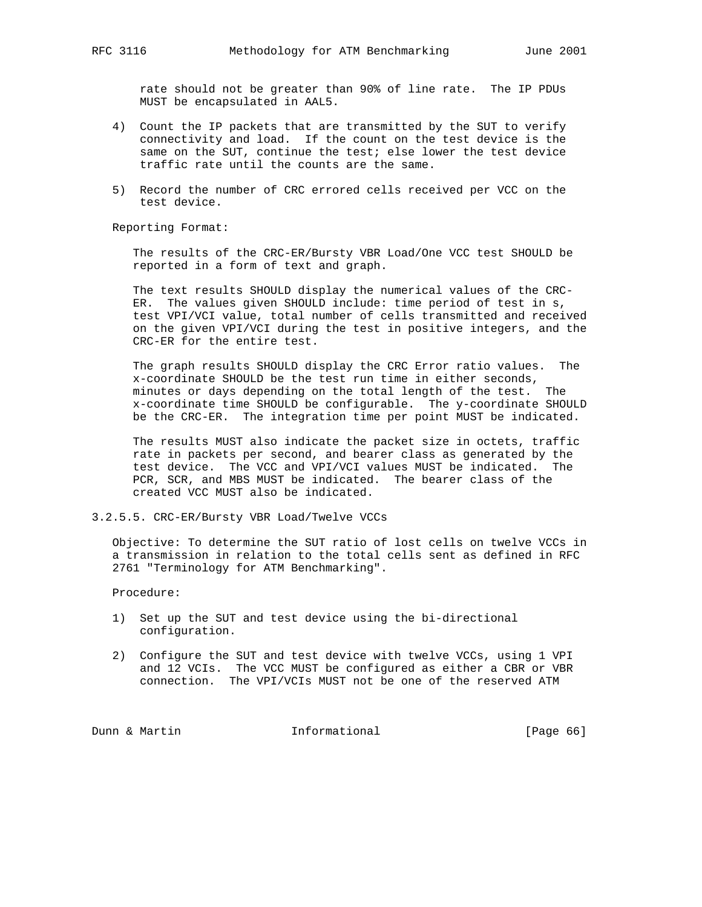rate should not be greater than 90% of line rate. The IP PDUs MUST be encapsulated in AAL5.

4) Count the IP packets that are transmitted by the SUT to verify connectivity and load. If the count on the test device is the same on the SUT, continue the test; else lower the test device traffic rate until the counts are the same.

5) Record the number of CRC errored cells received per VCC on the test device.

Reporting Format:

The results of the CRC-ER/Bursty VBR Load/One VCC test SHOULD be reported in a form of text and graph.

The text results SHOULD display the numerical values of the CRC-ER. The values given SHOULD include: time period of test in s, test VPI/VCI value, total number of cells transmitted and received on the given VPI/VCI during the test in positive integers, and the CRC-ER for the entire test.

The graph results SHOULD display the CRC Error ratio values. The x-coordinate SHOULD be the test run time in either seconds, minutes or days depending on the total length of the test. The x-coordinate time SHOULD be configurable. The y-coordinate SHOULD be the CRC-ER. The integration time per point MUST be indicated.

The results MUST also indicate the packet size in octets, traffic rate in packets per second, and bearer class as generated by the test device. The VCC and VPI/VCI values MUST be indicated. The PCR, SCR, and MBS MUST be indicated. The bearer class of the created VCC MUST also be indicated.

### 3.2.5.5. CRC-ER/Bursty VBR Load/Twelve VCCs

Objective: To determine the SUT ratio of lost cells on twelve VCCs in a transmission in relation to the total cells sent as defined in RFC 2761 "Terminology for ATM Benchmarking".

Procedure:

1) Set up the SUT and test device using the bi-directional configuration.

2) Configure the SUT and test device with twelve VCCs, using 1 VPI and 12 VCIs. The VCC MUST be configured as either a CBR or VBR connection. The VPI/VCIs MUST not be one of the reserved ATM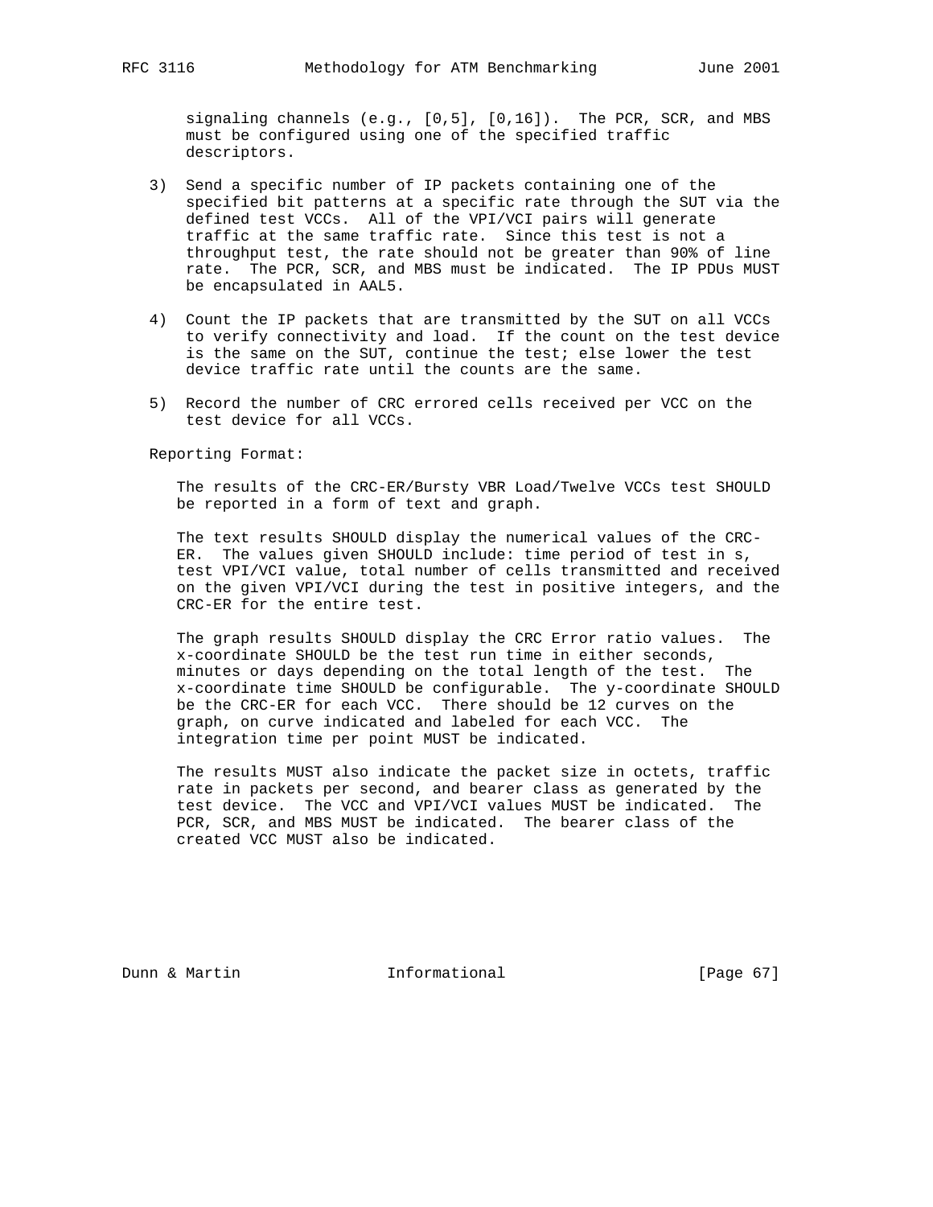signaling channels (e.g., [0,5], [0,16]). The PCR, SCR, and MBS must be configured using one of the specified traffic descriptors.

3) Send a specific number of IP packets containing one of the specified bit patterns at a specific rate through the SUT via the defined test VCCs. All of the VPI/VCI pairs will generate traffic at the same traffic rate. Since this test is not a throughput test, the rate should not be greater than 90% of line rate. The PCR, SCR, and MBS must be indicated. The IP PDUs MUST be encapsulated in AAL5.

4) Count the IP packets that are transmitted by the SUT on all VCCs to verify connectivity and load. If the count on the test device is the same on the SUT, continue the test; else lower the test device traffic rate until the counts are the same.

5) Record the number of CRC errored cells received per VCC on the test device for all VCCs.

Reporting Format:

The results of the CRC-ER/Bursty VBR Load/Twelve VCCs test SHOULD be reported in a form of text and graph.

The text results SHOULD display the numerical values of the CRC-ER. The values given SHOULD include: time period of test in s, test VPI/VCI value, total number of cells transmitted and received on the given VPI/VCI during the test in positive integers, and the CRC-ER for the entire test.

The graph results SHOULD display the CRC Error ratio values. The x-coordinate SHOULD be the test run time in either seconds, minutes or days depending on the total length of the test. The x-coordinate time SHOULD be configurable. The y-coordinate SHOULD be the CRC-ER for each VCC. There should be 12 curves on the graph, on curve indicated and labeled for each VCC. The integration time per point MUST be indicated.

The results MUST also indicate the packet size in octets, traffic rate in packets per second, and bearer class as generated by the test device. The VCC and VPI/VCI values MUST be indicated. The PCR, SCR, and MBS MUST be indicated. The bearer class of the created VCC MUST also be indicated.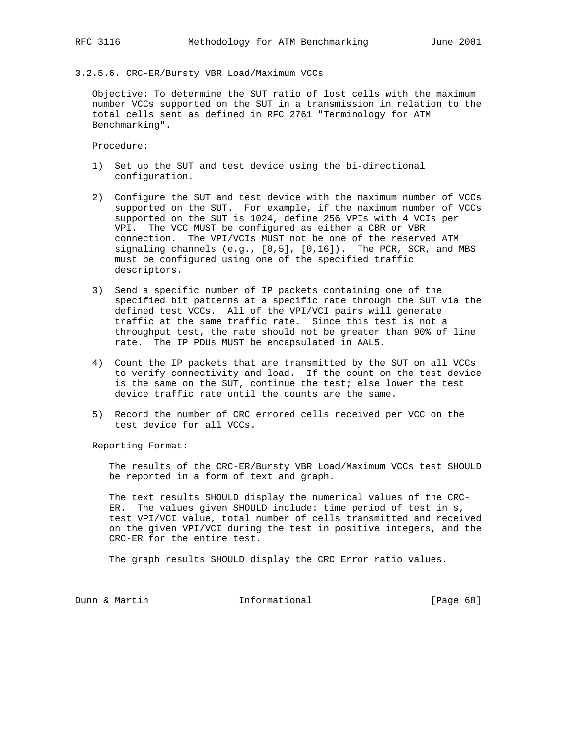#### 3.2.5.6. CRC-ER/Bursty VBR Load/Maximum VCCs

Objective: To determine the SUT ratio of lost cells with the maximum number VCCs supported on the SUT in a transmission in relation to the total cells sent as defined in RFC 2761 "Terminology for ATM Benchmarking".

Procedure:

1) Set up the SUT and test device using the bi-directional configuration.

2) Configure the SUT and test device with the maximum number of VCCs supported on the SUT. For example, if the maximum number of VCCs supported on the SUT is 1024, define 256 VPIs with 4 VCIs per VPI. The VCC MUST be configured as either a CBR or VBR connection. The VPI/VCIs MUST not be one of the reserved ATM signaling channels (e.g., [0,5], [0,16]). The PCR, SCR, and MBS must be configured using one of the specified traffic descriptors.

3) Send a specific number of IP packets containing one of the specified bit patterns at a specific rate through the SUT via the defined test VCCs. All of the VPI/VCI pairs will generate traffic at the same traffic rate. Since this test is not a throughput test, the rate should not be greater than 90% of line rate. The IP PDUs MUST be encapsulated in AAL5.

4) Count the IP packets that are transmitted by the SUT on all VCCs to verify connectivity and load. If the count on the test device is the same on the SUT, continue the test; else lower the test device traffic rate until the counts are the same.

5) Record the number of CRC errored cells received per VCC on the test device for all VCCs.

Reporting Format:

The results of the CRC-ER/Bursty VBR Load/Maximum VCCs test SHOULD be reported in a form of text and graph.

The text results SHOULD display the numerical values of the CRC-ER. The values given SHOULD include: time period of test in s, test VPI/VCI value, total number of cells transmitted and received on the given VPI/VCI during the test in positive integers, and the CRC-ER for the entire test.

The graph results SHOULD display the CRC Error ratio values.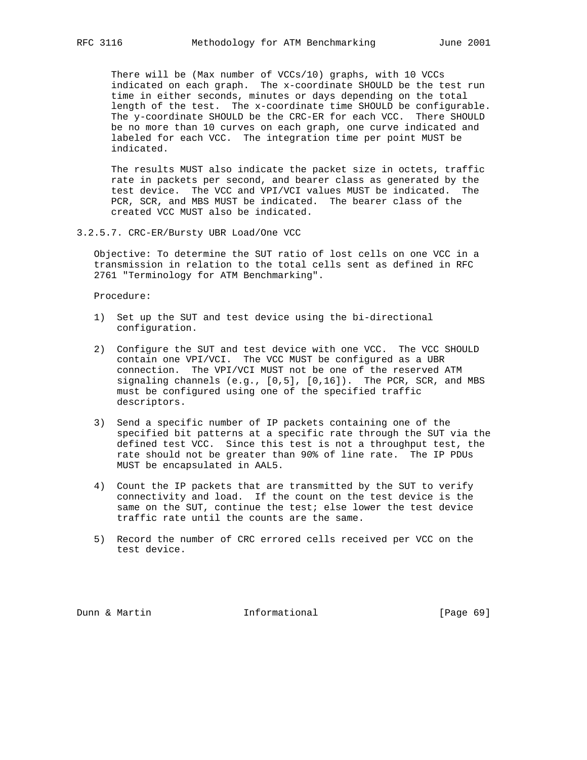There will be (Max number of VCCs/10) graphs, with 10 VCCs indicated on each graph. The x-coordinate SHOULD be the test run time in either seconds, minutes or days depending on the total length of the test. The x-coordinate time SHOULD be configurable. The y-coordinate SHOULD be the CRC-ER for each VCC. There SHOULD be no more than 10 curves on each graph, one curve indicated and labeled for each VCC. The integration time per point MUST be indicated.

The results MUST also indicate the packet size in octets, traffic rate in packets per second, and bearer class as generated by the test device. The VCC and VPI/VCI values MUST be indicated. The PCR, SCR, and MBS MUST be indicated. The bearer class of the created VCC MUST also be indicated.

#### 3.2.5.7. CRC-ER/Bursty UBR Load/One VCC

Objective: To determine the SUT ratio of lost cells on one VCC in a transmission in relation to the total cells sent as defined in RFC 2761 "Terminology for ATM Benchmarking".

Procedure:

1) Set up the SUT and test device using the bi-directional configuration.

2) Configure the SUT and test device with one VCC. The VCC SHOULD contain one VPI/VCI. The VCC MUST be configured as a UBR connection. The VPI/VCI MUST not be one of the reserved ATM signaling channels (e.g., [0,5], [0,16]). The PCR, SCR, and MBS must be configured using one of the specified traffic descriptors.

3) Send a specific number of IP packets containing one of the specified bit patterns at a specific rate through the SUT via the defined test VCC. Since this test is not a throughput test, the rate should not be greater than 90% of line rate. The IP PDUs MUST be encapsulated in AAL5.

4) Count the IP packets that are transmitted by the SUT to verify connectivity and load. If the count on the test device is the same on the SUT, continue the test; else lower the test device traffic rate until the counts are the same.

5) Record the number of CRC errored cells received per VCC on the test device.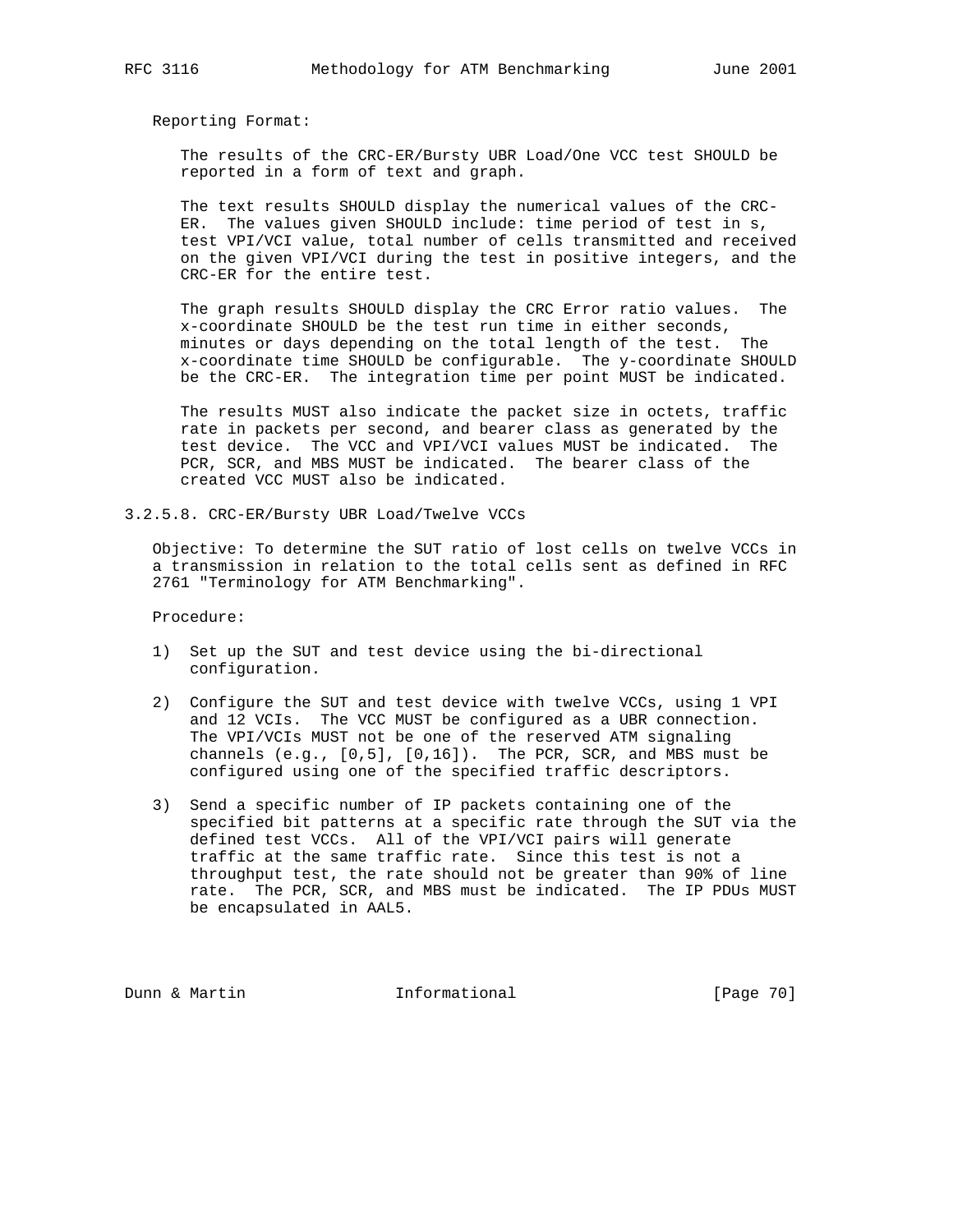Reporting Format:

The results of the CRC-ER/Bursty UBR Load/One VCC test SHOULD be reported in a form of text and graph.

The text results SHOULD display the numerical values of the CRC-ER. The values given SHOULD include: time period of test in s, test VPI/VCI value, total number of cells transmitted and received on the given VPI/VCI during the test in positive integers, and the CRC-ER for the entire test.

The graph results SHOULD display the CRC Error ratio values. The x-coordinate SHOULD be the test run time in either seconds, minutes or days depending on the total length of the test. The x-coordinate time SHOULD be configurable. The y-coordinate SHOULD be the CRC-ER. The integration time per point MUST be indicated.

The results MUST also indicate the packet size in octets, traffic rate in packets per second, and bearer class as generated by the test device. The VCC and VPI/VCI values MUST be indicated. The PCR, SCR, and MBS MUST be indicated. The bearer class of the created VCC MUST also be indicated.

### 3.2.5.8. CRC-ER/Bursty UBR Load/Twelve VCCs

Objective: To determine the SUT ratio of lost cells on twelve VCCs in a transmission in relation to the total cells sent as defined in RFC 2761 "Terminology for ATM Benchmarking".

Procedure:

1) Set up the SUT and test device using the bi-directional configuration.

2) Configure the SUT and test device with twelve VCCs, using 1 VPI and 12 VCIs. The VCC MUST be configured as a UBR connection. The VPI/VCIs MUST not be one of the reserved ATM signaling channels (e.g., [0,5], [0,16]). The PCR, SCR, and MBS must be configured using one of the specified traffic descriptors.

3) Send a specific number of IP packets containing one of the specified bit patterns at a specific rate through the SUT via the defined test VCCs. All of the VPI/VCI pairs will generate traffic at the same traffic rate. Since this test is not a throughput test, the rate should not be greater than 90% of line rate. The PCR, SCR, and MBS must be indicated. The IP PDUs MUST be encapsulated in AAL5.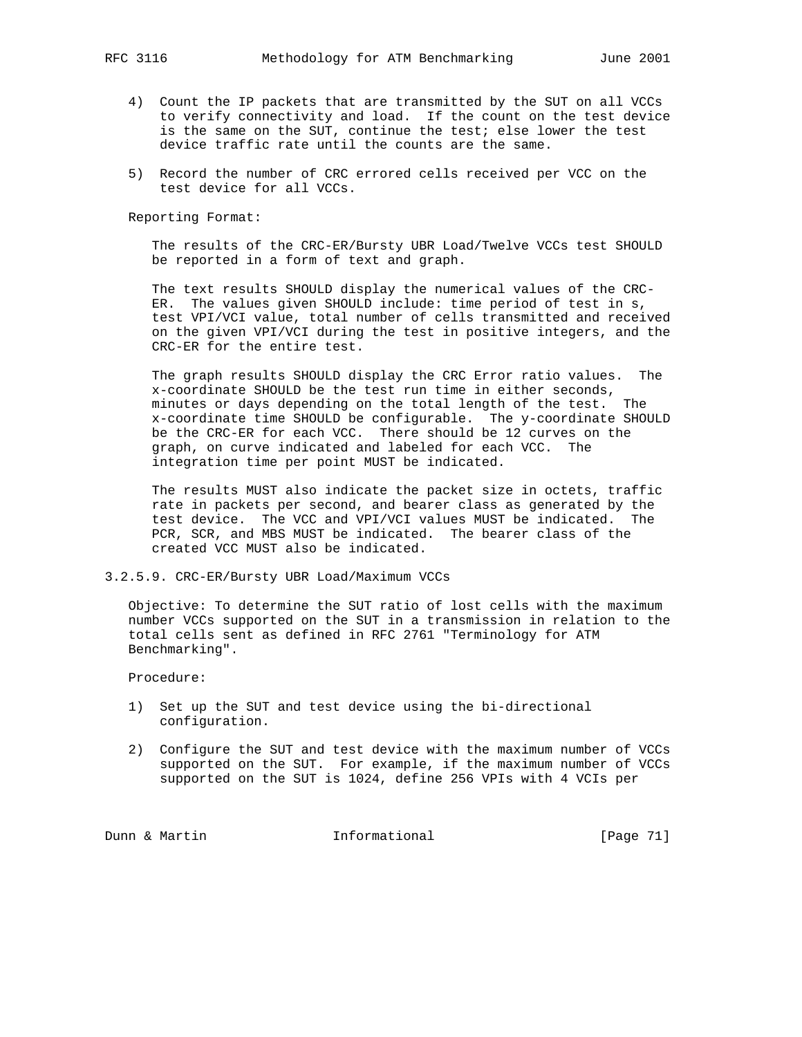4) Count the IP packets that are transmitted by the SUT on all VCCs to verify connectivity and load. If the count on the test device is the same on the SUT, continue the test; else lower the test device traffic rate until the counts are the same.

5) Record the number of CRC errored cells received per VCC on the test device for all VCCs.

Reporting Format:

The results of the CRC-ER/Bursty UBR Load/Twelve VCCs test SHOULD be reported in a form of text and graph.

The text results SHOULD display the numerical values of the CRC-ER. The values given SHOULD include: time period of test in s, test VPI/VCI value, total number of cells transmitted and received on the given VPI/VCI during the test in positive integers, and the CRC-ER for the entire test.

The graph results SHOULD display the CRC Error ratio values. The x-coordinate SHOULD be the test run time in either seconds, minutes or days depending on the total length of the test. The x-coordinate time SHOULD be configurable. The y-coordinate SHOULD be the CRC-ER for each VCC. There should be 12 curves on the graph, on curve indicated and labeled for each VCC. The integration time per point MUST be indicated.

The results MUST also indicate the packet size in octets, traffic rate in packets per second, and bearer class as generated by the test device. The VCC and VPI/VCI values MUST be indicated. The PCR, SCR, and MBS MUST be indicated. The bearer class of the created VCC MUST also be indicated.

### 3.2.5.9. CRC-ER/Bursty UBR Load/Maximum VCCs

Objective: To determine the SUT ratio of lost cells with the maximum number VCCs supported on the SUT in a transmission in relation to the total cells sent as defined in RFC 2761 "Terminology for ATM Benchmarking".

Procedure:

1) Set up the SUT and test device using the bi-directional configuration.

2) Configure the SUT and test device with the maximum number of VCCs supported on the SUT. For example, if the maximum number of VCCs supported on the SUT is 1024, define 256 VPIs with 4 VCIs per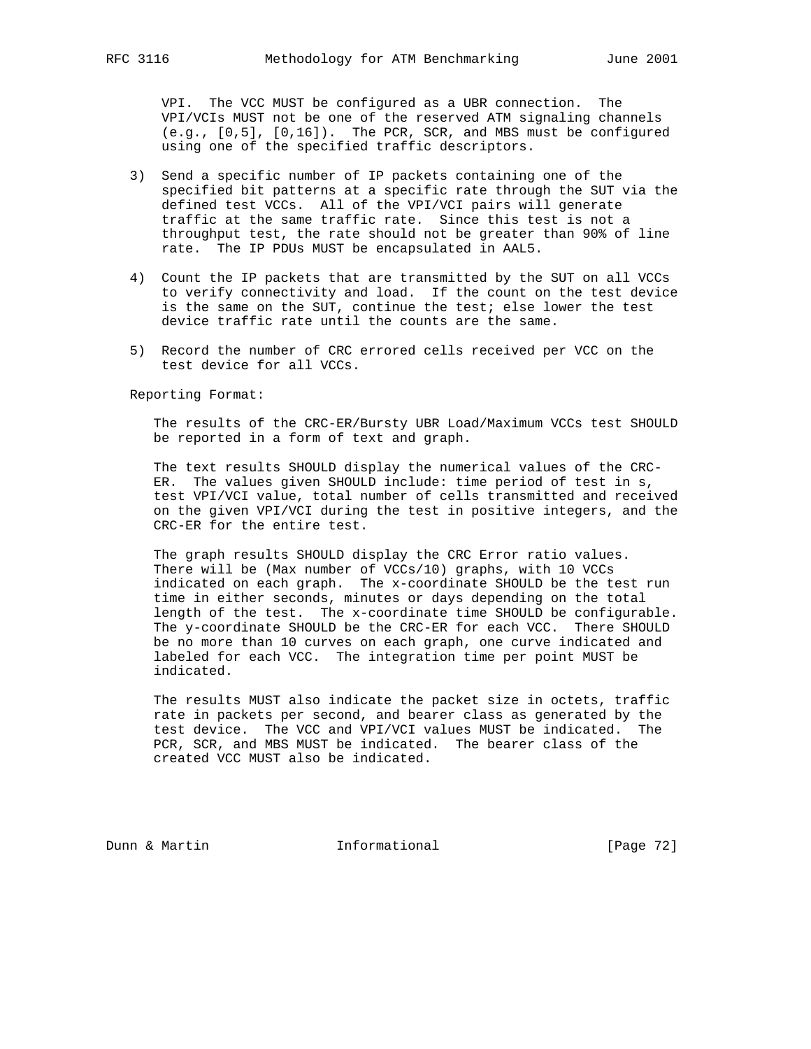VPI. The VCC MUST be configured as a UBR connection. The VPI/VCIs MUST not be one of the reserved ATM signaling channels (e.g., [0,5], [0,16]). The PCR, SCR, and MBS must be configured using one of the specified traffic descriptors.

3) Send a specific number of IP packets containing one of the specified bit patterns at a specific rate through the SUT via the defined test VCCs. All of the VPI/VCI pairs will generate traffic at the same traffic rate. Since this test is not a throughput test, the rate should not be greater than 90% of line rate. The IP PDUs MUST be encapsulated in AAL5.

4) Count the IP packets that are transmitted by the SUT on all VCCs to verify connectivity and load. If the count on the test device is the same on the SUT, continue the test; else lower the test device traffic rate until the counts are the same.

5) Record the number of CRC errored cells received per VCC on the test device for all VCCs.

Reporting Format:

The results of the CRC-ER/Bursty UBR Load/Maximum VCCs test SHOULD be reported in a form of text and graph.

The text results SHOULD display the numerical values of the CRC-ER. The values given SHOULD include: time period of test in s, test VPI/VCI value, total number of cells transmitted and received on the given VPI/VCI during the test in positive integers, and the CRC-ER for the entire test.

The graph results SHOULD display the CRC Error ratio values. There will be (Max number of VCCs/10) graphs, with 10 VCCs indicated on each graph. The x-coordinate SHOULD be the test run time in either seconds, minutes or days depending on the total length of the test. The x-coordinate time SHOULD be configurable. The y-coordinate SHOULD be the CRC-ER for each VCC. There SHOULD be no more than 10 curves on each graph, one curve indicated and labeled for each VCC. The integration time per point MUST be indicated.

The results MUST also indicate the packet size in octets, traffic rate in packets per second, and bearer class as generated by the test device. The VCC and VPI/VCI values MUST be indicated. The PCR, SCR, and MBS MUST be indicated. The bearer class of the created VCC MUST also be indicated.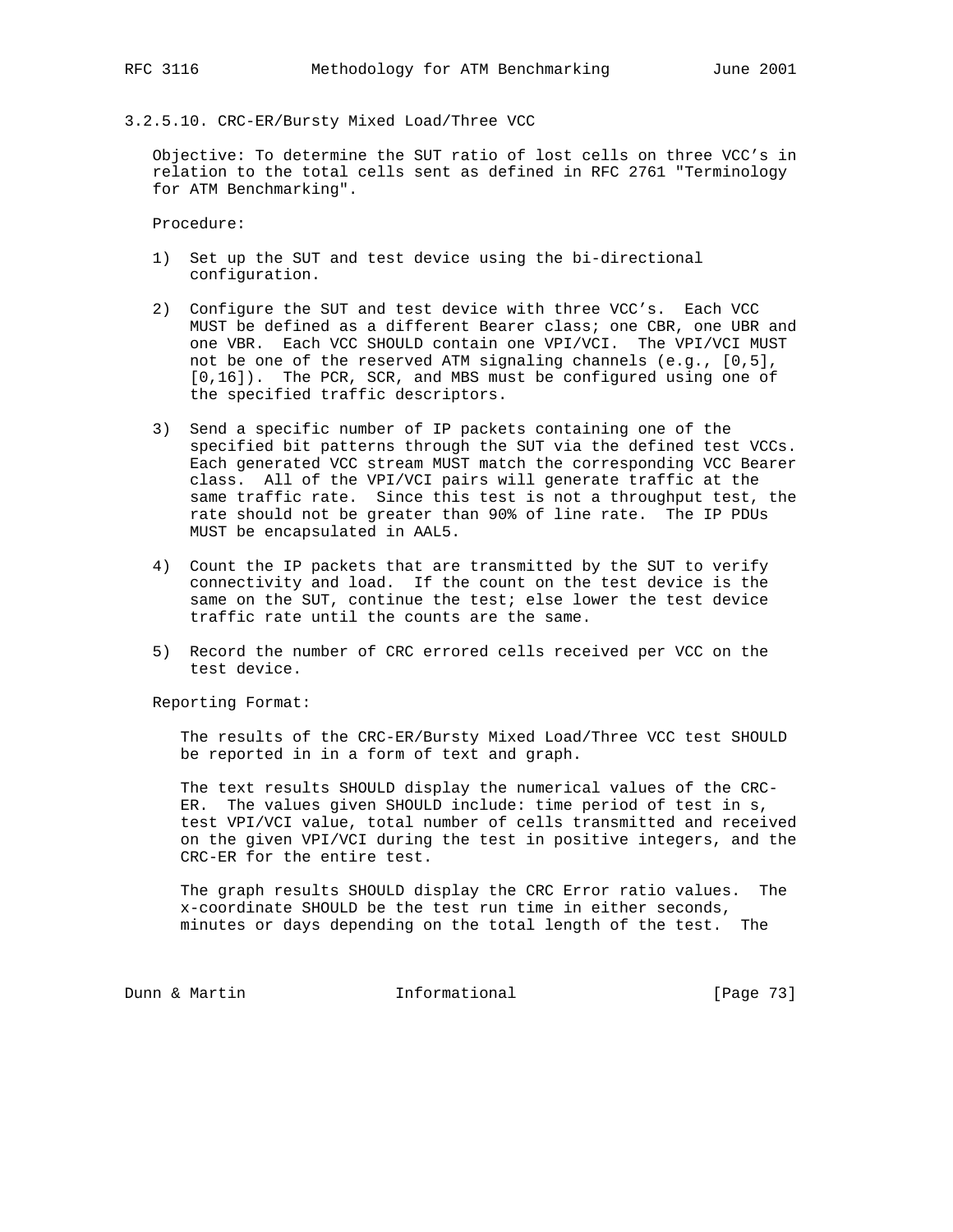#### 3.2.5.10. CRC-ER/Bursty Mixed Load/Three VCC

Objective: To determine the SUT ratio of lost cells on three VCC's in relation to the total cells sent as defined in RFC 2761 "Terminology for ATM Benchmarking".

Procedure:

1) Set up the SUT and test device using the bi-directional configuration.

2) Configure the SUT and test device with three VCC's. Each VCC MUST be defined as a different Bearer class; one CBR, one UBR and one VBR. Each VCC SHOULD contain one VPI/VCI. The VPI/VCI MUST not be one of the reserved ATM signaling channels (e.g., [0,5], [0,16]). The PCR, SCR, and MBS must be configured using one of the specified traffic descriptors.

3) Send a specific number of IP packets containing one of the specified bit patterns through the SUT via the defined test VCCs. Each generated VCC stream MUST match the corresponding VCC Bearer class. All of the VPI/VCI pairs will generate traffic at the same traffic rate. Since this test is not a throughput test, the rate should not be greater than 90% of line rate. The IP PDUs MUST be encapsulated in AAL5.

4) Count the IP packets that are transmitted by the SUT to verify connectivity and load. If the count on the test device is the same on the SUT, continue the test; else lower the test device traffic rate until the counts are the same.

5) Record the number of CRC errored cells received per VCC on the test device.

Reporting Format:

The results of the CRC-ER/Bursty Mixed Load/Three VCC test SHOULD be reported in in a form of text and graph.

The text results SHOULD display the numerical values of the CRC-ER. The values given SHOULD include: time period of test in s, test VPI/VCI value, total number of cells transmitted and received on the given VPI/VCI during the test in positive integers, and the CRC-ER for the entire test.

The graph results SHOULD display the CRC Error ratio values. The x-coordinate SHOULD be the test run time in either seconds, minutes or days depending on the total length of the test. The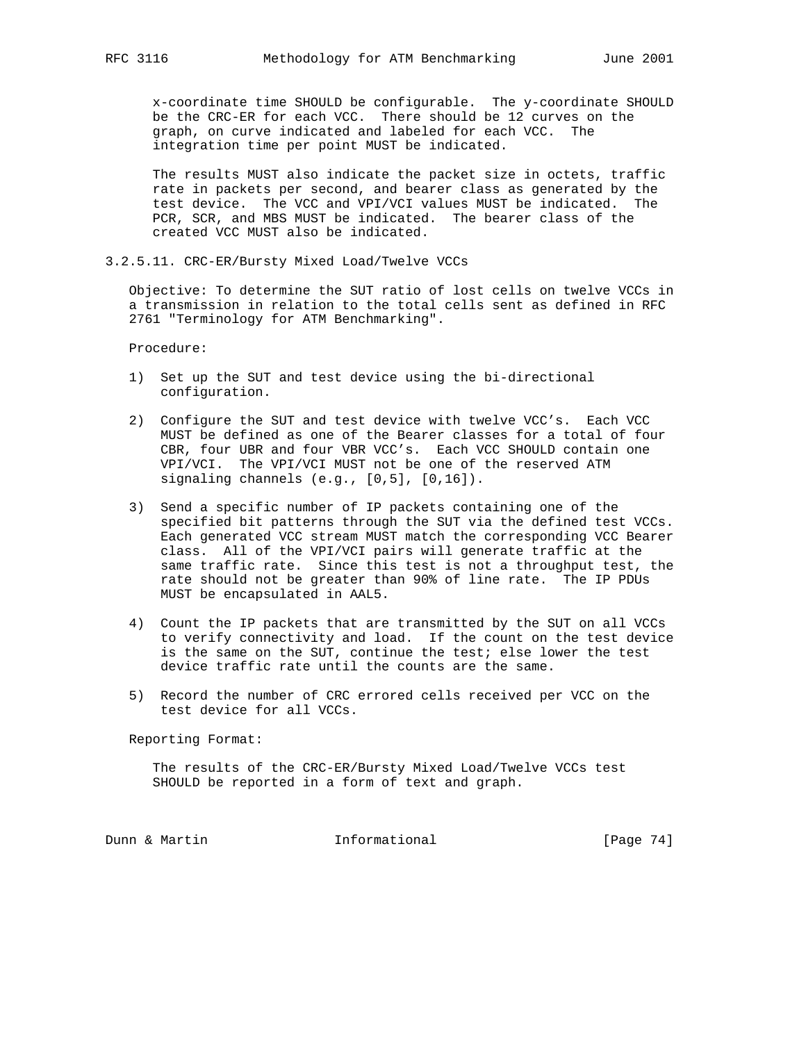x-coordinate time SHOULD be configurable. The y-coordinate SHOULD be the CRC-ER for each VCC. There should be 12 curves on the graph, on curve indicated and labeled for each VCC. The integration time per point MUST be indicated.

The results MUST also indicate the packet size in octets, traffic rate in packets per second, and bearer class as generated by the test device. The VCC and VPI/VCI values MUST be indicated. The PCR, SCR, and MBS MUST be indicated. The bearer class of the created VCC MUST also be indicated.

### 3.2.5.11. CRC-ER/Bursty Mixed Load/Twelve VCCs

Objective: To determine the SUT ratio of lost cells on twelve VCCs in a transmission in relation to the total cells sent as defined in RFC 2761 "Terminology for ATM Benchmarking".

Procedure:

1) Set up the SUT and test device using the bi-directional configuration.

2) Configure the SUT and test device with twelve VCC's. Each VCC MUST be defined as one of the Bearer classes for a total of four CBR, four UBR and four VBR VCC's. Each VCC SHOULD contain one VPI/VCI. The VPI/VCI MUST not be one of the reserved ATM signaling channels (e.g., [0,5], [0,16]).

3) Send a specific number of IP packets containing one of the specified bit patterns through the SUT via the defined test VCCs. Each generated VCC stream MUST match the corresponding VCC Bearer class. All of the VPI/VCI pairs will generate traffic at the same traffic rate. Since this test is not a throughput test, the rate should not be greater than 90% of line rate. The IP PDUs MUST be encapsulated in AAL5.

4) Count the IP packets that are transmitted by the SUT on all VCCs to verify connectivity and load. If the count on the test device is the same on the SUT, continue the test; else lower the test device traffic rate until the counts are the same.

5) Record the number of CRC errored cells received per VCC on the test device for all VCCs.

Reporting Format:

The results of the CRC-ER/Bursty Mixed Load/Twelve VCCs test SHOULD be reported in a form of text and graph.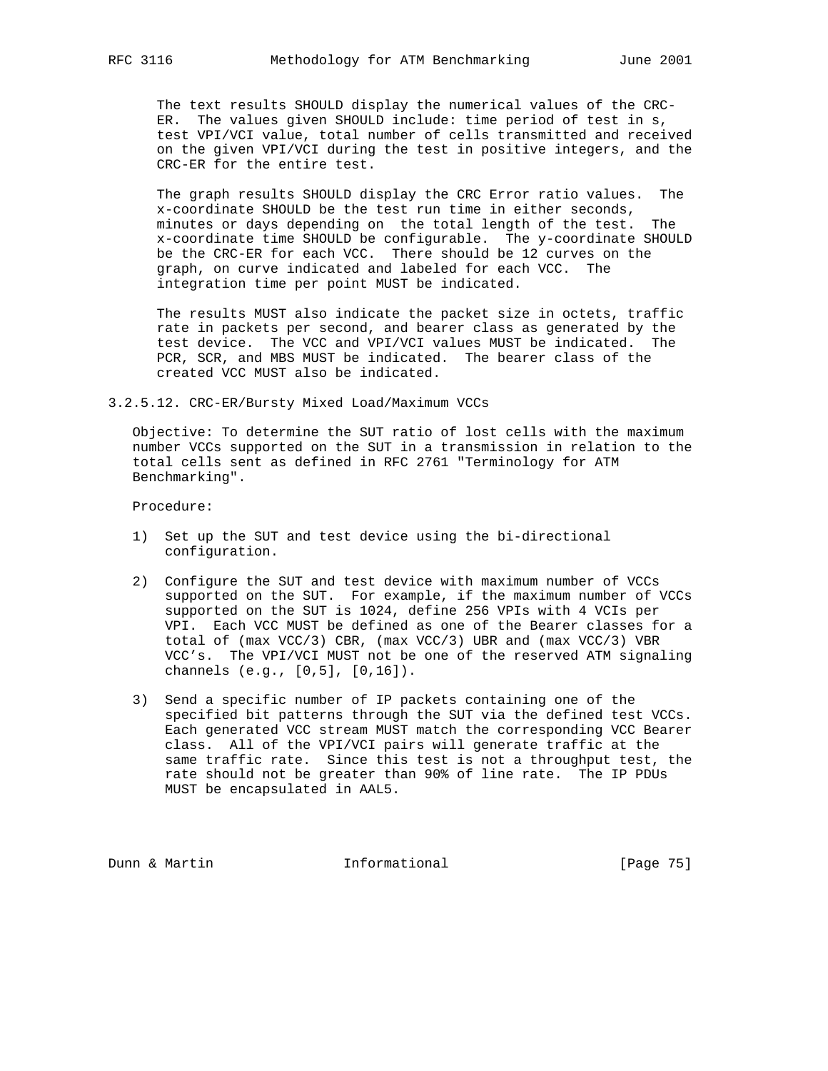The text results SHOULD display the numerical values of the CRC-ER. The values given SHOULD include: time period of test in s, test VPI/VCI value, total number of cells transmitted and received on the given VPI/VCI during the test in positive integers, and the CRC-ER for the entire test.

The graph results SHOULD display the CRC Error ratio values. The x-coordinate SHOULD be the test run time in either seconds, minutes or days depending on the total length of the test. The x-coordinate time SHOULD be configurable. The y-coordinate SHOULD be the CRC-ER for each VCC. There should be 12 curves on the graph, on curve indicated and labeled for each VCC. The integration time per point MUST be indicated.

The results MUST also indicate the packet size in octets, traffic rate in packets per second, and bearer class as generated by the test device. The VCC and VPI/VCI values MUST be indicated. The PCR, SCR, and MBS MUST be indicated. The bearer class of the created VCC MUST also be indicated.

### 3.2.5.12. CRC-ER/Bursty Mixed Load/Maximum VCCs

Objective: To determine the SUT ratio of lost cells with the maximum number VCCs supported on the SUT in a transmission in relation to the total cells sent as defined in RFC 2761 "Terminology for ATM Benchmarking".

Procedure:

1) Set up the SUT and test device using the bi-directional configuration.

2) Configure the SUT and test device with maximum number of VCCs supported on the SUT. For example, if the maximum number of VCCs supported on the SUT is 1024, define 256 VPIs with 4 VCIs per VPI. Each VCC MUST be defined as one of the Bearer classes for a total of (max VCC/3) CBR, (max VCC/3) UBR and (max VCC/3) VBR VCC's. The VPI/VCI MUST not be one of the reserved ATM signaling channels (e.g., [0,5], [0,16]).

3) Send a specific number of IP packets containing one of the specified bit patterns through the SUT via the defined test VCCs. Each generated VCC stream MUST match the corresponding VCC Bearer class. All of the VPI/VCI pairs will generate traffic at the same traffic rate. Since this test is not a throughput test, the rate should not be greater than 90% of line rate. The IP PDUs MUST be encapsulated in AAL5.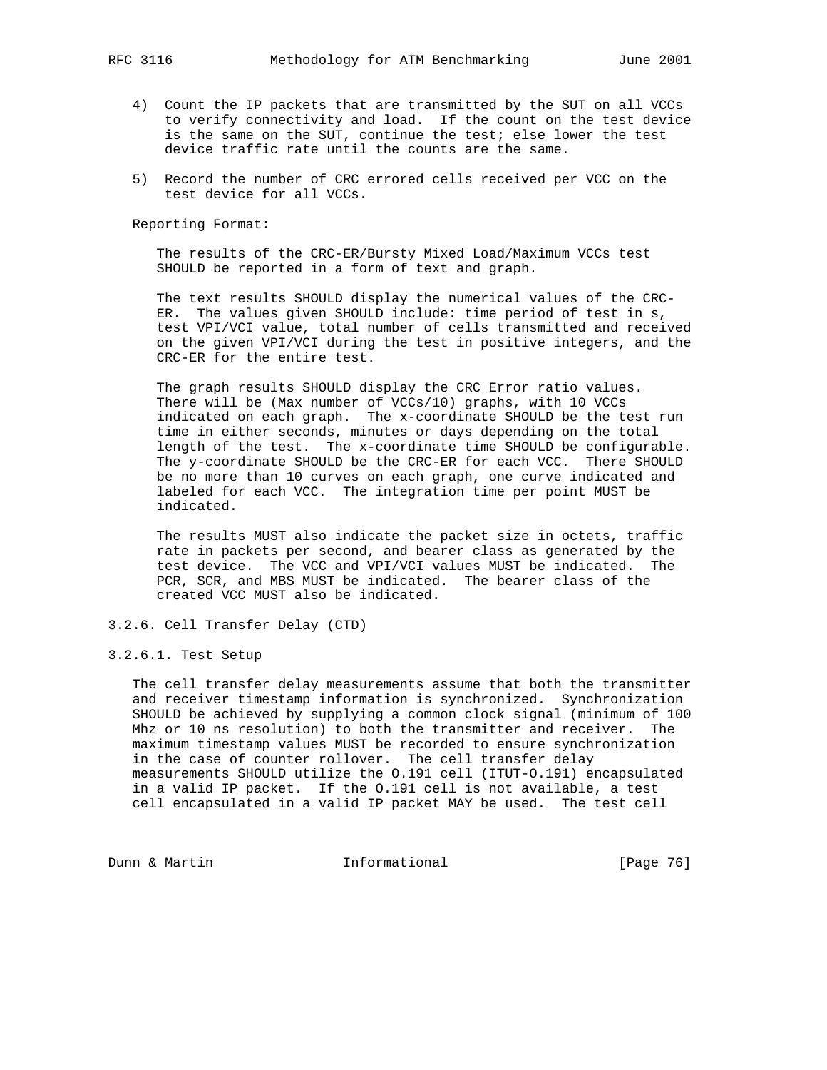4) Count the IP packets that are transmitted by the SUT on all VCCs to verify connectivity and load. If the count on the test device is the same on the SUT, continue the test; else lower the test device traffic rate until the counts are the same.

5) Record the number of CRC errored cells received per VCC on the test device for all VCCs.

Reporting Format:

The results of the CRC-ER/Bursty Mixed Load/Maximum VCCs test SHOULD be reported in a form of text and graph.

The text results SHOULD display the numerical values of the CRC-ER. The values given SHOULD include: time period of test in s, test VPI/VCI value, total number of cells transmitted and received on the given VPI/VCI during the test in positive integers, and the CRC-ER for the entire test.

The graph results SHOULD display the CRC Error ratio values. There will be (Max number of VCCs/10) graphs, with 10 VCCs indicated on each graph. The x-coordinate SHOULD be the test run time in either seconds, minutes or days depending on the total length of the test. The x-coordinate time SHOULD be configurable. The y-coordinate SHOULD be the CRC-ER for each VCC. There SHOULD be no more than 10 curves on each graph, one curve indicated and labeled for each VCC. The integration time per point MUST be indicated.

The results MUST also indicate the packet size in octets, traffic rate in packets per second, and bearer class as generated by the test device. The VCC and VPI/VCI values MUST be indicated. The PCR, SCR, and MBS MUST be indicated. The bearer class of the created VCC MUST also be indicated.

### 3.2.6. Cell Transfer Delay (CTD)

#### 3.2.6.1. Test Setup

The cell transfer delay measurements assume that both the transmitter and receiver timestamp information is synchronized. Synchronization SHOULD be achieved by supplying a common clock signal (minimum of 100 Mhz or 10 ns resolution) to both the transmitter and receiver. The maximum timestamp values MUST be recorded to ensure synchronization in the case of counter rollover. The cell transfer delay measurements SHOULD utilize the O.191 cell (ITUT-O.191) encapsulated in a valid IP packet. If the O.191 cell is not available, a test cell encapsulated in a valid IP packet MAY be used. The test cell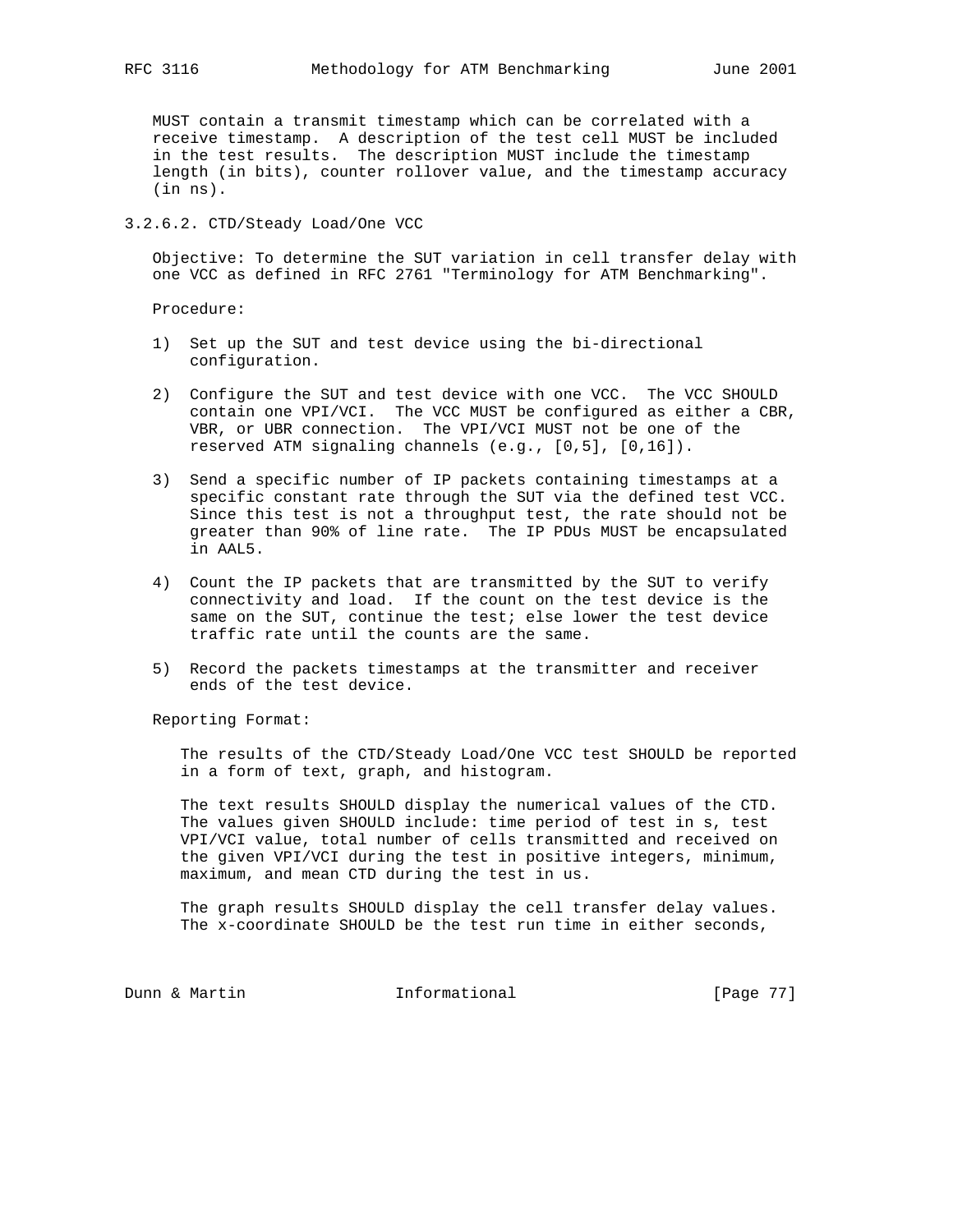MUST contain a transmit timestamp which can be correlated with a receive timestamp. A description of the test cell MUST be included in the test results. The description MUST include the timestamp length (in bits), counter rollover value, and the timestamp accuracy (in ns).

### 3.2.6.2. CTD/Steady Load/One VCC

Objective: To determine the SUT variation in cell transfer delay with one VCC as defined in RFC 2761 "Terminology for ATM Benchmarking".

Procedure:

1) Set up the SUT and test device using the bi-directional configuration.

2) Configure the SUT and test device with one VCC. The VCC SHOULD contain one VPI/VCI. The VCC MUST be configured as either a CBR, VBR, or UBR connection. The VPI/VCI MUST not be one of the reserved ATM signaling channels (e.g., [0,5], [0,16]).

3) Send a specific number of IP packets containing timestamps at a specific constant rate through the SUT via the defined test VCC. Since this test is not a throughput test, the rate should not be greater than 90% of line rate. The IP PDUs MUST be encapsulated in AAL5.

4) Count the IP packets that are transmitted by the SUT to verify connectivity and load. If the count on the test device is the same on the SUT, continue the test; else lower the test device traffic rate until the counts are the same.

5) Record the packets timestamps at the transmitter and receiver ends of the test device.

Reporting Format:

The results of the CTD/Steady Load/One VCC test SHOULD be reported in a form of text, graph, and histogram.

The text results SHOULD display the numerical values of the CTD. The values given SHOULD include: time period of test in s, test VPI/VCI value, total number of cells transmitted and received on the given VPI/VCI during the test in positive integers, minimum, maximum, and mean CTD during the test in us.

The graph results SHOULD display the cell transfer delay values. The x-coordinate SHOULD be the test run time in either seconds,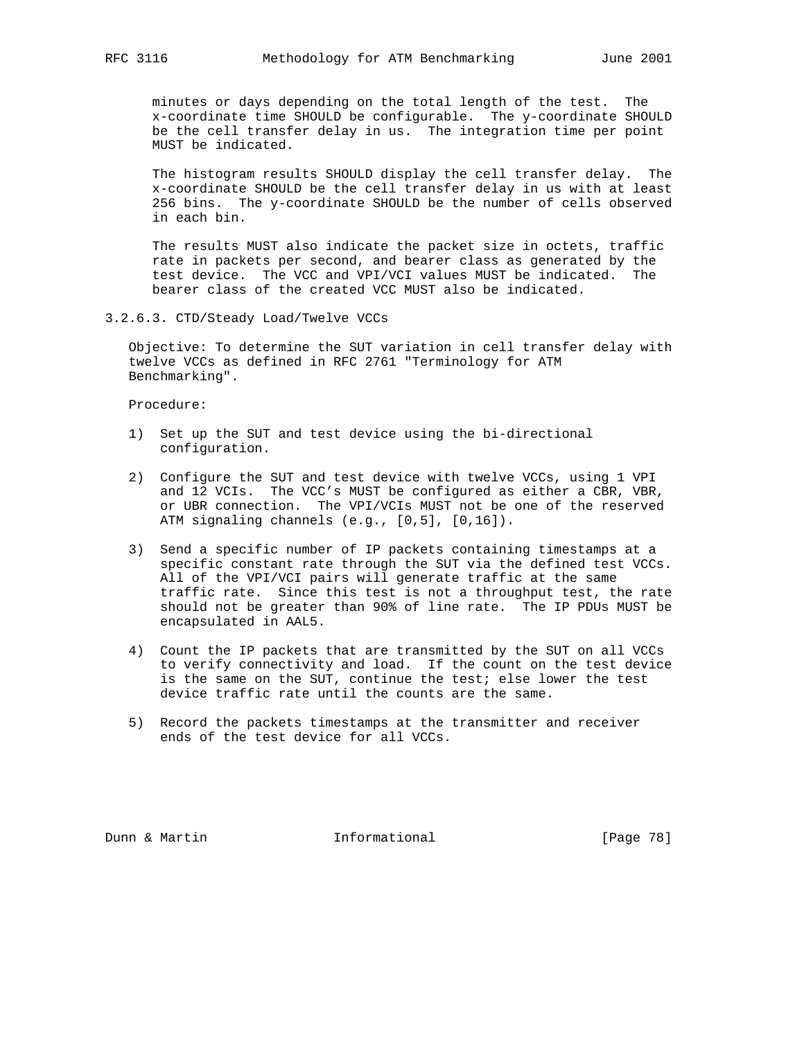minutes or days depending on the total length of the test. The x-coordinate time SHOULD be configurable. The y-coordinate SHOULD be the cell transfer delay in us. The integration time per point MUST be indicated.

The histogram results SHOULD display the cell transfer delay. The x-coordinate SHOULD be the cell transfer delay in us with at least 256 bins. The y-coordinate SHOULD be the number of cells observed in each bin.

The results MUST also indicate the packet size in octets, traffic rate in packets per second, and bearer class as generated by the test device. The VCC and VPI/VCI values MUST be indicated. The bearer class of the created VCC MUST also be indicated.

### 3.2.6.3. CTD/Steady Load/Twelve VCCs

Objective: To determine the SUT variation in cell transfer delay with twelve VCCs as defined in RFC 2761 "Terminology for ATM Benchmarking".

Procedure:

1) Set up the SUT and test device using the bi-directional configuration.

2) Configure the SUT and test device with twelve VCCs, using 1 VPI and 12 VCIs. The VCC's MUST be configured as either a CBR, VBR, or UBR connection. The VPI/VCIs MUST not be one of the reserved ATM signaling channels (e.g., [0,5], [0,16]).

3) Send a specific number of IP packets containing timestamps at a specific constant rate through the SUT via the defined test VCCs. All of the VPI/VCI pairs will generate traffic at the same traffic rate. Since this test is not a throughput test, the rate should not be greater than 90% of line rate. The IP PDUs MUST be encapsulated in AAL5.

4) Count the IP packets that are transmitted by the SUT on all VCCs to verify connectivity and load. If the count on the test device is the same on the SUT, continue the test; else lower the test device traffic rate until the counts are the same.

5) Record the packets timestamps at the transmitter and receiver ends of the test device for all VCCs.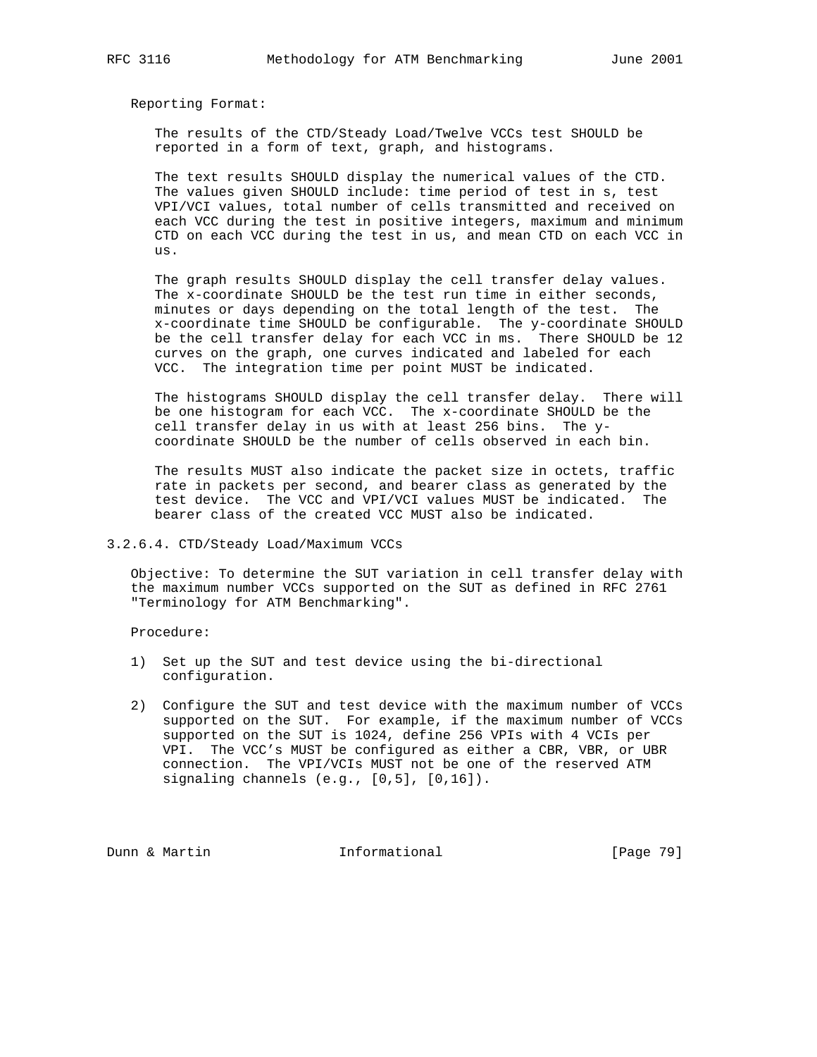Reporting Format:

The results of the CTD/Steady Load/Twelve VCCs test SHOULD be reported in a form of text, graph, and histograms.

The text results SHOULD display the numerical values of the CTD. The values given SHOULD include: time period of test in s, test VPI/VCI values, total number of cells transmitted and received on each VCC during the test in positive integers, maximum and minimum CTD on each VCC during the test in us, and mean CTD on each VCC in us.

The graph results SHOULD display the cell transfer delay values. The x-coordinate SHOULD be the test run time in either seconds, minutes or days depending on the total length of the test. The x-coordinate time SHOULD be configurable. The y-coordinate SHOULD be the cell transfer delay for each VCC in ms. There SHOULD be 12 curves on the graph, one curves indicated and labeled for each VCC. The integration time per point MUST be indicated.

The histograms SHOULD display the cell transfer delay. There will be one histogram for each VCC. The x-coordinate SHOULD be the cell transfer delay in us with at least 256 bins. The y-coordinate SHOULD be the number of cells observed in each bin.

The results MUST also indicate the packet size in octets, traffic rate in packets per second, and bearer class as generated by the test device. The VCC and VPI/VCI values MUST be indicated. The bearer class of the created VCC MUST also be indicated.

### 3.2.6.4. CTD/Steady Load/Maximum VCCs

Objective: To determine the SUT variation in cell transfer delay with the maximum number VCCs supported on the SUT as defined in RFC 2761 "Terminology for ATM Benchmarking".

Procedure:

1) Set up the SUT and test device using the bi-directional configuration.

2) Configure the SUT and test device with the maximum number of VCCs supported on the SUT. For example, if the maximum number of VCCs supported on the SUT is 1024, define 256 VPIs with 4 VCIs per VPI. The VCC's MUST be configured as either a CBR, VBR, or UBR connection. The VPI/VCIs MUST not be one of the reserved ATM signaling channels (e.g., [0,5], [0,16]).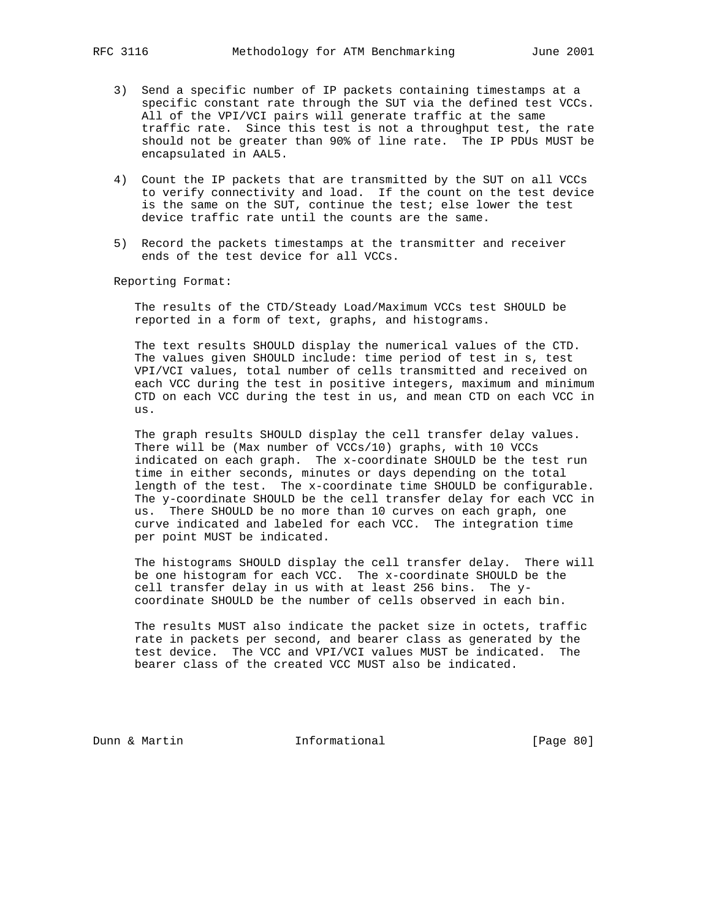3) Send a specific number of IP packets containing timestamps at a specific constant rate through the SUT via the defined test VCCs. All of the VPI/VCI pairs will generate traffic at the same traffic rate. Since this test is not a throughput test, the rate should not be greater than 90% of line rate. The IP PDUs MUST be encapsulated in AAL5.

4) Count the IP packets that are transmitted by the SUT on all VCCs to verify connectivity and load. If the count on the test device is the same on the SUT, continue the test; else lower the test device traffic rate until the counts are the same.

5) Record the packets timestamps at the transmitter and receiver ends of the test device for all VCCs.

Reporting Format:

The results of the CTD/Steady Load/Maximum VCCs test SHOULD be reported in a form of text, graphs, and histograms.

The text results SHOULD display the numerical values of the CTD. The values given SHOULD include: time period of test in s, test VPI/VCI values, total number of cells transmitted and received on each VCC during the test in positive integers, maximum and minimum CTD on each VCC during the test in us, and mean CTD on each VCC in us.

The graph results SHOULD display the cell transfer delay values. There will be (Max number of VCCs/10) graphs, with 10 VCCs indicated on each graph. The x-coordinate SHOULD be the test run time in either seconds, minutes or days depending on the total length of the test. The x-coordinate time SHOULD be configurable. The y-coordinate SHOULD be the cell transfer delay for each VCC in us. There SHOULD be no more than 10 curves on each graph, one curve indicated and labeled for each VCC. The integration time per point MUST be indicated.

The histograms SHOULD display the cell transfer delay. There will be one histogram for each VCC. The x-coordinate SHOULD be the cell transfer delay in us with at least 256 bins. The y-coordinate SHOULD be the number of cells observed in each bin.

The results MUST also indicate the packet size in octets, traffic rate in packets per second, and bearer class as generated by the test device. The VCC and VPI/VCI values MUST be indicated. The bearer class of the created VCC MUST also be indicated.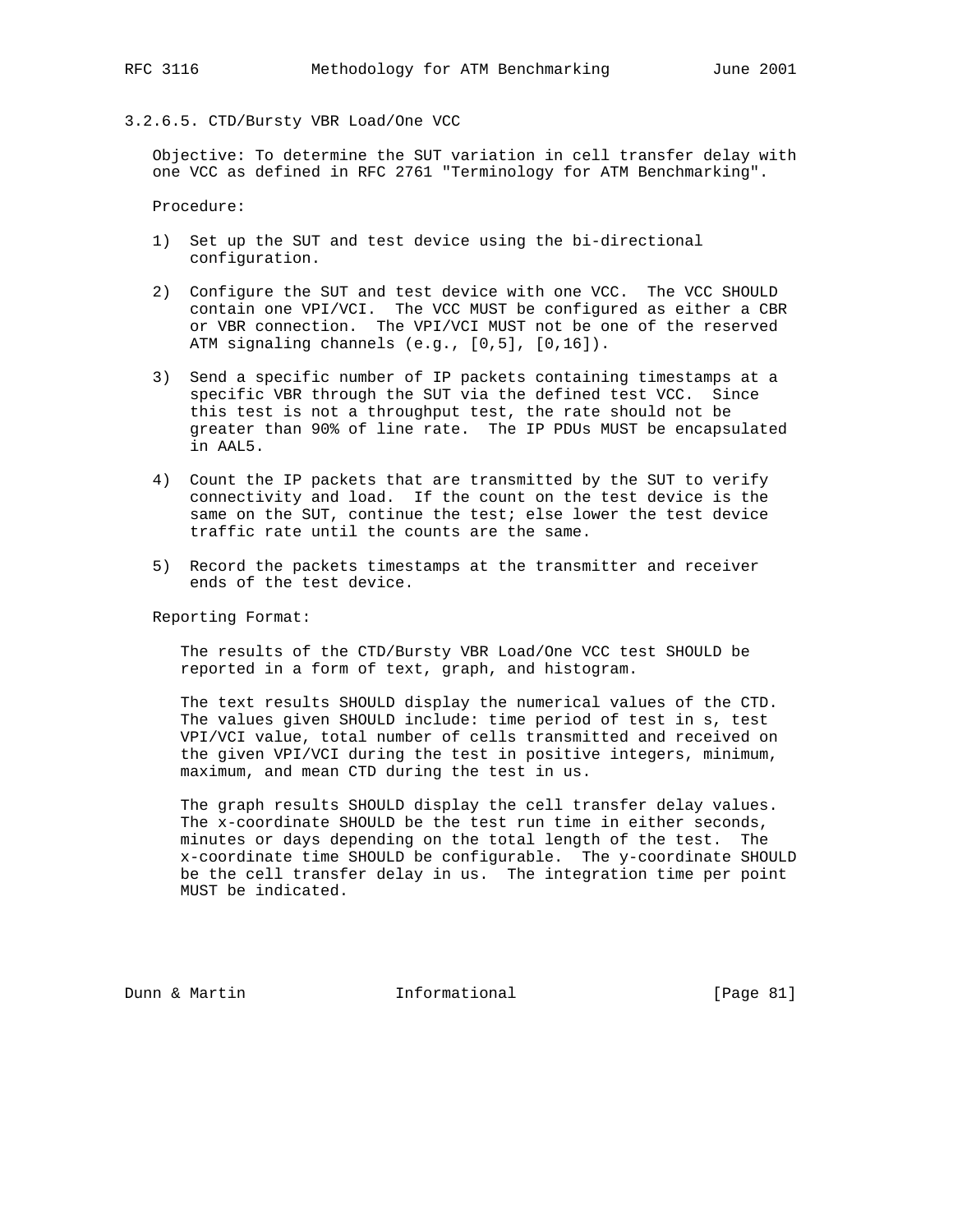#### 3.2.6.5. CTD/Bursty VBR Load/One VCC

Objective: To determine the SUT variation in cell transfer delay with one VCC as defined in RFC 2761 "Terminology for ATM Benchmarking".

Procedure:

1) Set up the SUT and test device using the bi-directional configuration.

2) Configure the SUT and test device with one VCC. The VCC SHOULD contain one VPI/VCI. The VCC MUST be configured as either a CBR or VBR connection. The VPI/VCI MUST not be one of the reserved ATM signaling channels (e.g., [0,5], [0,16]).

3) Send a specific number of IP packets containing timestamps at a specific VBR through the SUT via the defined test VCC. Since this test is not a throughput test, the rate should not be greater than 90% of line rate. The IP PDUs MUST be encapsulated in AAL5.

4) Count the IP packets that are transmitted by the SUT to verify connectivity and load. If the count on the test device is the same on the SUT, continue the test; else lower the test device traffic rate until the counts are the same.

5) Record the packets timestamps at the transmitter and receiver ends of the test device.

Reporting Format:

The results of the CTD/Bursty VBR Load/One VCC test SHOULD be reported in a form of text, graph, and histogram.

The text results SHOULD display the numerical values of the CTD. The values given SHOULD include: time period of test in s, test VPI/VCI value, total number of cells transmitted and received on the given VPI/VCI during the test in positive integers, minimum, maximum, and mean CTD during the test in us.

The graph results SHOULD display the cell transfer delay values. The x-coordinate SHOULD be the test run time in either seconds, minutes or days depending on the total length of the test. The x-coordinate time SHOULD be configurable. The y-coordinate SHOULD be the cell transfer delay in us. The integration time per point MUST be indicated.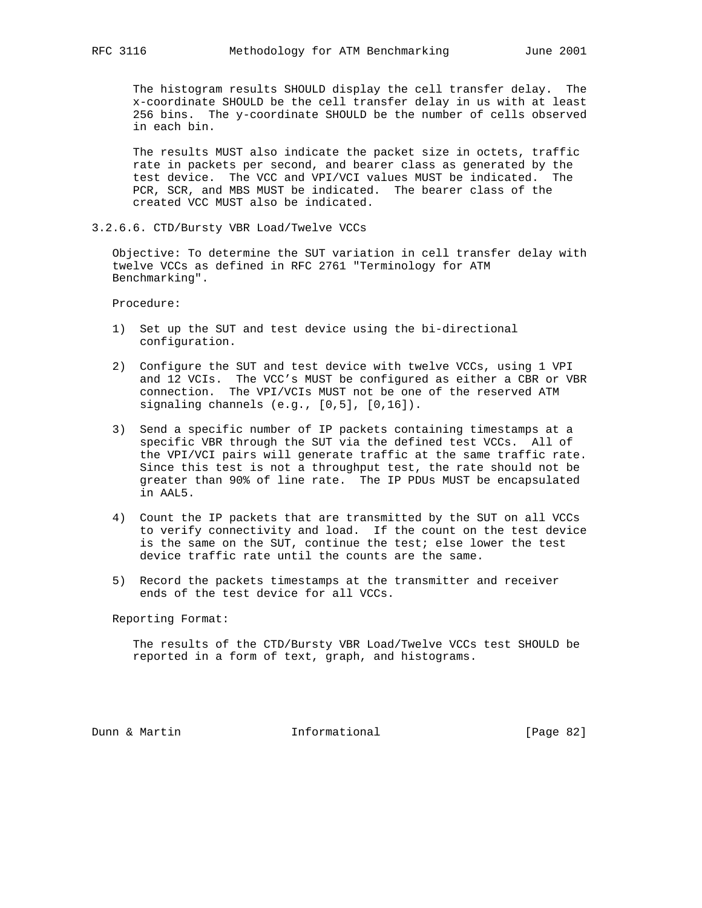The histogram results SHOULD display the cell transfer delay. The x-coordinate SHOULD be the cell transfer delay in us with at least 256 bins. The y-coordinate SHOULD be the number of cells observed in each bin.

The results MUST also indicate the packet size in octets, traffic rate in packets per second, and bearer class as generated by the test device. The VCC and VPI/VCI values MUST be indicated. The PCR, SCR, and MBS MUST be indicated. The bearer class of the created VCC MUST also be indicated.

#### 3.2.6.6. CTD/Bursty VBR Load/Twelve VCCs

Objective: To determine the SUT variation in cell transfer delay with twelve VCCs as defined in RFC 2761 "Terminology for ATM Benchmarking".

Procedure:

1) Set up the SUT and test device using the bi-directional configuration.

2) Configure the SUT and test device with twelve VCCs, using 1 VPI and 12 VCIs. The VCC's MUST be configured as either a CBR or VBR connection. The VPI/VCIs MUST not be one of the reserved ATM signaling channels (e.g., [0,5], [0,16]).

3) Send a specific number of IP packets containing timestamps at a specific VBR through the SUT via the defined test VCCs. All of the VPI/VCI pairs will generate traffic at the same traffic rate. Since this test is not a throughput test, the rate should not be greater than 90% of line rate. The IP PDUs MUST be encapsulated in AAL5.

4) Count the IP packets that are transmitted by the SUT on all VCCs to verify connectivity and load. If the count on the test device is the same on the SUT, continue the test; else lower the test device traffic rate until the counts are the same.

5) Record the packets timestamps at the transmitter and receiver ends of the test device for all VCCs.

Reporting Format:

The results of the CTD/Bursty VBR Load/Twelve VCCs test SHOULD be reported in a form of text, graph, and histograms.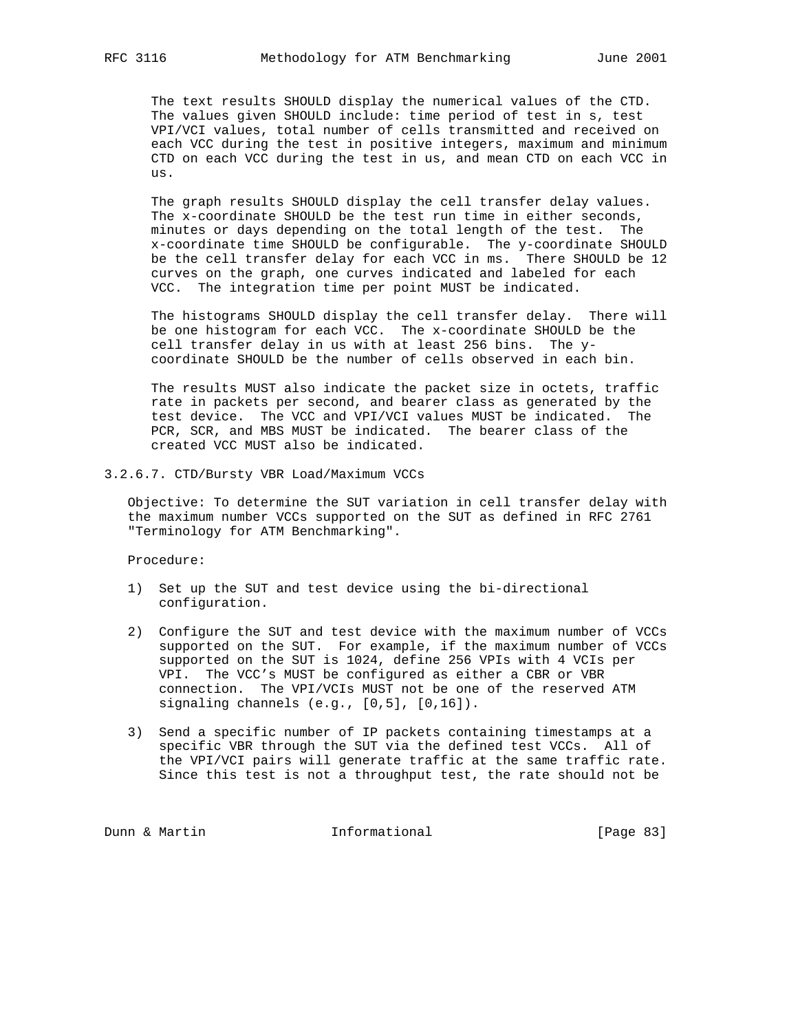The text results SHOULD display the numerical values of the CTD. The values given SHOULD include: time period of test in s, test VPI/VCI values, total number of cells transmitted and received on each VCC during the test in positive integers, maximum and minimum CTD on each VCC during the test in us, and mean CTD on each VCC in us.

The graph results SHOULD display the cell transfer delay values. The x-coordinate SHOULD be the test run time in either seconds, minutes or days depending on the total length of the test. The x-coordinate time SHOULD be configurable. The y-coordinate SHOULD be the cell transfer delay for each VCC in ms. There SHOULD be 12 curves on the graph, one curves indicated and labeled for each VCC. The integration time per point MUST be indicated.

The histograms SHOULD display the cell transfer delay. There will be one histogram for each VCC. The x-coordinate SHOULD be the cell transfer delay in us with at least 256 bins. The y-coordinate SHOULD be the number of cells observed in each bin.

The results MUST also indicate the packet size in octets, traffic rate in packets per second, and bearer class as generated by the test device. The VCC and VPI/VCI values MUST be indicated. The PCR, SCR, and MBS MUST be indicated. The bearer class of the created VCC MUST also be indicated.

### 3.2.6.7. CTD/Bursty VBR Load/Maximum VCCs

Objective: To determine the SUT variation in cell transfer delay with the maximum number VCCs supported on the SUT as defined in RFC 2761 "Terminology for ATM Benchmarking".

Procedure:

1) Set up the SUT and test device using the bi-directional configuration.

2) Configure the SUT and test device with the maximum number of VCCs supported on the SUT. For example, if the maximum number of VCCs supported on the SUT is 1024, define 256 VPIs with 4 VCIs per VPI. The VCC's MUST be configured as either a CBR or VBR connection. The VPI/VCIs MUST not be one of the reserved ATM signaling channels (e.g., [0,5], [0,16]).

3) Send a specific number of IP packets containing timestamps at a specific VBR through the SUT via the defined test VCCs. All of the VPI/VCI pairs will generate traffic at the same traffic rate. Since this test is not a throughput test, the rate should not be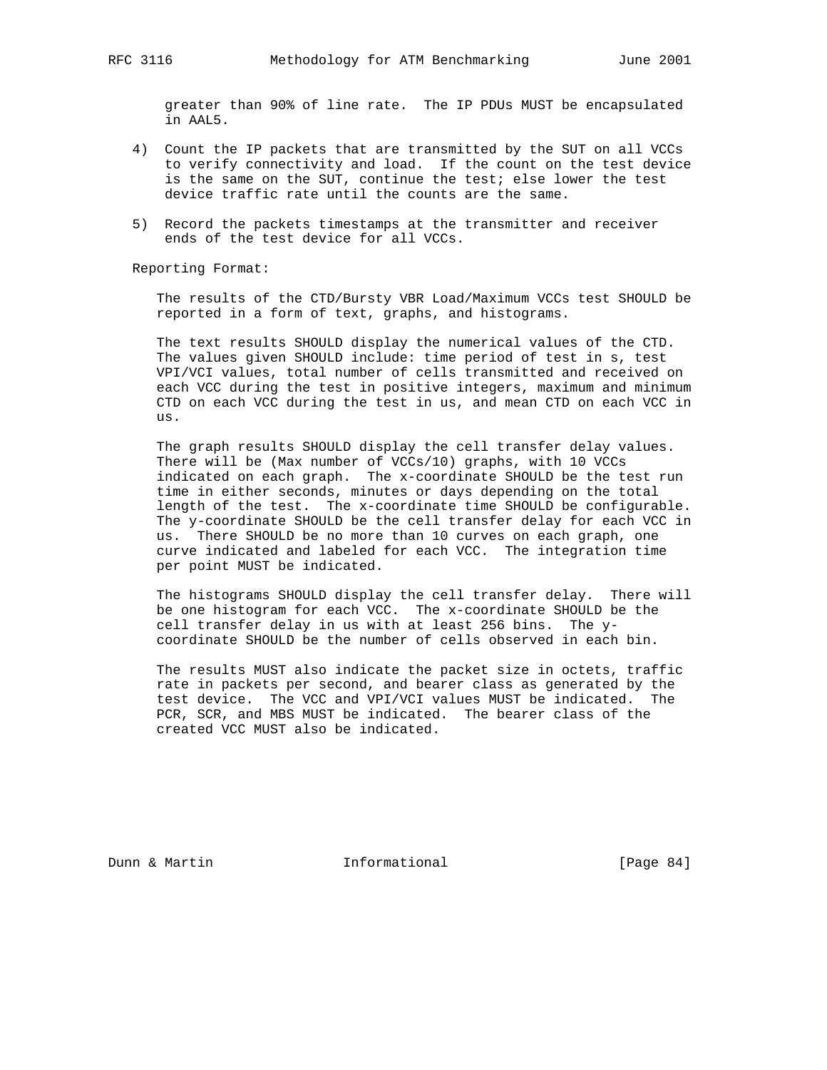greater than 90% of line rate. The IP PDUs MUST be encapsulated in AAL5.

4) Count the IP packets that are transmitted by the SUT on all VCCs to verify connectivity and load. If the count on the test device is the same on the SUT, continue the test; else lower the test device traffic rate until the counts are the same.

5) Record the packets timestamps at the transmitter and receiver ends of the test device for all VCCs.

Reporting Format:

The results of the CTD/Bursty VBR Load/Maximum VCCs test SHOULD be reported in a form of text, graphs, and histograms.

The text results SHOULD display the numerical values of the CTD. The values given SHOULD include: time period of test in s, test VPI/VCI values, total number of cells transmitted and received on each VCC during the test in positive integers, maximum and minimum CTD on each VCC during the test in us, and mean CTD on each VCC in us.

The graph results SHOULD display the cell transfer delay values. There will be (Max number of VCCs/10) graphs, with 10 VCCs indicated on each graph. The x-coordinate SHOULD be the test run time in either seconds, minutes or days depending on the total length of the test. The x-coordinate time SHOULD be configurable. The y-coordinate SHOULD be the cell transfer delay for each VCC in us. There SHOULD be no more than 10 curves on each graph, one curve indicated and labeled for each VCC. The integration time per point MUST be indicated.

The histograms SHOULD display the cell transfer delay. There will be one histogram for each VCC. The x-coordinate SHOULD be the cell transfer delay in us with at least 256 bins. The y-coordinate SHOULD be the number of cells observed in each bin.

The results MUST also indicate the packet size in octets, traffic rate in packets per second, and bearer class as generated by the test device. The VCC and VPI/VCI values MUST be indicated. The PCR, SCR, and MBS MUST be indicated. The bearer class of the created VCC MUST also be indicated.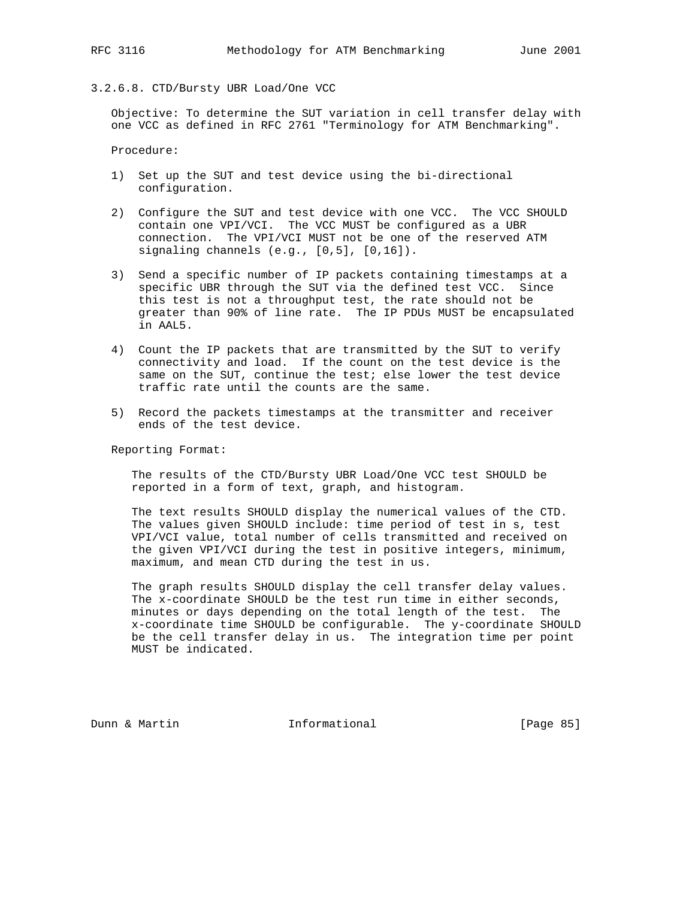### 3.2.6.8. CTD/Bursty UBR Load/One VCC

Objective: To determine the SUT variation in cell transfer delay with one VCC as defined in RFC 2761 "Terminology for ATM Benchmarking".

Procedure:

1) Set up the SUT and test device using the bi-directional configuration.

2) Configure the SUT and test device with one VCC. The VCC SHOULD contain one VPI/VCI. The VCC MUST be configured as a UBR connection. The VPI/VCI MUST not be one of the reserved ATM signaling channels (e.g., [0,5], [0,16]).

3) Send a specific number of IP packets containing timestamps at a specific UBR through the SUT via the defined test VCC. Since this test is not a throughput test, the rate should not be greater than 90% of line rate. The IP PDUs MUST be encapsulated in AAL5.

4) Count the IP packets that are transmitted by the SUT to verify connectivity and load. If the count on the test device is the same on the SUT, continue the test; else lower the test device traffic rate until the counts are the same.

5) Record the packets timestamps at the transmitter and receiver ends of the test device.

Reporting Format:

The results of the CTD/Bursty UBR Load/One VCC test SHOULD be reported in a form of text, graph, and histogram.

The text results SHOULD display the numerical values of the CTD. The values given SHOULD include: time period of test in s, test VPI/VCI value, total number of cells transmitted and received on the given VPI/VCI during the test in positive integers, minimum, maximum, and mean CTD during the test in us.

The graph results SHOULD display the cell transfer delay values. The x-coordinate SHOULD be the test run time in either seconds, minutes or days depending on the total length of the test. The x-coordinate time SHOULD be configurable. The y-coordinate SHOULD be the cell transfer delay in us. The integration time per point MUST be indicated.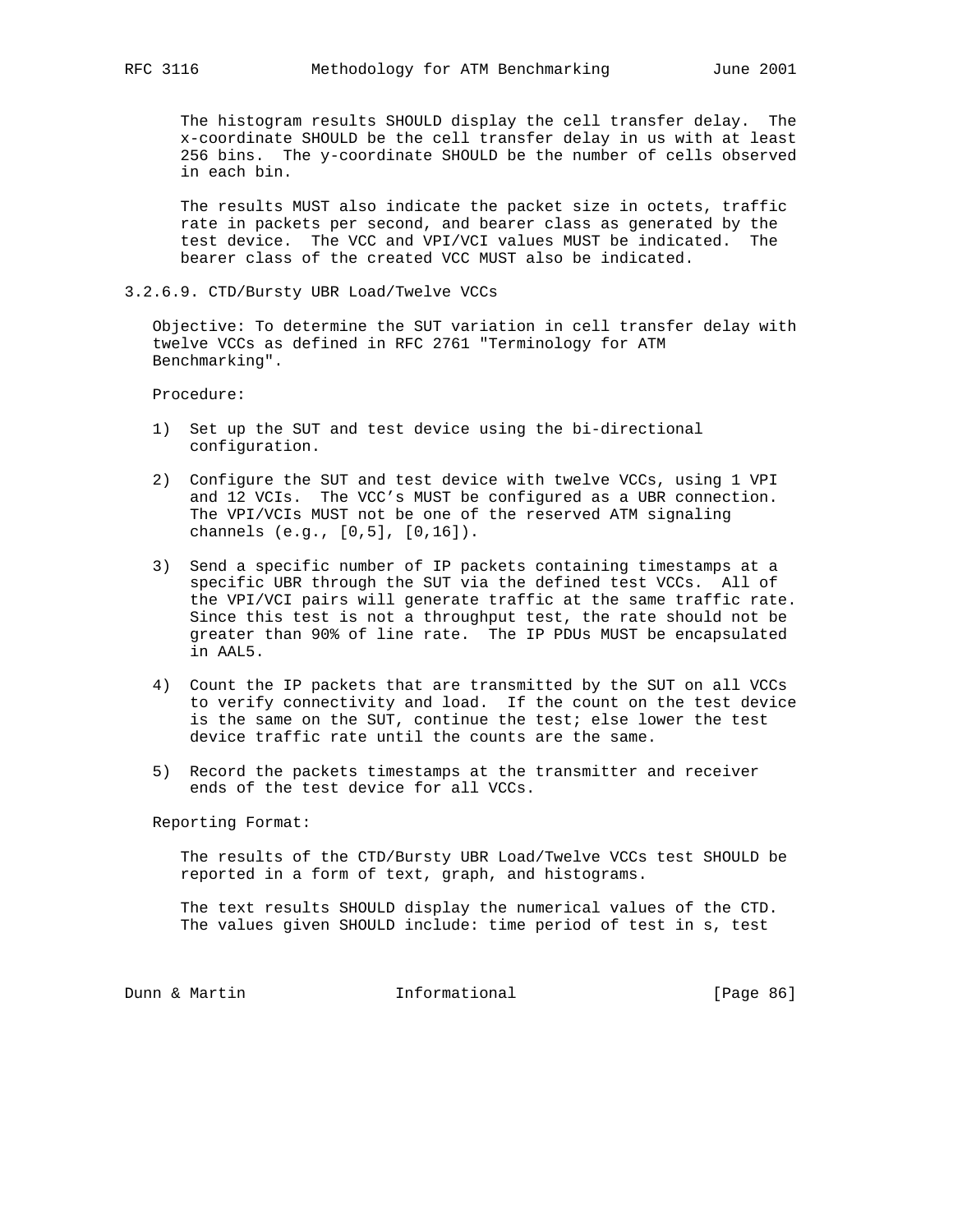The histogram results SHOULD display the cell transfer delay. The x-coordinate SHOULD be the cell transfer delay in us with at least 256 bins. The y-coordinate SHOULD be the number of cells observed in each bin.

The results MUST also indicate the packet size in octets, traffic rate in packets per second, and bearer class as generated by the test device. The VCC and VPI/VCI values MUST be indicated. The bearer class of the created VCC MUST also be indicated.

### 3.2.6.9. CTD/Bursty UBR Load/Twelve VCCs

Objective: To determine the SUT variation in cell transfer delay with twelve VCCs as defined in RFC 2761 "Terminology for ATM Benchmarking".

Procedure:

1) Set up the SUT and test device using the bi-directional configuration.

2) Configure the SUT and test device with twelve VCCs, using 1 VPI and 12 VCIs. The VCC's MUST be configured as a UBR connection. The VPI/VCIs MUST not be one of the reserved ATM signaling channels (e.g., [0,5], [0,16]).

3) Send a specific number of IP packets containing timestamps at a specific UBR through the SUT via the defined test VCCs. All of the VPI/VCI pairs will generate traffic at the same traffic rate. Since this test is not a throughput test, the rate should not be greater than 90% of line rate. The IP PDUs MUST be encapsulated in AAL5.

4) Count the IP packets that are transmitted by the SUT on all VCCs to verify connectivity and load. If the count on the test device is the same on the SUT, continue the test; else lower the test device traffic rate until the counts are the same.

5) Record the packets timestamps at the transmitter and receiver ends of the test device for all VCCs.

Reporting Format:

The results of the CTD/Bursty UBR Load/Twelve VCCs test SHOULD be reported in a form of text, graph, and histograms.

The text results SHOULD display the numerical values of the CTD. The values given SHOULD include: time period of test in s, test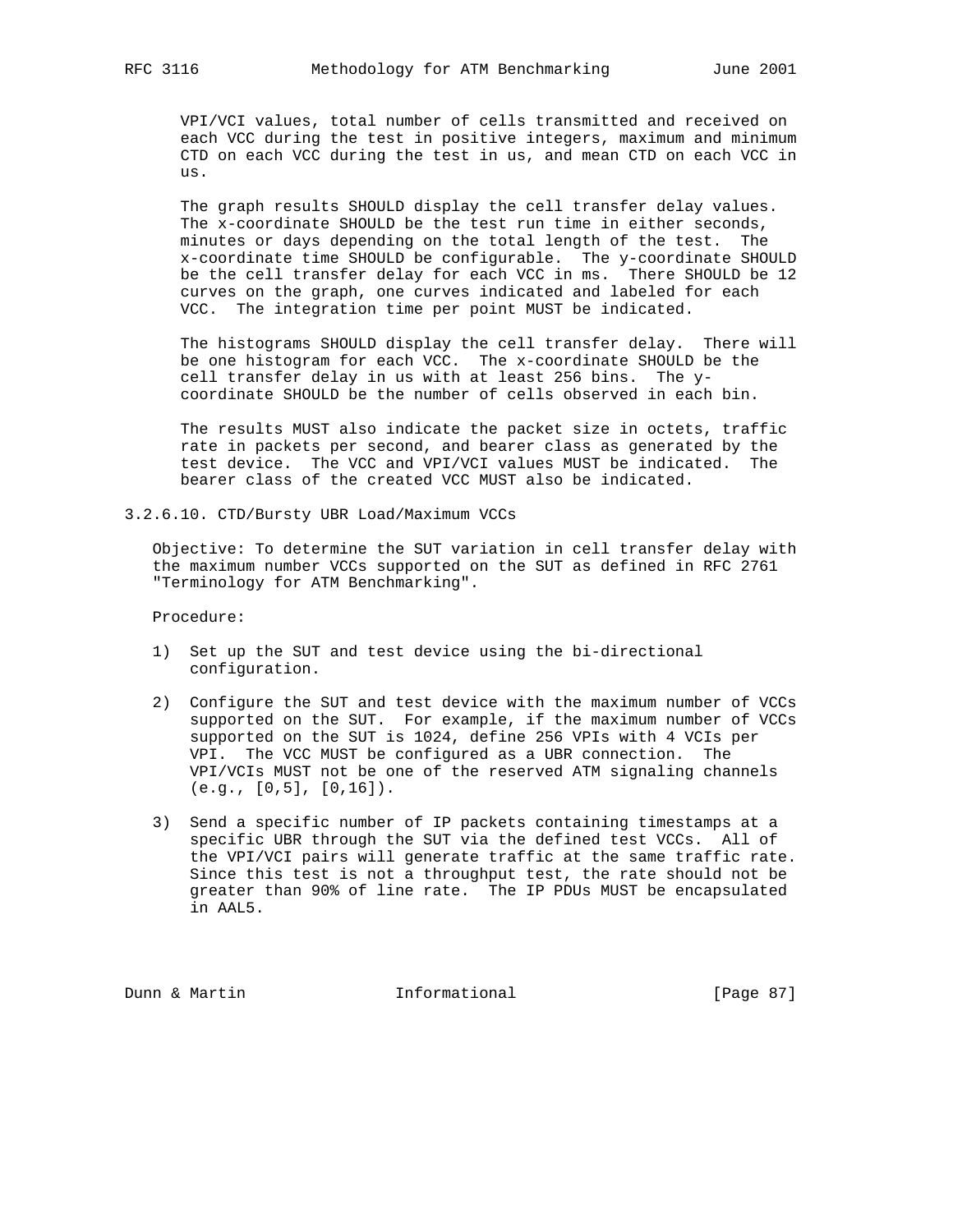VPI/VCI values, total number of cells transmitted and received on each VCC during the test in positive integers, maximum and minimum CTD on each VCC during the test in us, and mean CTD on each VCC in us.

The graph results SHOULD display the cell transfer delay values. The x-coordinate SHOULD be the test run time in either seconds, minutes or days depending on the total length of the test. The x-coordinate time SHOULD be configurable. The y-coordinate SHOULD be the cell transfer delay for each VCC in ms. There SHOULD be 12 curves on the graph, one curves indicated and labeled for each VCC. The integration time per point MUST be indicated.

The histograms SHOULD display the cell transfer delay. There will be one histogram for each VCC. The x-coordinate SHOULD be the cell transfer delay in us with at least 256 bins. The y-coordinate SHOULD be the number of cells observed in each bin.

The results MUST also indicate the packet size in octets, traffic rate in packets per second, and bearer class as generated by the test device. The VCC and VPI/VCI values MUST be indicated. The bearer class of the created VCC MUST also be indicated.

#### 3.2.6.10. CTD/Bursty UBR Load/Maximum VCCs

Objective: To determine the SUT variation in cell transfer delay with the maximum number VCCs supported on the SUT as defined in RFC 2761 "Terminology for ATM Benchmarking".

Procedure:

1) Set up the SUT and test device using the bi-directional configuration.

2) Configure the SUT and test device with the maximum number of VCCs supported on the SUT. For example, if the maximum number of VCCs supported on the SUT is 1024, define 256 VPIs with 4 VCIs per VPI. The VCC MUST be configured as a UBR connection. The VPI/VCIs MUST not be one of the reserved ATM signaling channels (e.g., [0,5], [0,16]).

3) Send a specific number of IP packets containing timestamps at a specific UBR through the SUT via the defined test VCCs. All of the VPI/VCI pairs will generate traffic at the same traffic rate. Since this test is not a throughput test, the rate should not be greater than 90% of line rate. The IP PDUs MUST be encapsulated in AAL5.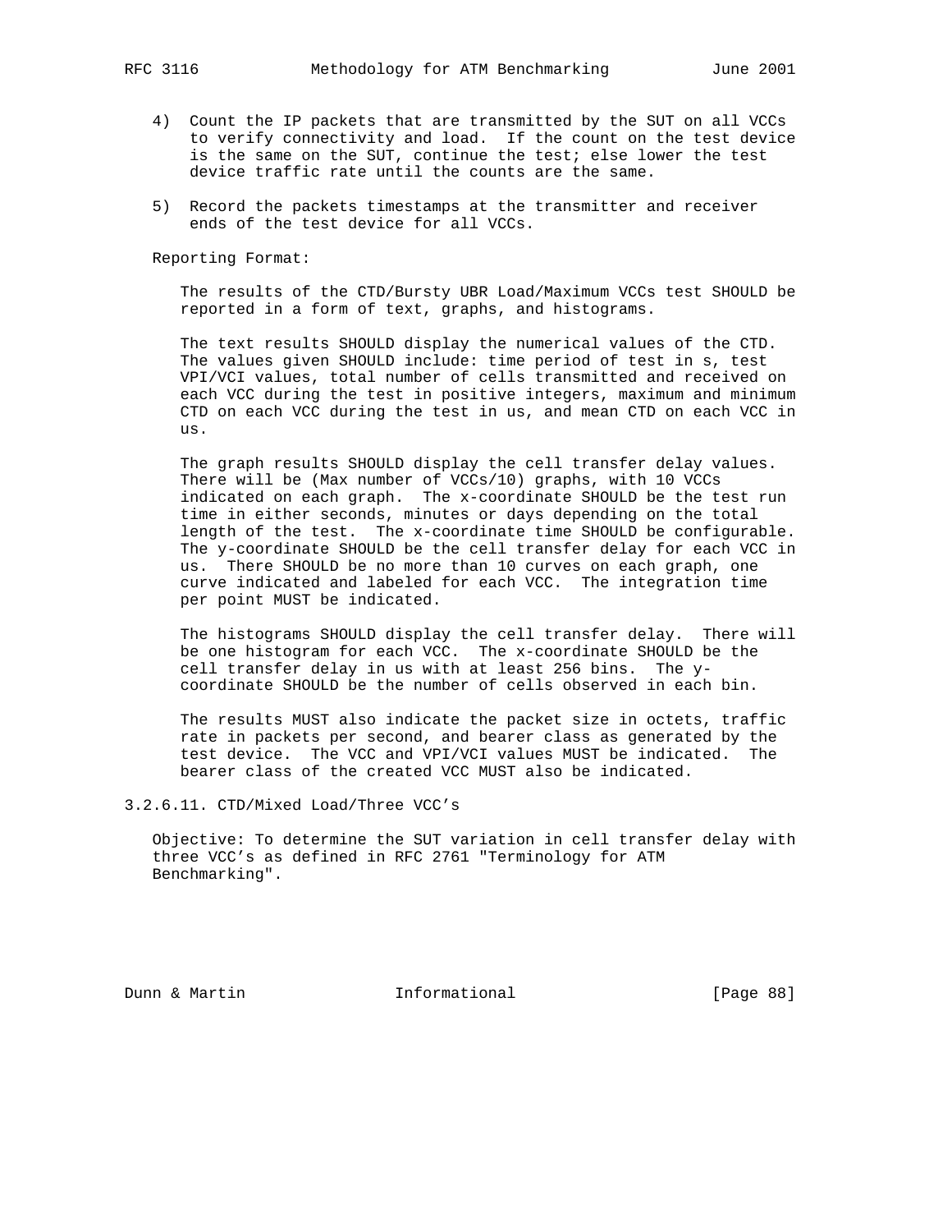4) Count the IP packets that are transmitted by the SUT on all VCCs to verify connectivity and load. If the count on the test device is the same on the SUT, continue the test; else lower the test device traffic rate until the counts are the same.

5) Record the packets timestamps at the transmitter and receiver ends of the test device for all VCCs.

Reporting Format:

The results of the CTD/Bursty UBR Load/Maximum VCCs test SHOULD be reported in a form of text, graphs, and histograms.

The text results SHOULD display the numerical values of the CTD. The values given SHOULD include: time period of test in s, test VPI/VCI values, total number of cells transmitted and received on each VCC during the test in positive integers, maximum and minimum CTD on each VCC during the test in us, and mean CTD on each VCC in us.

The graph results SHOULD display the cell transfer delay values. There will be (Max number of VCCs/10) graphs, with 10 VCCs indicated on each graph. The x-coordinate SHOULD be the test run time in either seconds, minutes or days depending on the total length of the test. The x-coordinate time SHOULD be configurable. The y-coordinate SHOULD be the cell transfer delay for each VCC in us. There SHOULD be no more than 10 curves on each graph, one curve indicated and labeled for each VCC. The integration time per point MUST be indicated.

The histograms SHOULD display the cell transfer delay. There will be one histogram for each VCC. The x-coordinate SHOULD be the cell transfer delay in us with at least 256 bins. The y-coordinate SHOULD be the number of cells observed in each bin.

The results MUST also indicate the packet size in octets, traffic rate in packets per second, and bearer class as generated by the test device. The VCC and VPI/VCI values MUST be indicated. The bearer class of the created VCC MUST also be indicated.

### 3.2.6.11. CTD/Mixed Load/Three VCC's

Objective: To determine the SUT variation in cell transfer delay with three VCC's as defined in RFC 2761 "Terminology for ATM Benchmarking".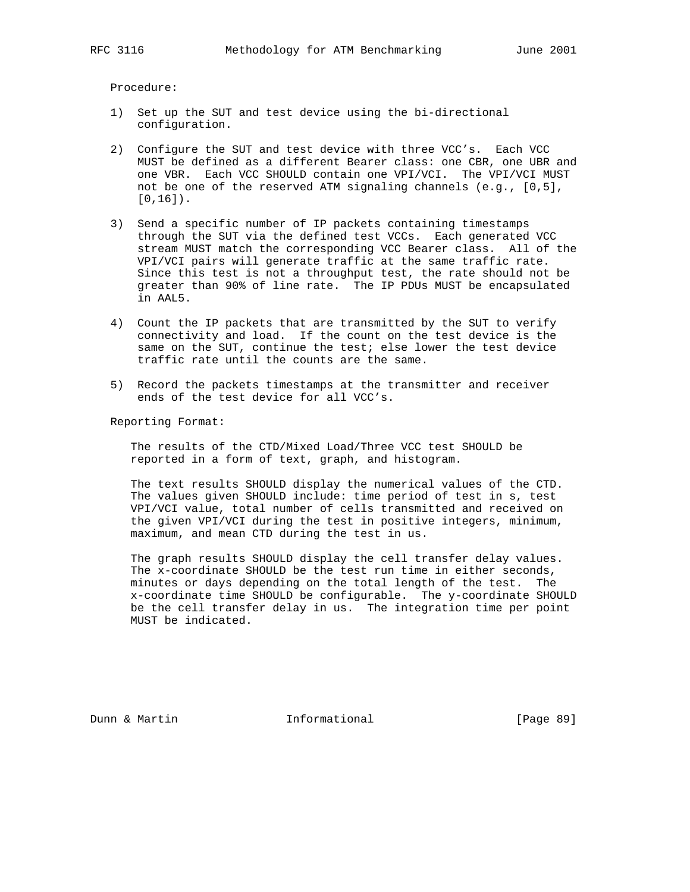Procedure:

1) Set up the SUT and test device using the bi-directional configuration.

2) Configure the SUT and test device with three VCC's. Each VCC MUST be defined as a different Bearer class: one CBR, one UBR and one VBR. Each VCC SHOULD contain one VPI/VCI. The VPI/VCI MUST not be one of the reserved ATM signaling channels (e.g., [0,5], [0,16]).

3) Send a specific number of IP packets containing timestamps through the SUT via the defined test VCCs. Each generated VCC stream MUST match the corresponding VCC Bearer class. All of the VPI/VCI pairs will generate traffic at the same traffic rate. Since this test is not a throughput test, the rate should not be greater than 90% of line rate. The IP PDUs MUST be encapsulated in AAL5.

4) Count the IP packets that are transmitted by the SUT to verify connectivity and load. If the count on the test device is the same on the SUT, continue the test; else lower the test device traffic rate until the counts are the same.

5) Record the packets timestamps at the transmitter and receiver ends of the test device for all VCC's.

Reporting Format:

The results of the CTD/Mixed Load/Three VCC test SHOULD be reported in a form of text, graph, and histogram.

The text results SHOULD display the numerical values of the CTD. The values given SHOULD include: time period of test in s, test VPI/VCI value, total number of cells transmitted and received on the given VPI/VCI during the test in positive integers, minimum, maximum, and mean CTD during the test in us.

The graph results SHOULD display the cell transfer delay values. The x-coordinate SHOULD be the test run time in either seconds, minutes or days depending on the total length of the test. The x-coordinate time SHOULD be configurable. The y-coordinate SHOULD be the cell transfer delay in us. The integration time per point MUST be indicated.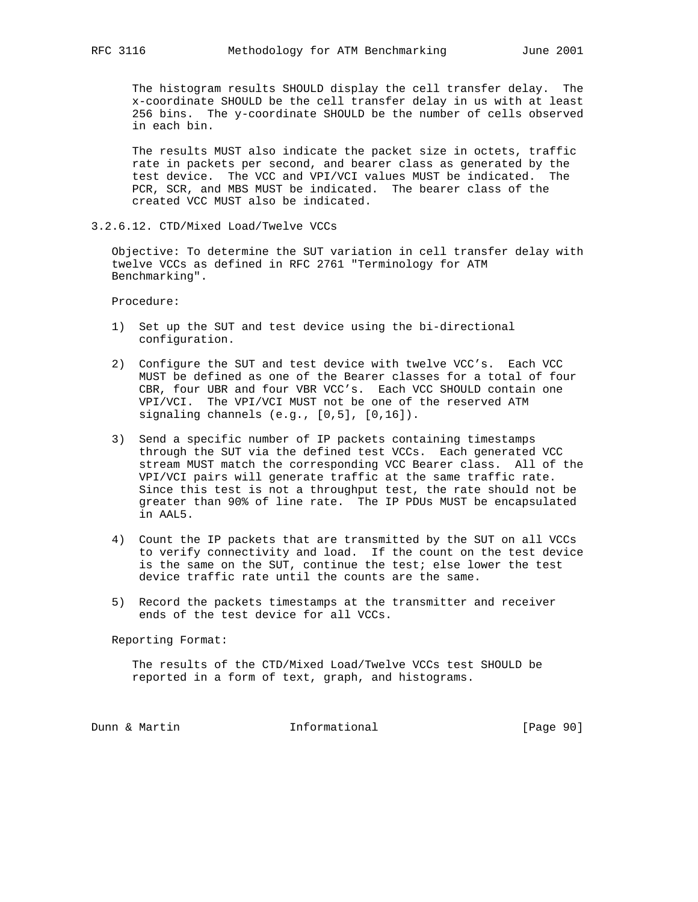The histogram results SHOULD display the cell transfer delay. The x-coordinate SHOULD be the cell transfer delay in us with at least 256 bins. The y-coordinate SHOULD be the number of cells observed in each bin.

The results MUST also indicate the packet size in octets, traffic rate in packets per second, and bearer class as generated by the test device. The VCC and VPI/VCI values MUST be indicated. The PCR, SCR, and MBS MUST be indicated. The bearer class of the created VCC MUST also be indicated.

### 3.2.6.12. CTD/Mixed Load/Twelve VCCs

Objective: To determine the SUT variation in cell transfer delay with twelve VCCs as defined in RFC 2761 "Terminology for ATM Benchmarking".

Procedure:

1) Set up the SUT and test device using the bi-directional configuration.

2) Configure the SUT and test device with twelve VCC's. Each VCC MUST be defined as one of the Bearer classes for a total of four CBR, four UBR and four VBR VCC's. Each VCC SHOULD contain one VPI/VCI. The VPI/VCI MUST not be one of the reserved ATM signaling channels (e.g., [0,5], [0,16]).

3) Send a specific number of IP packets containing timestamps through the SUT via the defined test VCCs. Each generated VCC stream MUST match the corresponding VCC Bearer class. All of the VPI/VCI pairs will generate traffic at the same traffic rate. Since this test is not a throughput test, the rate should not be greater than 90% of line rate. The IP PDUs MUST be encapsulated in AAL5.

4) Count the IP packets that are transmitted by the SUT on all VCCs to verify connectivity and load. If the count on the test device is the same on the SUT, continue the test; else lower the test device traffic rate until the counts are the same.

5) Record the packets timestamps at the transmitter and receiver ends of the test device for all VCCs.

Reporting Format:

The results of the CTD/Mixed Load/Twelve VCCs test SHOULD be reported in a form of text, graph, and histograms.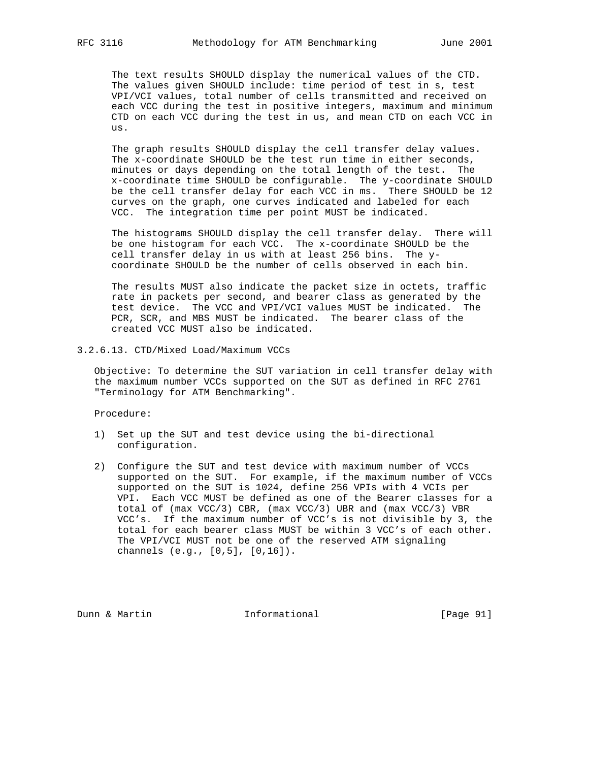The text results SHOULD display the numerical values of the CTD. The values given SHOULD include: time period of test in s, test VPI/VCI values, total number of cells transmitted and received on each VCC during the test in positive integers, maximum and minimum CTD on each VCC during the test in us, and mean CTD on each VCC in us.

The graph results SHOULD display the cell transfer delay values. The x-coordinate SHOULD be the test run time in either seconds, minutes or days depending on the total length of the test. The x-coordinate time SHOULD be configurable. The y-coordinate SHOULD be the cell transfer delay for each VCC in ms. There SHOULD be 12 curves on the graph, one curves indicated and labeled for each VCC. The integration time per point MUST be indicated.

The histograms SHOULD display the cell transfer delay. There will be one histogram for each VCC. The x-coordinate SHOULD be the cell transfer delay in us with at least 256 bins. The y-coordinate SHOULD be the number of cells observed in each bin.

The results MUST also indicate the packet size in octets, traffic rate in packets per second, and bearer class as generated by the test device. The VCC and VPI/VCI values MUST be indicated. The PCR, SCR, and MBS MUST be indicated. The bearer class of the created VCC MUST also be indicated.

### 3.2.6.13. CTD/Mixed Load/Maximum VCCs

Objective: To determine the SUT variation in cell transfer delay with the maximum number VCCs supported on the SUT as defined in RFC 2761 "Terminology for ATM Benchmarking".

Procedure:

1) Set up the SUT and test device using the bi-directional configuration.

2) Configure the SUT and test device with maximum number of VCCs supported on the SUT. For example, if the maximum number of VCCs supported on the SUT is 1024, define 256 VPIs with 4 VCIs per VPI. Each VCC MUST be defined as one of the Bearer classes for a total of (max VCC/3) CBR, (max VCC/3) UBR and (max VCC/3) VBR VCC's. If the maximum number of VCC's is not divisible by 3, the total for each bearer class MUST be within 3 VCC's of each other. The VPI/VCI MUST not be one of the reserved ATM signaling channels (e.g., [0,5], [0,16]).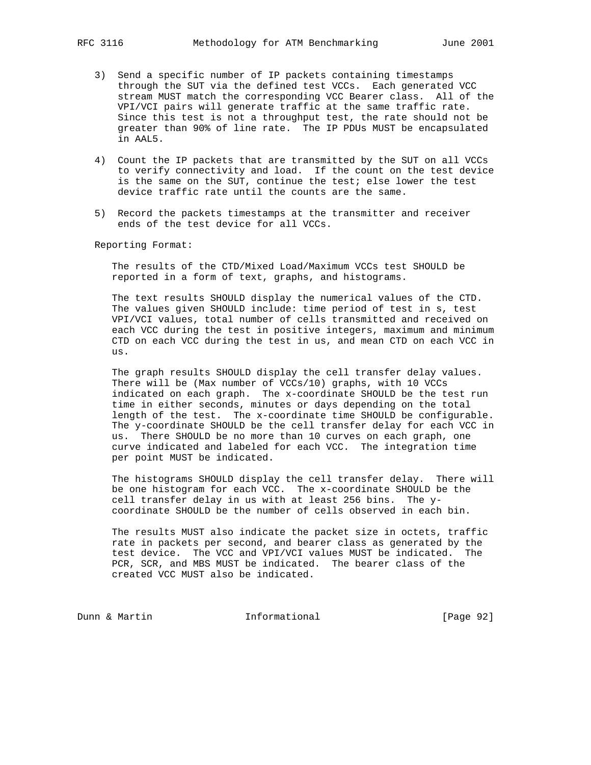3) Send a specific number of IP packets containing timestamps through the SUT via the defined test VCCs. Each generated VCC stream MUST match the corresponding VCC Bearer class. All of the VPI/VCI pairs will generate traffic at the same traffic rate. Since this test is not a throughput test, the rate should not be greater than 90% of line rate. The IP PDUs MUST be encapsulated in AAL5.

4) Count the IP packets that are transmitted by the SUT on all VCCs to verify connectivity and load. If the count on the test device is the same on the SUT, continue the test; else lower the test device traffic rate until the counts are the same.

5) Record the packets timestamps at the transmitter and receiver ends of the test device for all VCCs.

Reporting Format:

The results of the CTD/Mixed Load/Maximum VCCs test SHOULD be reported in a form of text, graphs, and histograms.

The text results SHOULD display the numerical values of the CTD. The values given SHOULD include: time period of test in s, test VPI/VCI values, total number of cells transmitted and received on each VCC during the test in positive integers, maximum and minimum CTD on each VCC during the test in us, and mean CTD on each VCC in us.

The graph results SHOULD display the cell transfer delay values. There will be (Max number of VCCs/10) graphs, with 10 VCCs indicated on each graph. The x-coordinate SHOULD be the test run time in either seconds, minutes or days depending on the total length of the test. The x-coordinate time SHOULD be configurable. The y-coordinate SHOULD be the cell transfer delay for each VCC in us. There SHOULD be no more than 10 curves on each graph, one curve indicated and labeled for each VCC. The integration time per point MUST be indicated.

The histograms SHOULD display the cell transfer delay. There will be one histogram for each VCC. The x-coordinate SHOULD be the cell transfer delay in us with at least 256 bins. The y-coordinate SHOULD be the number of cells observed in each bin.

The results MUST also indicate the packet size in octets, traffic rate in packets per second, and bearer class as generated by the test device. The VCC and VPI/VCI values MUST be indicated. The PCR, SCR, and MBS MUST be indicated. The bearer class of the created VCC MUST also be indicated.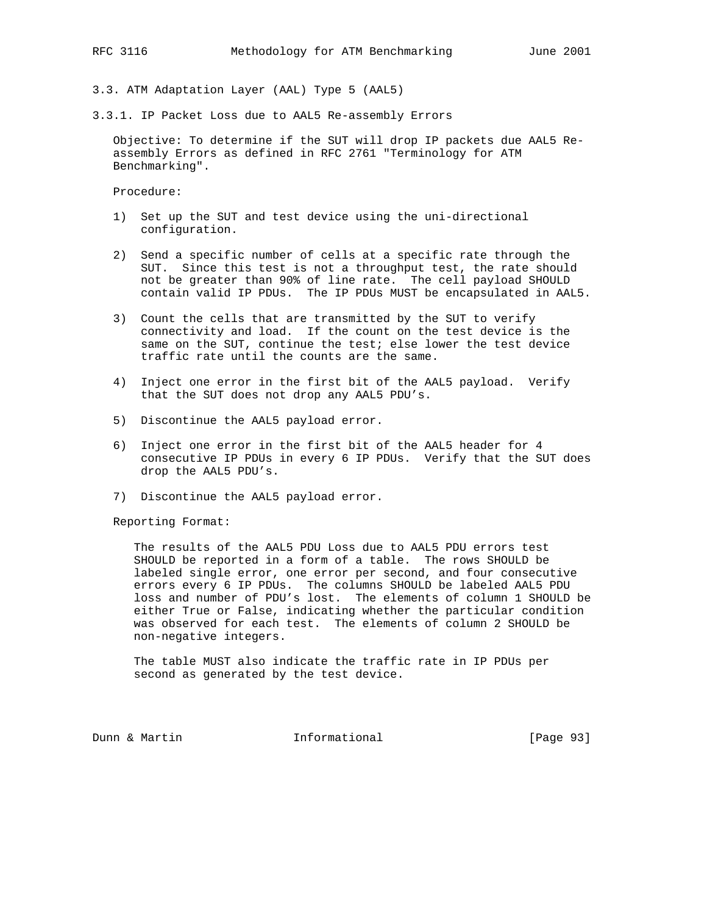## 3.3. ATM Adaptation Layer (AAL) Type 5 (AAL5)

### 3.3.1. IP Packet Loss due to AAL5 Re-assembly Errors

Objective: To determine if the SUT will drop IP packets due AAL5 Re-assembly Errors as defined in RFC 2761 "Terminology for ATM Benchmarking".

Procedure:

1) Set up the SUT and test device using the uni-directional configuration.

2) Send a specific number of cells at a specific rate through the SUT. Since this test is not a throughput test, the rate should not be greater than 90% of line rate. The cell payload SHOULD contain valid IP PDUs. The IP PDUs MUST be encapsulated in AAL5.

3) Count the cells that are transmitted by the SUT to verify connectivity and load. If the count on the test device is the same on the SUT, continue the test; else lower the test device traffic rate until the counts are the same.

4) Inject one error in the first bit of the AAL5 payload. Verify that the SUT does not drop any AAL5 PDU's.

5) Discontinue the AAL5 payload error.

6) Inject one error in the first bit of the AAL5 header for 4 consecutive IP PDUs in every 6 IP PDUs. Verify that the SUT does drop the AAL5 PDU's.

7) Discontinue the AAL5 payload error.

Reporting Format:

The results of the AAL5 PDU Loss due to AAL5 PDU errors test SHOULD be reported in a form of a table. The rows SHOULD be labeled single error, one error per second, and four consecutive errors every 6 IP PDUs. The columns SHOULD be labeled AAL5 PDU loss and number of PDU's lost. The elements of column 1 SHOULD be either True or False, indicating whether the particular condition was observed for each test. The elements of column 2 SHOULD be non-negative integers.

The table MUST also indicate the traffic rate in IP PDUs per second as generated by the test device.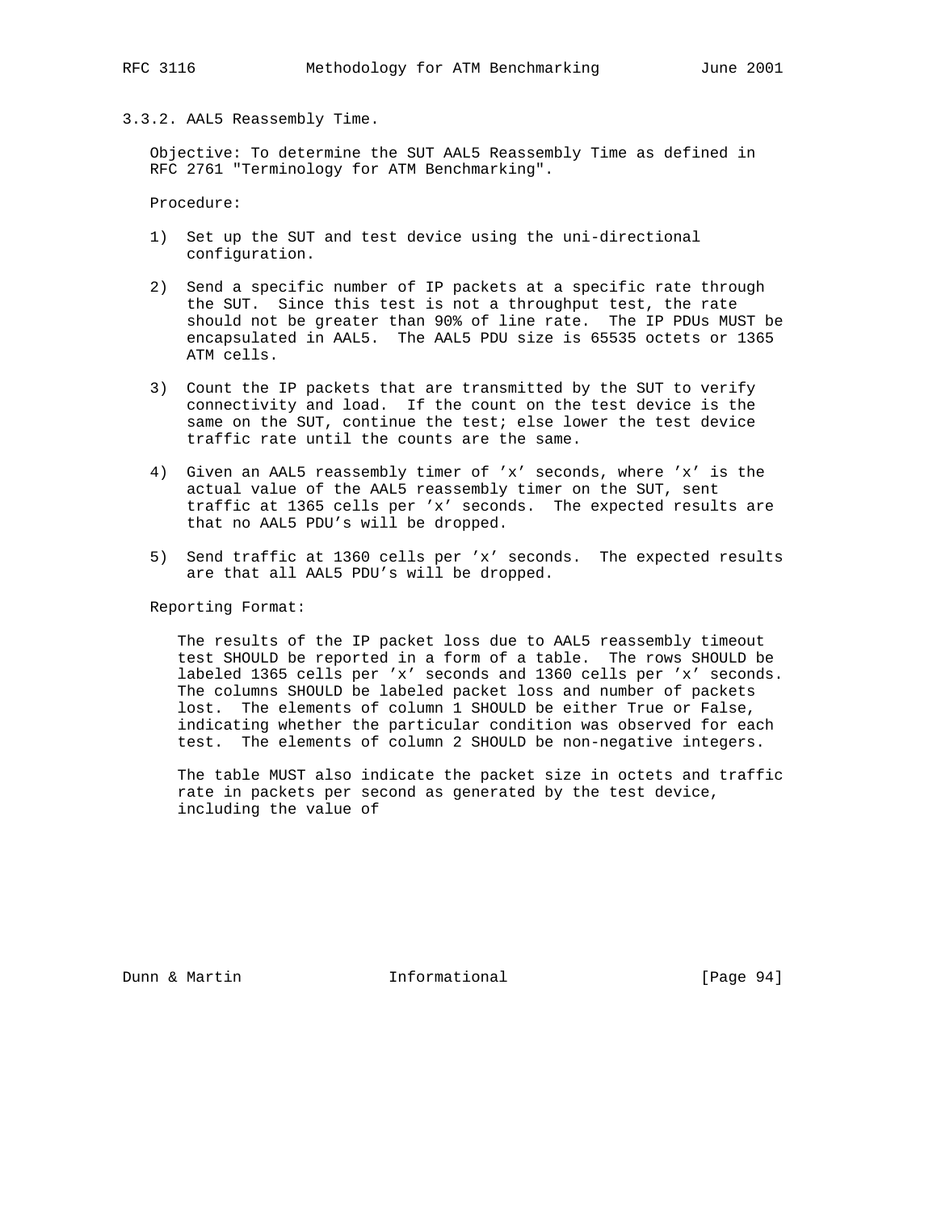### 3.3.2. AAL5 Reassembly Time.

Objective: To determine the SUT AAL5 Reassembly Time as defined in RFC 2761 "Terminology for ATM Benchmarking".

Procedure:

1) Set up the SUT and test device using the uni-directional configuration.

2) Send a specific number of IP packets at a specific rate through the SUT. Since this test is not a throughput test, the rate should not be greater than 90% of line rate. The IP PDUs MUST be encapsulated in AAL5. The AAL5 PDU size is 65535 octets or 1365 ATM cells.

3) Count the IP packets that are transmitted by the SUT to verify connectivity and load. If the count on the test device is the same on the SUT, continue the test; else lower the test device traffic rate until the counts are the same.

4) Given an AAL5 reassembly timer of 'x' seconds, where 'x' is the actual value of the AAL5 reassembly timer on the SUT, sent traffic at 1365 cells per 'x' seconds. The expected results are that no AAL5 PDU's will be dropped.

5) Send traffic at 1360 cells per 'x' seconds. The expected results are that all AAL5 PDU's will be dropped.

Reporting Format:

The results of the IP packet loss due to AAL5 reassembly timeout test SHOULD be reported in a form of a table. The rows SHOULD be labeled 1365 cells per 'x' seconds and 1360 cells per 'x' seconds. The columns SHOULD be labeled packet loss and number of packets lost. The elements of column 1 SHOULD be either True or False, indicating whether the particular condition was observed for each test. The elements of column 2 SHOULD be non-negative integers.

The table MUST also indicate the packet size in octets and traffic rate in packets per second as generated by the test device, including the value of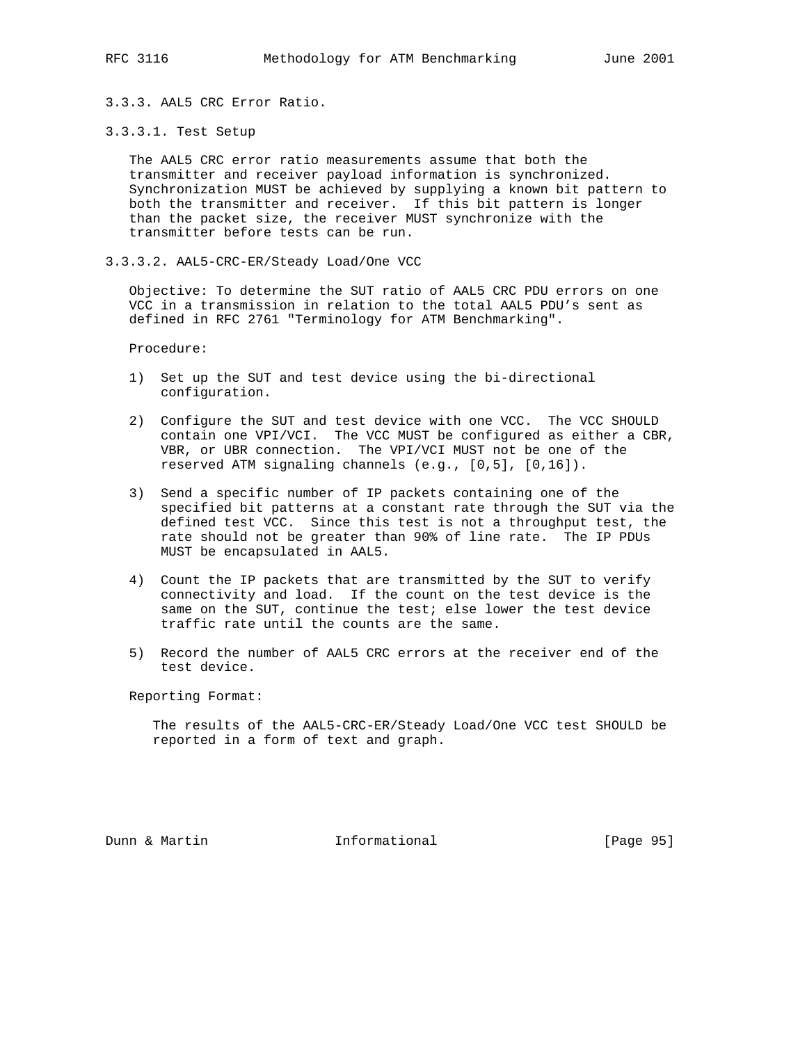### 3.3.3. AAL5 CRC Error Ratio.

#### 3.3.3.1. Test Setup

The AAL5 CRC error ratio measurements assume that both the transmitter and receiver payload information is synchronized. Synchronization MUST be achieved by supplying a known bit pattern to both the transmitter and receiver. If this bit pattern is longer than the packet size, the receiver MUST synchronize with the transmitter before tests can be run.

#### 3.3.3.2. AAL5-CRC-ER/Steady Load/One VCC

Objective: To determine the SUT ratio of AAL5 CRC PDU errors on one VCC in a transmission in relation to the total AAL5 PDU's sent as defined in RFC 2761 "Terminology for ATM Benchmarking".

Procedure:

1) Set up the SUT and test device using the bi-directional configuration.

2) Configure the SUT and test device with one VCC. The VCC SHOULD contain one VPI/VCI. The VCC MUST be configured as either a CBR, VBR, or UBR connection. The VPI/VCI MUST not be one of the reserved ATM signaling channels (e.g., [0,5], [0,16]).

3) Send a specific number of IP packets containing one of the specified bit patterns at a constant rate through the SUT via the defined test VCC. Since this test is not a throughput test, the rate should not be greater than 90% of line rate. The IP PDUs MUST be encapsulated in AAL5.

4) Count the IP packets that are transmitted by the SUT to verify connectivity and load. If the count on the test device is the same on the SUT, continue the test; else lower the test device traffic rate until the counts are the same.

5) Record the number of AAL5 CRC errors at the receiver end of the test device.

Reporting Format:

The results of the AAL5-CRC-ER/Steady Load/One VCC test SHOULD be reported in a form of text and graph.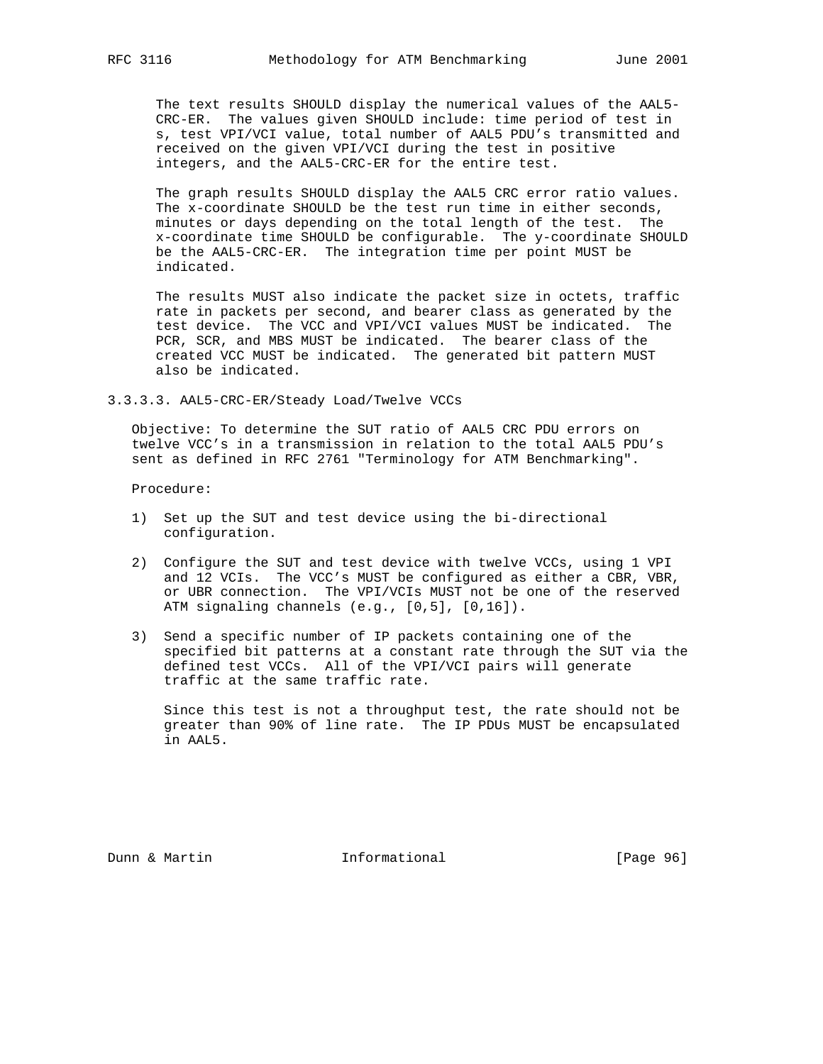The text results SHOULD display the numerical values of the AAL5-CRC-ER. The values given SHOULD include: time period of test in s, test VPI/VCI value, total number of AAL5 PDU's transmitted and received on the given VPI/VCI during the test in positive integers, and the AAL5-CRC-ER for the entire test.

The graph results SHOULD display the AAL5 CRC error ratio values. The x-coordinate SHOULD be the test run time in either seconds, minutes or days depending on the total length of the test. The x-coordinate time SHOULD be configurable. The y-coordinate SHOULD be the AAL5-CRC-ER. The integration time per point MUST be indicated.

The results MUST also indicate the packet size in octets, traffic rate in packets per second, and bearer class as generated by the test device. The VCC and VPI/VCI values MUST be indicated. The PCR, SCR, and MBS MUST be indicated. The bearer class of the created VCC MUST be indicated. The generated bit pattern MUST also be indicated.

### 3.3.3.3. AAL5-CRC-ER/Steady Load/Twelve VCCs

Objective: To determine the SUT ratio of AAL5 CRC PDU errors on twelve VCC's in a transmission in relation to the total AAL5 PDU's sent as defined in RFC 2761 "Terminology for ATM Benchmarking".

Procedure:

1) Set up the SUT and test device using the bi-directional configuration.

2) Configure the SUT and test device with twelve VCCs, using 1 VPI and 12 VCIs. The VCC's MUST be configured as either a CBR, VBR, or UBR connection. The VPI/VCIs MUST not be one of the reserved ATM signaling channels (e.g., [0,5], [0,16]).

3) Send a specific number of IP packets containing one of the specified bit patterns at a constant rate through the SUT via the defined test VCCs. All of the VPI/VCI pairs will generate traffic at the same traffic rate.

   Since this test is not a throughput test, the rate should not be greater than 90% of line rate. The IP PDUs MUST be encapsulated in AAL5.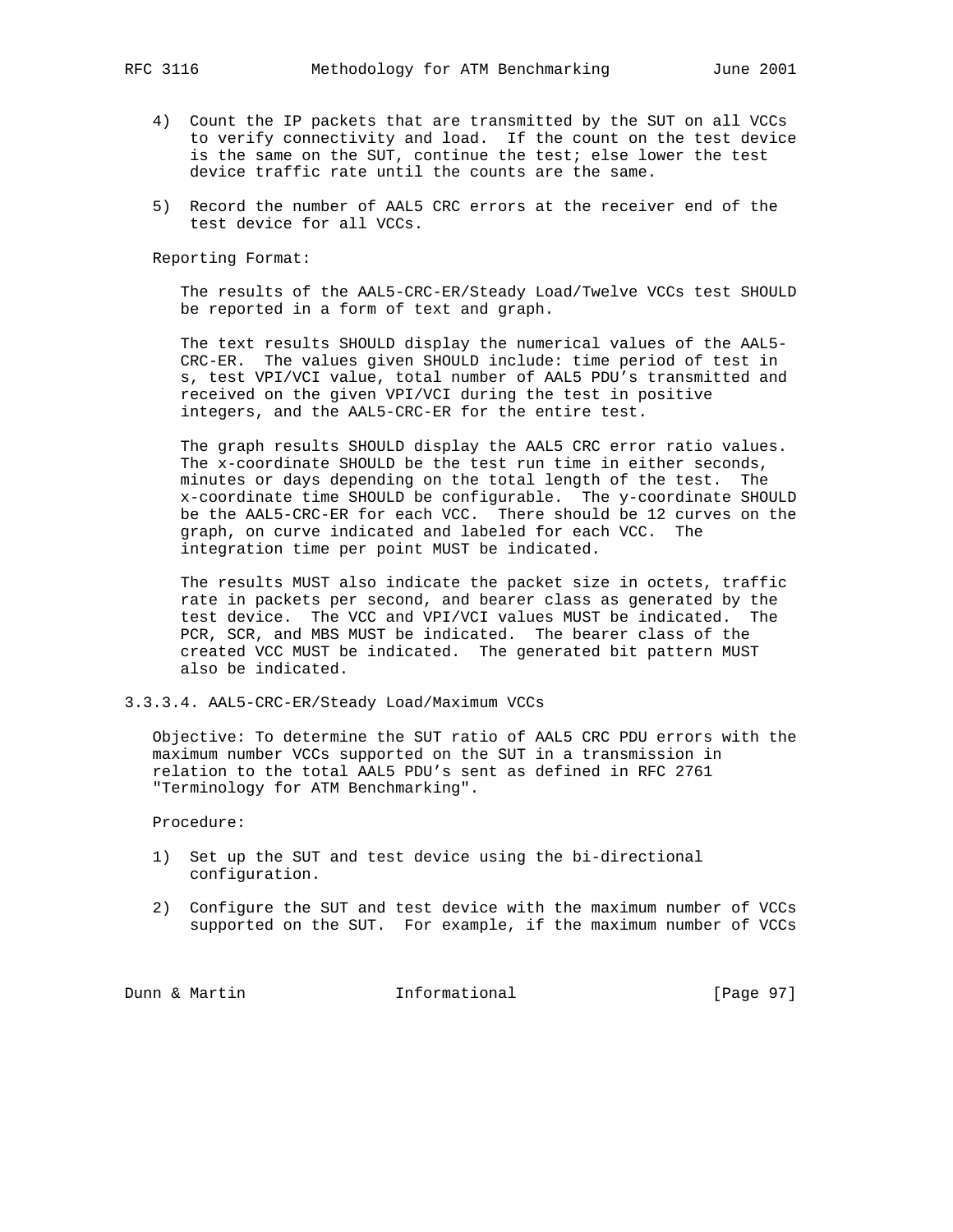4) Count the IP packets that are transmitted by the SUT on all VCCs to verify connectivity and load. If the count on the test device is the same on the SUT, continue the test; else lower the test device traffic rate until the counts are the same.

5) Record the number of AAL5 CRC errors at the receiver end of the test device for all VCCs.

Reporting Format:

The results of the AAL5-CRC-ER/Steady Load/Twelve VCCs test SHOULD be reported in a form of text and graph.

The text results SHOULD display the numerical values of the AAL5-CRC-ER. The values given SHOULD include: time period of test in s, test VPI/VCI value, total number of AAL5 PDU's transmitted and received on the given VPI/VCI during the test in positive integers, and the AAL5-CRC-ER for the entire test.

The graph results SHOULD display the AAL5 CRC error ratio values. The x-coordinate SHOULD be the test run time in either seconds, minutes or days depending on the total length of the test. The x-coordinate time SHOULD be configurable. The y-coordinate SHOULD be the AAL5-CRC-ER for each VCC. There should be 12 curves on the graph, on curve indicated and labeled for each VCC. The integration time per point MUST be indicated.

The results MUST also indicate the packet size in octets, traffic rate in packets per second, and bearer class as generated by the test device. The VCC and VPI/VCI values MUST be indicated. The PCR, SCR, and MBS MUST be indicated. The bearer class of the created VCC MUST be indicated. The generated bit pattern MUST also be indicated.

### 3.3.3.4. AAL5-CRC-ER/Steady Load/Maximum VCCs

Objective: To determine the SUT ratio of AAL5 CRC PDU errors with the maximum number VCCs supported on the SUT in a transmission in relation to the total AAL5 PDU's sent as defined in RFC 2761 "Terminology for ATM Benchmarking".

Procedure:

1) Set up the SUT and test device using the bi-directional configuration.

2) Configure the SUT and test device with the maximum number of VCCs supported on the SUT. For example, if the maximum number of VCCs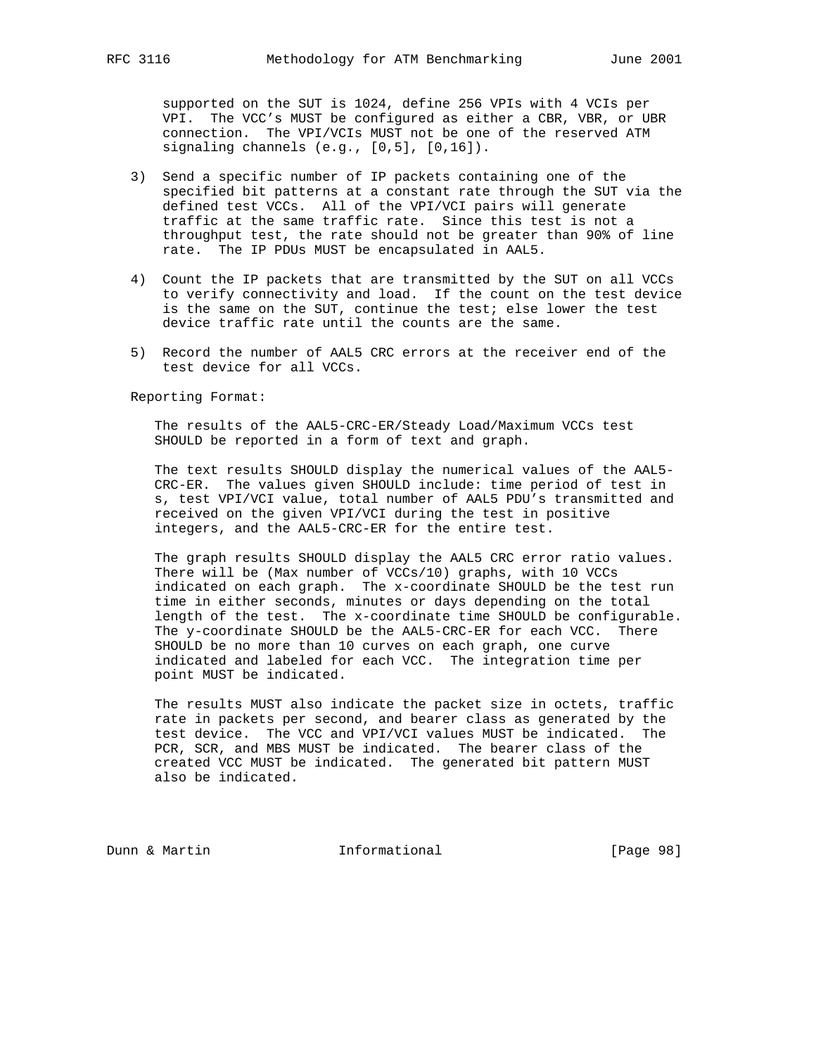supported on the SUT is 1024, define 256 VPIs with 4 VCIs per VPI. The VCC's MUST be configured as either a CBR, VBR, or UBR connection. The VPI/VCIs MUST not be one of the reserved ATM signaling channels (e.g., [0,5], [0,16]).

3) Send a specific number of IP packets containing one of the specified bit patterns at a constant rate through the SUT via the defined test VCCs. All of the VPI/VCI pairs will generate traffic at the same traffic rate. Since this test is not a throughput test, the rate should not be greater than 90% of line rate. The IP PDUs MUST be encapsulated in AAL5.

4) Count the IP packets that are transmitted by the SUT on all VCCs to verify connectivity and load. If the count on the test device is the same on the SUT, continue the test; else lower the test device traffic rate until the counts are the same.

5) Record the number of AAL5 CRC errors at the receiver end of the test device for all VCCs.

Reporting Format:

The results of the AAL5-CRC-ER/Steady Load/Maximum VCCs test SHOULD be reported in a form of text and graph.

The text results SHOULD display the numerical values of the AAL5-CRC-ER. The values given SHOULD include: time period of test in s, test VPI/VCI value, total number of AAL5 PDU's transmitted and received on the given VPI/VCI during the test in positive integers, and the AAL5-CRC-ER for the entire test.

The graph results SHOULD display the AAL5 CRC error ratio values. There will be (Max number of VCCs/10) graphs, with 10 VCCs indicated on each graph. The x-coordinate SHOULD be the test run time in either seconds, minutes or days depending on the total length of the test. The x-coordinate time SHOULD be configurable. The y-coordinate SHOULD be the AAL5-CRC-ER for each VCC. There SHOULD be no more than 10 curves on each graph, one curve indicated and labeled for each VCC. The integration time per point MUST be indicated.

The results MUST also indicate the packet size in octets, traffic rate in packets per second, and bearer class as generated by the test device. The VCC and VPI/VCI values MUST be indicated. The PCR, SCR, and MBS MUST be indicated. The bearer class of the created VCC MUST be indicated. The generated bit pattern MUST also be indicated.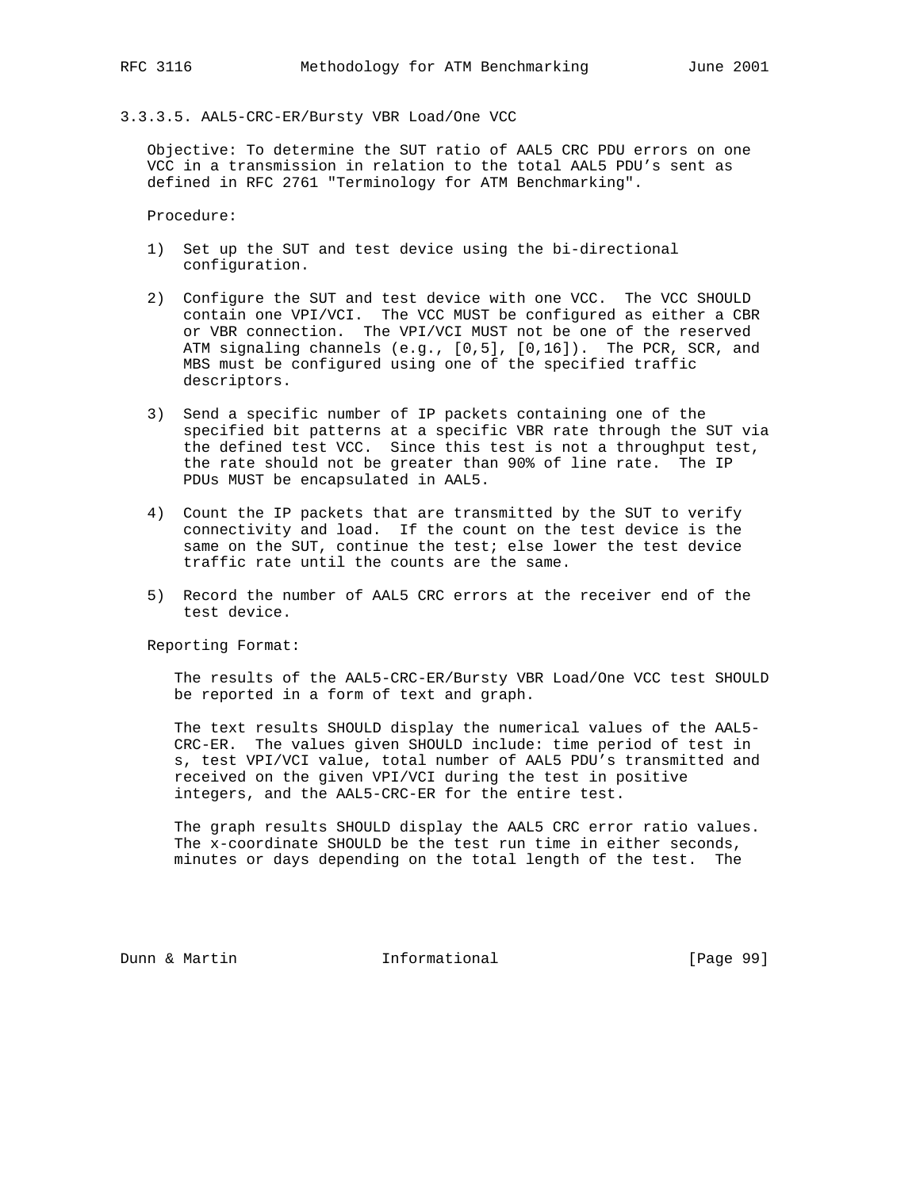#### 3.3.3.5. AAL5-CRC-ER/Bursty VBR Load/One VCC

Objective: To determine the SUT ratio of AAL5 CRC PDU errors on one VCC in a transmission in relation to the total AAL5 PDU's sent as defined in RFC 2761 "Terminology for ATM Benchmarking".

Procedure:

1) Set up the SUT and test device using the bi-directional configuration.

2) Configure the SUT and test device with one VCC. The VCC SHOULD contain one VPI/VCI. The VCC MUST be configured as either a CBR or VBR connection. The VPI/VCI MUST not be one of the reserved ATM signaling channels (e.g., [0,5], [0,16]). The PCR, SCR, and MBS must be configured using one of the specified traffic descriptors.

3) Send a specific number of IP packets containing one of the specified bit patterns at a specific VBR rate through the SUT via the defined test VCC. Since this test is not a throughput test, the rate should not be greater than 90% of line rate. The IP PDUs MUST be encapsulated in AAL5.

4) Count the IP packets that are transmitted by the SUT to verify connectivity and load. If the count on the test device is the same on the SUT, continue the test; else lower the test device traffic rate until the counts are the same.

5) Record the number of AAL5 CRC errors at the receiver end of the test device.

Reporting Format:

The results of the AAL5-CRC-ER/Bursty VBR Load/One VCC test SHOULD be reported in a form of text and graph.

The text results SHOULD display the numerical values of the AAL5-CRC-ER. The values given SHOULD include: time period of test in s, test VPI/VCI value, total number of AAL5 PDU's transmitted and received on the given VPI/VCI during the test in positive integers, and the AAL5-CRC-ER for the entire test.

The graph results SHOULD display the AAL5 CRC error ratio values. The x-coordinate SHOULD be the test run time in either seconds, minutes or days depending on the total length of the test. The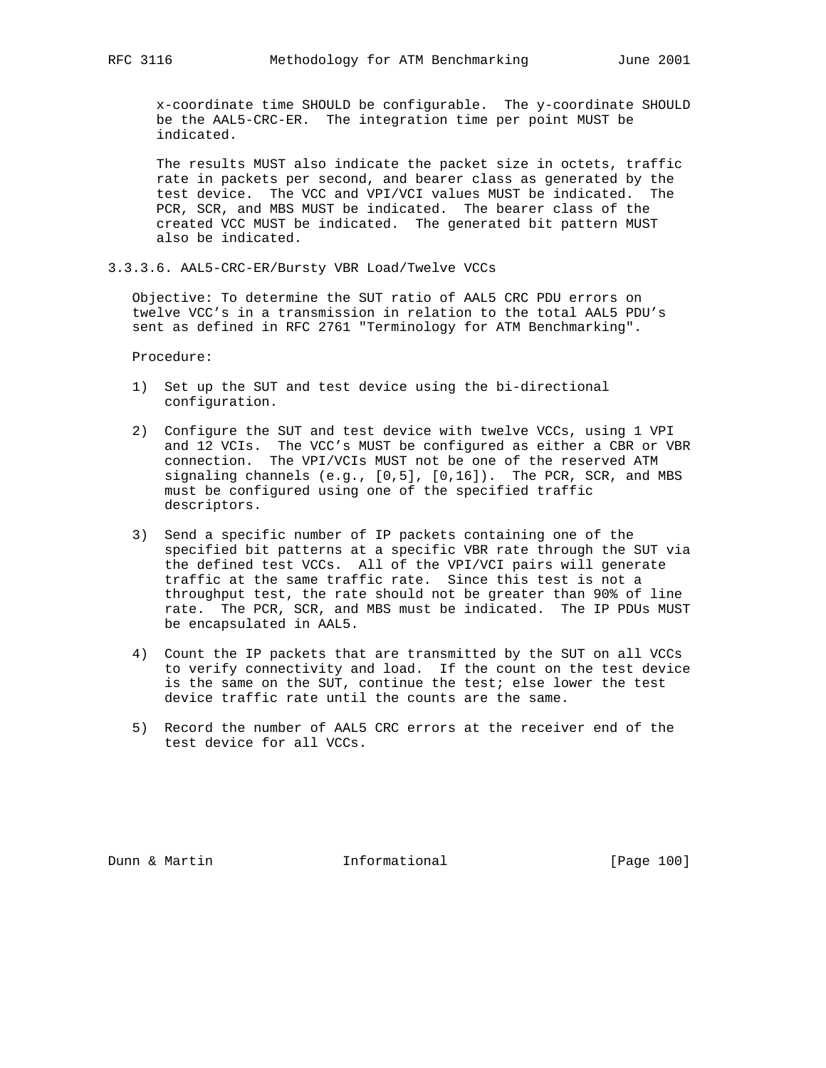x-coordinate time SHOULD be configurable. The y-coordinate SHOULD be the AAL5-CRC-ER. The integration time per point MUST be indicated.

The results MUST also indicate the packet size in octets, traffic rate in packets per second, and bearer class as generated by the test device. The VCC and VPI/VCI values MUST be indicated. The PCR, SCR, and MBS MUST be indicated. The bearer class of the created VCC MUST be indicated. The generated bit pattern MUST also be indicated.

#### 3.3.3.6. AAL5-CRC-ER/Bursty VBR Load/Twelve VCCs

Objective: To determine the SUT ratio of AAL5 CRC PDU errors on twelve VCC's in a transmission in relation to the total AAL5 PDU's sent as defined in RFC 2761 "Terminology for ATM Benchmarking".

Procedure:

1) Set up the SUT and test device using the bi-directional configuration.

2) Configure the SUT and test device with twelve VCCs, using 1 VPI and 12 VCIs. The VCC's MUST be configured as either a CBR or VBR connection. The VPI/VCIs MUST not be one of the reserved ATM signaling channels (e.g., [0,5], [0,16]). The PCR, SCR, and MBS must be configured using one of the specified traffic descriptors.

3) Send a specific number of IP packets containing one of the specified bit patterns at a specific VBR rate through the SUT via the defined test VCCs. All of the VPI/VCI pairs will generate traffic at the same traffic rate. Since this test is not a throughput test, the rate should not be greater than 90% of line rate. The PCR, SCR, and MBS must be indicated. The IP PDUs MUST be encapsulated in AAL5.

4) Count the IP packets that are transmitted by the SUT on all VCCs to verify connectivity and load. If the count on the test device is the same on the SUT, continue the test; else lower the test device traffic rate until the counts are the same.

5) Record the number of AAL5 CRC errors at the receiver end of the test device for all VCCs.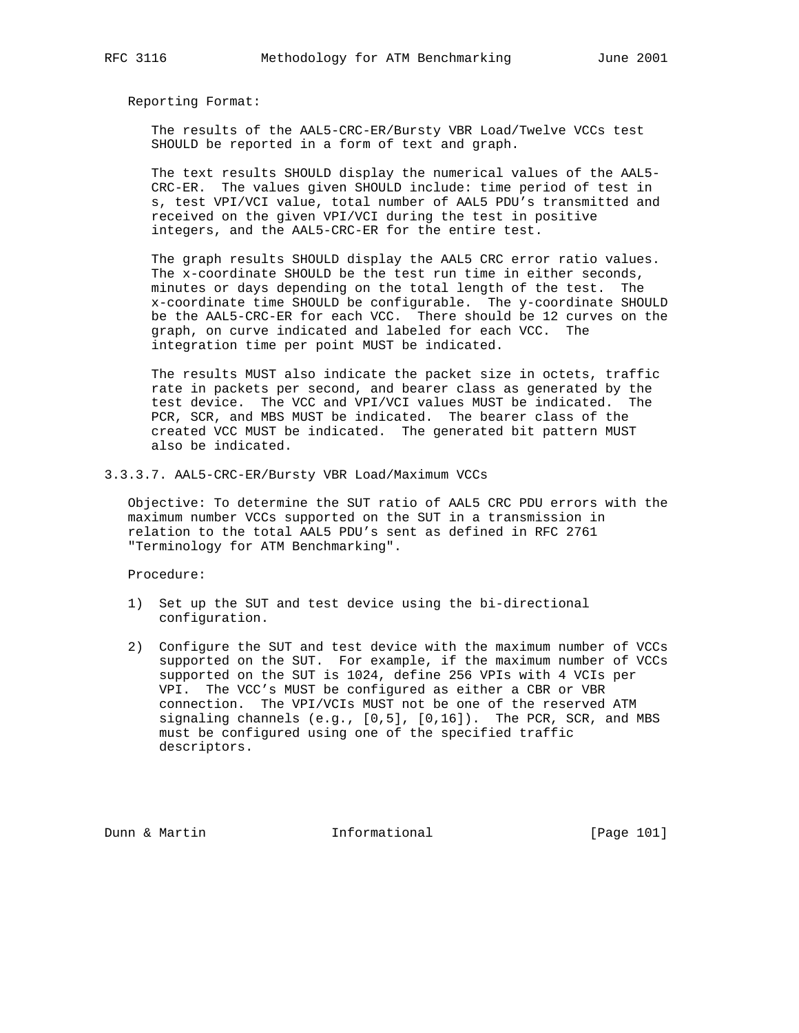Reporting Format:

The results of the AAL5-CRC-ER/Bursty VBR Load/Twelve VCCs test SHOULD be reported in a form of text and graph.

The text results SHOULD display the numerical values of the AAL5-CRC-ER. The values given SHOULD include: time period of test in s, test VPI/VCI value, total number of AAL5 PDU's transmitted and received on the given VPI/VCI during the test in positive integers, and the AAL5-CRC-ER for the entire test.

The graph results SHOULD display the AAL5 CRC error ratio values. The x-coordinate SHOULD be the test run time in either seconds, minutes or days depending on the total length of the test. The x-coordinate time SHOULD be configurable. The y-coordinate SHOULD be the AAL5-CRC-ER for each VCC. There should be 12 curves on the graph, on curve indicated and labeled for each VCC. The integration time per point MUST be indicated.

The results MUST also indicate the packet size in octets, traffic rate in packets per second, and bearer class as generated by the test device. The VCC and VPI/VCI values MUST be indicated. The PCR, SCR, and MBS MUST be indicated. The bearer class of the created VCC MUST be indicated. The generated bit pattern MUST also be indicated.

### 3.3.3.7. AAL5-CRC-ER/Bursty VBR Load/Maximum VCCs

Objective: To determine the SUT ratio of AAL5 CRC PDU errors with the maximum number VCCs supported on the SUT in a transmission in relation to the total AAL5 PDU's sent as defined in RFC 2761 "Terminology for ATM Benchmarking".

Procedure:

1) Set up the SUT and test device using the bi-directional configuration.

2) Configure the SUT and test device with the maximum number of VCCs supported on the SUT. For example, if the maximum number of VCCs supported on the SUT is 1024, define 256 VPIs with 4 VCIs per VPI. The VCC's MUST be configured as either a CBR or VBR connection. The VPI/VCIs MUST not be one of the reserved ATM signaling channels (e.g., [0,5], [0,16]). The PCR, SCR, and MBS must be configured using one of the specified traffic descriptors.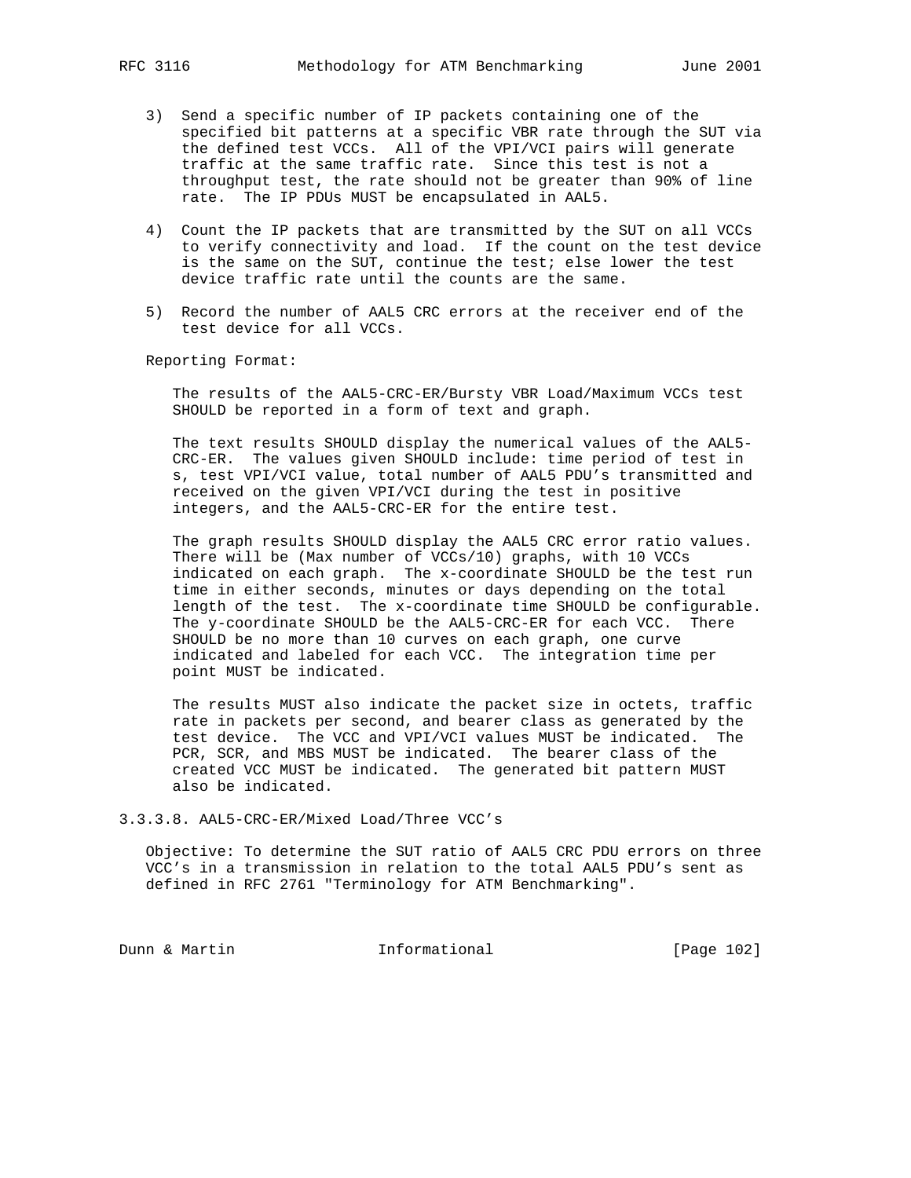3) Send a specific number of IP packets containing one of the specified bit patterns at a specific VBR rate through the SUT via the defined test VCCs. All of the VPI/VCI pairs will generate traffic at the same traffic rate. Since this test is not a throughput test, the rate should not be greater than 90% of line rate. The IP PDUs MUST be encapsulated in AAL5.

4) Count the IP packets that are transmitted by the SUT on all VCCs to verify connectivity and load. If the count on the test device is the same on the SUT, continue the test; else lower the test device traffic rate until the counts are the same.

5) Record the number of AAL5 CRC errors at the receiver end of the test device for all VCCs.

Reporting Format:

The results of the AAL5-CRC-ER/Bursty VBR Load/Maximum VCCs test SHOULD be reported in a form of text and graph.

The text results SHOULD display the numerical values of the AAL5-CRC-ER. The values given SHOULD include: time period of test in s, test VPI/VCI value, total number of AAL5 PDU's transmitted and received on the given VPI/VCI during the test in positive integers, and the AAL5-CRC-ER for the entire test.

The graph results SHOULD display the AAL5 CRC error ratio values. There will be (Max number of VCCs/10) graphs, with 10 VCCs indicated on each graph. The x-coordinate SHOULD be the test run time in either seconds, minutes or days depending on the total length of the test. The x-coordinate time SHOULD be configurable. The y-coordinate SHOULD be the AAL5-CRC-ER for each VCC. There SHOULD be no more than 10 curves on each graph, one curve indicated and labeled for each VCC. The integration time per point MUST be indicated.

The results MUST also indicate the packet size in octets, traffic rate in packets per second, and bearer class as generated by the test device. The VCC and VPI/VCI values MUST be indicated. The PCR, SCR, and MBS MUST be indicated. The bearer class of the created VCC MUST be indicated. The generated bit pattern MUST also be indicated.

### 3.3.3.8. AAL5-CRC-ER/Mixed Load/Three VCC's

Objective: To determine the SUT ratio of AAL5 CRC PDU errors on three VCC's in a transmission in relation to the total AAL5 PDU's sent as defined in RFC 2761 "Terminology for ATM Benchmarking".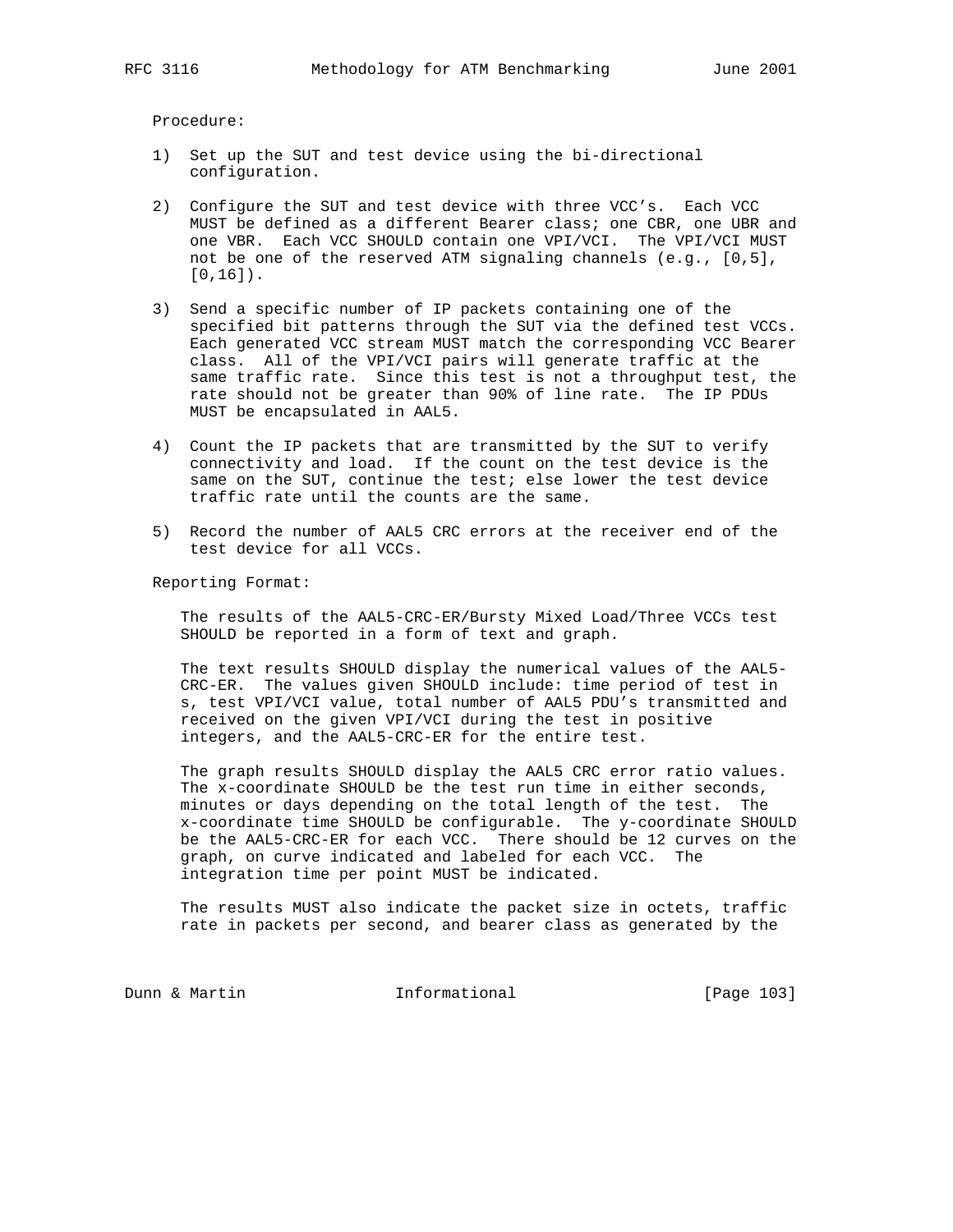Procedure:

1) Set up the SUT and test device using the bi-directional configuration.

2) Configure the SUT and test device with three VCC's. Each VCC MUST be defined as a different Bearer class; one CBR, one UBR and one VBR. Each VCC SHOULD contain one VPI/VCI. The VPI/VCI MUST not be one of the reserved ATM signaling channels (e.g., [0,5], [0,16]).

3) Send a specific number of IP packets containing one of the specified bit patterns through the SUT via the defined test VCCs. Each generated VCC stream MUST match the corresponding VCC Bearer class. All of the VPI/VCI pairs will generate traffic at the same traffic rate. Since this test is not a throughput test, the rate should not be greater than 90% of line rate. The IP PDUs MUST be encapsulated in AAL5.

4) Count the IP packets that are transmitted by the SUT to verify connectivity and load. If the count on the test device is the same on the SUT, continue the test; else lower the test device traffic rate until the counts are the same.

5) Record the number of AAL5 CRC errors at the receiver end of the test device for all VCCs.

Reporting Format:

The results of the AAL5-CRC-ER/Bursty Mixed Load/Three VCCs test SHOULD be reported in a form of text and graph.

The text results SHOULD display the numerical values of the AAL5-CRC-ER. The values given SHOULD include: time period of test in s, test VPI/VCI value, total number of AAL5 PDU's transmitted and received on the given VPI/VCI during the test in positive integers, and the AAL5-CRC-ER for the entire test.

The graph results SHOULD display the AAL5 CRC error ratio values. The x-coordinate SHOULD be the test run time in either seconds, minutes or days depending on the total length of the test. The x-coordinate time SHOULD be configurable. The y-coordinate SHOULD be the AAL5-CRC-ER for each VCC. There should be 12 curves on the graph, on curve indicated and labeled for each VCC. The integration time per point MUST be indicated.

The results MUST also indicate the packet size in octets, traffic rate in packets per second, and bearer class as generated by the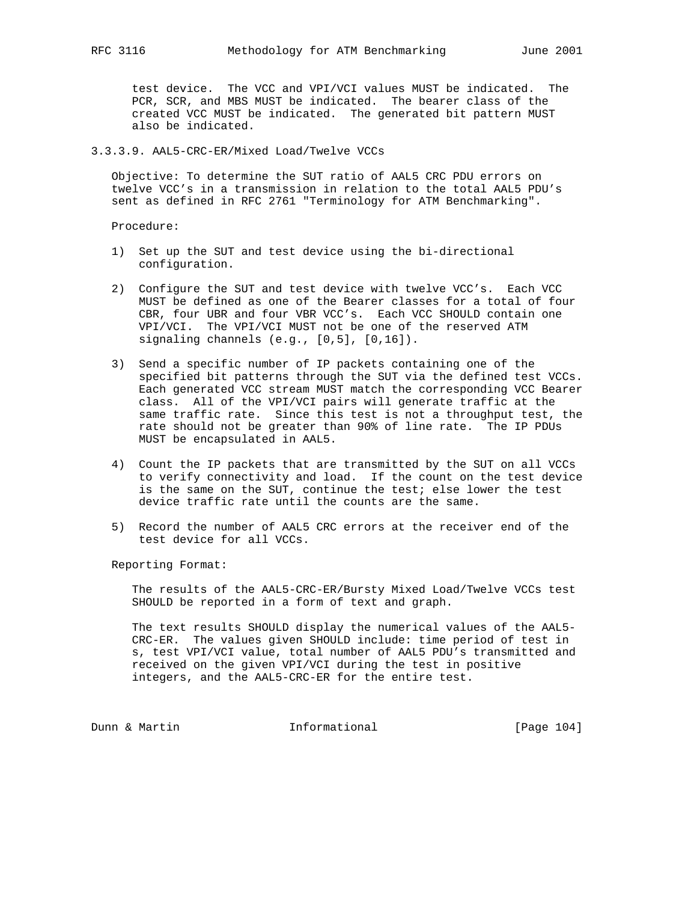test device. The VCC and VPI/VCI values MUST be indicated. The PCR, SCR, and MBS MUST be indicated. The bearer class of the created VCC MUST be indicated. The generated bit pattern MUST also be indicated.

### 3.3.3.9. AAL5-CRC-ER/Mixed Load/Twelve VCCs

Objective: To determine the SUT ratio of AAL5 CRC PDU errors on twelve VCC's in a transmission in relation to the total AAL5 PDU's sent as defined in RFC 2761 "Terminology for ATM Benchmarking".

Procedure:

1) Set up the SUT and test device using the bi-directional configuration.

2) Configure the SUT and test device with twelve VCC's. Each VCC MUST be defined as one of the Bearer classes for a total of four CBR, four UBR and four VBR VCC's. Each VCC SHOULD contain one VPI/VCI. The VPI/VCI MUST not be one of the reserved ATM signaling channels (e.g., [0,5], [0,16]).

3) Send a specific number of IP packets containing one of the specified bit patterns through the SUT via the defined test VCCs. Each generated VCC stream MUST match the corresponding VCC Bearer class. All of the VPI/VCI pairs will generate traffic at the same traffic rate. Since this test is not a throughput test, the rate should not be greater than 90% of line rate. The IP PDUs MUST be encapsulated in AAL5.

4) Count the IP packets that are transmitted by the SUT on all VCCs to verify connectivity and load. If the count on the test device is the same on the SUT, continue the test; else lower the test device traffic rate until the counts are the same.

5) Record the number of AAL5 CRC errors at the receiver end of the test device for all VCCs.

Reporting Format:

The results of the AAL5-CRC-ER/Bursty Mixed Load/Twelve VCCs test SHOULD be reported in a form of text and graph.

The text results SHOULD display the numerical values of the AAL5-CRC-ER. The values given SHOULD include: time period of test in s, test VPI/VCI value, total number of AAL5 PDU's transmitted and received on the given VPI/VCI during the test in positive integers, and the AAL5-CRC-ER for the entire test.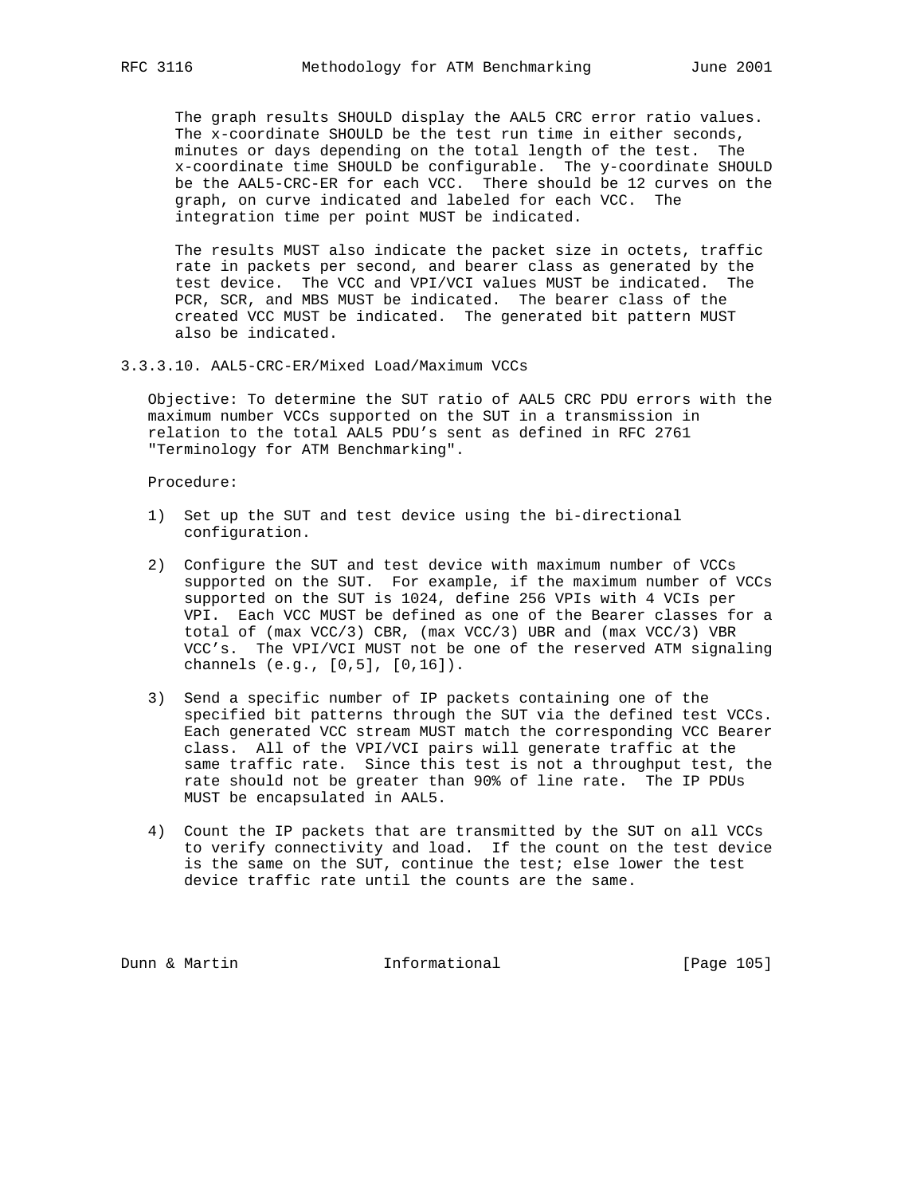The graph results SHOULD display the AAL5 CRC error ratio values. The x-coordinate SHOULD be the test run time in either seconds, minutes or days depending on the total length of the test. The x-coordinate time SHOULD be configurable. The y-coordinate SHOULD be the AAL5-CRC-ER for each VCC. There should be 12 curves on the graph, on curve indicated and labeled for each VCC. The integration time per point MUST be indicated.

The results MUST also indicate the packet size in octets, traffic rate in packets per second, and bearer class as generated by the test device. The VCC and VPI/VCI values MUST be indicated. The PCR, SCR, and MBS MUST be indicated. The bearer class of the created VCC MUST be indicated. The generated bit pattern MUST also be indicated.

### 3.3.3.10. AAL5-CRC-ER/Mixed Load/Maximum VCCs

Objective: To determine the SUT ratio of AAL5 CRC PDU errors with the maximum number VCCs supported on the SUT in a transmission in relation to the total AAL5 PDU's sent as defined in RFC 2761 "Terminology for ATM Benchmarking".

Procedure:

1) Set up the SUT and test device using the bi-directional configuration.

2) Configure the SUT and test device with maximum number of VCCs supported on the SUT. For example, if the maximum number of VCCs supported on the SUT is 1024, define 256 VPIs with 4 VCIs per VPI. Each VCC MUST be defined as one of the Bearer classes for a total of (max VCC/3) CBR, (max VCC/3) UBR and (max VCC/3) VBR VCC's. The VPI/VCI MUST not be one of the reserved ATM signaling channels (e.g., [0,5], [0,16]).

3) Send a specific number of IP packets containing one of the specified bit patterns through the SUT via the defined test VCCs. Each generated VCC stream MUST match the corresponding VCC Bearer class. All of the VPI/VCI pairs will generate traffic at the same traffic rate. Since this test is not a throughput test, the rate should not be greater than 90% of line rate. The IP PDUs MUST be encapsulated in AAL5.

4) Count the IP packets that are transmitted by the SUT on all VCCs to verify connectivity and load. If the count on the test device is the same on the SUT, continue the test; else lower the test device traffic rate until the counts are the same.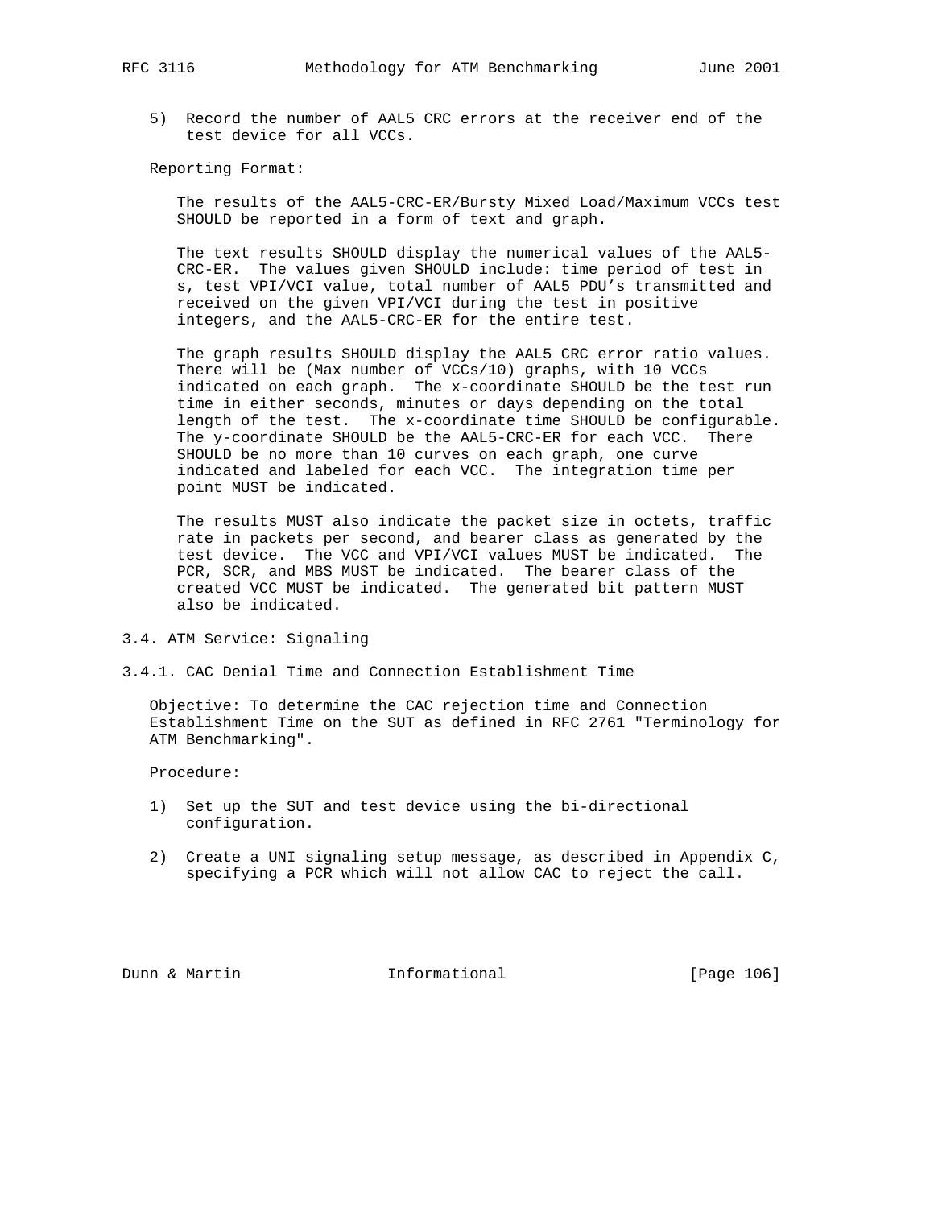5) Record the number of AAL5 CRC errors at the receiver end of the test device for all VCCs.

Reporting Format:

The results of the AAL5-CRC-ER/Bursty Mixed Load/Maximum VCCs test SHOULD be reported in a form of text and graph.

The text results SHOULD display the numerical values of the AAL5-CRC-ER. The values given SHOULD include: time period of test in s, test VPI/VCI value, total number of AAL5 PDU's transmitted and received on the given VPI/VCI during the test in positive integers, and the AAL5-CRC-ER for the entire test.

The graph results SHOULD display the AAL5 CRC error ratio values. There will be (Max number of VCCs/10) graphs, with 10 VCCs indicated on each graph. The x-coordinate SHOULD be the test run time in either seconds, minutes or days depending on the total length of the test. The x-coordinate time SHOULD be configurable. The y-coordinate SHOULD be the AAL5-CRC-ER for each VCC. There SHOULD be no more than 10 curves on each graph, one curve indicated and labeled for each VCC. The integration time per point MUST be indicated.

The results MUST also indicate the packet size in octets, traffic rate in packets per second, and bearer class as generated by the test device. The VCC and VPI/VCI values MUST be indicated. The PCR, SCR, and MBS MUST be indicated. The bearer class of the created VCC MUST be indicated. The generated bit pattern MUST also be indicated.

## 3.4. ATM Service: Signaling

### 3.4.1. CAC Denial Time and Connection Establishment Time

Objective: To determine the CAC rejection time and Connection Establishment Time on the SUT as defined in RFC 2761 "Terminology for ATM Benchmarking".

Procedure:

1) Set up the SUT and test device using the bi-directional configuration.

2) Create a UNI signaling setup message, as described in Appendix C, specifying a PCR which will not allow CAC to reject the call.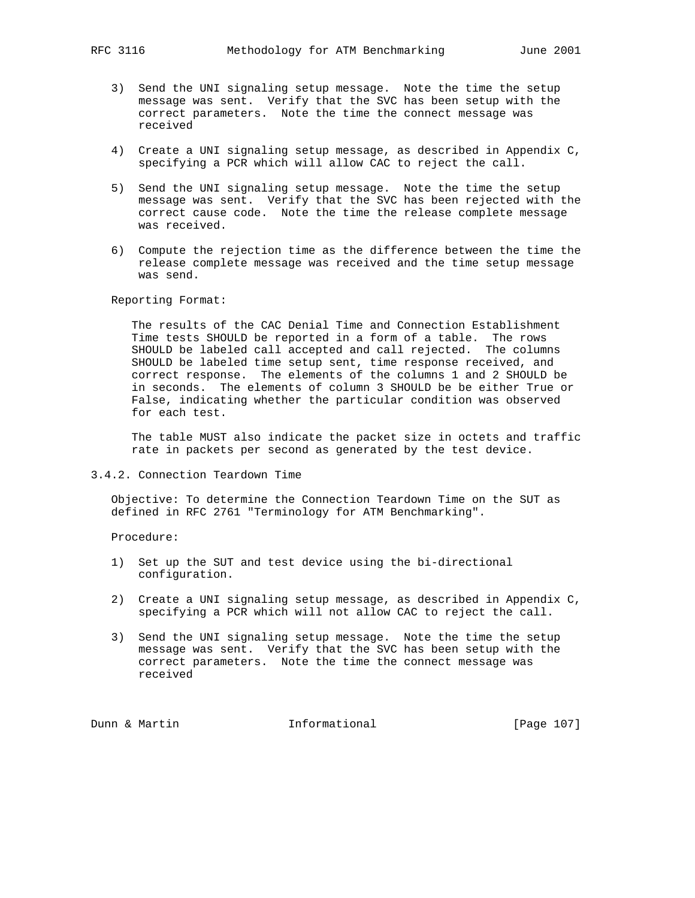3) Send the UNI signaling setup message. Note the time the setup message was sent. Verify that the SVC has been setup with the correct parameters. Note the time the connect message was received

4) Create a UNI signaling setup message, as described in Appendix C, specifying a PCR which will allow CAC to reject the call.

5) Send the UNI signaling setup message. Note the time the setup message was sent. Verify that the SVC has been rejected with the correct cause code. Note the time the release complete message was received.

6) Compute the rejection time as the difference between the time the release complete message was received and the time setup message was send.

Reporting Format:

The results of the CAC Denial Time and Connection Establishment Time tests SHOULD be reported in a form of a table. The rows SHOULD be labeled call accepted and call rejected. The columns SHOULD be labeled time setup sent, time response received, and correct response. The elements of the columns 1 and 2 SHOULD be in seconds. The elements of column 3 SHOULD be be either True or False, indicating whether the particular condition was observed for each test.

The table MUST also indicate the packet size in octets and traffic rate in packets per second as generated by the test device.

### 3.4.2. Connection Teardown Time

Objective: To determine the Connection Teardown Time on the SUT as defined in RFC 2761 "Terminology for ATM Benchmarking".

Procedure:

1) Set up the SUT and test device using the bi-directional configuration.

2) Create a UNI signaling setup message, as described in Appendix C, specifying a PCR which will not allow CAC to reject the call.

3) Send the UNI signaling setup message. Note the time the setup message was sent. Verify that the SVC has been setup with the correct parameters. Note the time the connect message was received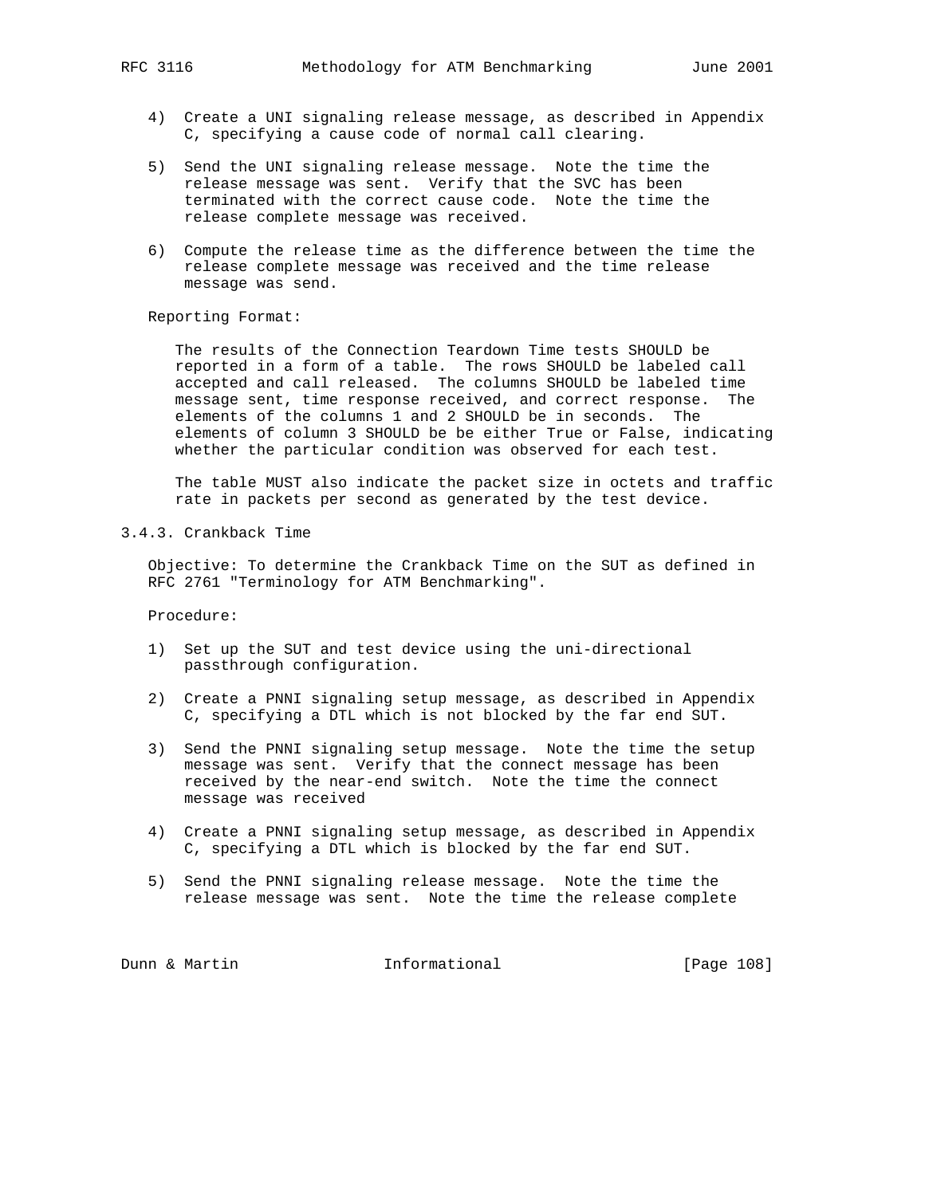4) Create a UNI signaling release message, as described in Appendix C, specifying a cause code of normal call clearing.

5) Send the UNI signaling release message. Note the time the release message was sent. Verify that the SVC has been terminated with the correct cause code. Note the time the release complete message was received.

6) Compute the release time as the difference between the time the release complete message was received and the time release message was send.

Reporting Format:

The results of the Connection Teardown Time tests SHOULD be reported in a form of a table. The rows SHOULD be labeled call accepted and call released. The columns SHOULD be labeled time message sent, time response received, and correct response. The elements of the columns 1 and 2 SHOULD be in seconds. The elements of column 3 SHOULD be be either True or False, indicating whether the particular condition was observed for each test.

The table MUST also indicate the packet size in octets and traffic rate in packets per second as generated by the test device.

### 3.4.3. Crankback Time

Objective: To determine the Crankback Time on the SUT as defined in RFC 2761 "Terminology for ATM Benchmarking".

Procedure:

1) Set up the SUT and test device using the uni-directional passthrough configuration.

2) Create a PNNI signaling setup message, as described in Appendix C, specifying a DTL which is not blocked by the far end SUT.

3) Send the PNNI signaling setup message. Note the time the setup message was sent. Verify that the connect message has been received by the near-end switch. Note the time the connect message was received

4) Create a PNNI signaling setup message, as described in Appendix C, specifying a DTL which is blocked by the far end SUT.

5) Send the PNNI signaling release message. Note the time the release message was sent. Note the time the release complete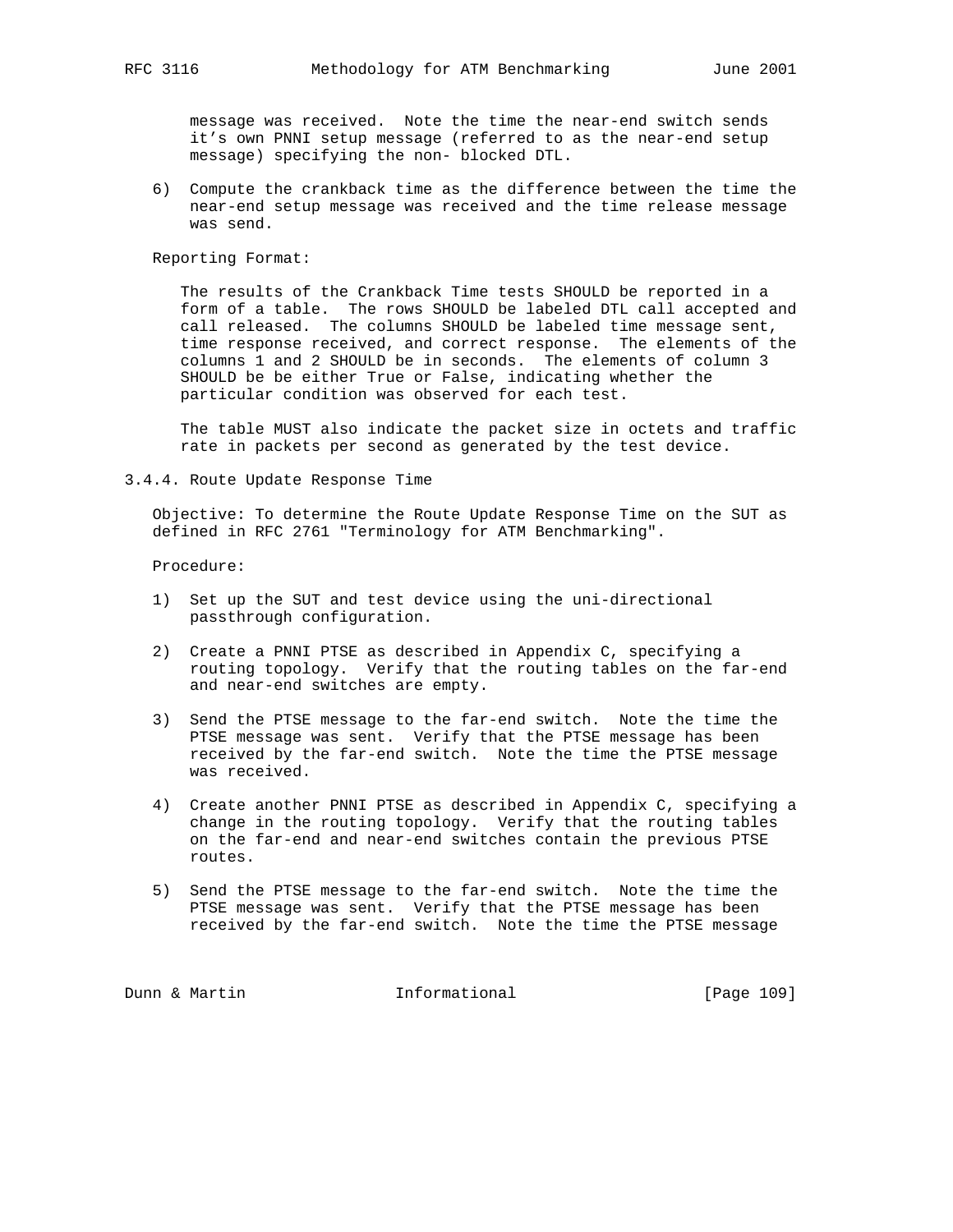message was received. Note the time the near-end switch sends it's own PNNI setup message (referred to as the near-end setup message) specifying the non- blocked DTL.

6) Compute the crankback time as the difference between the time the near-end setup message was received and the time release message was send.

Reporting Format:

The results of the Crankback Time tests SHOULD be reported in a form of a table. The rows SHOULD be labeled DTL call accepted and call released. The columns SHOULD be labeled time message sent, time response received, and correct response. The elements of the columns 1 and 2 SHOULD be in seconds. The elements of column 3 SHOULD be be either True or False, indicating whether the particular condition was observed for each test.

The table MUST also indicate the packet size in octets and traffic rate in packets per second as generated by the test device.

### 3.4.4. Route Update Response Time

Objective: To determine the Route Update Response Time on the SUT as defined in RFC 2761 "Terminology for ATM Benchmarking".

Procedure:

1) Set up the SUT and test device using the uni-directional passthrough configuration.

2) Create a PNNI PTSE as described in Appendix C, specifying a routing topology. Verify that the routing tables on the far-end and near-end switches are empty.

3) Send the PTSE message to the far-end switch. Note the time the PTSE message was sent. Verify that the PTSE message has been received by the far-end switch. Note the time the PTSE message was received.

4) Create another PNNI PTSE as described in Appendix C, specifying a change in the routing topology. Verify that the routing tables on the far-end and near-end switches contain the previous PTSE routes.

5) Send the PTSE message to the far-end switch. Note the time the PTSE message was sent. Verify that the PTSE message has been received by the far-end switch. Note the time the PTSE message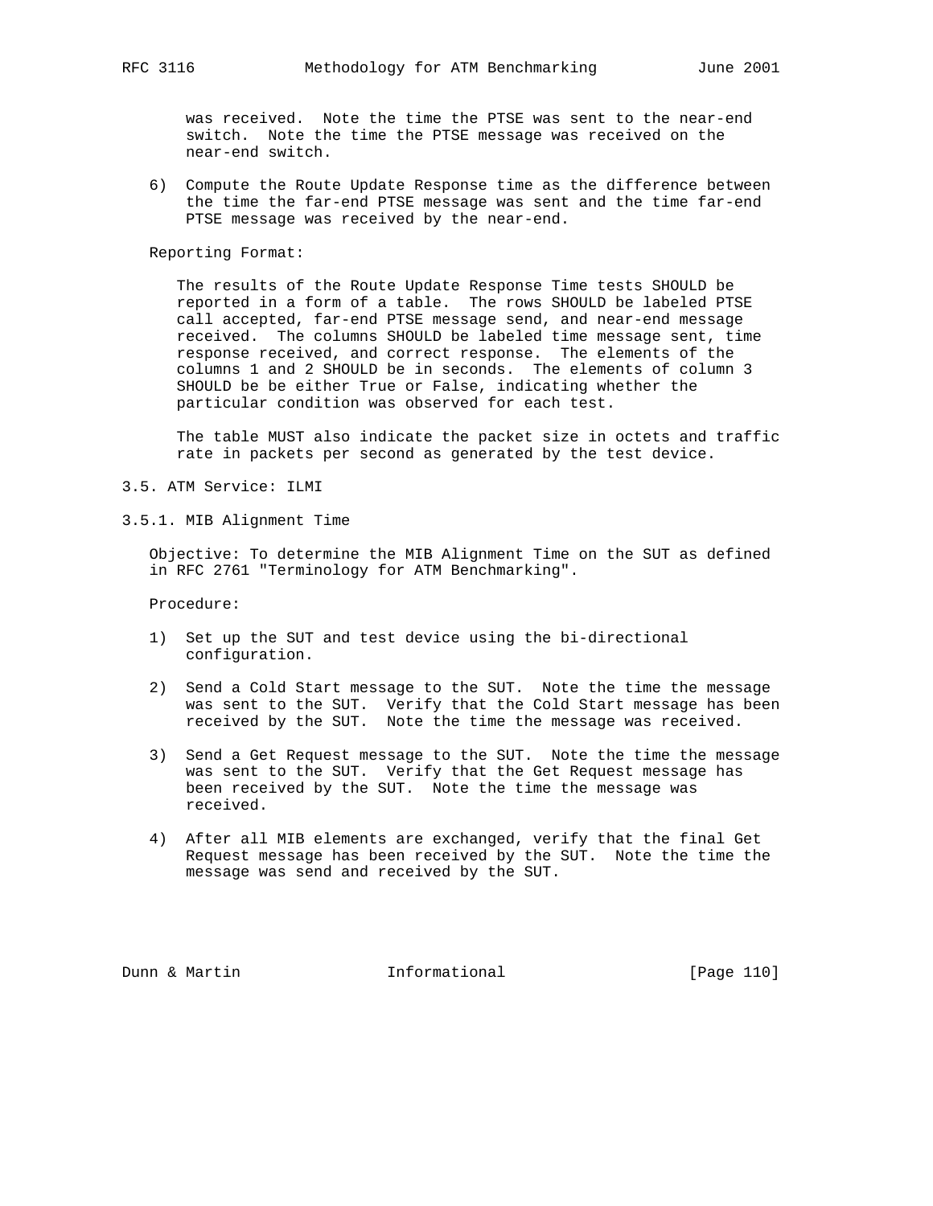was received. Note the time the PTSE was sent to the near-end switch. Note the time the PTSE message was received on the near-end switch.

6) Compute the Route Update Response time as the difference between the time the far-end PTSE message was sent and the time far-end PTSE message was received by the near-end.

Reporting Format:

The results of the Route Update Response Time tests SHOULD be reported in a form of a table. The rows SHOULD be labeled PTSE call accepted, far-end PTSE message send, and near-end message received. The columns SHOULD be labeled time message sent, time response received, and correct response. The elements of the columns 1 and 2 SHOULD be in seconds. The elements of column 3 SHOULD be be either True or False, indicating whether the particular condition was observed for each test.

The table MUST also indicate the packet size in octets and traffic rate in packets per second as generated by the test device.

## 3.5. ATM Service: ILMI

### 3.5.1. MIB Alignment Time

Objective: To determine the MIB Alignment Time on the SUT as defined in RFC 2761 "Terminology for ATM Benchmarking".

Procedure:

1) Set up the SUT and test device using the bi-directional configuration.

2) Send a Cold Start message to the SUT. Note the time the message was sent to the SUT. Verify that the Cold Start message has been received by the SUT. Note the time the message was received.

3) Send a Get Request message to the SUT. Note the time the message was sent to the SUT. Verify that the Get Request message has been received by the SUT. Note the time the message was received.

4) After all MIB elements are exchanged, verify that the final Get Request message has been received by the SUT. Note the time the message was send and received by the SUT.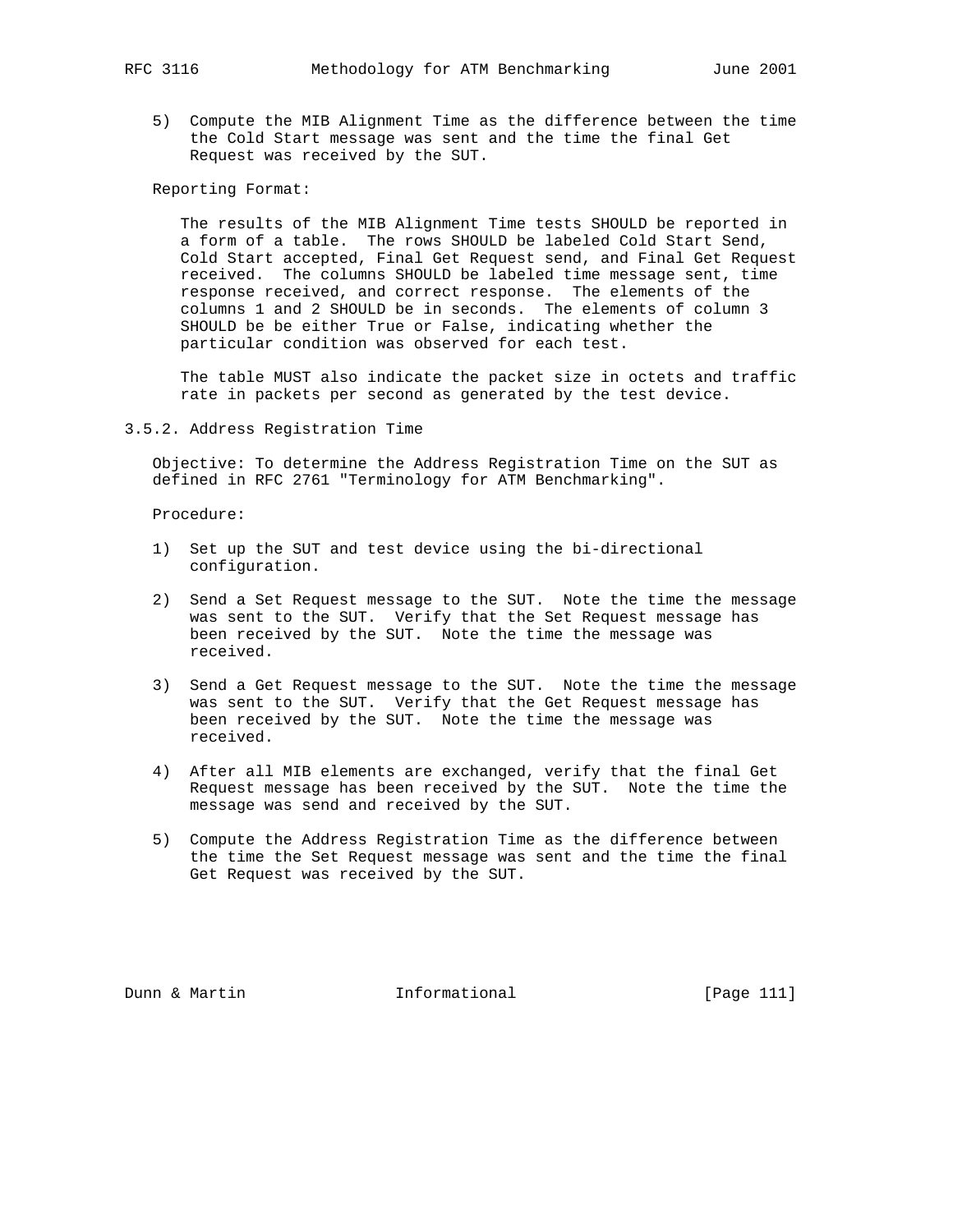5) Compute the MIB Alignment Time as the difference between the time the Cold Start message was sent and the time the final Get Request was received by the SUT.

Reporting Format:

The results of the MIB Alignment Time tests SHOULD be reported in a form of a table. The rows SHOULD be labeled Cold Start Send, Cold Start accepted, Final Get Request send, and Final Get Request received. The columns SHOULD be labeled time message sent, time response received, and correct response. The elements of the columns 1 and 2 SHOULD be in seconds. The elements of column 3 SHOULD be be either True or False, indicating whether the particular condition was observed for each test.

The table MUST also indicate the packet size in octets and traffic rate in packets per second as generated by the test device.

### 3.5.2. Address Registration Time

Objective: To determine the Address Registration Time on the SUT as defined in RFC 2761 "Terminology for ATM Benchmarking".

Procedure:

1) Set up the SUT and test device using the bi-directional configuration.

2) Send a Set Request message to the SUT. Note the time the message was sent to the SUT. Verify that the Set Request message has been received by the SUT. Note the time the message was received.

3) Send a Get Request message to the SUT. Note the time the message was sent to the SUT. Verify that the Get Request message has been received by the SUT. Note the time the message was received.

4) After all MIB elements are exchanged, verify that the final Get Request message has been received by the SUT. Note the time the message was send and received by the SUT.

5) Compute the Address Registration Time as the difference between the time the Set Request message was sent and the time the final Get Request was received by the SUT.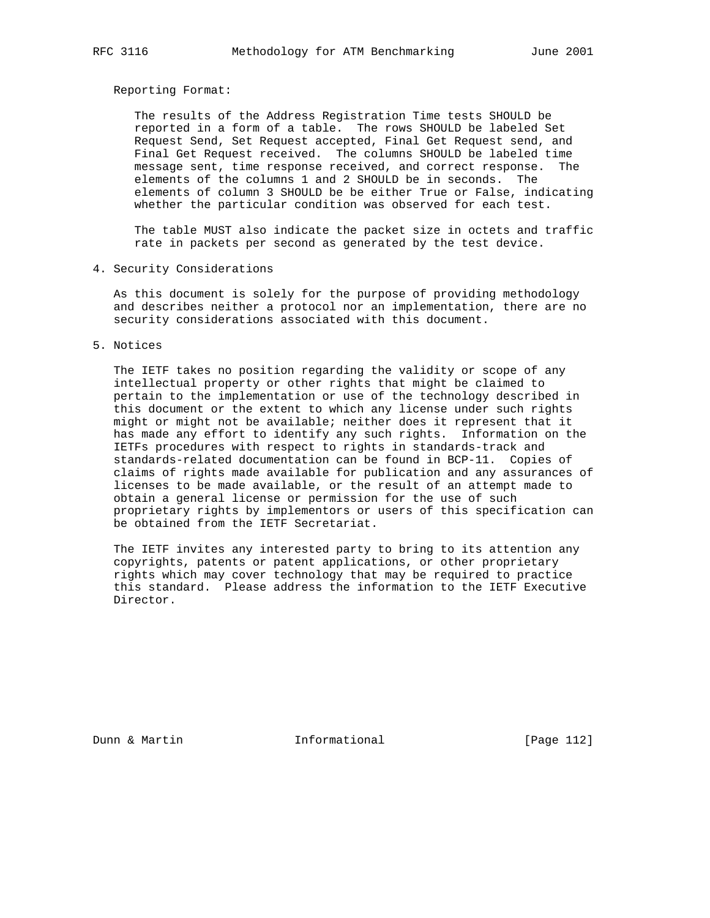Reporting Format:

The results of the Address Registration Time tests SHOULD be reported in a form of a table. The rows SHOULD be labeled Set Request Send, Set Request accepted, Final Get Request send, and Final Get Request received. The columns SHOULD be labeled time message sent, time response received, and correct response. The elements of the columns 1 and 2 SHOULD be in seconds. The elements of column 3 SHOULD be be either True or False, indicating whether the particular condition was observed for each test.

The table MUST also indicate the packet size in octets and traffic rate in packets per second as generated by the test device.

## 4. Security Considerations

As this document is solely for the purpose of providing methodology and describes neither a protocol nor an implementation, there are no security considerations associated with this document.

## 5. Notices

The IETF takes no position regarding the validity or scope of any intellectual property or other rights that might be claimed to pertain to the implementation or use of the technology described in this document or the extent to which any license under such rights might or might not be available; neither does it represent that it has made any effort to identify any such rights. Information on the IETFs procedures with respect to rights in standards-track and standards-related documentation can be found in BCP-11. Copies of claims of rights made available for publication and any assurances of licenses to be made available, or the result of an attempt made to obtain a general license or permission for the use of such proprietary rights by implementors or users of this specification can be obtained from the IETF Secretariat.

The IETF invites any interested party to bring to its attention any copyrights, patents or patent applications, or other proprietary rights which may cover technology that may be required to practice this standard. Please address the information to the IETF Executive Director.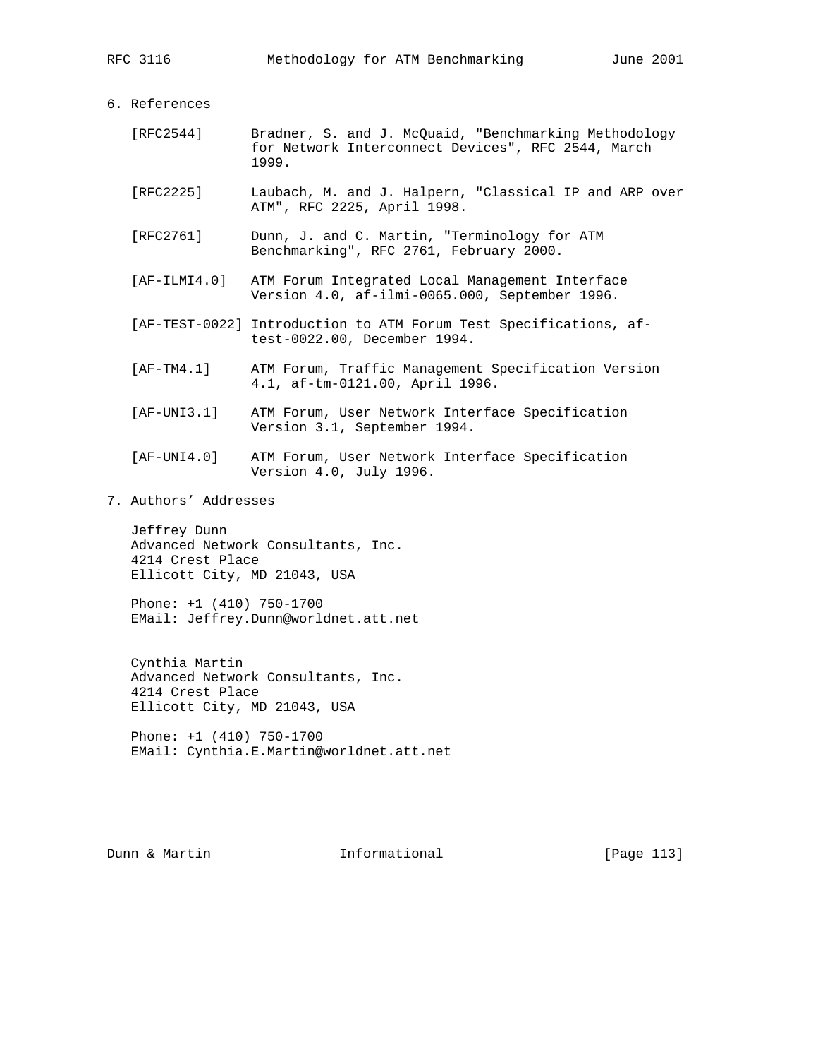## 6. References

[RFC2544] Bradner, S. and J. McQuaid, "Benchmarking Methodology for Network Interconnect Devices", RFC 2544, March 1999.

[RFC2225] Laubach, M. and J. Halpern, "Classical IP and ARP over ATM", RFC 2225, April 1998.

[RFC2761] Dunn, J. and C. Martin, "Terminology for ATM Benchmarking", RFC 2761, February 2000.

[AF-ILMI4.0] ATM Forum Integrated Local Management Interface Version 4.0, af-ilmi-0065.000, September 1996.

[AF-TEST-0022] Introduction to ATM Forum Test Specifications, af-test-0022.00, December 1994.

[AF-TM4.1] ATM Forum, Traffic Management Specification Version 4.1, af-tm-0121.00, April 1996.

[AF-UNI3.1] ATM Forum, User Network Interface Specification Version 3.1, September 1994.

[AF-UNI4.0] ATM Forum, User Network Interface Specification Version 4.0, July 1996.

## 7. Authors' Addresses

Jeffrey Dunn
Advanced Network Consultants, Inc.
4214 Crest Place
Ellicott City, MD 21043, USA

Phone: +1 (410) 750-1700
EMail: Jeffrey.Dunn@worldnet.att.net

Cynthia Martin
Advanced Network Consultants, Inc.
4214 Crest Place
Ellicott City, MD 21043, USA

Phone: +1 (410) 750-1700
EMail: Cynthia.E.Martin@worldnet.att.net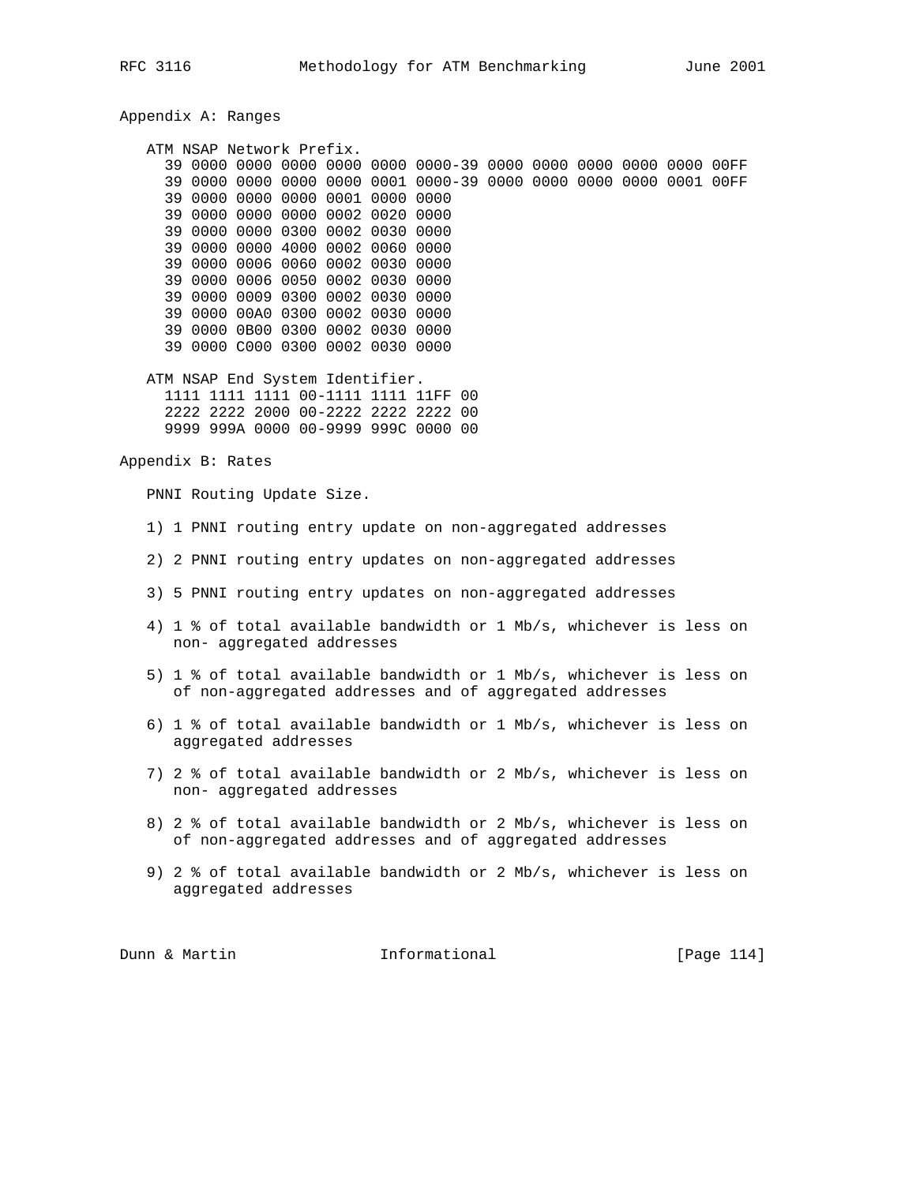## Appendix A: Ranges

ATM NSAP Network Prefix.

```
39 0000 0000 0000 0000 0000 0000-39 0000 0000 0000 0000 0000 00FF
39 0000 0000 0000 0000 0001 0000-39 0000 0000 0000 0000 0001 00FF
39 0000 0000 0000 0001 0000 0000
39 0000 0000 0000 0002 0020 0000
39 0000 0000 0300 0002 0030 0000
39 0000 0000 4000 0002 0060 0000
39 0000 0006 0060 0002 0030 0000
39 0000 0006 0050 0002 0030 0000
39 0000 0009 0300 0002 0030 0000
39 0000 00A0 0300 0002 0030 0000
39 0000 0B00 0300 0002 0030 0000
39 0000 C000 0300 0002 0030 0000
```

ATM NSAP End System Identifier.

```
1111 1111 1111 00-1111 1111 11FF 00
2222 2222 2000 00-2222 2222 2222 00
9999 999A 0000 00-9999 999C 0000 00
```

## Appendix B: Rates

PNNI Routing Update Size.

1) 1 PNNI routing entry update on non-aggregated addresses

2) 2 PNNI routing entry updates on non-aggregated addresses

3) 5 PNNI routing entry updates on non-aggregated addresses

4) 1 % of total available bandwidth or 1 Mb/s, whichever is less on non- aggregated addresses

5) 1 % of total available bandwidth or 1 Mb/s, whichever is less on of non-aggregated addresses and of aggregated addresses

6) 1 % of total available bandwidth or 1 Mb/s, whichever is less on aggregated addresses

7) 2 % of total available bandwidth or 2 Mb/s, whichever is less on non- aggregated addresses

8) 2 % of total available bandwidth or 2 Mb/s, whichever is less on of non-aggregated addresses and of aggregated addresses

9) 2 % of total available bandwidth or 2 Mb/s, whichever is less on aggregated addresses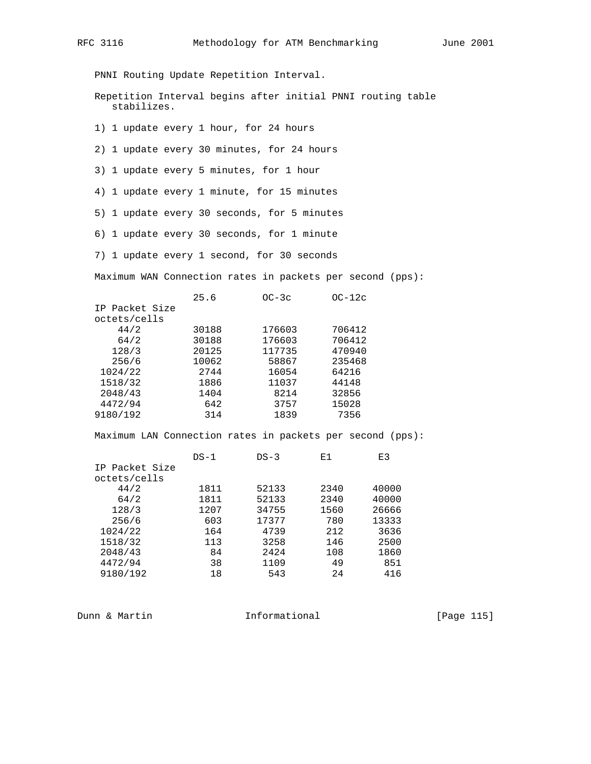PNNI Routing Update Repetition Interval.

Repetition Interval begins after initial PNNI routing table stabilizes.

1) 1 update every 1 hour, for 24 hours

2) 1 update every 30 minutes, for 24 hours

3) 1 update every 5 minutes, for 1 hour

4) 1 update every 1 minute, for 15 minutes

5) 1 update every 30 seconds, for 5 minutes

6) 1 update every 30 seconds, for 1 minute

7) 1 update every 1 second, for 30 seconds

Maximum WAN Connection rates in packets per second (pps):

| IP Packet Size octets/cells | 25.6 | OC-3c | OC-12c |
|---|---|---|---|
| 44/2 | 30188 | 176603 | 706412 |
| 64/2 | 30188 | 176603 | 706412 |
| 128/3 | 20125 | 117735 | 470940 |
| 256/6 | 10062 | 58867 | 235468 |
| 1024/22 | 2744 | 16054 | 64216 |
| 1518/32 | 1886 | 11037 | 44148 |
| 2048/43 | 1404 | 8214 | 32856 |
| 4472/94 | 642 | 3757 | 15028 |
| 9180/192 | 314 | 1839 | 7356 |

Maximum LAN Connection rates in packets per second (pps):

| IP Packet Size octets/cells | DS-1 | DS-3 | E1 | E3 |
|---|---|---|---|---|
| 44/2 | 1811 | 52133 | 2340 | 40000 |
| 64/2 | 1811 | 52133 | 2340 | 40000 |
| 128/3 | 1207 | 34755 | 1560 | 26666 |
| 256/6 | 603 | 17377 | 780 | 13333 |
| 1024/22 | 164 | 4739 | 212 | 3636 |
| 1518/32 | 113 | 3258 | 146 | 2500 |
| 2048/43 | 84 | 2424 | 108 | 1860 |
| 4472/94 | 38 | 1109 | 49 | 851 |
| 9180/192 | 18 | 543 | 24 | 416 |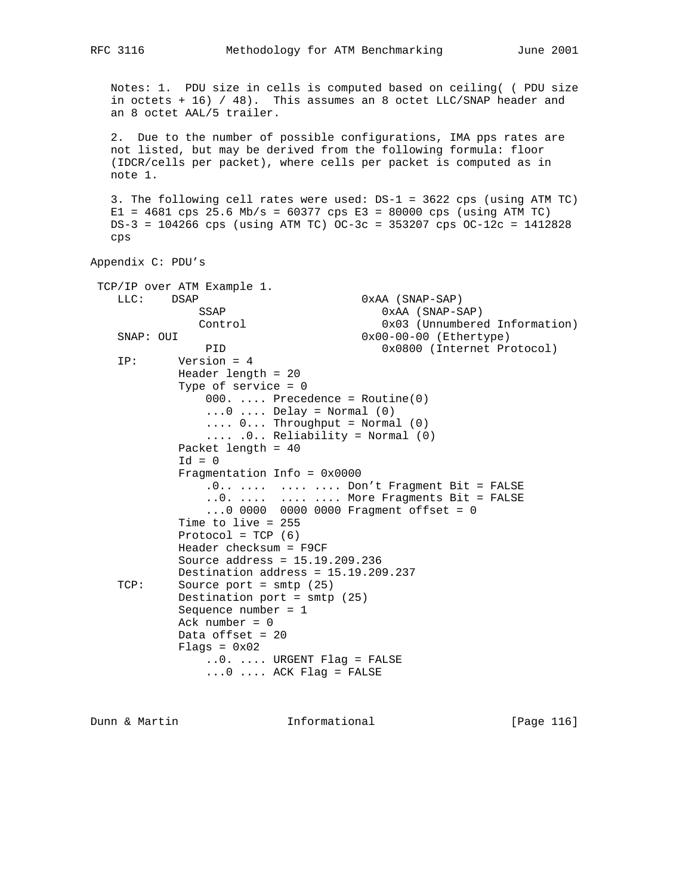Notes: 1. PDU size in cells is computed based on ceiling( ( PDU size in octets + 16) / 48). This assumes an 8 octet LLC/SNAP header and an 8 octet AAL/5 trailer.

2. Due to the number of possible configurations, IMA pps rates are not listed, but may be derived from the following formula: floor (IDCR/cells per packet), where cells per packet is computed as in note 1.

3. The following cell rates were used: DS-1 = 3622 cps (using ATM TC) E1 = 4681 cps 25.6 Mb/s = 60377 cps E3 = 80000 cps (using ATM TC) DS-3 = 104266 cps (using ATM TC) OC-3c = 353207 cps OC-12c = 1412828 cps

## Appendix C: PDU's

```
 TCP/IP over ATM Example 1.
    LLC:    DSAP                        0xAA (SNAP-SAP)
              SSAP                         0xAA (SNAP-SAP)
              Control                      0x03 (Unnumbered Information)
    SNAP: OUI                           0x00-00-00 (Ethertype)
               PID                         0x0800 (Internet Protocol)
    IP:      Version = 4
             Header length = 20
             Type of service = 0
                 000. .... Precedence = Routine(0)
                 ...0 .... Delay = Normal (0)
                 .... 0... Throughput = Normal (0)
                 .... .0.. Reliability = Normal (0)
             Packet length = 40
             Id = 0
             Fragmentation Info = 0x0000
                 .0.. ....  .... .... Don't Fragment Bit = FALSE
                 ..0. ....  .... .... More Fragments Bit = FALSE
                 ...0 0000  0000 0000 Fragment offset = 0
             Time to live = 255
             Protocol = TCP (6)
             Header checksum = F9CF
             Source address = 15.19.209.236
             Destination address = 15.19.209.237
    TCP:     Source port = smtp (25)
             Destination port = smtp (25)
             Sequence number = 1
             Ack number = 0
             Data offset = 20
             Flags = 0x02
                 ..0. .... URGENT Flag = FALSE
                 ...0 .... ACK Flag = FALSE
```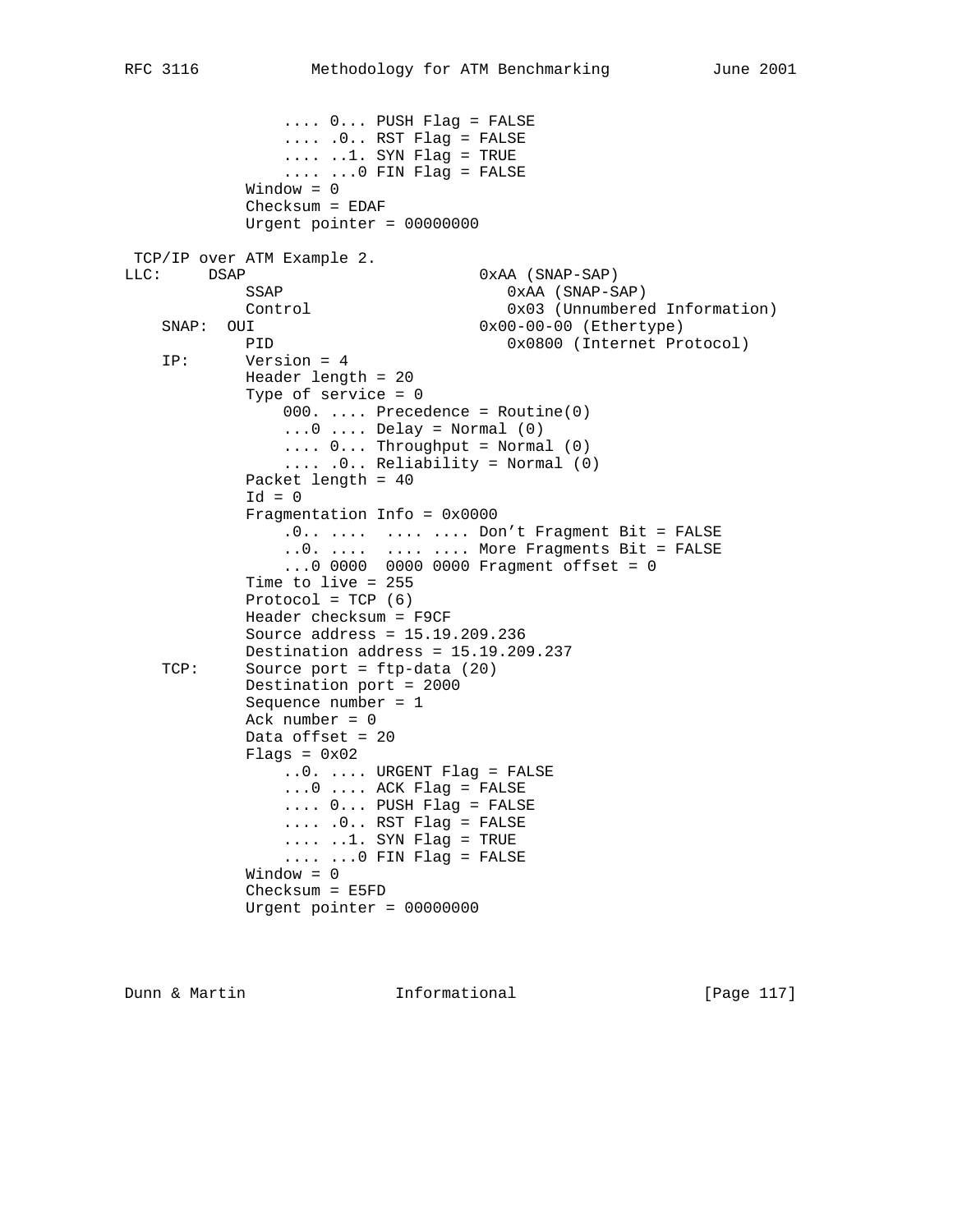```
                 .... 0... PUSH Flag = FALSE
                 .... .0.. RST Flag = FALSE
                 .... ..1. SYN Flag = TRUE
                 .... ...0 FIN Flag = FALSE
             Window = 0
             Checksum = EDAF
             Urgent pointer = 00000000

 TCP/IP over ATM Example 2.
LLC:     DSAP                       0xAA (SNAP-SAP)
             SSAP                      0xAA (SNAP-SAP)
             Control                   0x03 (Unnumbered Information)
    SNAP:  OUI                      0x00-00-00 (Ethertype)
             PID                       0x0800 (Internet Protocol)
    IP:      Version = 4
             Header length = 20
             Type of service = 0
                 000. .... Precedence = Routine(0)
                 ...0 .... Delay = Normal (0)
                 .... 0... Throughput = Normal (0)
                 .... .0.. Reliability = Normal (0)
             Packet length = 40
             Id = 0
             Fragmentation Info = 0x0000
                 .0.. ....  .... .... Don't Fragment Bit = FALSE
                 ..0. ....  .... .... More Fragments Bit = FALSE
                 ...0 0000  0000 0000 Fragment offset = 0
             Time to live = 255
             Protocol = TCP (6)
             Header checksum = F9CF
             Source address = 15.19.209.236
             Destination address = 15.19.209.237
    TCP:     Source port = ftp-data (20)
             Destination port = 2000
             Sequence number = 1
             Ack number = 0
             Data offset = 20
             Flags = 0x02
                 ..0. .... URGENT Flag = FALSE
                 ...0 .... ACK Flag = FALSE
                 .... 0... PUSH Flag = FALSE
                 .... .0.. RST Flag = FALSE
                 .... ..1. SYN Flag = TRUE
                 .... ...0 FIN Flag = FALSE
             Window = 0
             Checksum = E5FD
             Urgent pointer = 00000000
```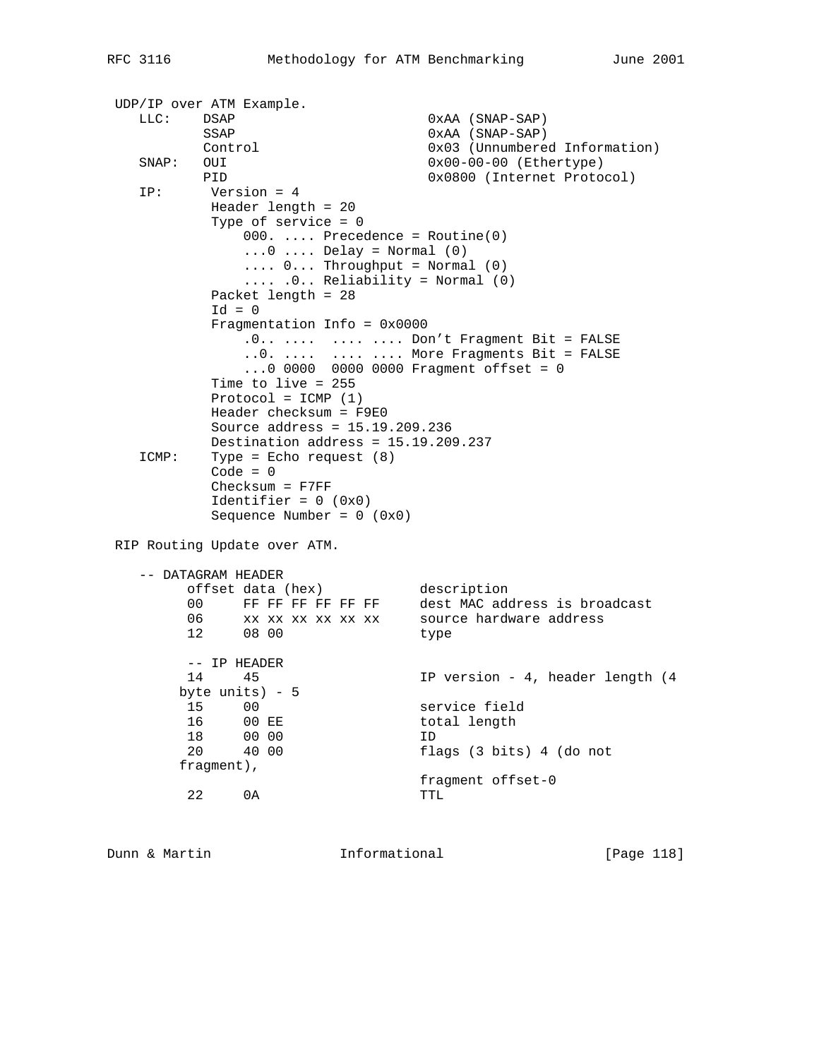```
 UDP/IP over ATM Example.
    LLC:    DSAP                        0xAA (SNAP-SAP)
            SSAP                        0xAA (SNAP-SAP)
            Control                     0x03 (Unnumbered Information)
    SNAP:   OUI                         0x00-00-00 (Ethertype)
            PID                         0x0800 (Internet Protocol)
    IP:      Version = 4
             Header length = 20
             Type of service = 0
                 000. .... Precedence = Routine(0)
                 ...0 .... Delay = Normal (0)
                 .... 0... Throughput = Normal (0)
                 .... .0.. Reliability = Normal (0)
             Packet length = 28
             Id = 0
             Fragmentation Info = 0x0000
                 .0.. ....  .... .... Don't Fragment Bit = FALSE
                 ..0. ....  .... .... More Fragments Bit = FALSE
                 ...0 0000  0000 0000 Fragment offset = 0
             Time to live = 255
             Protocol = ICMP (1)
             Header checksum = F9E0
             Source address = 15.19.209.236
             Destination address = 15.19.209.237
    ICMP:    Type = Echo request (8)
             Code = 0
             Checksum = F7FF
             Identifier = 0 (0x0)
             Sequence Number = 0 (0x0)

 RIP Routing Update over ATM.

    -- DATAGRAM HEADER
          offset data (hex)            description
          00     FF FF FF FF FF FF     dest MAC address is broadcast
          06     xx xx xx xx xx xx     source hardware address
          12     08 00                 type

          -- IP HEADER
          14     45                    IP version - 4, header length (4
         byte units) - 5
          15     00                    service field
          16     00 EE                 total length
          18     00 00                 ID
          20     40 00                 flags (3 bits) 4 (do not
         fragment),
                                       fragment offset-0
          22     0A                    TTL
```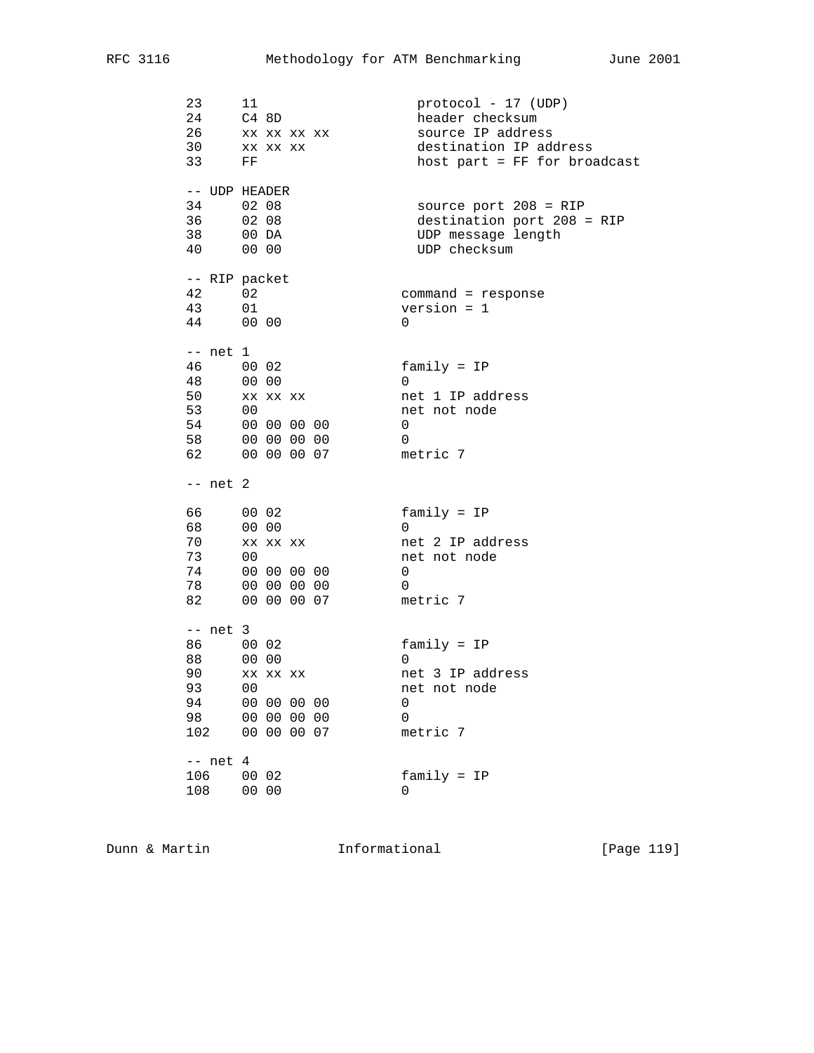```
   23     11                      protocol - 17 (UDP)
   24     C4 8D                   header checksum
   26     xx xx xx xx             source IP address
   30     xx xx xx                destination IP address
   33     FF                      host part = FF for broadcast

   -- UDP HEADER
   34     02 08                   source port 208 = RIP
   36     02 08                   destination port 208 = RIP
   38     00 DA                   UDP message length
   40     00 00                   UDP checksum

   -- RIP packet
   42     02                   command = response
   43     01                   version = 1
   44     00 00                0

   -- net 1
   46     00 02                family = IP
   48     00 00                0
   50     xx xx xx             net 1 IP address
   53     00                   net not node
   54     00 00 00 00          0
   58     00 00 00 00          0
   62     00 00 00 07          metric 7

   -- net 2

   66     00 02                family = IP
   68     00 00                0
   70     xx xx xx             net 2 IP address
   73     00                   net not node
   74     00 00 00 00          0
   78     00 00 00 00          0
   82     00 00 00 07          metric 7

   -- net 3
   86     00 02                family = IP
   88     00 00                0
   90     xx xx xx             net 3 IP address
   93     00                   net not node
   94     00 00 00 00          0
   98     00 00 00 00          0
   102    00 00 00 07          metric 7

   -- net 4
   106    00 02                family = IP
   108    00 00                0
```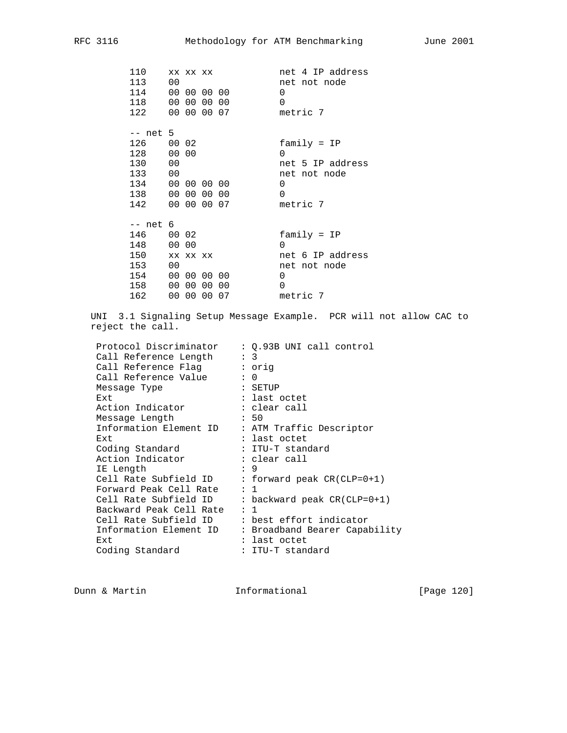```
        110    xx xx xx            net 4 IP address
        113    00                  net not node
        114    00 00 00 00         0
        118    00 00 00 00         0
        122    00 00 00 07         metric 7

        -- net 5
        126    00 02               family = IP
        128    00 00               0
        130    00                  net 5 IP address
        133    00                  net not node
        134    00 00 00 00         0
        138    00 00 00 00         0
        142    00 00 00 07         metric 7

        -- net 6
        146    00 02               family = IP
        148    00 00               0
        150    xx xx xx            net 6 IP address
        153    00                  net not node
        154    00 00 00 00         0
        158    00 00 00 00         0
        162    00 00 00 07         metric 7
```

UNI 3.1 Signaling Setup Message Example. PCR will not allow CAC to reject the call.

```
    Protocol Discriminator    : Q.93B UNI call control
    Call Reference Length     : 3
    Call Reference Flag       : orig
    Call Reference Value      : 0
    Message Type              : SETUP
    Ext                       : last octet
    Action Indicator          : clear call
    Message Length            : 50
    Information Element ID    : ATM Traffic Descriptor
    Ext                       : last octet
    Coding Standard           : ITU-T standard
    Action Indicator          : clear call
    IE Length                 : 9
    Cell Rate Subfield ID     : forward peak CR(CLP=0+1)
    Forward Peak Cell Rate    : 1
    Cell Rate Subfield ID     : backward peak CR(CLP=0+1)
    Backward Peak Cell Rate   : 1
    Cell Rate Subfield ID     : best effort indicator
    Information Element ID    : Broadband Bearer Capability
    Ext                       : last octet
    Coding Standard           : ITU-T standard
```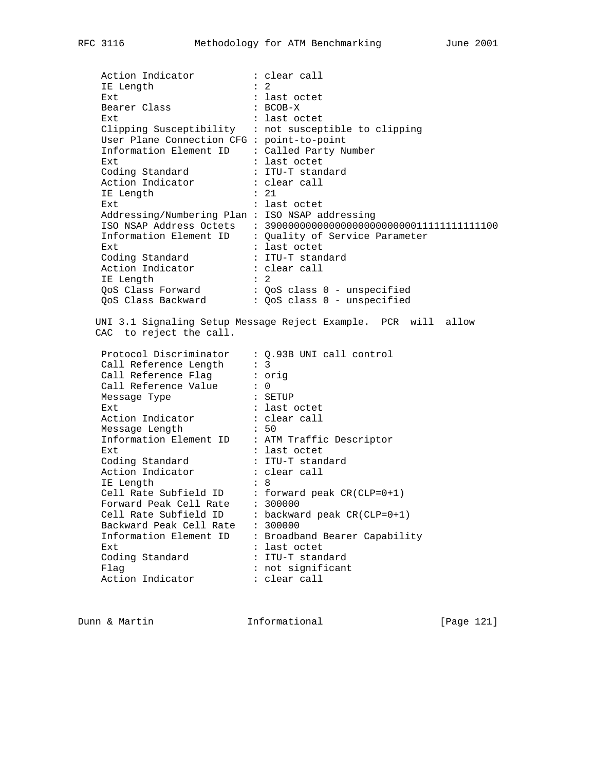```
     Action Indicator          : clear call
     IE Length                 : 2
     Ext                       : last octet
     Bearer Class              : BCOB-X
     Ext                       : last octet
     Clipping Susceptibility   : not susceptible to clipping
     User Plane Connection CFG : point-to-point
     Information Element ID    : Called Party Number
     Ext                       : last octet
     Coding Standard           : ITU-T standard
     Action Indicator          : clear call
     IE Length                 : 21
     Ext                       : last octet
     Addressing/Numbering Plan : ISO NSAP addressing
     ISO NSAP Address Octets   : 390000000000000000000000011111111111100
     Information Element ID    : Quality of Service Parameter
     Ext                       : last octet
     Coding Standard           : ITU-T standard
     Action Indicator          : clear call
     IE Length                 : 2
     QoS Class Forward         : QoS class 0 - unspecified
     QoS Class Backward        : QoS class 0 - unspecified
```

UNI 3.1 Signaling Setup Message Reject Example. PCR will allow CAC to reject the call.

```
     Protocol Discriminator    : Q.93B UNI call control
     Call Reference Length     : 3
     Call Reference Flag       : orig
     Call Reference Value      : 0
     Message Type              : SETUP
     Ext                       : last octet
     Action Indicator          : clear call
     Message Length            : 50
     Information Element ID    : ATM Traffic Descriptor
     Ext                       : last octet
     Coding Standard           : ITU-T standard
     Action Indicator          : clear call
     IE Length                 : 8
     Cell Rate Subfield ID     : forward peak CR(CLP=0+1)
     Forward Peak Cell Rate    : 300000
     Cell Rate Subfield ID     : backward peak CR(CLP=0+1)
     Backward Peak Cell Rate   : 300000
     Information Element ID    : Broadband Bearer Capability
     Ext                       : last octet
     Coding Standard           : ITU-T standard
     Flag                      : not significant
     Action Indicator          : clear call
```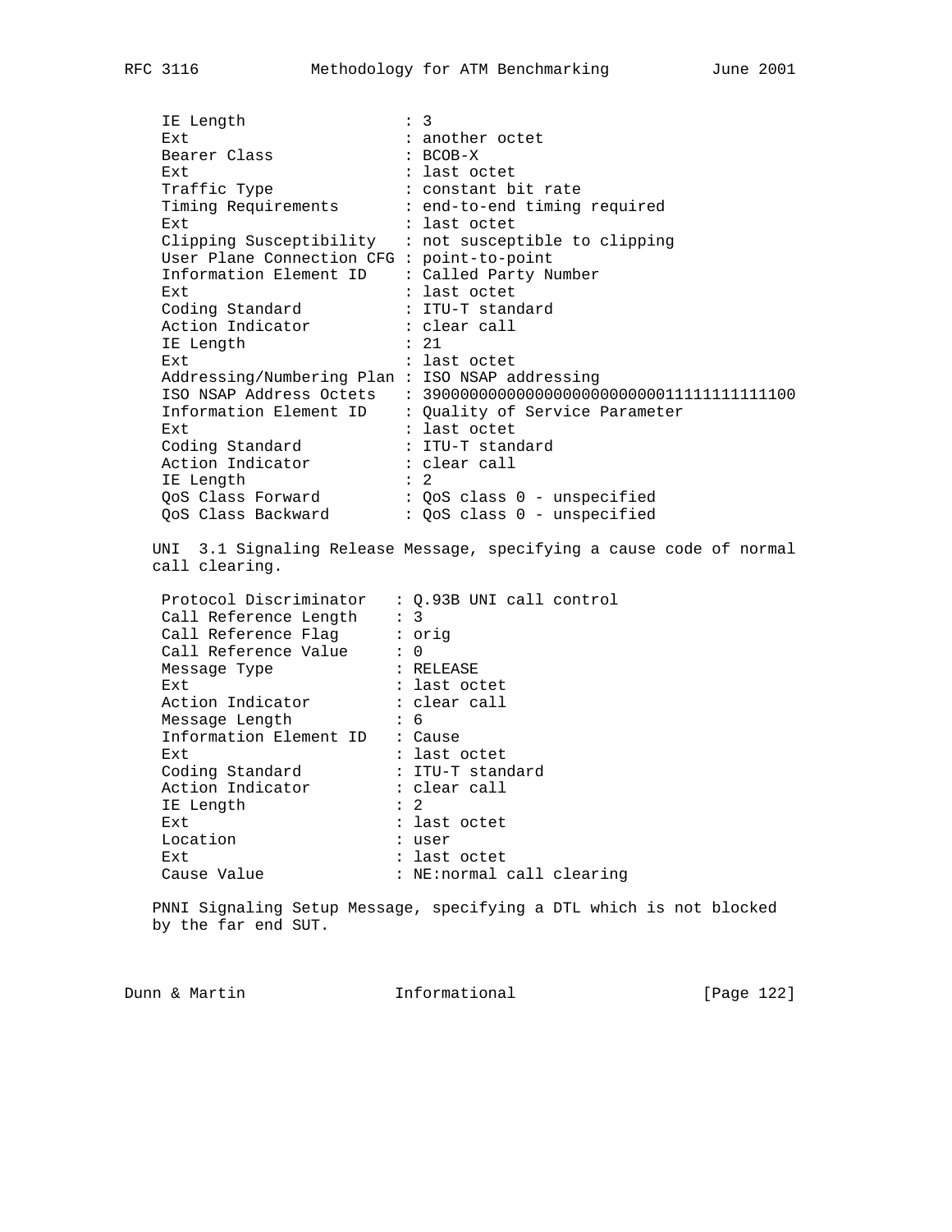```
 IE Length                 : 3
 Ext                       : another octet
 Bearer Class              : BCOB-X
 Ext                       : last octet
 Traffic Type              : constant bit rate
 Timing Requirements       : end-to-end timing required
 Ext                       : last octet
 Clipping Susceptibility   : not susceptible to clipping
 User Plane Connection CFG : point-to-point
 Information Element ID    : Called Party Number
 Ext                       : last octet
 Coding Standard           : ITU-T standard
 Action Indicator          : clear call
 IE Length                 : 21
 Ext                       : last octet
 Addressing/Numbering Plan : ISO NSAP addressing
 ISO NSAP Address Octets   : 39000000000000000000000000011111111111100
 Information Element ID    : Quality of Service Parameter
 Ext                       : last octet
 Coding Standard           : ITU-T standard
 Action Indicator          : clear call
 IE Length                 : 2
 QoS Class Forward         : QoS class 0 - unspecified
 QoS Class Backward        : QoS class 0 - unspecified
```

UNI 3.1 Signaling Release Message, specifying a cause code of normal call clearing.

```
 Protocol Discriminator   : Q.93B UNI call control
 Call Reference Length    : 3
 Call Reference Flag      : orig
 Call Reference Value     : 0
 Message Type             : RELEASE
 Ext                      : last octet
 Action Indicator         : clear call
 Message Length           : 6
 Information Element ID   : Cause
 Ext                      : last octet
 Coding Standard          : ITU-T standard
 Action Indicator         : clear call
 IE Length                : 2
 Ext                      : last octet
 Location                 : user
 Ext                      : last octet
 Cause Value              : NE:normal call clearing
```

PNNI Signaling Setup Message, specifying a DTL which is not blocked by the far end SUT.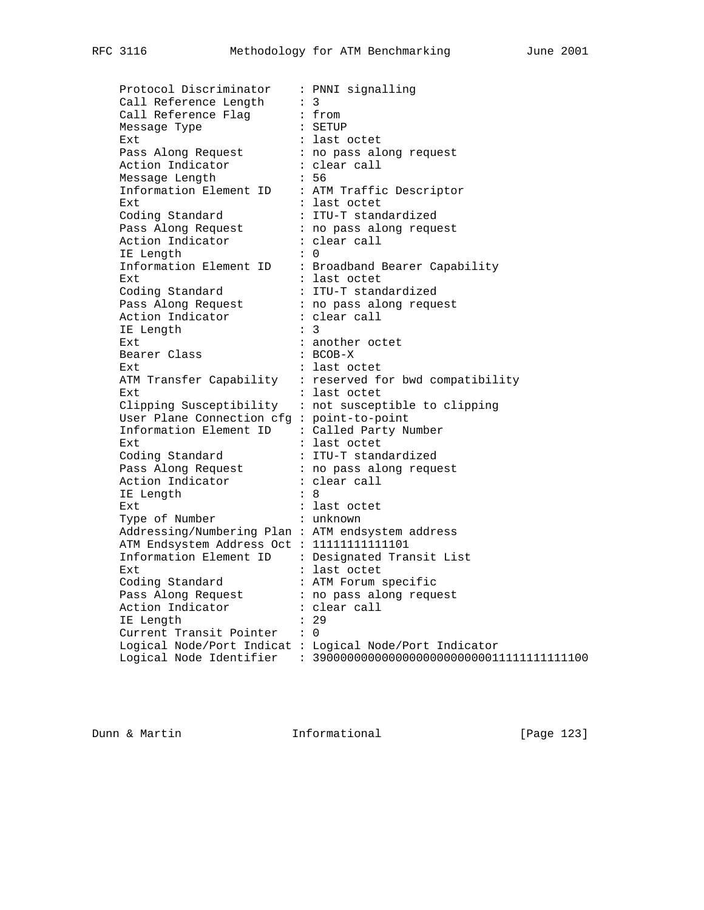```
Protocol Discriminator    : PNNI signalling
Call Reference Length     : 3
Call Reference Flag       : from
Message Type              : SETUP
Ext                       : last octet
Pass Along Request        : no pass along request
Action Indicator          : clear call
Message Length            : 56
Information Element ID    : ATM Traffic Descriptor
Ext                       : last octet
Coding Standard           : ITU-T standardized
Pass Along Request        : no pass along request
Action Indicator          : clear call
IE Length                 : 0
Information Element ID    : Broadband Bearer Capability
Ext                       : last octet
Coding Standard           : ITU-T standardized
Pass Along Request        : no pass along request
Action Indicator          : clear call
IE Length                 : 3
Ext                       : another octet
Bearer Class              : BCOB-X
Ext                       : last octet
ATM Transfer Capability   : reserved for bwd compatibility
Ext                       : last octet
Clipping Susceptibility   : not susceptible to clipping
User Plane Connection cfg : point-to-point
Information Element ID    : Called Party Number
Ext                       : last octet
Coding Standard           : ITU-T standardized
Pass Along Request        : no pass along request
Action Indicator          : clear call
IE Length                 : 8
Ext                       : last octet
Type of Number            : unknown
Addressing/Numbering Plan : ATM endsystem address
ATM Endsystem Address Oct : 11111111111101
Information Element ID    : Designated Transit List
Ext                       : last octet
Coding Standard           : ATM Forum specific
Pass Along Request        : no pass along request
Action Indicator          : clear call
IE Length                 : 29
Current Transit Pointer   : 0
Logical Node/Port Indicat : Logical Node/Port Indicator
Logical Node Identifier   : 39000000000000000000000000011111111111100
```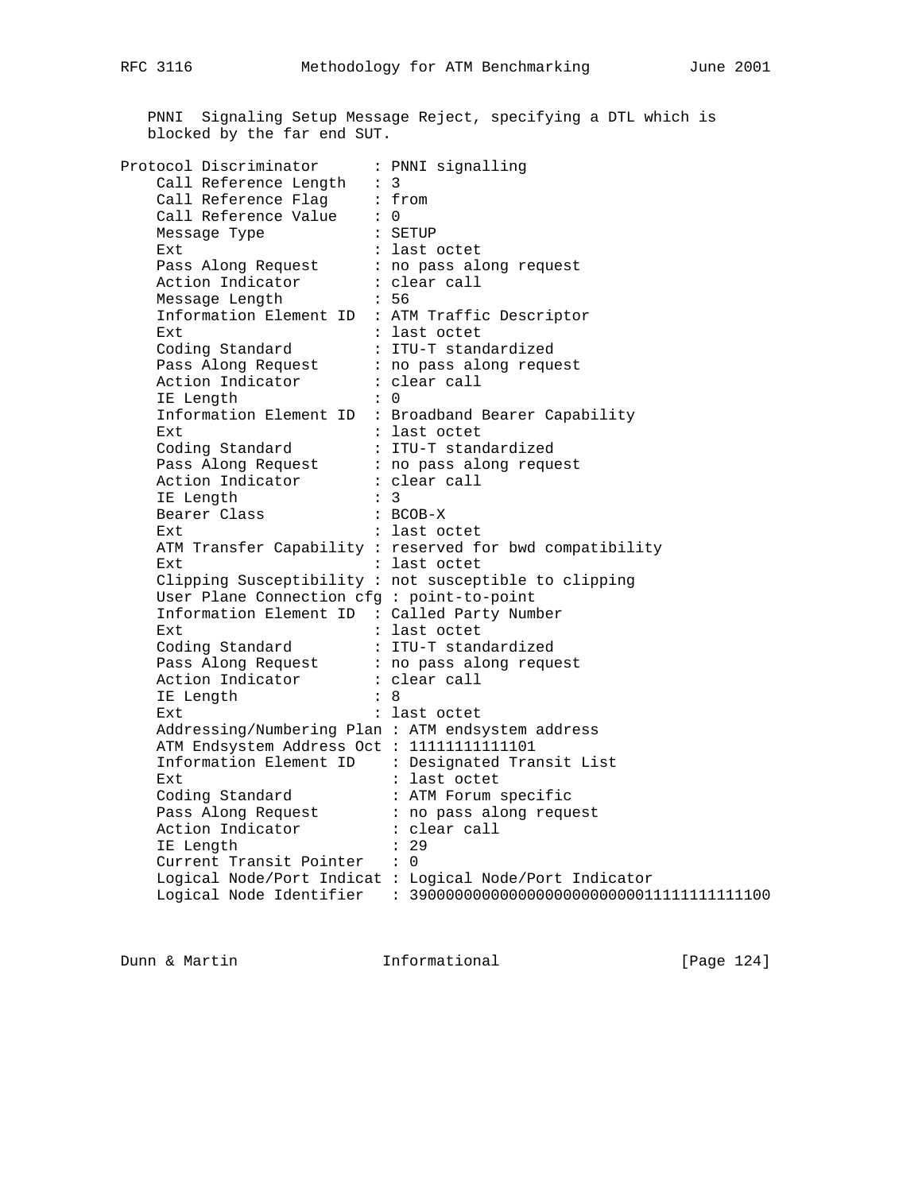PNNI  Signaling Setup Message Reject, specifying a DTL which is blocked by the far end SUT.

```
Protocol Discriminator      : PNNI signalling
    Call Reference Length   : 3
    Call Reference Flag     : from
    Call Reference Value    : 0
    Message Type            : SETUP
    Ext                     : last octet
    Pass Along Request      : no pass along request
    Action Indicator        : clear call
    Message Length          : 56
    Information Element ID  : ATM Traffic Descriptor
    Ext                     : last octet
    Coding Standard         : ITU-T standardized
    Pass Along Request      : no pass along request
    Action Indicator        : clear call
    IE Length               : 0
    Information Element ID  : Broadband Bearer Capability
    Ext                     : last octet
    Coding Standard         : ITU-T standardized
    Pass Along Request      : no pass along request
    Action Indicator        : clear call
    IE Length               : 3
    Bearer Class            : BCOB-X
    Ext                     : last octet
    ATM Transfer Capability : reserved for bwd compatibility
    Ext                     : last octet
    Clipping Susceptibility : not susceptible to clipping
    User Plane Connection cfg : point-to-point
    Information Element ID  : Called Party Number
    Ext                     : last octet
    Coding Standard         : ITU-T standardized
    Pass Along Request      : no pass along request
    Action Indicator        : clear call
    IE Length               : 8
    Ext                     : last octet
    Addressing/Numbering Plan : ATM endsystem address
    ATM Endsystem Address Oct : 11111111111101
    Information Element ID    : Designated Transit List
    Ext                       : last octet
    Coding Standard           : ATM Forum specific
    Pass Along Request        : no pass along request
    Action Indicator          : clear call
    IE Length                 : 29
    Current Transit Pointer   : 0
    Logical Node/Port Indicat : Logical Node/Port Indicator
    Logical Node Identifier   : 3900000000000000000000000011111111111100
```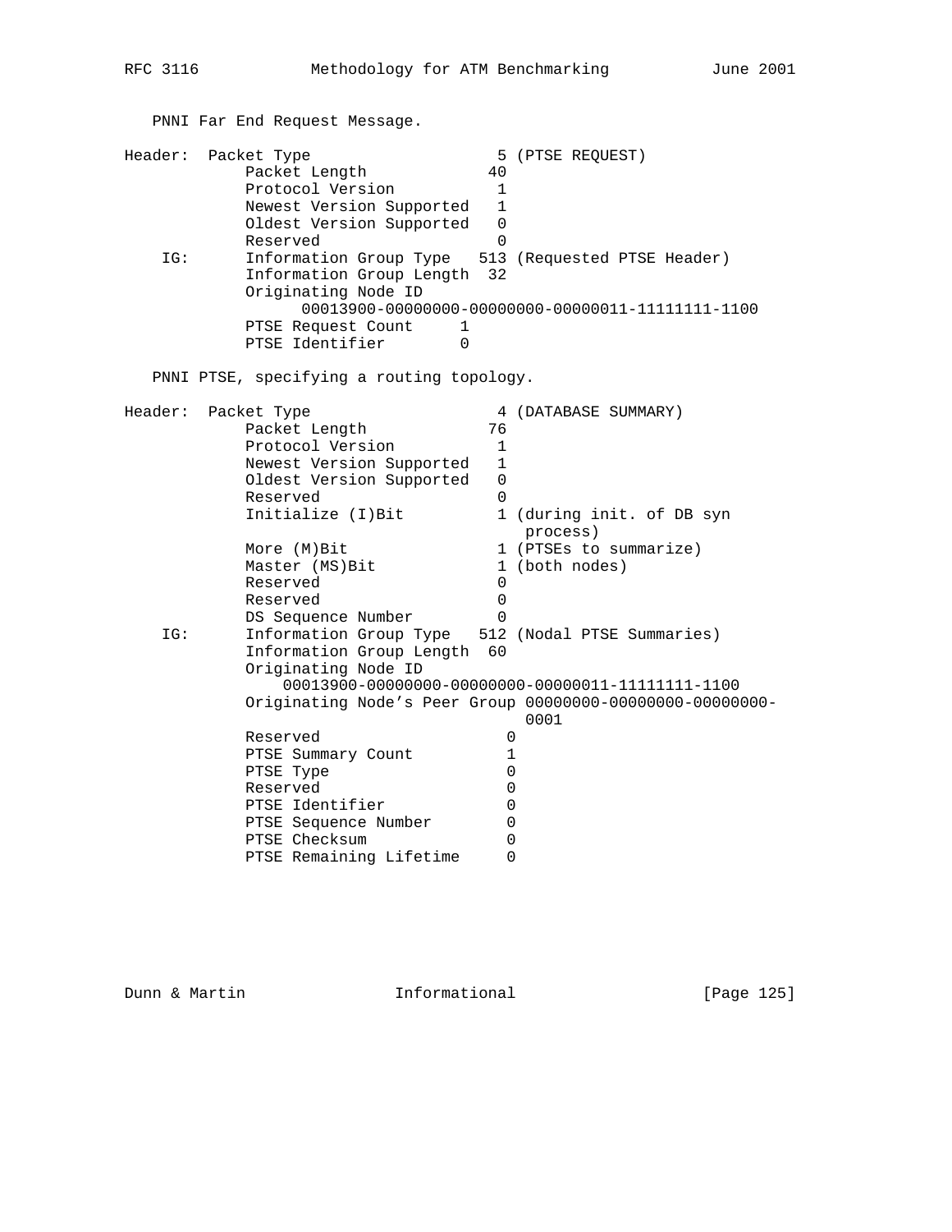PNNI Far End Request Message.

```
Header:  Packet Type                    5 (PTSE REQUEST)
            Packet Length              40
            Protocol Version            1
            Newest Version Supported    1
            Oldest Version Supported    0
            Reserved                    0
     IG:    Information Group Type    513 (Requested PTSE Header)
            Information Group Length  32
            Originating Node ID
                  00013900-00000000-00000000-00000011-11111111-1100
            PTSE Request Count      1
            PTSE Identifier         0
```

PNNI PTSE, specifying a routing topology.

```
Header:  Packet Type                    4 (DATABASE SUMMARY)
            Packet Length              76
            Protocol Version            1
            Newest Version Supported    1
            Oldest Version Supported    0
            Reserved                    0
            Initialize (I)Bit           1 (during init. of DB syn
                                           process)
            More (M)Bit                 1 (PTSEs to summarize)
            Master (MS)Bit              1 (both nodes)
            Reserved                    0
            Reserved                    0
            DS Sequence Number          0
     IG:    Information Group Type    512 (Nodal PTSE Summaries)
            Information Group Length  60
            Originating Node ID
                00013900-00000000-00000000-00000011-11111111-1100
            Originating Node's Peer Group 00000000-00000000-00000000-
                                           0001
            Reserved                     0
            PTSE Summary Count           1
            PTSE Type                    0
            Reserved                     0
            PTSE Identifier              0
            PTSE Sequence Number         0
            PTSE Checksum                0
            PTSE Remaining Lifetime      0
```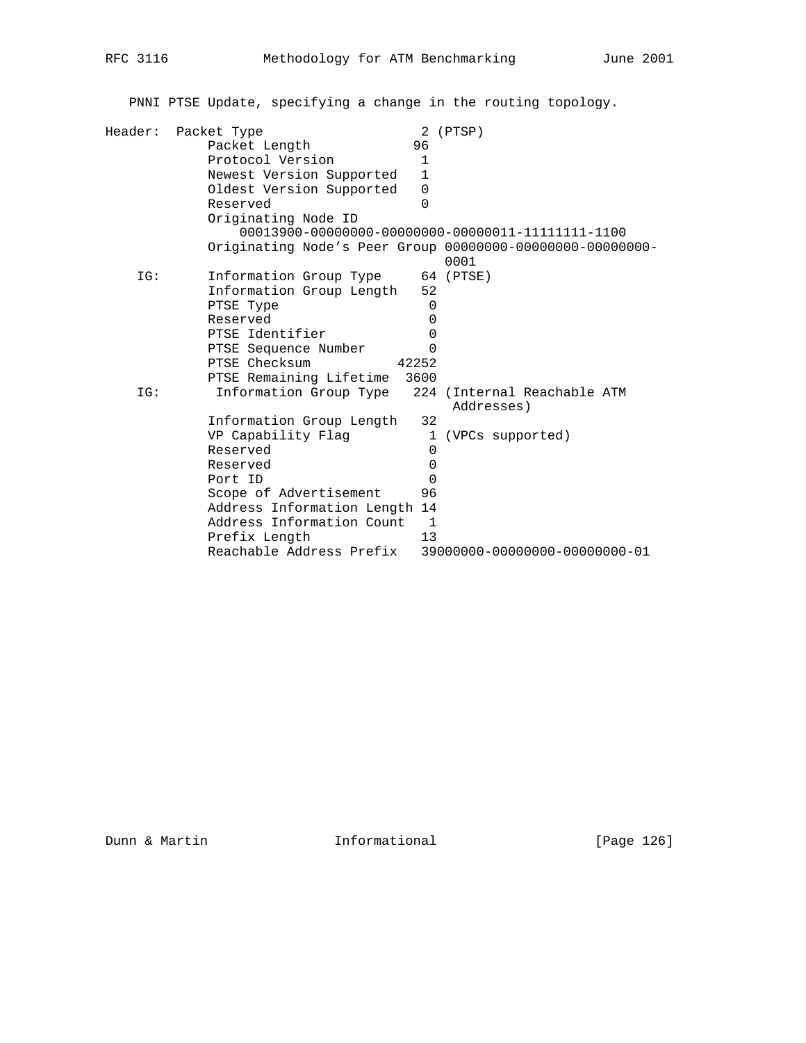PNNI PTSE Update, specifying a change in the routing topology.

```
Header:  Packet Type                   2 (PTSP)
            Packet Length             96
            Protocol Version           1
            Newest Version Supported   1
            Oldest Version Supported   0
            Reserved                   0
            Originating Node ID
                00013900-00000000-00000000-00000011-11111111-1100
            Originating Node's Peer Group 00000000-00000000-00000000-
                                           0001
    IG:     Information Group Type     64 (PTSE)
            Information Group Length   52
            PTSE Type                   0
            Reserved                    0
            PTSE Identifier             0
            PTSE Sequence Number        0
            PTSE Checksum           42252
            PTSE Remaining Lifetime  3600
    IG:      Information Group Type   224 (Internal Reachable ATM
                                            Addresses)
            Information Group Length   32
            VP Capability Flag          1 (VPCs supported)
            Reserved                    0
            Reserved                    0
            Port ID                     0
            Scope of Advertisement     96
            Address Information Length 14
            Address Information Count   1
            Prefix Length              13
            Reachable Address Prefix   39000000-00000000-00000000-01
```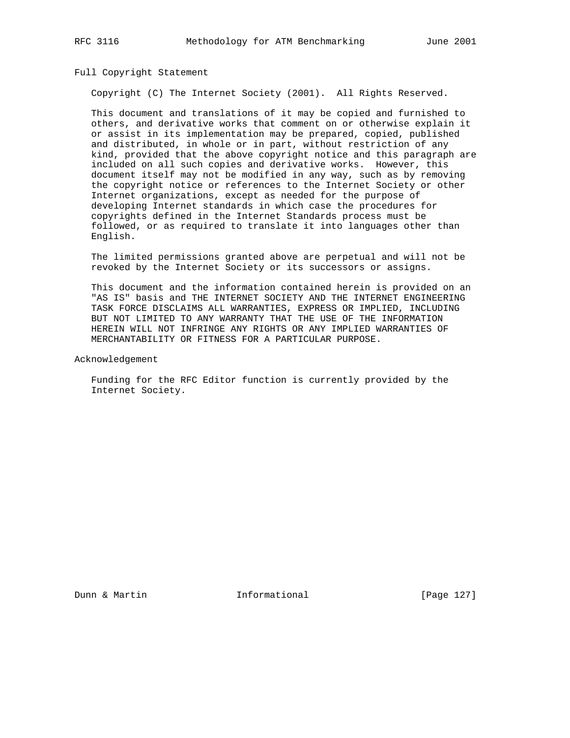## Full Copyright Statement

Copyright (C) The Internet Society (2001). All Rights Reserved.

This document and translations of it may be copied and furnished to others, and derivative works that comment on or otherwise explain it or assist in its implementation may be prepared, copied, published and distributed, in whole or in part, without restriction of any kind, provided that the above copyright notice and this paragraph are included on all such copies and derivative works. However, this document itself may not be modified in any way, such as by removing the copyright notice or references to the Internet Society or other Internet organizations, except as needed for the purpose of developing Internet standards in which case the procedures for copyrights defined in the Internet Standards process must be followed, or as required to translate it into languages other than English.

The limited permissions granted above are perpetual and will not be revoked by the Internet Society or its successors or assigns.

This document and the information contained herein is provided on an "AS IS" basis and THE INTERNET SOCIETY AND THE INTERNET ENGINEERING TASK FORCE DISCLAIMS ALL WARRANTIES, EXPRESS OR IMPLIED, INCLUDING BUT NOT LIMITED TO ANY WARRANTY THAT THE USE OF THE INFORMATION HEREIN WILL NOT INFRINGE ANY RIGHTS OR ANY IMPLIED WARRANTIES OF MERCHANTABILITY OR FITNESS FOR A PARTICULAR PURPOSE.

## Acknowledgement

Funding for the RFC Editor function is currently provided by the Internet Society.